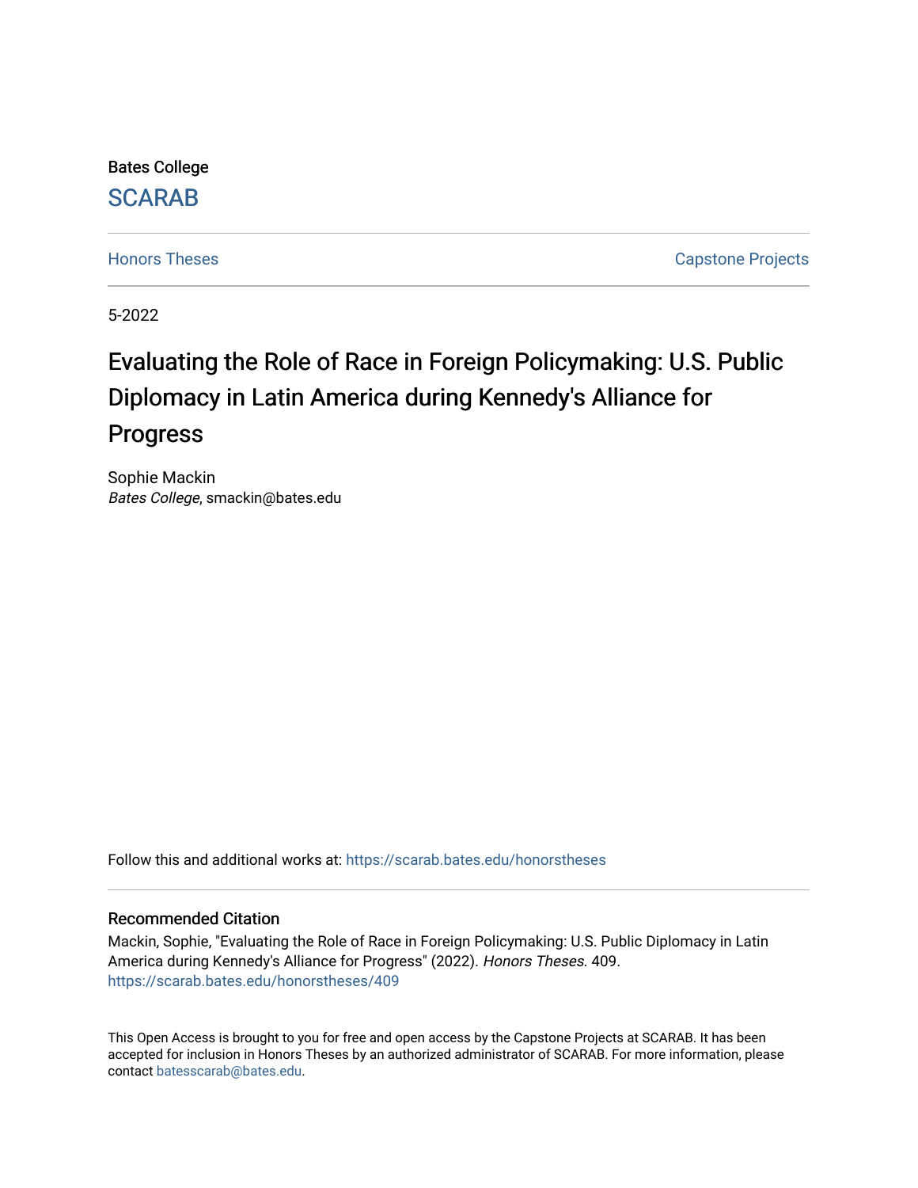Bates College

SCARAB

Honors Theses | Capstone Projects

5-2022

# Evaluating the Role of Race in Foreign Policymaking: U.S. Public Diplomacy in Latin America during Kennedy's Alliance for Progress

Sophie Mackin
*Bates College*, smackin@bates.edu

Follow this and additional works at: https://scarab.bates.edu/honorstheses

## Recommended Citation

Mackin, Sophie, "Evaluating the Role of Race in Foreign Policymaking: U.S. Public Diplomacy in Latin America during Kennedy's Alliance for Progress" (2022). *Honors Theses*. 409.
https://scarab.bates.edu/honorstheses/409

This Open Access is brought to you for free and open access by the Capstone Projects at SCARAB. It has been accepted for inclusion in Honors Theses by an authorized administrator of SCARAB. For more information, please contact batesscarab@bates.edu.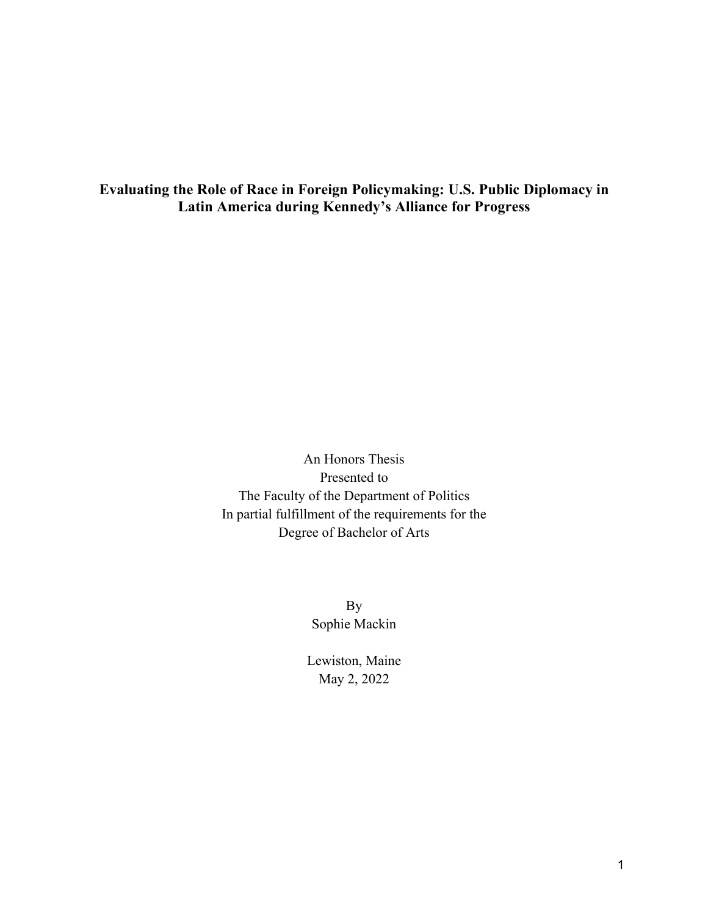**Evaluating the Role of Race in Foreign Policymaking: U.S. Public Diplomacy in Latin America during Kennedy's Alliance for Progress**

An Honors Thesis
Presented to
The Faculty of the Department of Politics
In partial fulfillment of the requirements for the
Degree of Bachelor of Arts

By
Sophie Mackin

Lewiston, Maine
May 2, 2022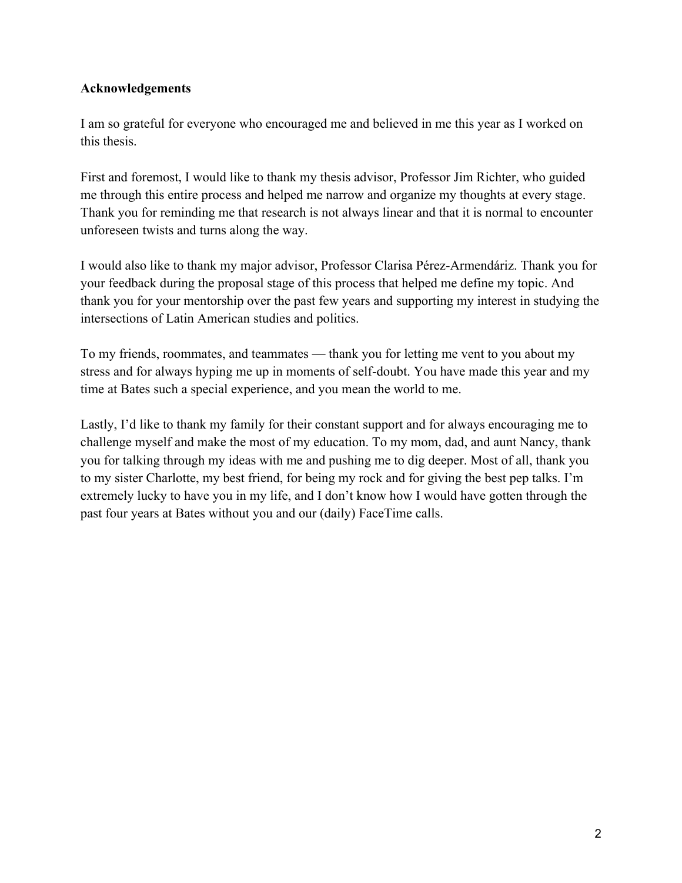**Acknowledgements**

I am so grateful for everyone who encouraged me and believed in me this year as I worked on this thesis.

First and foremost, I would like to thank my thesis advisor, Professor Jim Richter, who guided me through this entire process and helped me narrow and organize my thoughts at every stage. Thank you for reminding me that research is not always linear and that it is normal to encounter unforeseen twists and turns along the way.

I would also like to thank my major advisor, Professor Clarisa Pérez-Armendáriz. Thank you for your feedback during the proposal stage of this process that helped me define my topic. And thank you for your mentorship over the past few years and supporting my interest in studying the intersections of Latin American studies and politics.

To my friends, roommates, and teammates — thank you for letting me vent to you about my stress and for always hyping me up in moments of self-doubt. You have made this year and my time at Bates such a special experience, and you mean the world to me.

Lastly, I'd like to thank my family for their constant support and for always encouraging me to challenge myself and make the most of my education. To my mom, dad, and aunt Nancy, thank you for talking through my ideas with me and pushing me to dig deeper. Most of all, thank you to my sister Charlotte, my best friend, for being my rock and for giving the best pep talks. I'm extremely lucky to have you in my life, and I don't know how I would have gotten through the past four years at Bates without you and our (daily) FaceTime calls.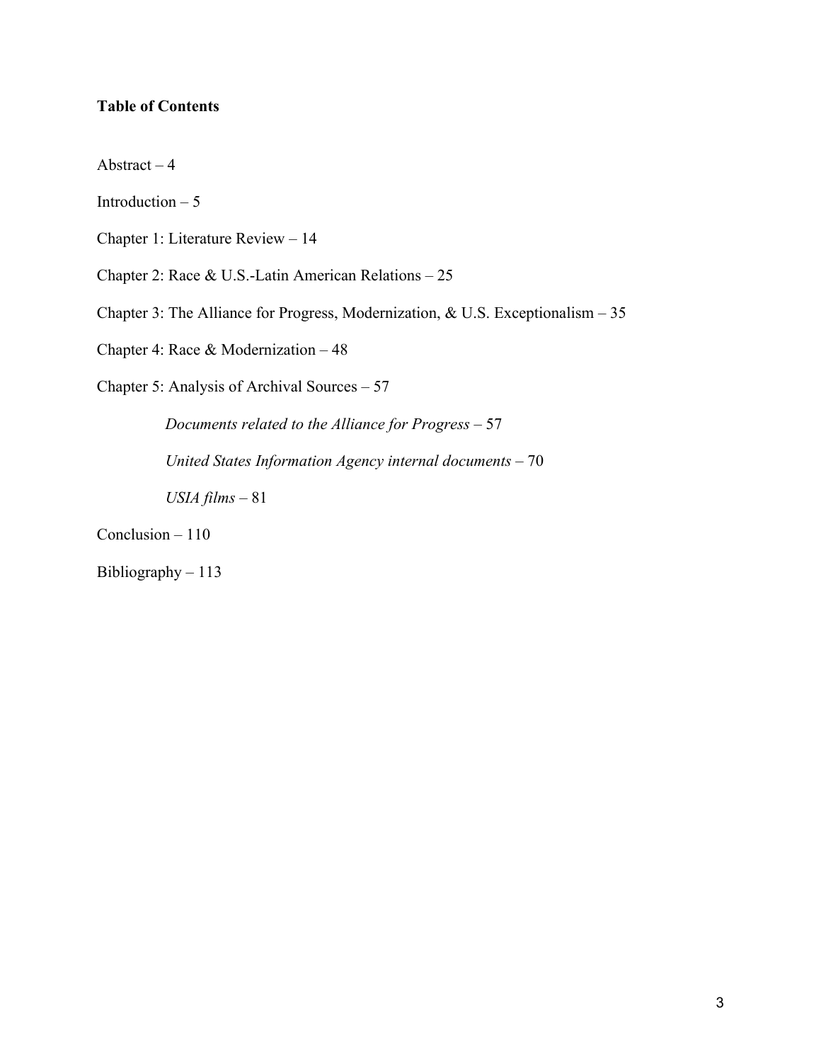**Table of Contents**

Abstract – 4

Introduction – 5

Chapter 1: Literature Review – 14

Chapter 2: Race & U.S.-Latin American Relations – 25

Chapter 3: The Alliance for Progress, Modernization, & U.S. Exceptionalism – 35

Chapter 4: Race & Modernization – 48

Chapter 5: Analysis of Archival Sources – 57

*Documents related to the Alliance for Progress* – 57

*United States Information Agency internal documents* – 70

*USIA films* – 81

Conclusion – 110

Bibliography – 113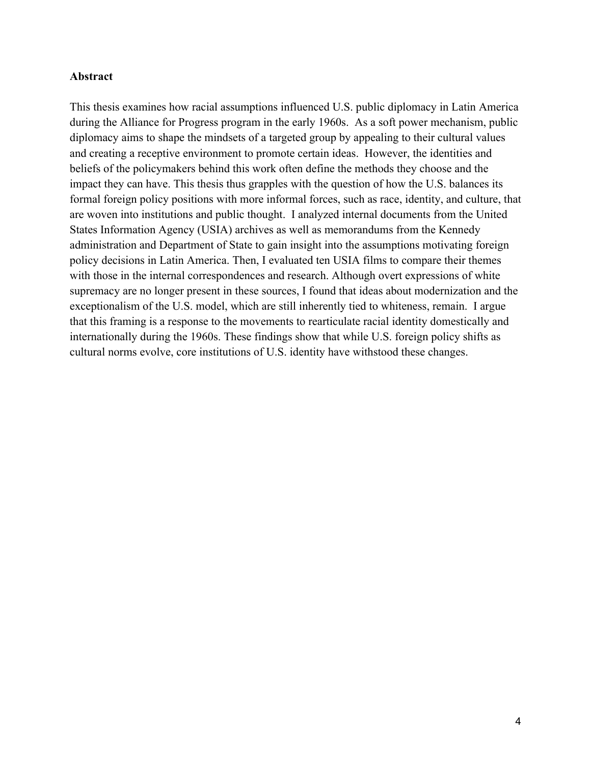**Abstract**

This thesis examines how racial assumptions influenced U.S. public diplomacy in Latin America during the Alliance for Progress program in the early 1960s. As a soft power mechanism, public diplomacy aims to shape the mindsets of a targeted group by appealing to their cultural values and creating a receptive environment to promote certain ideas. However, the identities and beliefs of the policymakers behind this work often define the methods they choose and the impact they can have. This thesis thus grapples with the question of how the U.S. balances its formal foreign policy positions with more informal forces, such as race, identity, and culture, that are woven into institutions and public thought. I analyzed internal documents from the United States Information Agency (USIA) archives as well as memorandums from the Kennedy administration and Department of State to gain insight into the assumptions motivating foreign policy decisions in Latin America. Then, I evaluated ten USIA films to compare their themes with those in the internal correspondences and research. Although overt expressions of white supremacy are no longer present in these sources, I found that ideas about modernization and the exceptionalism of the U.S. model, which are still inherently tied to whiteness, remain. I argue that this framing is a response to the movements to rearticulate racial identity domestically and internationally during the 1960s. These findings show that while U.S. foreign policy shifts as cultural norms evolve, core institutions of U.S. identity have withstood these changes.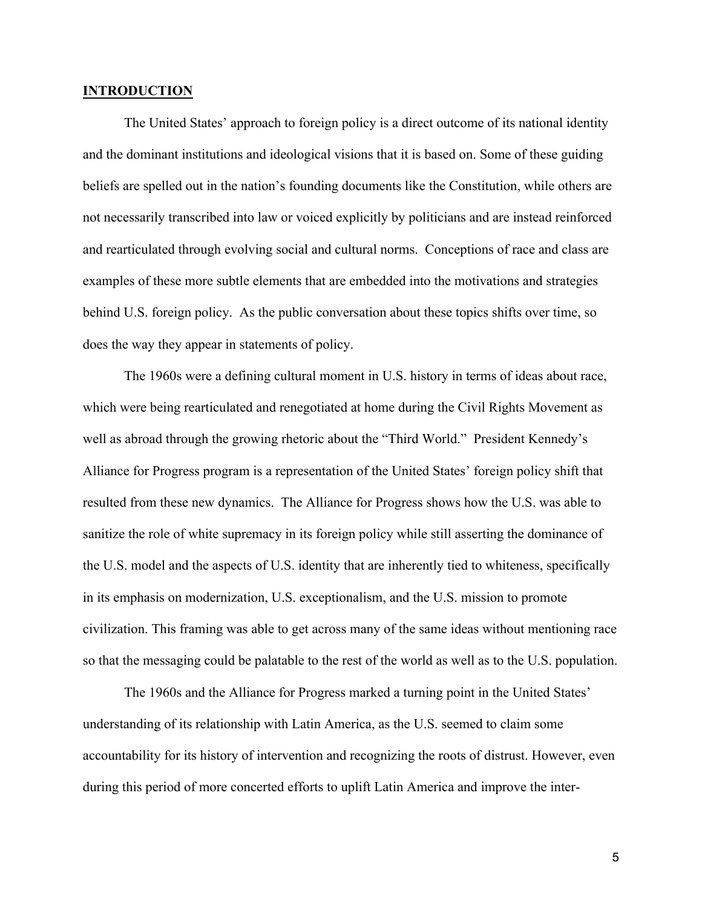## INTRODUCTION

The United States' approach to foreign policy is a direct outcome of its national identity and the dominant institutions and ideological visions that it is based on. Some of these guiding beliefs are spelled out in the nation's founding documents like the Constitution, while others are not necessarily transcribed into law or voiced explicitly by politicians and are instead reinforced and rearticulated through evolving social and cultural norms. Conceptions of race and class are examples of these more subtle elements that are embedded into the motivations and strategies behind U.S. foreign policy. As the public conversation about these topics shifts over time, so does the way they appear in statements of policy.

The 1960s were a defining cultural moment in U.S. history in terms of ideas about race, which were being rearticulated and renegotiated at home during the Civil Rights Movement as well as abroad through the growing rhetoric about the "Third World." President Kennedy's Alliance for Progress program is a representation of the United States' foreign policy shift that resulted from these new dynamics. The Alliance for Progress shows how the U.S. was able to sanitize the role of white supremacy in its foreign policy while still asserting the dominance of the U.S. model and the aspects of U.S. identity that are inherently tied to whiteness, specifically in its emphasis on modernization, U.S. exceptionalism, and the U.S. mission to promote civilization. This framing was able to get across many of the same ideas without mentioning race so that the messaging could be palatable to the rest of the world as well as to the U.S. population.

The 1960s and the Alliance for Progress marked a turning point in the United States' understanding of its relationship with Latin America, as the U.S. seemed to claim some accountability for its history of intervention and recognizing the roots of distrust. However, even during this period of more concerted efforts to uplift Latin America and improve the inter-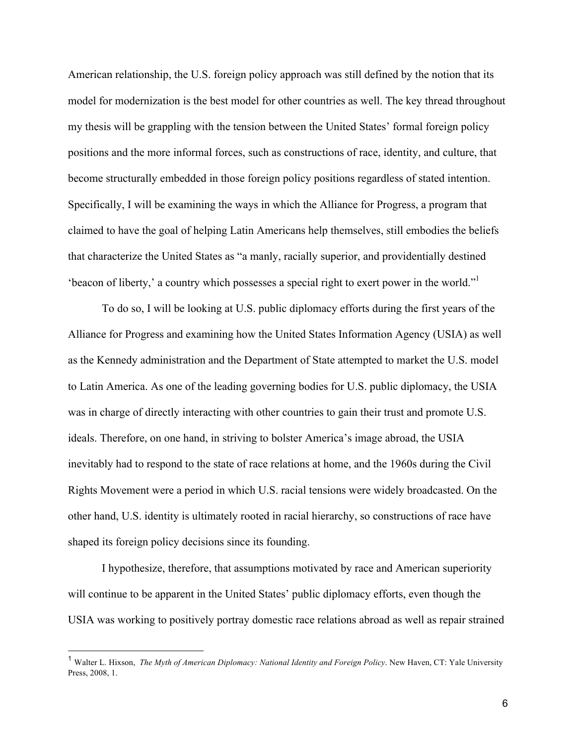American relationship, the U.S. foreign policy approach was still defined by the notion that its model for modernization is the best model for other countries as well. The key thread throughout my thesis will be grappling with the tension between the United States' formal foreign policy positions and the more informal forces, such as constructions of race, identity, and culture, that become structurally embedded in those foreign policy positions regardless of stated intention. Specifically, I will be examining the ways in which the Alliance for Progress, a program that claimed to have the goal of helping Latin Americans help themselves, still embodies the beliefs that characterize the United States as "a manly, racially superior, and providentially destined 'beacon of liberty,' a country which possesses a special right to exert power in the world."[1]

To do so, I will be looking at U.S. public diplomacy efforts during the first years of the Alliance for Progress and examining how the United States Information Agency (USIA) as well as the Kennedy administration and the Department of State attempted to market the U.S. model to Latin America. As one of the leading governing bodies for U.S. public diplomacy, the USIA was in charge of directly interacting with other countries to gain their trust and promote U.S. ideals. Therefore, on one hand, in striving to bolster America's image abroad, the USIA inevitably had to respond to the state of race relations at home, and the 1960s during the Civil Rights Movement were a period in which U.S. racial tensions were widely broadcasted. On the other hand, U.S. identity is ultimately rooted in racial hierarchy, so constructions of race have shaped its foreign policy decisions since its founding.

I hypothesize, therefore, that assumptions motivated by race and American superiority will continue to be apparent in the United States' public diplomacy efforts, even though the USIA was working to positively portray domestic race relations abroad as well as repair strained

---

[1] Walter L. Hixson, *The Myth of American Diplomacy: National Identity and Foreign Policy*. New Haven, CT: Yale University Press, 2008, 1.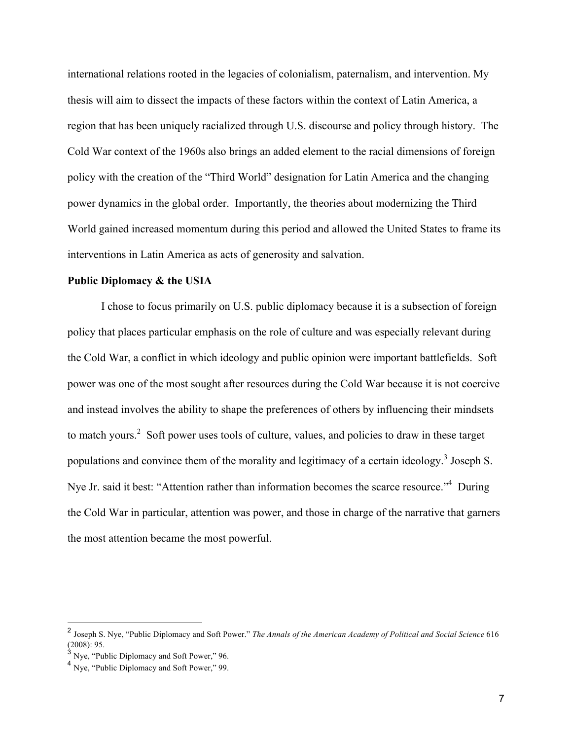international relations rooted in the legacies of colonialism, paternalism, and intervention. My thesis will aim to dissect the impacts of these factors within the context of Latin America, a region that has been uniquely racialized through U.S. discourse and policy through history. The Cold War context of the 1960s also brings an added element to the racial dimensions of foreign policy with the creation of the "Third World" designation for Latin America and the changing power dynamics in the global order. Importantly, the theories about modernizing the Third World gained increased momentum during this period and allowed the United States to frame its interventions in Latin America as acts of generosity and salvation.

**Public Diplomacy & the USIA**

I chose to focus primarily on U.S. public diplomacy because it is a subsection of foreign policy that places particular emphasis on the role of culture and was especially relevant during the Cold War, a conflict in which ideology and public opinion were important battlefields. Soft power was one of the most sought after resources during the Cold War because it is not coercive and instead involves the ability to shape the preferences of others by influencing their mindsets to match yours.[2] Soft power uses tools of culture, values, and policies to draw in these target populations and convince them of the morality and legitimacy of a certain ideology.[3] Joseph S. Nye Jr. said it best: "Attention rather than information becomes the scarce resource."[4] During the Cold War in particular, attention was power, and those in charge of the narrative that garners the most attention became the most powerful.

---

[2] Joseph S. Nye, "Public Diplomacy and Soft Power." *The Annals of the American Academy of Political and Social Science* 616 (2008): 95.

[3] Nye, "Public Diplomacy and Soft Power," 96.

[4] Nye, "Public Diplomacy and Soft Power," 99.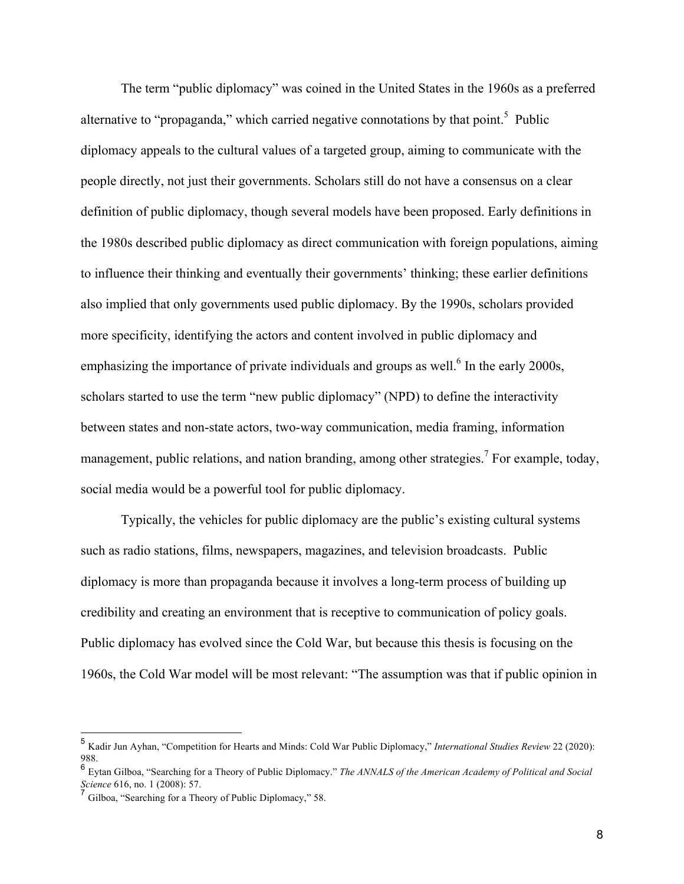The term "public diplomacy" was coined in the United States in the 1960s as a preferred alternative to "propaganda," which carried negative connotations by that point.[5] Public diplomacy appeals to the cultural values of a targeted group, aiming to communicate with the people directly, not just their governments. Scholars still do not have a consensus on a clear definition of public diplomacy, though several models have been proposed. Early definitions in the 1980s described public diplomacy as direct communication with foreign populations, aiming to influence their thinking and eventually their governments' thinking; these earlier definitions also implied that only governments used public diplomacy. By the 1990s, scholars provided more specificity, identifying the actors and content involved in public diplomacy and emphasizing the importance of private individuals and groups as well.[6] In the early 2000s, scholars started to use the term "new public diplomacy" (NPD) to define the interactivity between states and non-state actors, two-way communication, media framing, information management, public relations, and nation branding, among other strategies.[7] For example, today, social media would be a powerful tool for public diplomacy.

Typically, the vehicles for public diplomacy are the public's existing cultural systems such as radio stations, films, newspapers, magazines, and television broadcasts. Public diplomacy is more than propaganda because it involves a long-term process of building up credibility and creating an environment that is receptive to communication of policy goals. Public diplomacy has evolved since the Cold War, but because this thesis is focusing on the 1960s, the Cold War model will be most relevant: "The assumption was that if public opinion in

---

[5] Kadir Jun Ayhan, "Competition for Hearts and Minds: Cold War Public Diplomacy," *International Studies Review* 22 (2020): 988.

[6] Eytan Gilboa, "Searching for a Theory of Public Diplomacy." *The ANNALS of the American Academy of Political and Social Science* 616, no. 1 (2008): 57.

[7] Gilboa, "Searching for a Theory of Public Diplomacy," 58.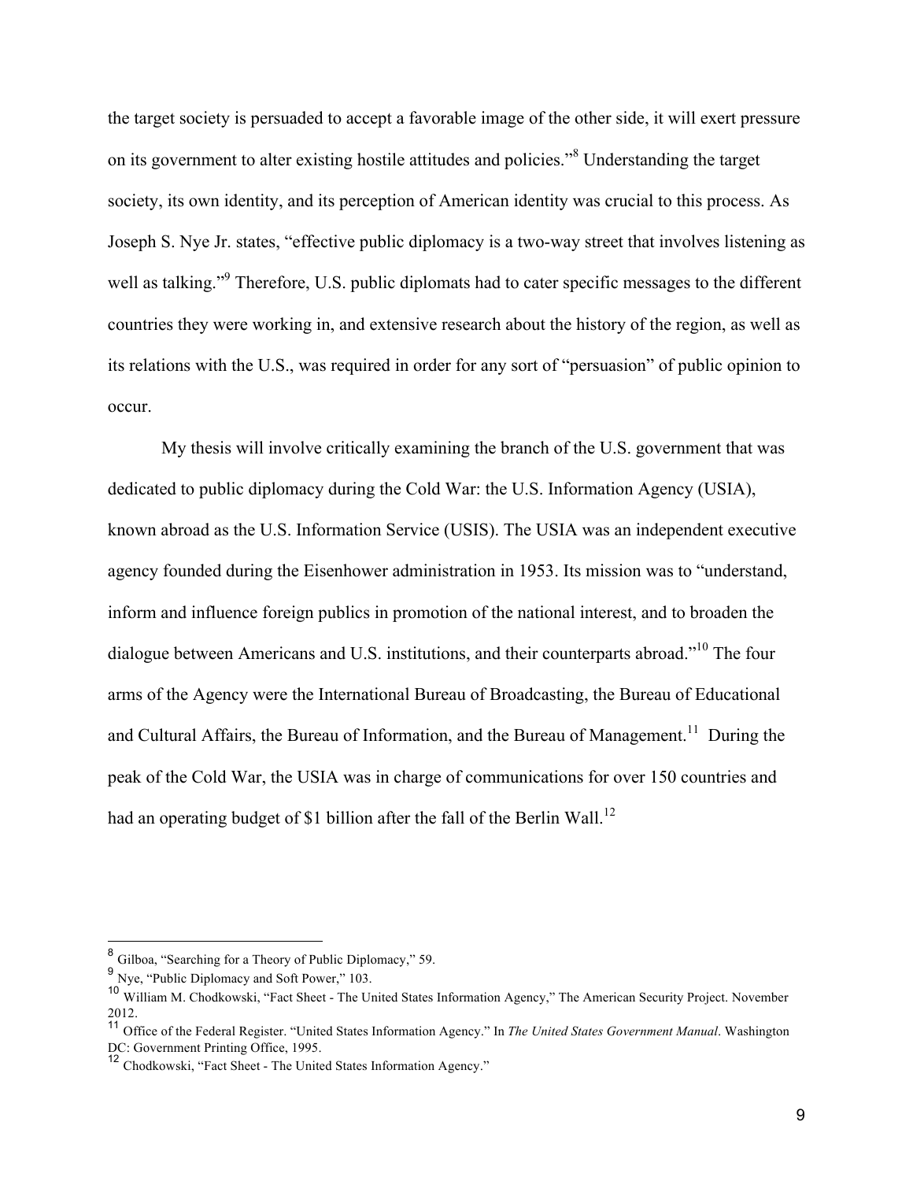the target society is persuaded to accept a favorable image of the other side, it will exert pressure on its government to alter existing hostile attitudes and policies."[8] Understanding the target society, its own identity, and its perception of American identity was crucial to this process. As Joseph S. Nye Jr. states, "effective public diplomacy is a two-way street that involves listening as well as talking."[9] Therefore, U.S. public diplomats had to cater specific messages to the different countries they were working in, and extensive research about the history of the region, as well as its relations with the U.S., was required in order for any sort of "persuasion" of public opinion to occur.

My thesis will involve critically examining the branch of the U.S. government that was dedicated to public diplomacy during the Cold War: the U.S. Information Agency (USIA), known abroad as the U.S. Information Service (USIS). The USIA was an independent executive agency founded during the Eisenhower administration in 1953. Its mission was to "understand, inform and influence foreign publics in promotion of the national interest, and to broaden the dialogue between Americans and U.S. institutions, and their counterparts abroad."[10] The four arms of the Agency were the International Bureau of Broadcasting, the Bureau of Educational and Cultural Affairs, the Bureau of Information, and the Bureau of Management.[11] During the peak of the Cold War, the USIA was in charge of communications for over 150 countries and had an operating budget of $1 billion after the fall of the Berlin Wall.[12]

---

[8] Gilboa, "Searching for a Theory of Public Diplomacy," 59.

[9] Nye, "Public Diplomacy and Soft Power," 103.

[10] William M. Chodkowski, "Fact Sheet - The United States Information Agency," The American Security Project. November 2012.

[11] Office of the Federal Register. "United States Information Agency." In *The United States Government Manual*. Washington DC: Government Printing Office, 1995.

[12] Chodkowski, "Fact Sheet - The United States Information Agency."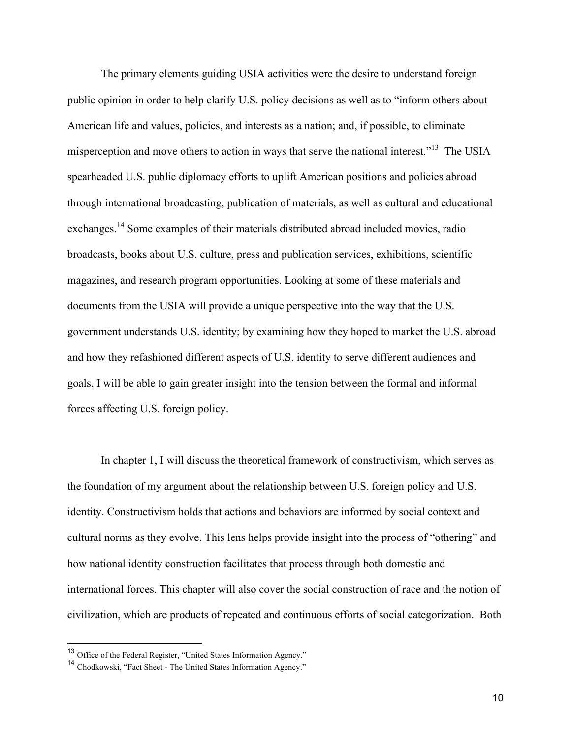The primary elements guiding USIA activities were the desire to understand foreign public opinion in order to help clarify U.S. policy decisions as well as to "inform others about American life and values, policies, and interests as a nation; and, if possible, to eliminate misperception and move others to action in ways that serve the national interest."[13] The USIA spearheaded U.S. public diplomacy efforts to uplift American positions and policies abroad through international broadcasting, publication of materials, as well as cultural and educational exchanges.[14] Some examples of their materials distributed abroad included movies, radio broadcasts, books about U.S. culture, press and publication services, exhibitions, scientific magazines, and research program opportunities. Looking at some of these materials and documents from the USIA will provide a unique perspective into the way that the U.S. government understands U.S. identity; by examining how they hoped to market the U.S. abroad and how they refashioned different aspects of U.S. identity to serve different audiences and goals, I will be able to gain greater insight into the tension between the formal and informal forces affecting U.S. foreign policy.

In chapter 1, I will discuss the theoretical framework of constructivism, which serves as the foundation of my argument about the relationship between U.S. foreign policy and U.S. identity. Constructivism holds that actions and behaviors are informed by social context and cultural norms as they evolve. This lens helps provide insight into the process of "othering" and how national identity construction facilitates that process through both domestic and international forces. This chapter will also cover the social construction of race and the notion of civilization, which are products of repeated and continuous efforts of social categorization. Both

---

[13] Office of the Federal Register, "United States Information Agency."

[14] Chodkowski, "Fact Sheet - The United States Information Agency."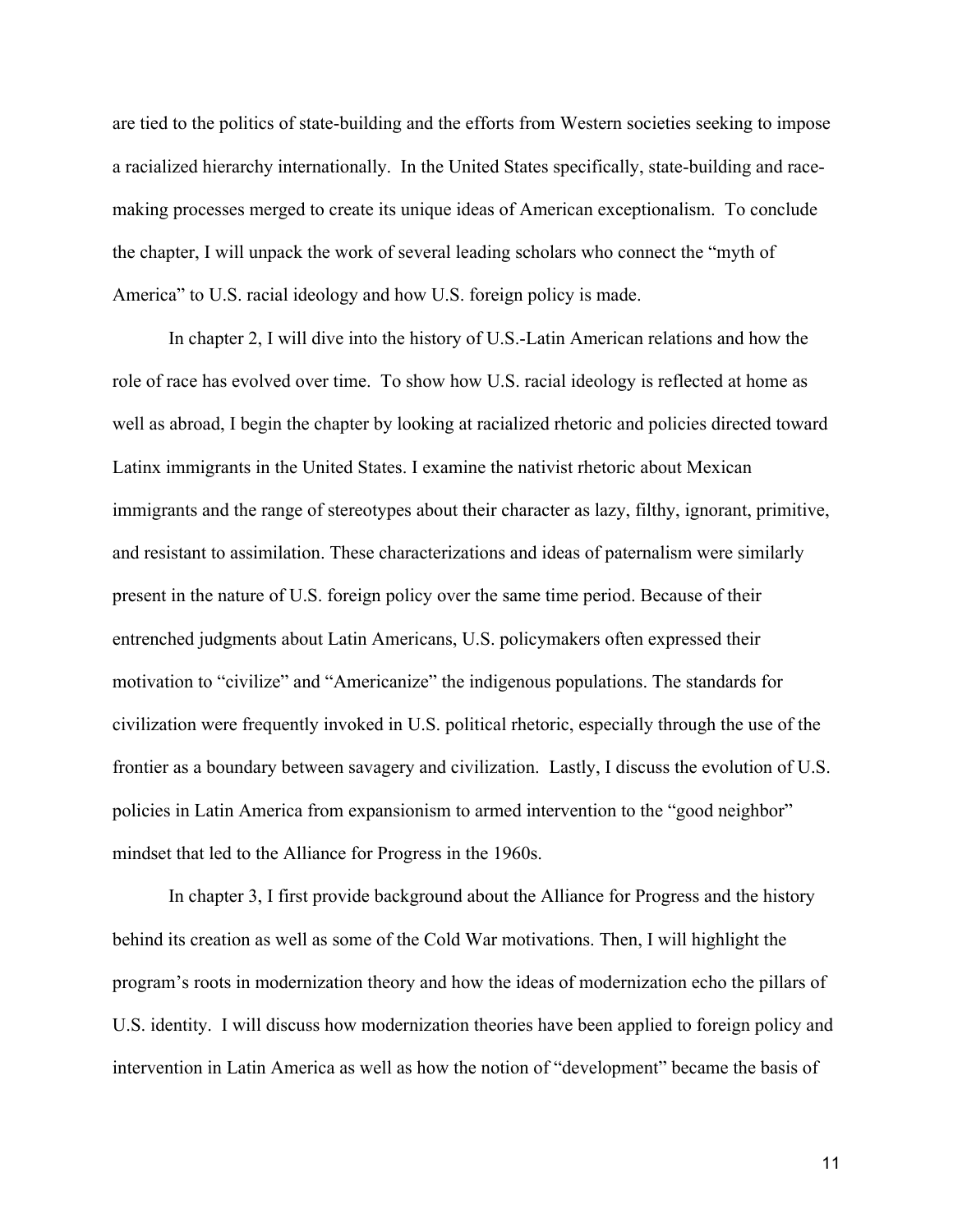are tied to the politics of state-building and the efforts from Western societies seeking to impose a racialized hierarchy internationally. In the United States specifically, state-building and race-making processes merged to create its unique ideas of American exceptionalism. To conclude the chapter, I will unpack the work of several leading scholars who connect the "myth of America" to U.S. racial ideology and how U.S. foreign policy is made.

In chapter 2, I will dive into the history of U.S.-Latin American relations and how the role of race has evolved over time. To show how U.S. racial ideology is reflected at home as well as abroad, I begin the chapter by looking at racialized rhetoric and policies directed toward Latinx immigrants in the United States. I examine the nativist rhetoric about Mexican immigrants and the range of stereotypes about their character as lazy, filthy, ignorant, primitive, and resistant to assimilation. These characterizations and ideas of paternalism were similarly present in the nature of U.S. foreign policy over the same time period. Because of their entrenched judgments about Latin Americans, U.S. policymakers often expressed their motivation to "civilize" and "Americanize" the indigenous populations. The standards for civilization were frequently invoked in U.S. political rhetoric, especially through the use of the frontier as a boundary between savagery and civilization. Lastly, I discuss the evolution of U.S. policies in Latin America from expansionism to armed intervention to the "good neighbor" mindset that led to the Alliance for Progress in the 1960s.

In chapter 3, I first provide background about the Alliance for Progress and the history behind its creation as well as some of the Cold War motivations. Then, I will highlight the program's roots in modernization theory and how the ideas of modernization echo the pillars of U.S. identity. I will discuss how modernization theories have been applied to foreign policy and intervention in Latin America as well as how the notion of "development" became the basis of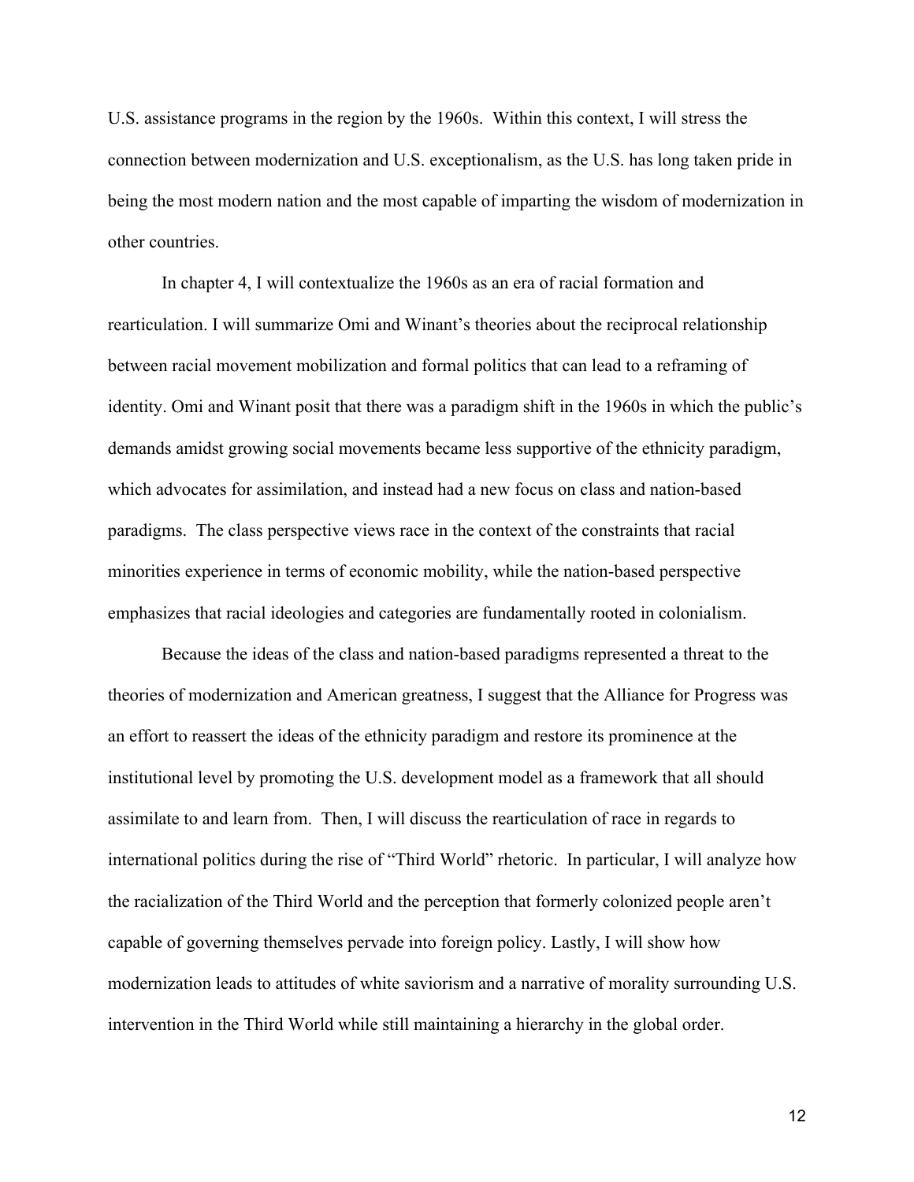U.S. assistance programs in the region by the 1960s. Within this context, I will stress the connection between modernization and U.S. exceptionalism, as the U.S. has long taken pride in being the most modern nation and the most capable of imparting the wisdom of modernization in other countries.

In chapter 4, I will contextualize the 1960s as an era of racial formation and rearticulation. I will summarize Omi and Winant's theories about the reciprocal relationship between racial movement mobilization and formal politics that can lead to a reframing of identity. Omi and Winant posit that there was a paradigm shift in the 1960s in which the public's demands amidst growing social movements became less supportive of the ethnicity paradigm, which advocates for assimilation, and instead had a new focus on class and nation-based paradigms. The class perspective views race in the context of the constraints that racial minorities experience in terms of economic mobility, while the nation-based perspective emphasizes that racial ideologies and categories are fundamentally rooted in colonialism.

Because the ideas of the class and nation-based paradigms represented a threat to the theories of modernization and American greatness, I suggest that the Alliance for Progress was an effort to reassert the ideas of the ethnicity paradigm and restore its prominence at the institutional level by promoting the U.S. development model as a framework that all should assimilate to and learn from. Then, I will discuss the rearticulation of race in regards to international politics during the rise of "Third World" rhetoric. In particular, I will analyze how the racialization of the Third World and the perception that formerly colonized people aren't capable of governing themselves pervade into foreign policy. Lastly, I will show how modernization leads to attitudes of white saviorism and a narrative of morality surrounding U.S. intervention in the Third World while still maintaining a hierarchy in the global order.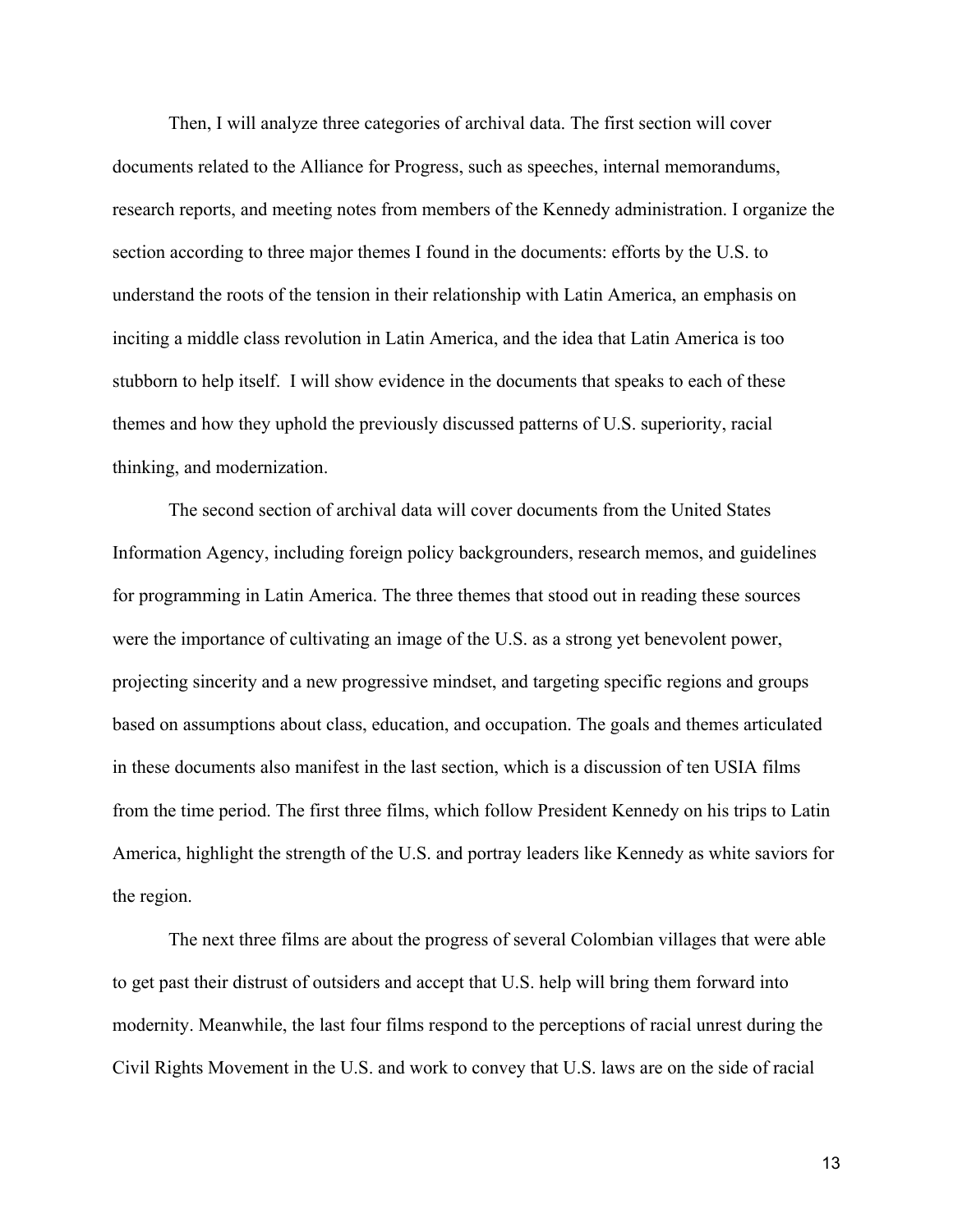Then, I will analyze three categories of archival data. The first section will cover documents related to the Alliance for Progress, such as speeches, internal memorandums, research reports, and meeting notes from members of the Kennedy administration. I organize the section according to three major themes I found in the documents: efforts by the U.S. to understand the roots of the tension in their relationship with Latin America, an emphasis on inciting a middle class revolution in Latin America, and the idea that Latin America is too stubborn to help itself. I will show evidence in the documents that speaks to each of these themes and how they uphold the previously discussed patterns of U.S. superiority, racial thinking, and modernization.

The second section of archival data will cover documents from the United States Information Agency, including foreign policy backgrounders, research memos, and guidelines for programming in Latin America. The three themes that stood out in reading these sources were the importance of cultivating an image of the U.S. as a strong yet benevolent power, projecting sincerity and a new progressive mindset, and targeting specific regions and groups based on assumptions about class, education, and occupation. The goals and themes articulated in these documents also manifest in the last section, which is a discussion of ten USIA films from the time period. The first three films, which follow President Kennedy on his trips to Latin America, highlight the strength of the U.S. and portray leaders like Kennedy as white saviors for the region.

The next three films are about the progress of several Colombian villages that were able to get past their distrust of outsiders and accept that U.S. help will bring them forward into modernity. Meanwhile, the last four films respond to the perceptions of racial unrest during the Civil Rights Movement in the U.S. and work to convey that U.S. laws are on the side of racial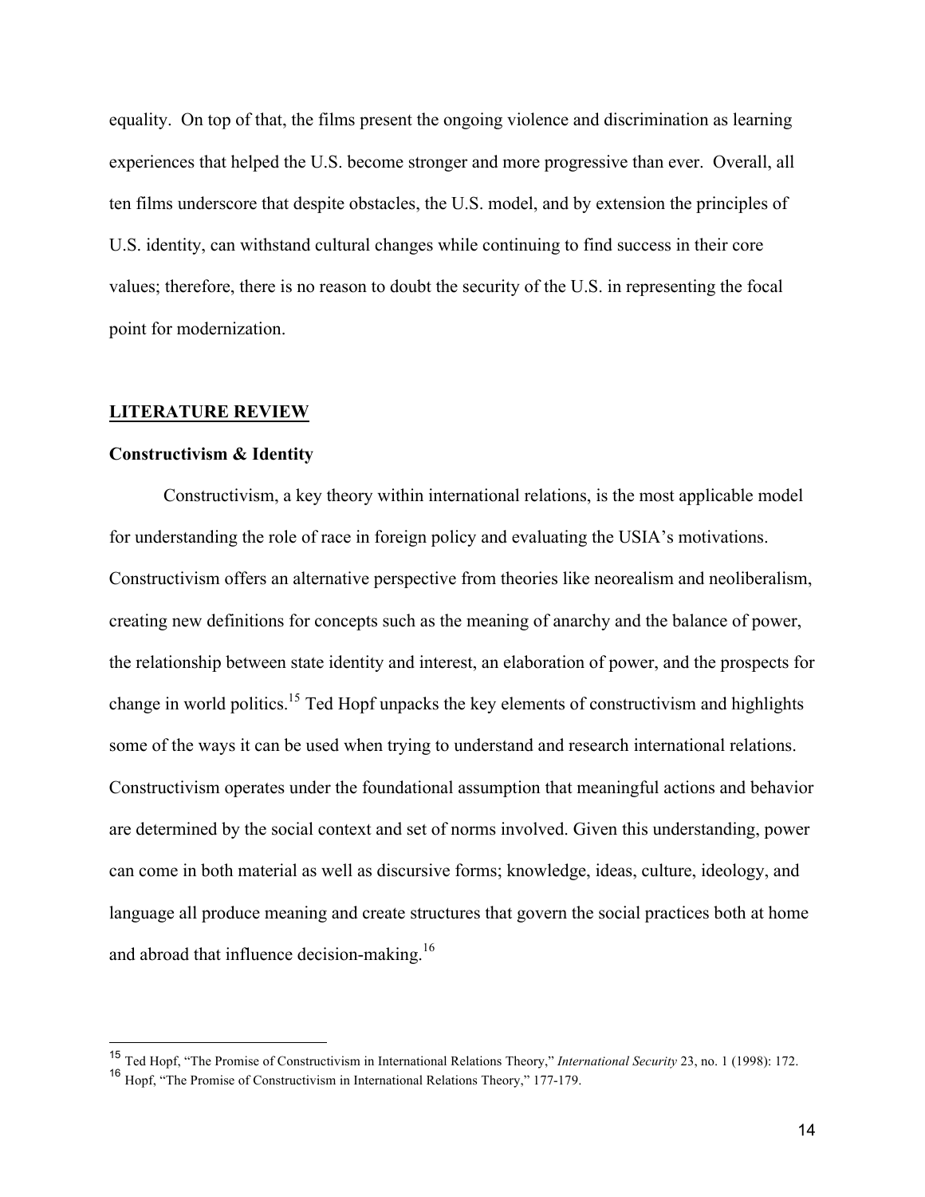equality. On top of that, the films present the ongoing violence and discrimination as learning experiences that helped the U.S. become stronger and more progressive than ever. Overall, all ten films underscore that despite obstacles, the U.S. model, and by extension the principles of U.S. identity, can withstand cultural changes while continuing to find success in their core values; therefore, there is no reason to doubt the security of the U.S. in representing the focal point for modernization.

## LITERATURE REVIEW

### Constructivism & Identity

Constructivism, a key theory within international relations, is the most applicable model for understanding the role of race in foreign policy and evaluating the USIA's motivations. Constructivism offers an alternative perspective from theories like neorealism and neoliberalism, creating new definitions for concepts such as the meaning of anarchy and the balance of power, the relationship between state identity and interest, an elaboration of power, and the prospects for change in world politics.[15] Ted Hopf unpacks the key elements of constructivism and highlights some of the ways it can be used when trying to understand and research international relations. Constructivism operates under the foundational assumption that meaningful actions and behavior are determined by the social context and set of norms involved. Given this understanding, power can come in both material as well as discursive forms; knowledge, ideas, culture, ideology, and language all produce meaning and create structures that govern the social practices both at home and abroad that influence decision-making.[16]

---

[15] Ted Hopf, "The Promise of Constructivism in International Relations Theory," *International Security* 23, no. 1 (1998): 172.

[16] Hopf, "The Promise of Constructivism in International Relations Theory," 177-179.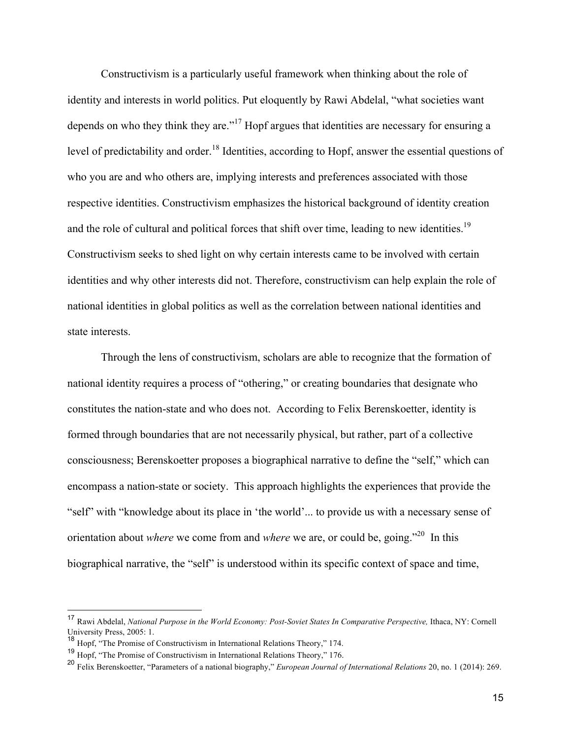Constructivism is a particularly useful framework when thinking about the role of identity and interests in world politics. Put eloquently by Rawi Abdelal, "what societies want depends on who they think they are."[17] Hopf argues that identities are necessary for ensuring a level of predictability and order.[18] Identities, according to Hopf, answer the essential questions of who you are and who others are, implying interests and preferences associated with those respective identities. Constructivism emphasizes the historical background of identity creation and the role of cultural and political forces that shift over time, leading to new identities.[19] Constructivism seeks to shed light on why certain interests came to be involved with certain identities and why other interests did not. Therefore, constructivism can help explain the role of national identities in global politics as well as the correlation between national identities and state interests.

Through the lens of constructivism, scholars are able to recognize that the formation of national identity requires a process of "othering," or creating boundaries that designate who constitutes the nation-state and who does not. According to Felix Berenskoetter, identity is formed through boundaries that are not necessarily physical, but rather, part of a collective consciousness; Berenskoetter proposes a biographical narrative to define the "self," which can encompass a nation-state or society. This approach highlights the experiences that provide the "self" with "knowledge about its place in 'the world'... to provide us with a necessary sense of orientation about *where* we come from and *where* we are, or could be, going."[20] In this biographical narrative, the "self" is understood within its specific context of space and time,

---

[17] Rawi Abdelal, *National Purpose in the World Economy: Post-Soviet States In Comparative Perspective,* Ithaca, NY: Cornell University Press, 2005: 1.

[18] Hopf, "The Promise of Constructivism in International Relations Theory," 174.

[19] Hopf, "The Promise of Constructivism in International Relations Theory," 176.

[20] Felix Berenskoetter, "Parameters of a national biography," *European Journal of International Relations* 20, no. 1 (2014): 269.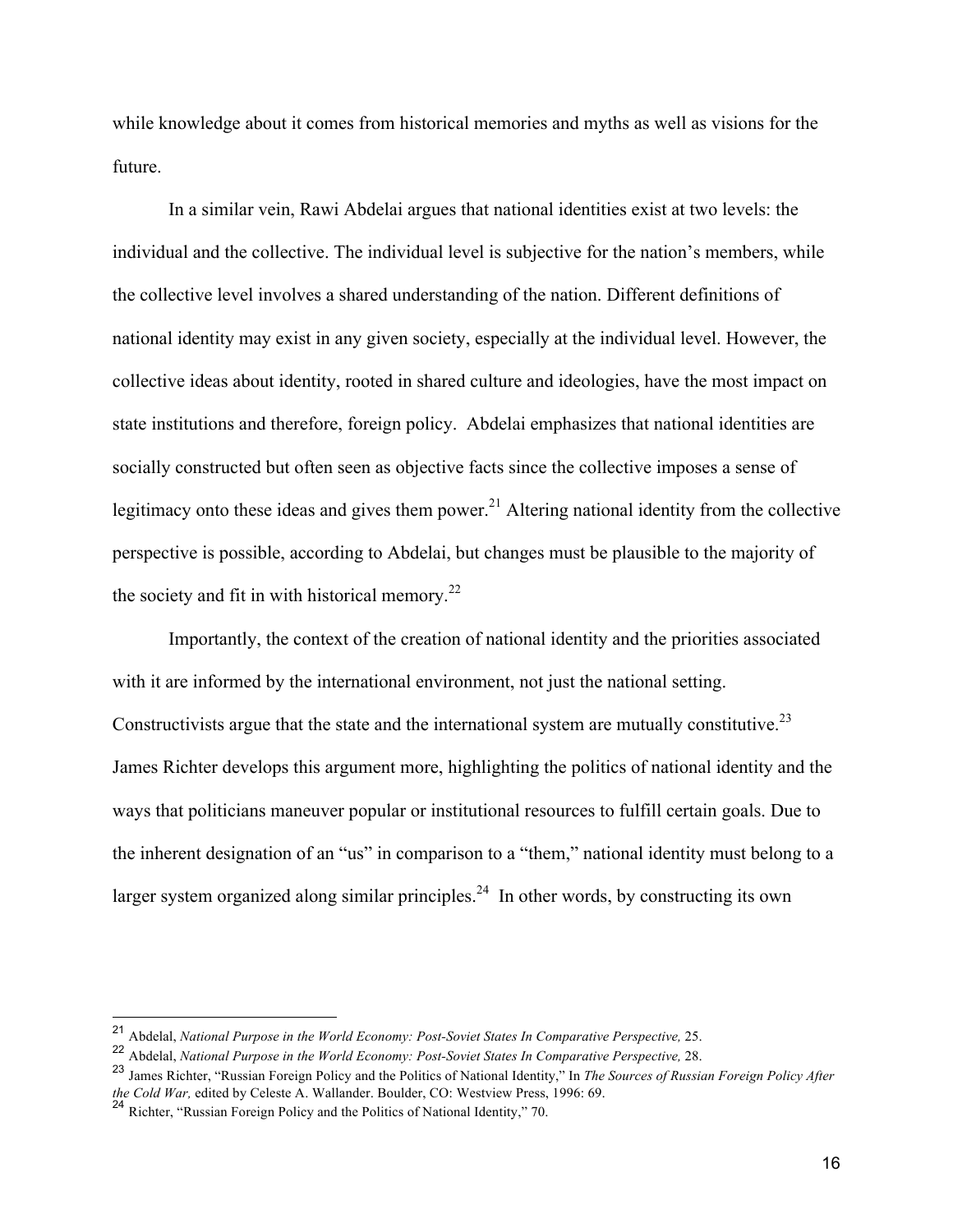while knowledge about it comes from historical memories and myths as well as visions for the future.

In a similar vein, Rawi Abdelai argues that national identities exist at two levels: the individual and the collective. The individual level is subjective for the nation's members, while the collective level involves a shared understanding of the nation. Different definitions of national identity may exist in any given society, especially at the individual level. However, the collective ideas about identity, rooted in shared culture and ideologies, have the most impact on state institutions and therefore, foreign policy. Abdelai emphasizes that national identities are socially constructed but often seen as objective facts since the collective imposes a sense of legitimacy onto these ideas and gives them power.[21] Altering national identity from the collective perspective is possible, according to Abdelai, but changes must be plausible to the majority of the society and fit in with historical memory.[22]

Importantly, the context of the creation of national identity and the priorities associated with it are informed by the international environment, not just the national setting. Constructivists argue that the state and the international system are mutually constitutive.[23] James Richter develops this argument more, highlighting the politics of national identity and the ways that politicians maneuver popular or institutional resources to fulfill certain goals. Due to the inherent designation of an "us" in comparison to a "them," national identity must belong to a larger system organized along similar principles.[24] In other words, by constructing its own

---

[21] Abdelal, *National Purpose in the World Economy: Post-Soviet States In Comparative Perspective,* 25.

[22] Abdelal, *National Purpose in the World Economy: Post-Soviet States In Comparative Perspective,* 28.

[23] James Richter, "Russian Foreign Policy and the Politics of National Identity," In *The Sources of Russian Foreign Policy After the Cold War,* edited by Celeste A. Wallander. Boulder, CO: Westview Press, 1996: 69.

[24] Richter, "Russian Foreign Policy and the Politics of National Identity," 70.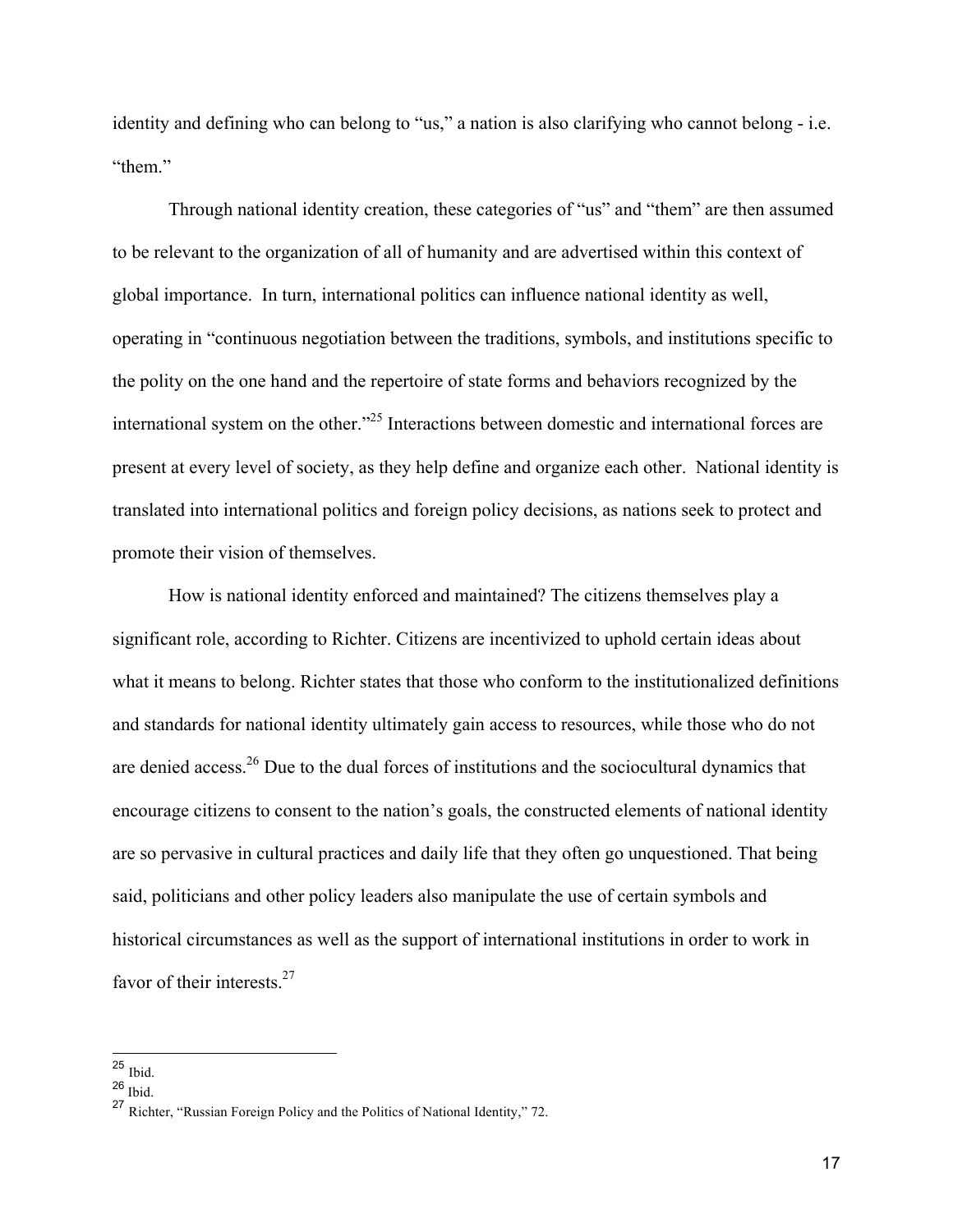identity and defining who can belong to "us," a nation is also clarifying who cannot belong - i.e. "them."

Through national identity creation, these categories of "us" and "them" are then assumed to be relevant to the organization of all of humanity and are advertised within this context of global importance. In turn, international politics can influence national identity as well, operating in "continuous negotiation between the traditions, symbols, and institutions specific to the polity on the one hand and the repertoire of state forms and behaviors recognized by the international system on the other."[25] Interactions between domestic and international forces are present at every level of society, as they help define and organize each other. National identity is translated into international politics and foreign policy decisions, as nations seek to protect and promote their vision of themselves.

How is national identity enforced and maintained? The citizens themselves play a significant role, according to Richter. Citizens are incentivized to uphold certain ideas about what it means to belong. Richter states that those who conform to the institutionalized definitions and standards for national identity ultimately gain access to resources, while those who do not are denied access.[26] Due to the dual forces of institutions and the sociocultural dynamics that encourage citizens to consent to the nation's goals, the constructed elements of national identity are so pervasive in cultural practices and daily life that they often go unquestioned. That being said, politicians and other policy leaders also manipulate the use of certain symbols and historical circumstances as well as the support of international institutions in order to work in favor of their interests.[27]

---

[25] Ibid.

[26] Ibid.

[27] Richter, "Russian Foreign Policy and the Politics of National Identity," 72.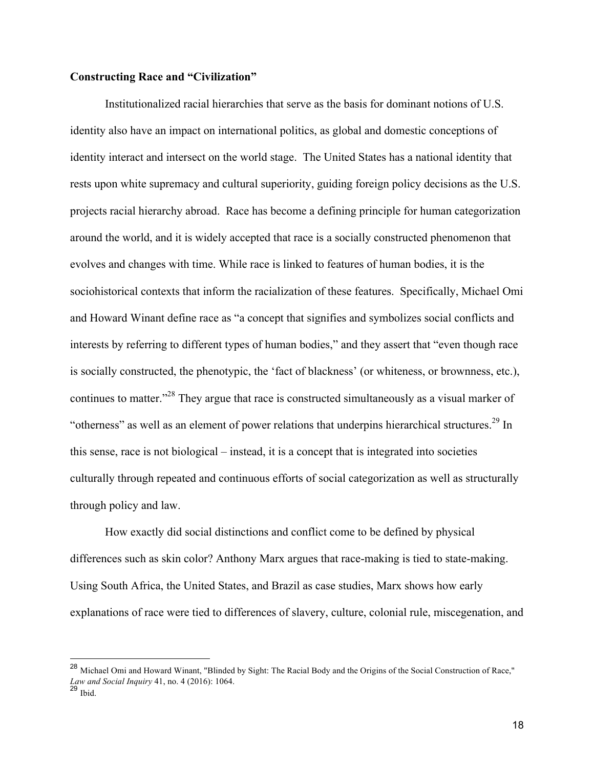**Constructing Race and "Civilization"**

Institutionalized racial hierarchies that serve as the basis for dominant notions of U.S. identity also have an impact on international politics, as global and domestic conceptions of identity interact and intersect on the world stage. The United States has a national identity that rests upon white supremacy and cultural superiority, guiding foreign policy decisions as the U.S. projects racial hierarchy abroad. Race has become a defining principle for human categorization around the world, and it is widely accepted that race is a socially constructed phenomenon that evolves and changes with time. While race is linked to features of human bodies, it is the sociohistorical contexts that inform the racialization of these features. Specifically, Michael Omi and Howard Winant define race as "a concept that signifies and symbolizes social conflicts and interests by referring to different types of human bodies," and they assert that "even though race is socially constructed, the phenotypic, the 'fact of blackness' (or whiteness, or brownness, etc.), continues to matter."[28] They argue that race is constructed simultaneously as a visual marker of "otherness" as well as an element of power relations that underpins hierarchical structures.[29] In this sense, race is not biological – instead, it is a concept that is integrated into societies culturally through repeated and continuous efforts of social categorization as well as structurally through policy and law.

How exactly did social distinctions and conflict come to be defined by physical differences such as skin color? Anthony Marx argues that race-making is tied to state-making. Using South Africa, the United States, and Brazil as case studies, Marx shows how early explanations of race were tied to differences of slavery, culture, colonial rule, miscegenation, and

---

[28] Michael Omi and Howard Winant, "Blinded by Sight: The Racial Body and the Origins of the Social Construction of Race," *Law and Social Inquiry* 41, no. 4 (2016): 1064.

[29] Ibid.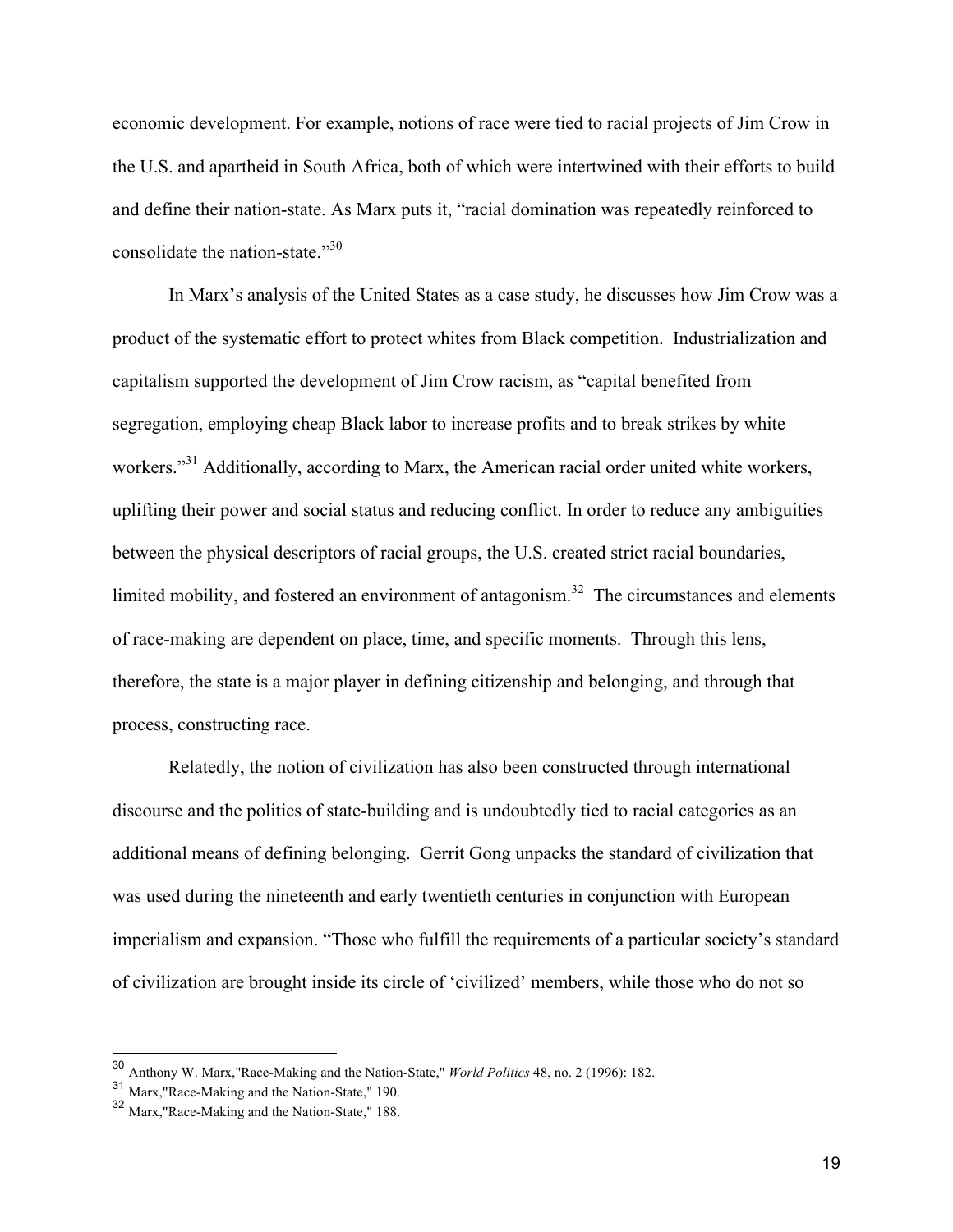economic development. For example, notions of race were tied to racial projects of Jim Crow in the U.S. and apartheid in South Africa, both of which were intertwined with their efforts to build and define their nation-state. As Marx puts it, "racial domination was repeatedly reinforced to consolidate the nation-state."[30]

In Marx's analysis of the United States as a case study, he discusses how Jim Crow was a product of the systematic effort to protect whites from Black competition. Industrialization and capitalism supported the development of Jim Crow racism, as "capital benefited from segregation, employing cheap Black labor to increase profits and to break strikes by white workers."[31] Additionally, according to Marx, the American racial order united white workers, uplifting their power and social status and reducing conflict. In order to reduce any ambiguities between the physical descriptors of racial groups, the U.S. created strict racial boundaries, limited mobility, and fostered an environment of antagonism.[32] The circumstances and elements of race-making are dependent on place, time, and specific moments. Through this lens, therefore, the state is a major player in defining citizenship and belonging, and through that process, constructing race.

Relatedly, the notion of civilization has also been constructed through international discourse and the politics of state-building and is undoubtedly tied to racial categories as an additional means of defining belonging. Gerrit Gong unpacks the standard of civilization that was used during the nineteenth and early twentieth centuries in conjunction with European imperialism and expansion. "Those who fulfill the requirements of a particular society's standard of civilization are brought inside its circle of 'civilized' members, while those who do not so

---

[30] Anthony W. Marx,"Race-Making and the Nation-State," *World Politics* 48, no. 2 (1996): 182.

[31] Marx,"Race-Making and the Nation-State," 190.

[32] Marx,"Race-Making and the Nation-State," 188.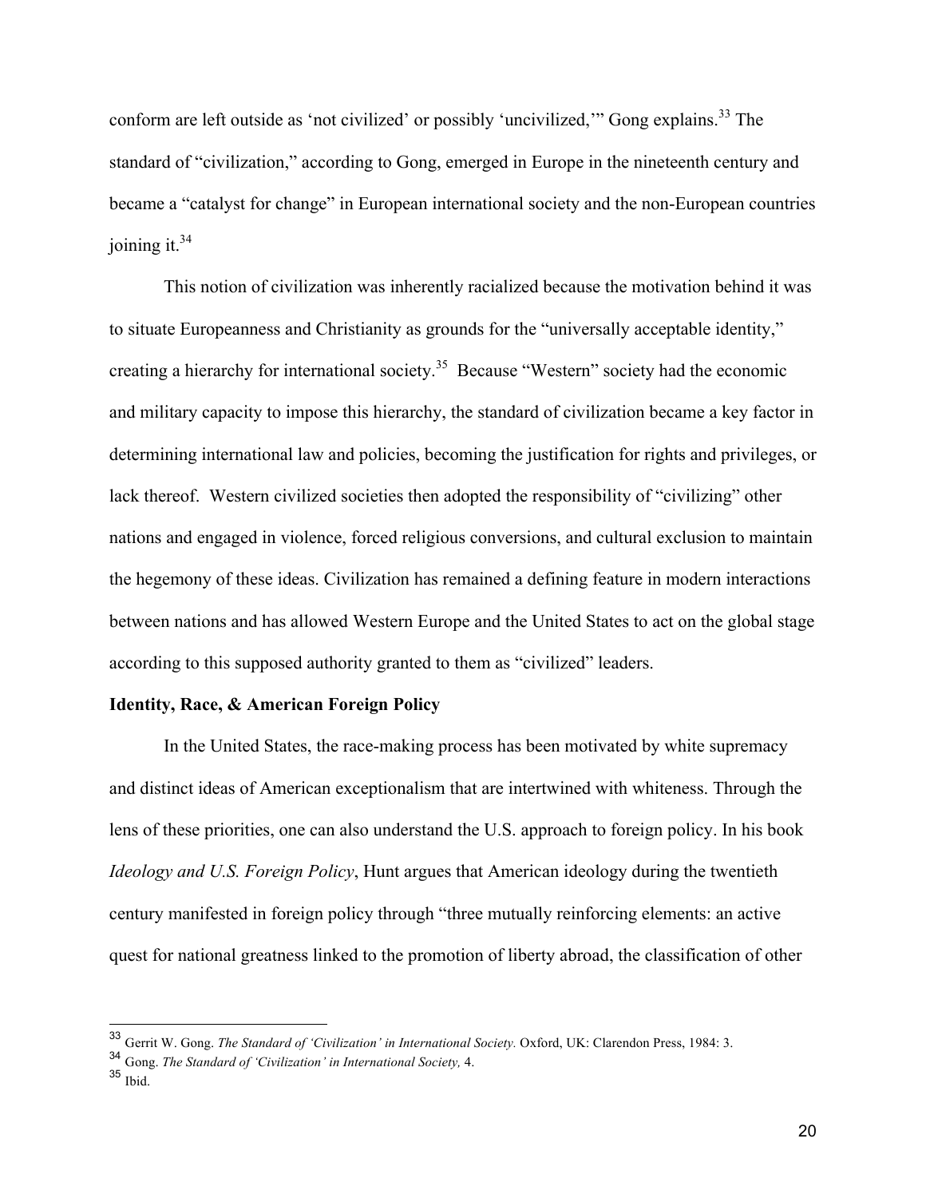conform are left outside as 'not civilized' or possibly 'uncivilized,'" Gong explains.[33] The standard of "civilization," according to Gong, emerged in Europe in the nineteenth century and became a "catalyst for change" in European international society and the non-European countries joining it.[34]

This notion of civilization was inherently racialized because the motivation behind it was to situate Europeanness and Christianity as grounds for the "universally acceptable identity," creating a hierarchy for international society.[35] Because "Western" society had the economic and military capacity to impose this hierarchy, the standard of civilization became a key factor in determining international law and policies, becoming the justification for rights and privileges, or lack thereof. Western civilized societies then adopted the responsibility of "civilizing" other nations and engaged in violence, forced religious conversions, and cultural exclusion to maintain the hegemony of these ideas. Civilization has remained a defining feature in modern interactions between nations and has allowed Western Europe and the United States to act on the global stage according to this supposed authority granted to them as "civilized" leaders.

**Identity, Race, & American Foreign Policy**

In the United States, the race-making process has been motivated by white supremacy and distinct ideas of American exceptionalism that are intertwined with whiteness. Through the lens of these priorities, one can also understand the U.S. approach to foreign policy. In his book *Ideology and U.S. Foreign Policy*, Hunt argues that American ideology during the twentieth century manifested in foreign policy through "three mutually reinforcing elements: an active quest for national greatness linked to the promotion of liberty abroad, the classification of other

---

[33] Gerrit W. Gong. *The Standard of 'Civilization' in International Society.* Oxford, UK: Clarendon Press, 1984: 3.

[34] Gong. *The Standard of 'Civilization' in International Society,* 4.

[35] Ibid.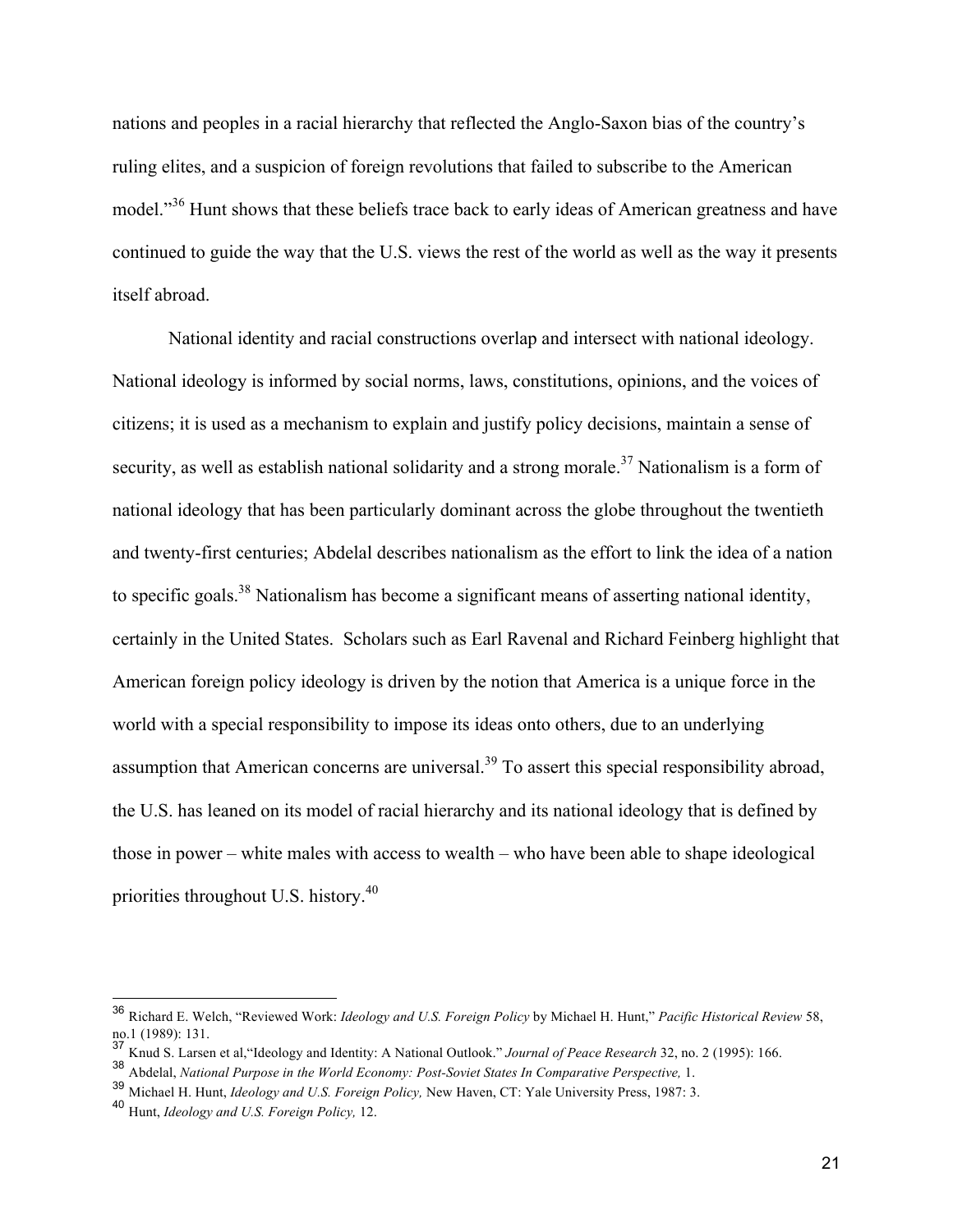nations and peoples in a racial hierarchy that reflected the Anglo-Saxon bias of the country's ruling elites, and a suspicion of foreign revolutions that failed to subscribe to the American model."[36] Hunt shows that these beliefs trace back to early ideas of American greatness and have continued to guide the way that the U.S. views the rest of the world as well as the way it presents itself abroad.

National identity and racial constructions overlap and intersect with national ideology. National ideology is informed by social norms, laws, constitutions, opinions, and the voices of citizens; it is used as a mechanism to explain and justify policy decisions, maintain a sense of security, as well as establish national solidarity and a strong morale.[37] Nationalism is a form of national ideology that has been particularly dominant across the globe throughout the twentieth and twenty-first centuries; Abdelal describes nationalism as the effort to link the idea of a nation to specific goals.[38] Nationalism has become a significant means of asserting national identity, certainly in the United States. Scholars such as Earl Ravenal and Richard Feinberg highlight that American foreign policy ideology is driven by the notion that America is a unique force in the world with a special responsibility to impose its ideas onto others, due to an underlying assumption that American concerns are universal.[39] To assert this special responsibility abroad, the U.S. has leaned on its model of racial hierarchy and its national ideology that is defined by those in power – white males with access to wealth – who have been able to shape ideological priorities throughout U.S. history.[40]

---

[36] Richard E. Welch, "Reviewed Work: *Ideology and U.S. Foreign Policy* by Michael H. Hunt," *Pacific Historical Review* 58, no.1 (1989): 131.

[37] Knud S. Larsen et al,"Ideology and Identity: A National Outlook." *Journal of Peace Research* 32, no. 2 (1995): 166.

[38] Abdelal, *National Purpose in the World Economy: Post-Soviet States In Comparative Perspective,* 1.

[39] Michael H. Hunt, *Ideology and U.S. Foreign Policy,* New Haven, CT: Yale University Press, 1987: 3.

[40] Hunt, *Ideology and U.S. Foreign Policy,* 12.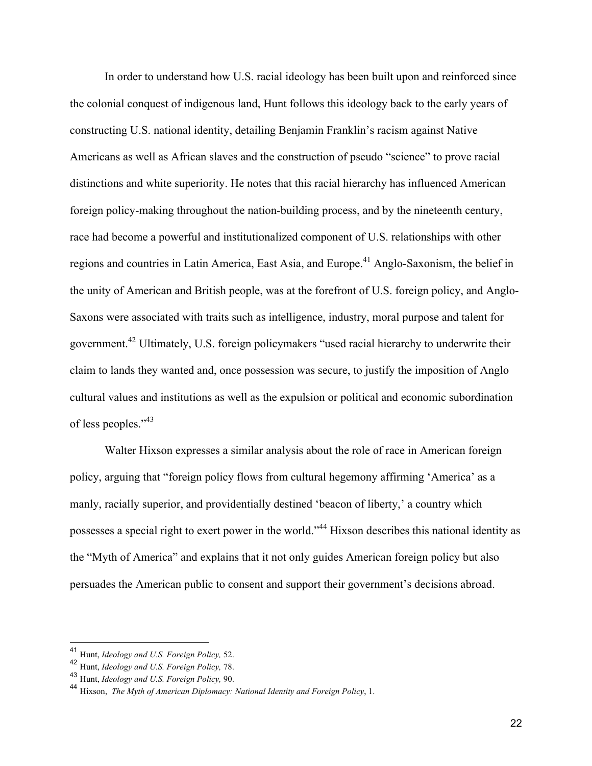In order to understand how U.S. racial ideology has been built upon and reinforced since the colonial conquest of indigenous land, Hunt follows this ideology back to the early years of constructing U.S. national identity, detailing Benjamin Franklin's racism against Native Americans as well as African slaves and the construction of pseudo "science" to prove racial distinctions and white superiority. He notes that this racial hierarchy has influenced American foreign policy-making throughout the nation-building process, and by the nineteenth century, race had become a powerful and institutionalized component of U.S. relationships with other regions and countries in Latin America, East Asia, and Europe.[41] Anglo-Saxonism, the belief in the unity of American and British people, was at the forefront of U.S. foreign policy, and Anglo-Saxons were associated with traits such as intelligence, industry, moral purpose and talent for government.[42] Ultimately, U.S. foreign policymakers "used racial hierarchy to underwrite their claim to lands they wanted and, once possession was secure, to justify the imposition of Anglo cultural values and institutions as well as the expulsion or political and economic subordination of less peoples."[43]

Walter Hixson expresses a similar analysis about the role of race in American foreign policy, arguing that "foreign policy flows from cultural hegemony affirming 'America' as a manly, racially superior, and providentially destined 'beacon of liberty,' a country which possesses a special right to exert power in the world."[44] Hixson describes this national identity as the "Myth of America" and explains that it not only guides American foreign policy but also persuades the American public to consent and support their government's decisions abroad.

---

[41] Hunt, *Ideology and U.S. Foreign Policy,* 52.

[42] Hunt, *Ideology and U.S. Foreign Policy,* 78.

[43] Hunt, *Ideology and U.S. Foreign Policy,* 90.

[44] Hixson, *The Myth of American Diplomacy: National Identity and Foreign Policy*, 1.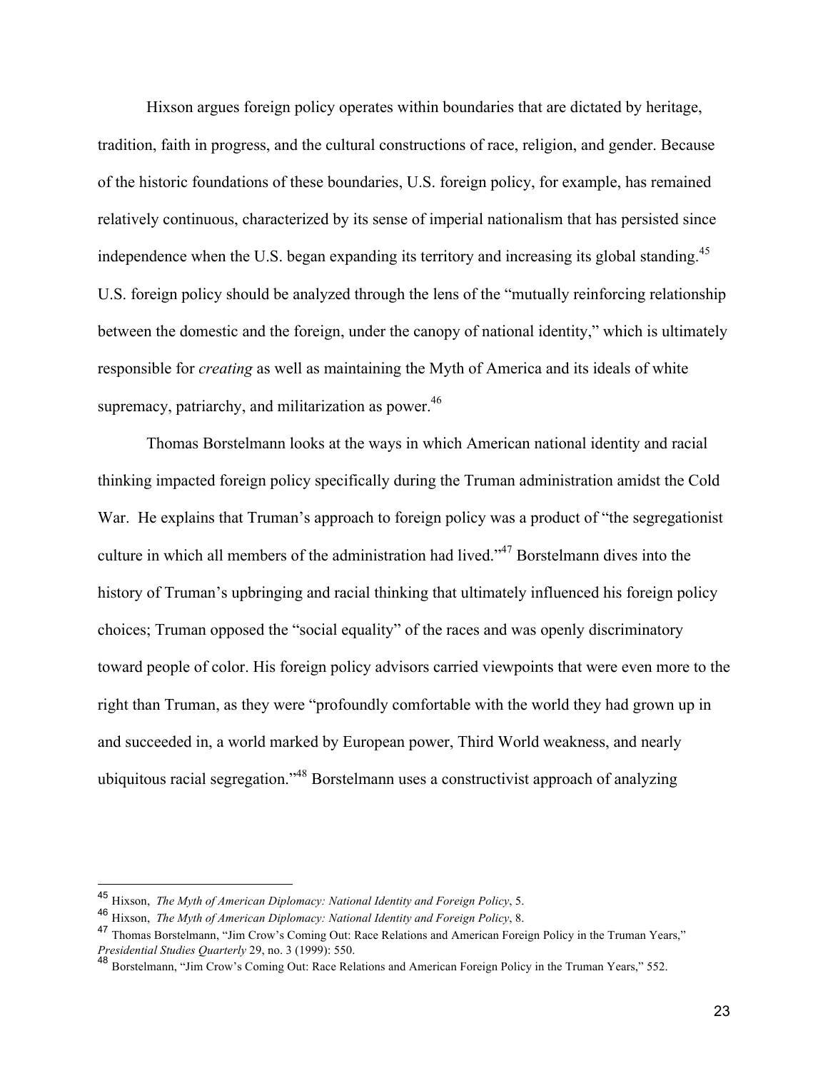Hixson argues foreign policy operates within boundaries that are dictated by heritage, tradition, faith in progress, and the cultural constructions of race, religion, and gender. Because of the historic foundations of these boundaries, U.S. foreign policy, for example, has remained relatively continuous, characterized by its sense of imperial nationalism that has persisted since independence when the U.S. began expanding its territory and increasing its global standing.[45] U.S. foreign policy should be analyzed through the lens of the "mutually reinforcing relationship between the domestic and the foreign, under the canopy of national identity," which is ultimately responsible for *creating* as well as maintaining the Myth of America and its ideals of white supremacy, patriarchy, and militarization as power.[46]

Thomas Borstelmann looks at the ways in which American national identity and racial thinking impacted foreign policy specifically during the Truman administration amidst the Cold War. He explains that Truman's approach to foreign policy was a product of "the segregationist culture in which all members of the administration had lived."[47] Borstelmann dives into the history of Truman's upbringing and racial thinking that ultimately influenced his foreign policy choices; Truman opposed the "social equality" of the races and was openly discriminatory toward people of color. His foreign policy advisors carried viewpoints that were even more to the right than Truman, as they were "profoundly comfortable with the world they had grown up in and succeeded in, a world marked by European power, Third World weakness, and nearly ubiquitous racial segregation."[48] Borstelmann uses a constructivist approach of analyzing

---

[45] Hixson, *The Myth of American Diplomacy: National Identity and Foreign Policy*, 5.

[46] Hixson, *The Myth of American Diplomacy: National Identity and Foreign Policy*, 8.

[47] Thomas Borstelmann, "Jim Crow's Coming Out: Race Relations and American Foreign Policy in the Truman Years," *Presidential Studies Quarterly* 29, no. 3 (1999): 550.

[48] Borstelmann, "Jim Crow's Coming Out: Race Relations and American Foreign Policy in the Truman Years," 552.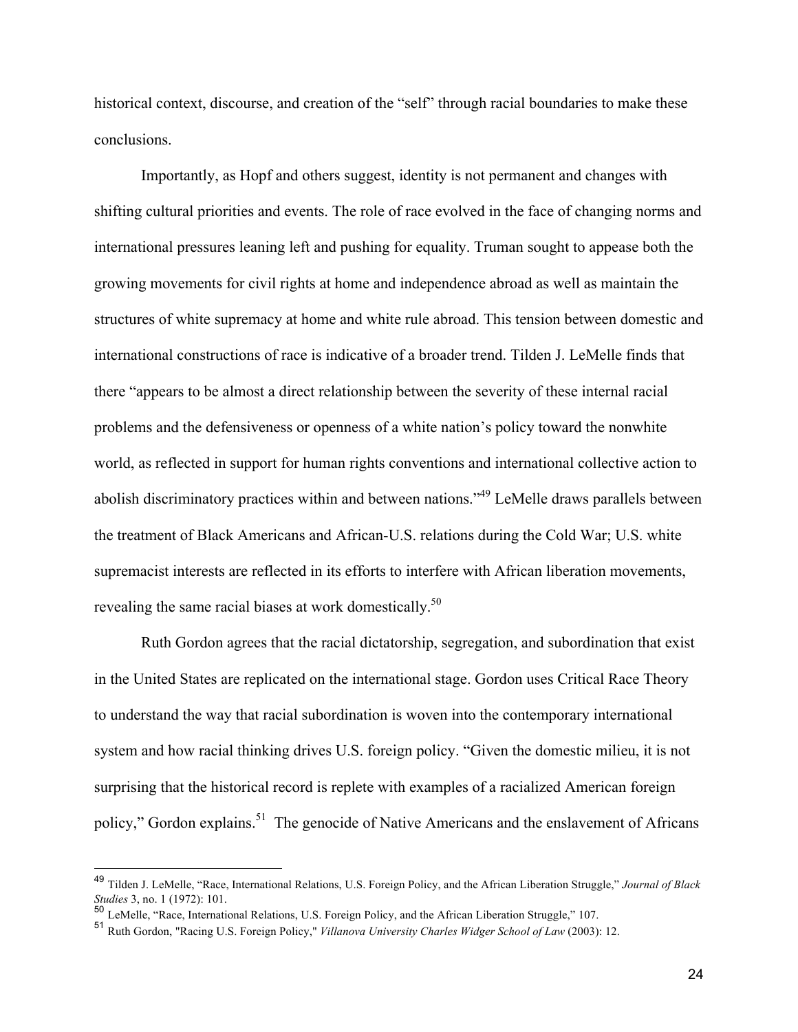historical context, discourse, and creation of the "self" through racial boundaries to make these conclusions.

Importantly, as Hopf and others suggest, identity is not permanent and changes with shifting cultural priorities and events. The role of race evolved in the face of changing norms and international pressures leaning left and pushing for equality. Truman sought to appease both the growing movements for civil rights at home and independence abroad as well as maintain the structures of white supremacy at home and white rule abroad. This tension between domestic and international constructions of race is indicative of a broader trend. Tilden J. LeMelle finds that there "appears to be almost a direct relationship between the severity of these internal racial problems and the defensiveness or openness of a white nation's policy toward the nonwhite world, as reflected in support for human rights conventions and international collective action to abolish discriminatory practices within and between nations."[49] LeMelle draws parallels between the treatment of Black Americans and African-U.S. relations during the Cold War; U.S. white supremacist interests are reflected in its efforts to interfere with African liberation movements, revealing the same racial biases at work domestically.[50]

Ruth Gordon agrees that the racial dictatorship, segregation, and subordination that exist in the United States are replicated on the international stage. Gordon uses Critical Race Theory to understand the way that racial subordination is woven into the contemporary international system and how racial thinking drives U.S. foreign policy. "Given the domestic milieu, it is not surprising that the historical record is replete with examples of a racialized American foreign policy," Gordon explains.[51] The genocide of Native Americans and the enslavement of Africans

---

[49] Tilden J. LeMelle, "Race, International Relations, U.S. Foreign Policy, and the African Liberation Struggle," *Journal of Black Studies* 3, no. 1 (1972): 101.

[50] LeMelle, "Race, International Relations, U.S. Foreign Policy, and the African Liberation Struggle," 107.

[51] Ruth Gordon, "Racing U.S. Foreign Policy," *Villanova University Charles Widger School of Law* (2003): 12.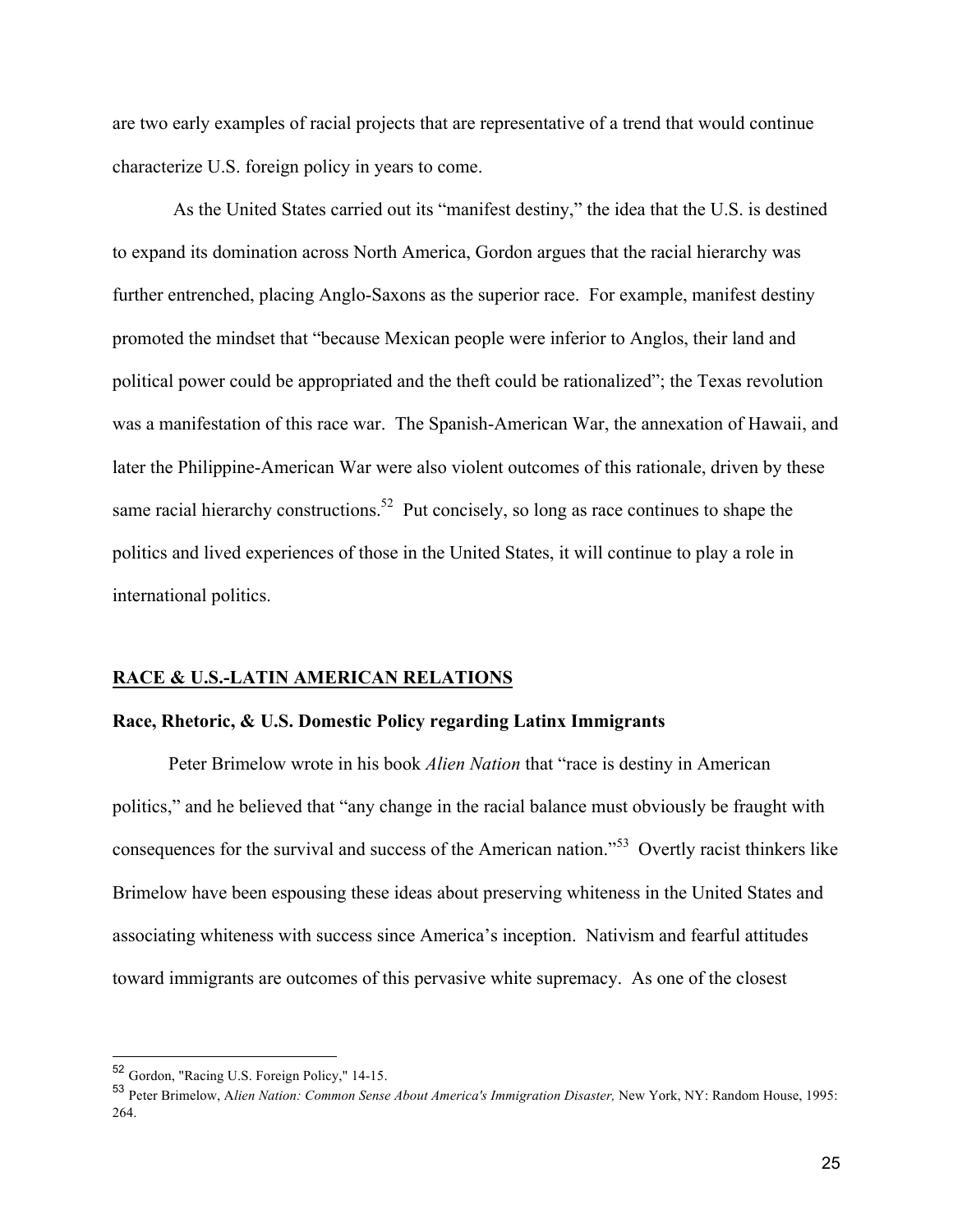are two early examples of racial projects that are representative of a trend that would continue characterize U.S. foreign policy in years to come.

As the United States carried out its "manifest destiny," the idea that the U.S. is destined to expand its domination across North America, Gordon argues that the racial hierarchy was further entrenched, placing Anglo-Saxons as the superior race. For example, manifest destiny promoted the mindset that "because Mexican people were inferior to Anglos, their land and political power could be appropriated and the theft could be rationalized"; the Texas revolution was a manifestation of this race war. The Spanish-American War, the annexation of Hawaii, and later the Philippine-American War were also violent outcomes of this rationale, driven by these same racial hierarchy constructions.[52] Put concisely, so long as race continues to shape the politics and lived experiences of those in the United States, it will continue to play a role in international politics.

## RACE & U.S.-LATIN AMERICAN RELATIONS

### Race, Rhetoric, & U.S. Domestic Policy regarding Latinx Immigrants

Peter Brimelow wrote in his book *Alien Nation* that "race is destiny in American politics," and he believed that "any change in the racial balance must obviously be fraught with consequences for the survival and success of the American nation."[53] Overtly racist thinkers like Brimelow have been espousing these ideas about preserving whiteness in the United States and associating whiteness with success since America's inception. Nativism and fearful attitudes toward immigrants are outcomes of this pervasive white supremacy. As one of the closest

---

[52] Gordon, "Racing U.S. Foreign Policy," 14-15.

[53] Peter Brimelow, A*lien Nation: Common Sense About America's Immigration Disaster,* New York, NY: Random House, 1995: 264.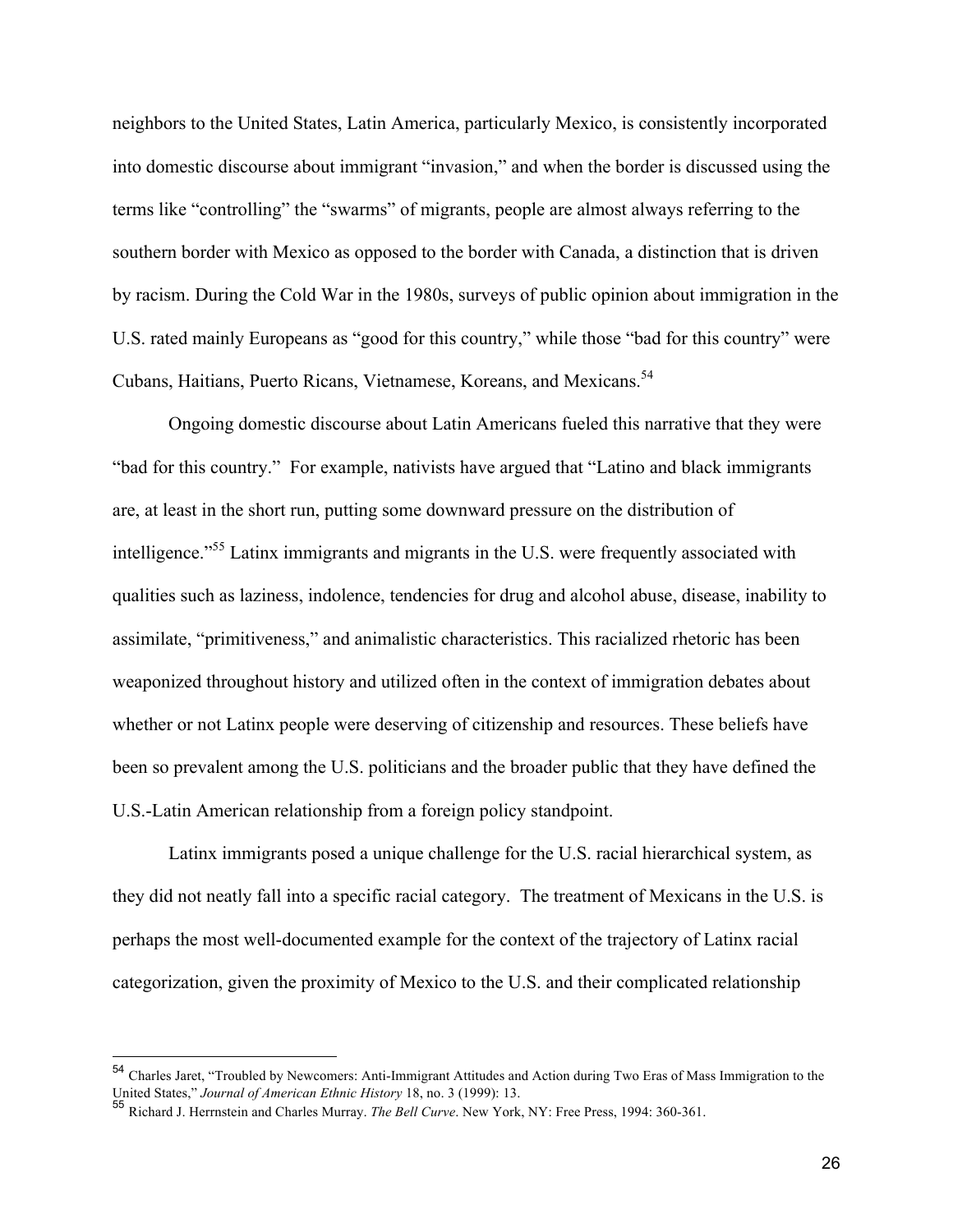neighbors to the United States, Latin America, particularly Mexico, is consistently incorporated into domestic discourse about immigrant "invasion," and when the border is discussed using the terms like "controlling" the "swarms" of migrants, people are almost always referring to the southern border with Mexico as opposed to the border with Canada, a distinction that is driven by racism. During the Cold War in the 1980s, surveys of public opinion about immigration in the U.S. rated mainly Europeans as "good for this country," while those "bad for this country" were Cubans, Haitians, Puerto Ricans, Vietnamese, Koreans, and Mexicans.[54]

Ongoing domestic discourse about Latin Americans fueled this narrative that they were "bad for this country." For example, nativists have argued that "Latino and black immigrants are, at least in the short run, putting some downward pressure on the distribution of intelligence."[55] Latinx immigrants and migrants in the U.S. were frequently associated with qualities such as laziness, indolence, tendencies for drug and alcohol abuse, disease, inability to assimilate, "primitiveness," and animalistic characteristics. This racialized rhetoric has been weaponized throughout history and utilized often in the context of immigration debates about whether or not Latinx people were deserving of citizenship and resources. These beliefs have been so prevalent among the U.S. politicians and the broader public that they have defined the U.S.-Latin American relationship from a foreign policy standpoint.

Latinx immigrants posed a unique challenge for the U.S. racial hierarchical system, as they did not neatly fall into a specific racial category. The treatment of Mexicans in the U.S. is perhaps the most well-documented example for the context of the trajectory of Latinx racial categorization, given the proximity of Mexico to the U.S. and their complicated relationship

---

[54] Charles Jaret, "Troubled by Newcomers: Anti-Immigrant Attitudes and Action during Two Eras of Mass Immigration to the United States," *Journal of American Ethnic History* 18, no. 3 (1999): 13.

[55] Richard J. Herrnstein and Charles Murray. *The Bell Curve*. New York, NY: Free Press, 1994: 360-361.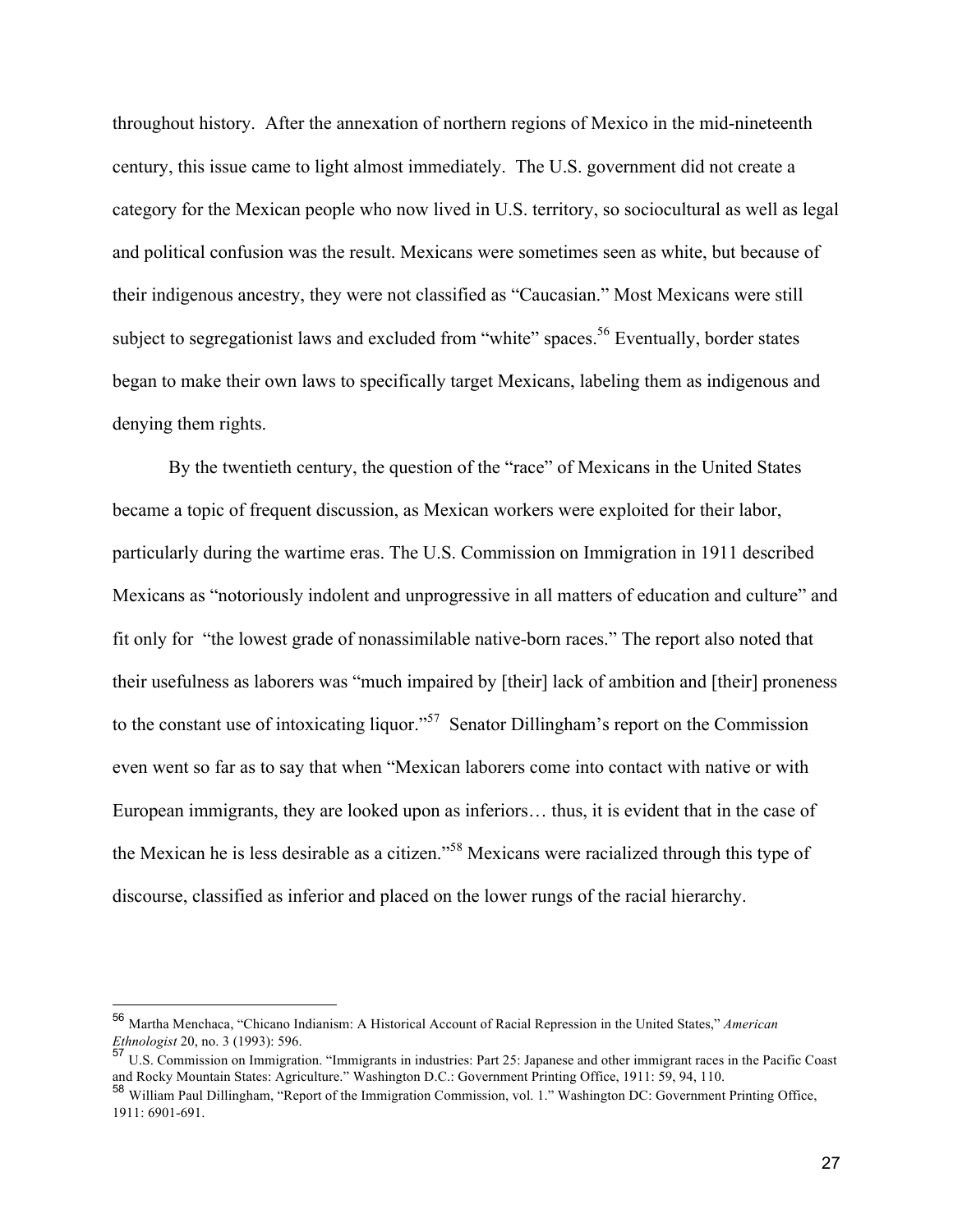throughout history. After the annexation of northern regions of Mexico in the mid-nineteenth century, this issue came to light almost immediately. The U.S. government did not create a category for the Mexican people who now lived in U.S. territory, so sociocultural as well as legal and political confusion was the result. Mexicans were sometimes seen as white, but because of their indigenous ancestry, they were not classified as "Caucasian." Most Mexicans were still subject to segregationist laws and excluded from "white" spaces.[56] Eventually, border states began to make their own laws to specifically target Mexicans, labeling them as indigenous and denying them rights.

By the twentieth century, the question of the "race" of Mexicans in the United States became a topic of frequent discussion, as Mexican workers were exploited for their labor, particularly during the wartime eras. The U.S. Commission on Immigration in 1911 described Mexicans as "notoriously indolent and unprogressive in all matters of education and culture" and fit only for "the lowest grade of nonassimilable native-born races." The report also noted that their usefulness as laborers was "much impaired by [their] lack of ambition and [their] proneness to the constant use of intoxicating liquor."[57] Senator Dillingham's report on the Commission even went so far as to say that when "Mexican laborers come into contact with native or with European immigrants, they are looked upon as inferiors… thus, it is evident that in the case of the Mexican he is less desirable as a citizen."[58] Mexicans were racialized through this type of discourse, classified as inferior and placed on the lower rungs of the racial hierarchy.

---

[56] Martha Menchaca, "Chicano Indianism: A Historical Account of Racial Repression in the United States," *American Ethnologist* 20, no. 3 (1993): 596.

[57] U.S. Commission on Immigration. "Immigrants in industries: Part 25: Japanese and other immigrant races in the Pacific Coast and Rocky Mountain States: Agriculture." Washington D.C.: Government Printing Office, 1911: 59, 94, 110.

[58] William Paul Dillingham, "Report of the Immigration Commission, vol. 1." Washington DC: Government Printing Office, 1911: 6901-691.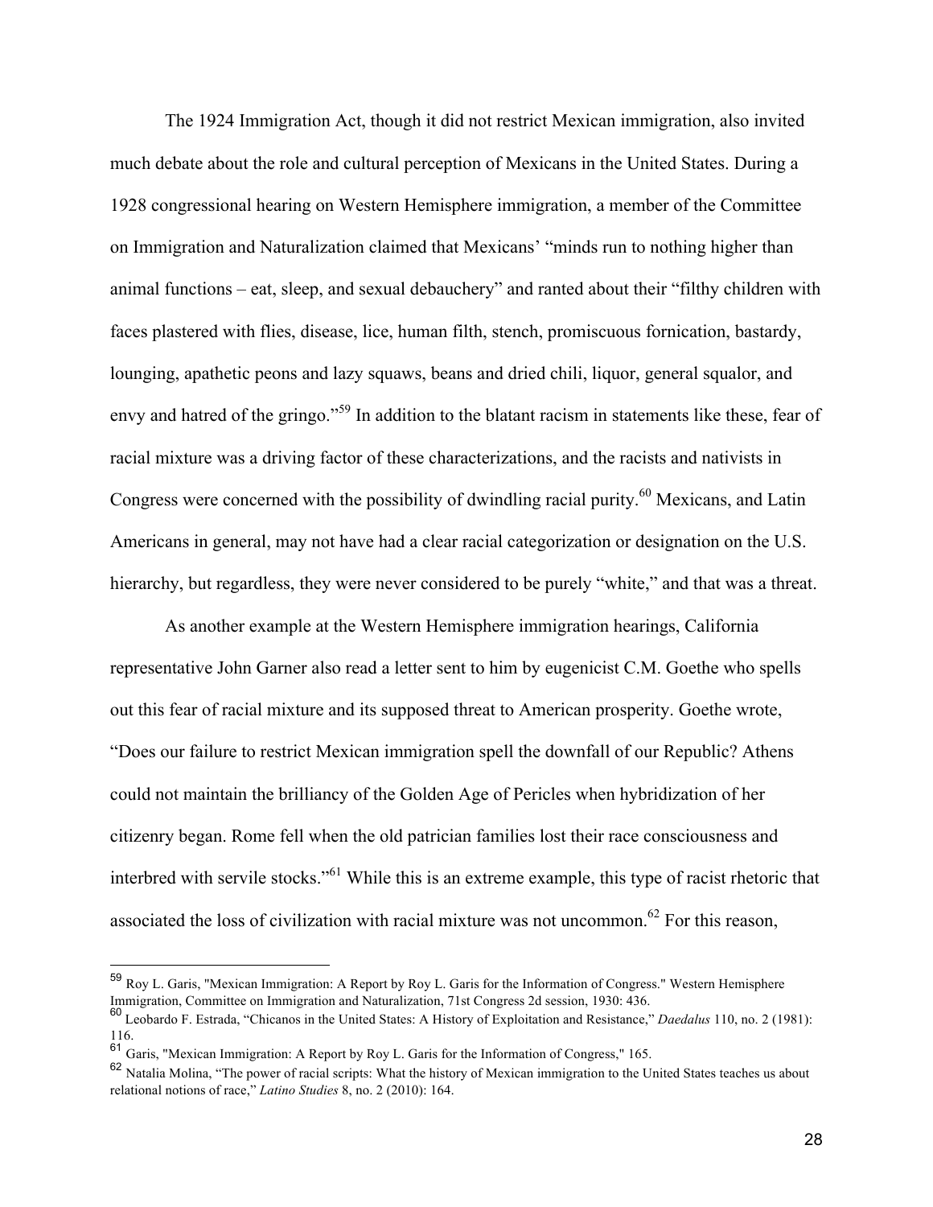The 1924 Immigration Act, though it did not restrict Mexican immigration, also invited much debate about the role and cultural perception of Mexicans in the United States. During a 1928 congressional hearing on Western Hemisphere immigration, a member of the Committee on Immigration and Naturalization claimed that Mexicans' "minds run to nothing higher than animal functions – eat, sleep, and sexual debauchery" and ranted about their "filthy children with faces plastered with flies, disease, lice, human filth, stench, promiscuous fornication, bastardy, lounging, apathetic peons and lazy squaws, beans and dried chili, liquor, general squalor, and envy and hatred of the gringo."[59] In addition to the blatant racism in statements like these, fear of racial mixture was a driving factor of these characterizations, and the racists and nativists in Congress were concerned with the possibility of dwindling racial purity.[60] Mexicans, and Latin Americans in general, may not have had a clear racial categorization or designation on the U.S. hierarchy, but regardless, they were never considered to be purely "white," and that was a threat.

As another example at the Western Hemisphere immigration hearings, California representative John Garner also read a letter sent to him by eugenicist C.M. Goethe who spells out this fear of racial mixture and its supposed threat to American prosperity. Goethe wrote, "Does our failure to restrict Mexican immigration spell the downfall of our Republic? Athens could not maintain the brilliancy of the Golden Age of Pericles when hybridization of her citizenry began. Rome fell when the old patrician families lost their race consciousness and interbred with servile stocks."[61] While this is an extreme example, this type of racist rhetoric that associated the loss of civilization with racial mixture was not uncommon.[62] For this reason,

---

[59] Roy L. Garis, "Mexican Immigration: A Report by Roy L. Garis for the Information of Congress." Western Hemisphere Immigration, Committee on Immigration and Naturalization, 71st Congress 2d session, 1930: 436.

[60] Leobardo F. Estrada, "Chicanos in the United States: A History of Exploitation and Resistance," *Daedalus* 110, no. 2 (1981): 116.

[61] Garis, "Mexican Immigration: A Report by Roy L. Garis for the Information of Congress," 165.

[62] Natalia Molina, "The power of racial scripts: What the history of Mexican immigration to the United States teaches us about relational notions of race," *Latino Studies* 8, no. 2 (2010): 164.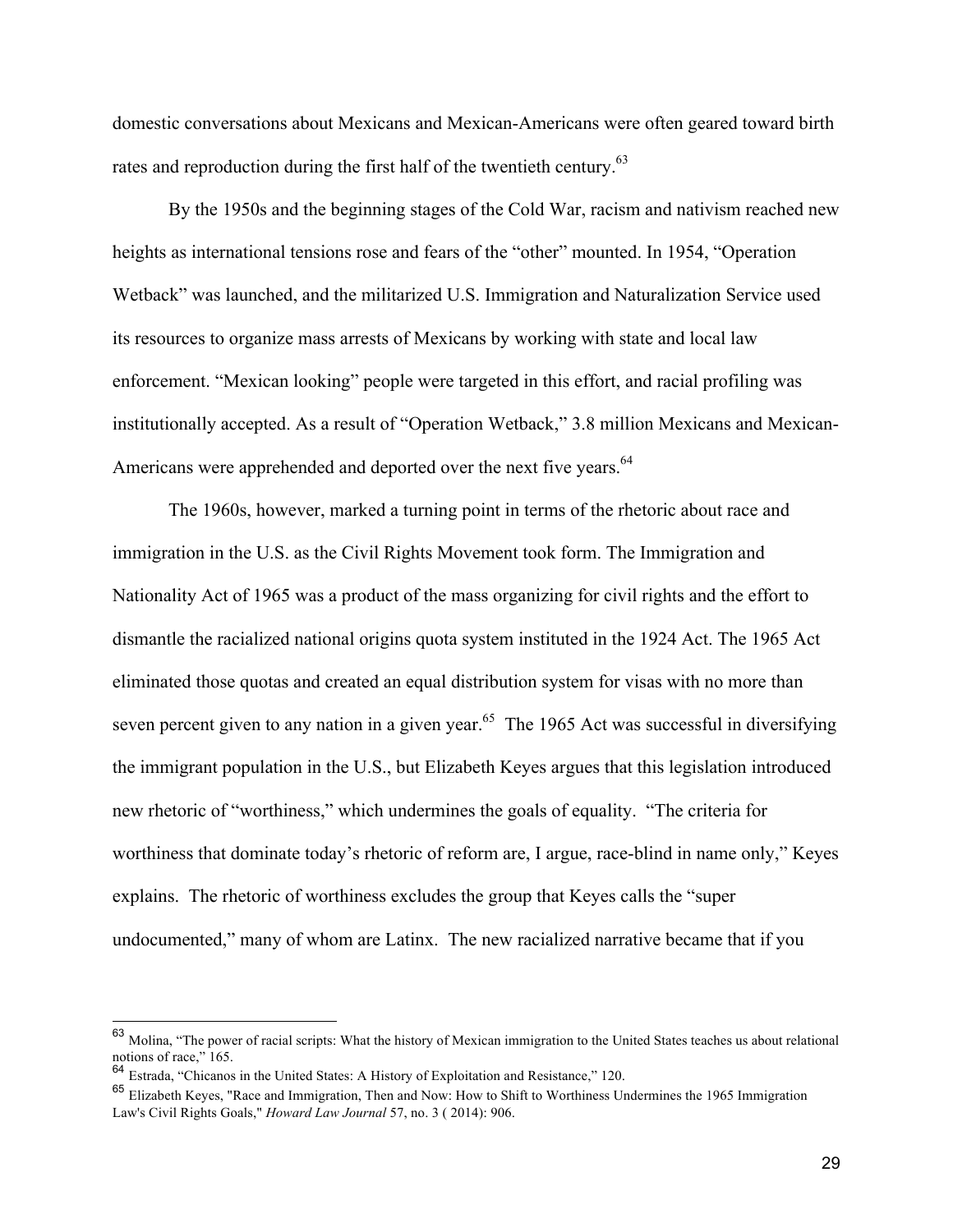domestic conversations about Mexicans and Mexican-Americans were often geared toward birth rates and reproduction during the first half of the twentieth century.[63]

By the 1950s and the beginning stages of the Cold War, racism and nativism reached new heights as international tensions rose and fears of the "other" mounted. In 1954, "Operation Wetback" was launched, and the militarized U.S. Immigration and Naturalization Service used its resources to organize mass arrests of Mexicans by working with state and local law enforcement. "Mexican looking" people were targeted in this effort, and racial profiling was institutionally accepted. As a result of "Operation Wetback," 3.8 million Mexicans and Mexican-Americans were apprehended and deported over the next five years.[64]

The 1960s, however, marked a turning point in terms of the rhetoric about race and immigration in the U.S. as the Civil Rights Movement took form. The Immigration and Nationality Act of 1965 was a product of the mass organizing for civil rights and the effort to dismantle the racialized national origins quota system instituted in the 1924 Act. The 1965 Act eliminated those quotas and created an equal distribution system for visas with no more than seven percent given to any nation in a given year.[65] The 1965 Act was successful in diversifying the immigrant population in the U.S., but Elizabeth Keyes argues that this legislation introduced new rhetoric of "worthiness," which undermines the goals of equality. "The criteria for worthiness that dominate today's rhetoric of reform are, I argue, race-blind in name only," Keyes explains. The rhetoric of worthiness excludes the group that Keyes calls the "super undocumented," many of whom are Latinx. The new racialized narrative became that if you

---

[63] Molina, "The power of racial scripts: What the history of Mexican immigration to the United States teaches us about relational notions of race," 165.

[64] Estrada, "Chicanos in the United States: A History of Exploitation and Resistance," 120.

[65] Elizabeth Keyes, "Race and Immigration, Then and Now: How to Shift to Worthiness Undermines the 1965 Immigration Law's Civil Rights Goals," *Howard Law Journal* 57, no. 3 ( 2014): 906.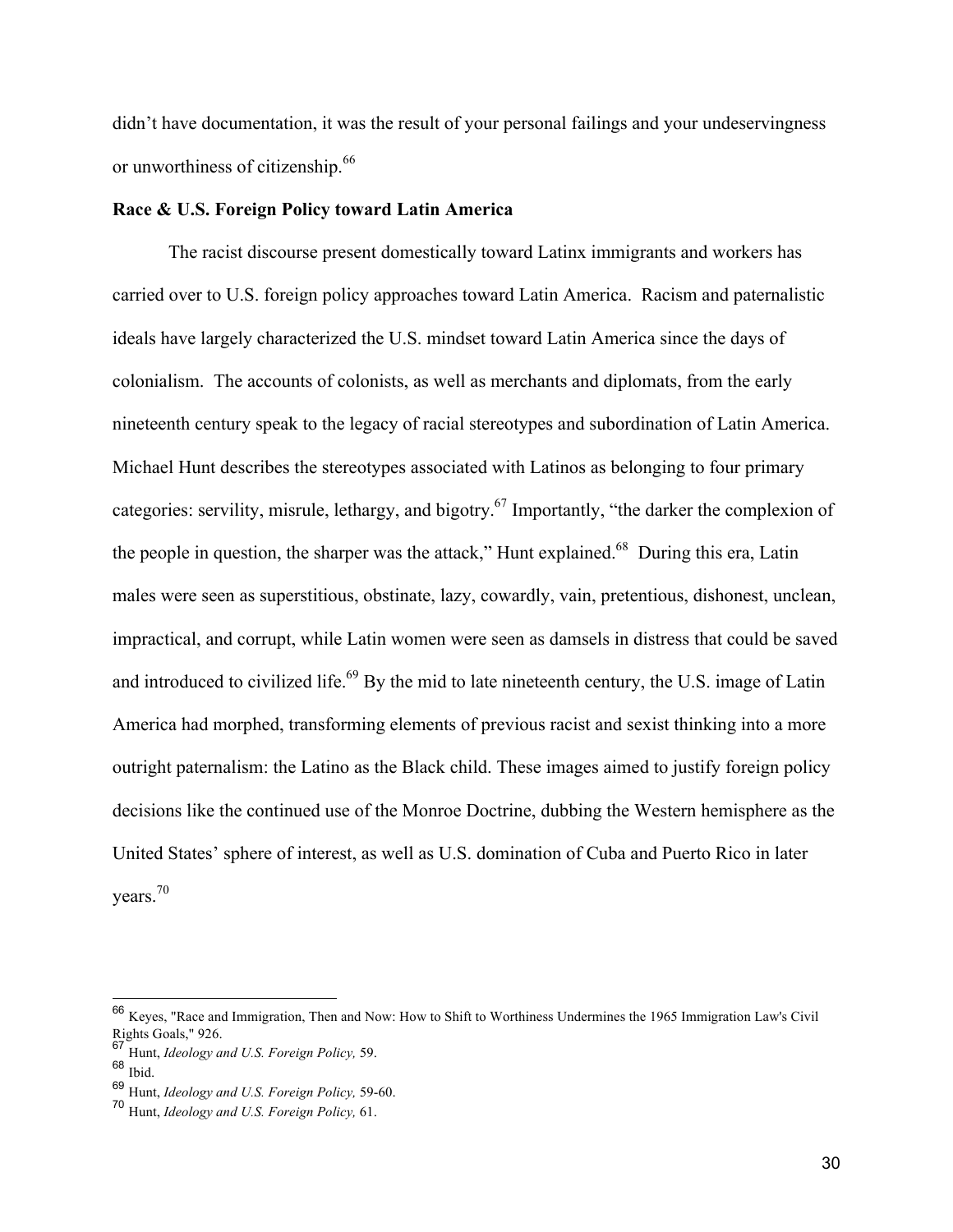didn't have documentation, it was the result of your personal failings and your undeservingness or unworthiness of citizenship.[66]

**Race & U.S. Foreign Policy toward Latin America**

The racist discourse present domestically toward Latinx immigrants and workers has carried over to U.S. foreign policy approaches toward Latin America. Racism and paternalistic ideals have largely characterized the U.S. mindset toward Latin America since the days of colonialism. The accounts of colonists, as well as merchants and diplomats, from the early nineteenth century speak to the legacy of racial stereotypes and subordination of Latin America. Michael Hunt describes the stereotypes associated with Latinos as belonging to four primary categories: servility, misrule, lethargy, and bigotry.[67] Importantly, "the darker the complexion of the people in question, the sharper was the attack," Hunt explained.[68] During this era, Latin males were seen as superstitious, obstinate, lazy, cowardly, vain, pretentious, dishonest, unclean, impractical, and corrupt, while Latin women were seen as damsels in distress that could be saved and introduced to civilized life.[69] By the mid to late nineteenth century, the U.S. image of Latin America had morphed, transforming elements of previous racist and sexist thinking into a more outright paternalism: the Latino as the Black child. These images aimed to justify foreign policy decisions like the continued use of the Monroe Doctrine, dubbing the Western hemisphere as the United States' sphere of interest, as well as U.S. domination of Cuba and Puerto Rico in later years.[70]

---

[66] Keyes, "Race and Immigration, Then and Now: How to Shift to Worthiness Undermines the 1965 Immigration Law's Civil Rights Goals," 926.

[67] Hunt, *Ideology and U.S. Foreign Policy,* 59.

[68] Ibid.

[69] Hunt, *Ideology and U.S. Foreign Policy,* 59-60.

[70] Hunt, *Ideology and U.S. Foreign Policy,* 61.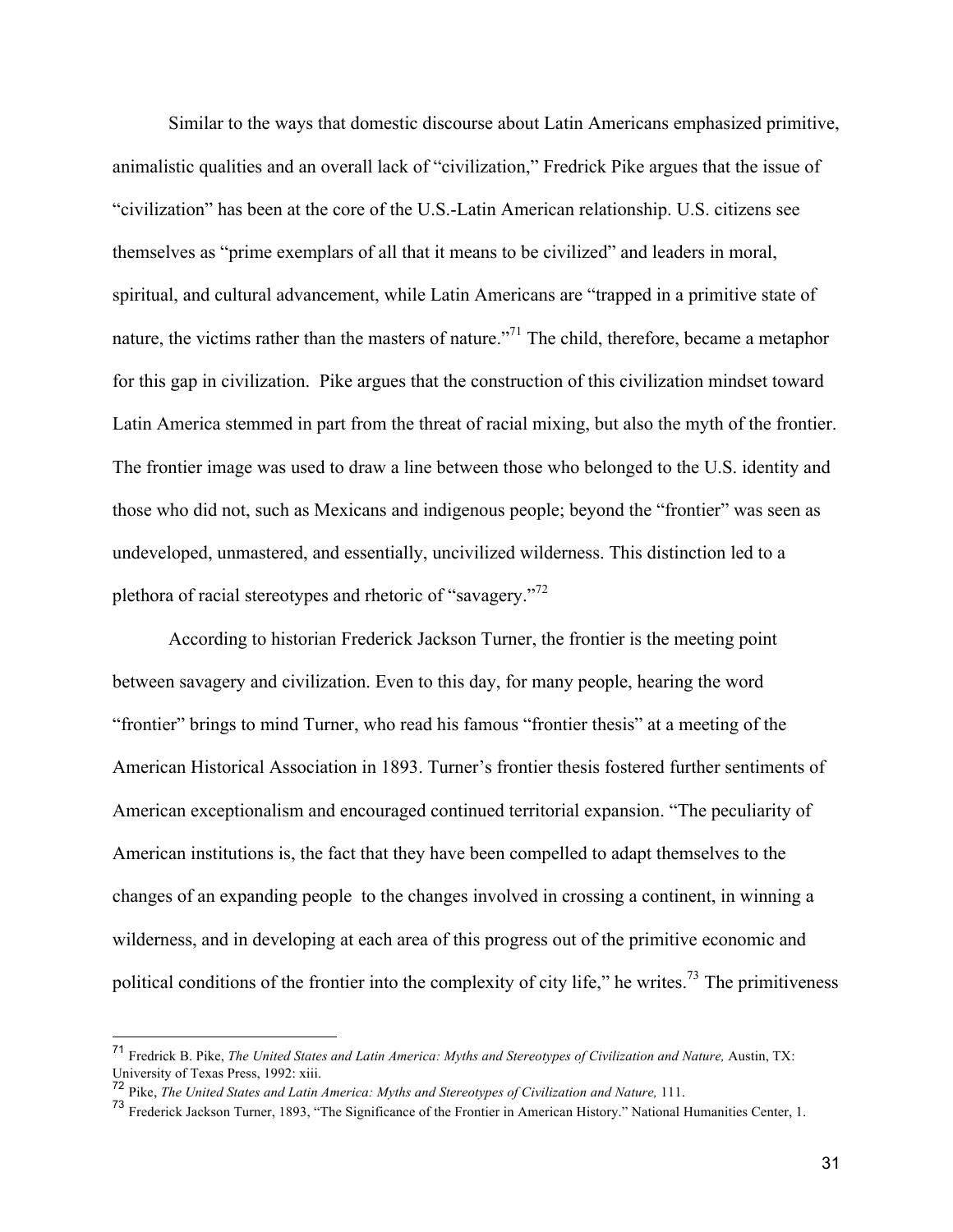Similar to the ways that domestic discourse about Latin Americans emphasized primitive, animalistic qualities and an overall lack of "civilization," Fredrick Pike argues that the issue of "civilization" has been at the core of the U.S.-Latin American relationship. U.S. citizens see themselves as "prime exemplars of all that it means to be civilized" and leaders in moral, spiritual, and cultural advancement, while Latin Americans are "trapped in a primitive state of nature, the victims rather than the masters of nature."[71] The child, therefore, became a metaphor for this gap in civilization. Pike argues that the construction of this civilization mindset toward Latin America stemmed in part from the threat of racial mixing, but also the myth of the frontier. The frontier image was used to draw a line between those who belonged to the U.S. identity and those who did not, such as Mexicans and indigenous people; beyond the "frontier" was seen as undeveloped, unmastered, and essentially, uncivilized wilderness. This distinction led to a plethora of racial stereotypes and rhetoric of "savagery."[72]

According to historian Frederick Jackson Turner, the frontier is the meeting point between savagery and civilization. Even to this day, for many people, hearing the word "frontier" brings to mind Turner, who read his famous "frontier thesis" at a meeting of the American Historical Association in 1893. Turner's frontier thesis fostered further sentiments of American exceptionalism and encouraged continued territorial expansion. "The peculiarity of American institutions is, the fact that they have been compelled to adapt themselves to the changes of an expanding people to the changes involved in crossing a continent, in winning a wilderness, and in developing at each area of this progress out of the primitive economic and political conditions of the frontier into the complexity of city life," he writes.[73] The primitiveness

---

[71] Fredrick B. Pike, *The United States and Latin America: Myths and Stereotypes of Civilization and Nature,* Austin, TX: University of Texas Press, 1992: xiii.

[72] Pike, *The United States and Latin America: Myths and Stereotypes of Civilization and Nature,* 111.

[73] Frederick Jackson Turner, 1893, "The Significance of the Frontier in American History." National Humanities Center, 1.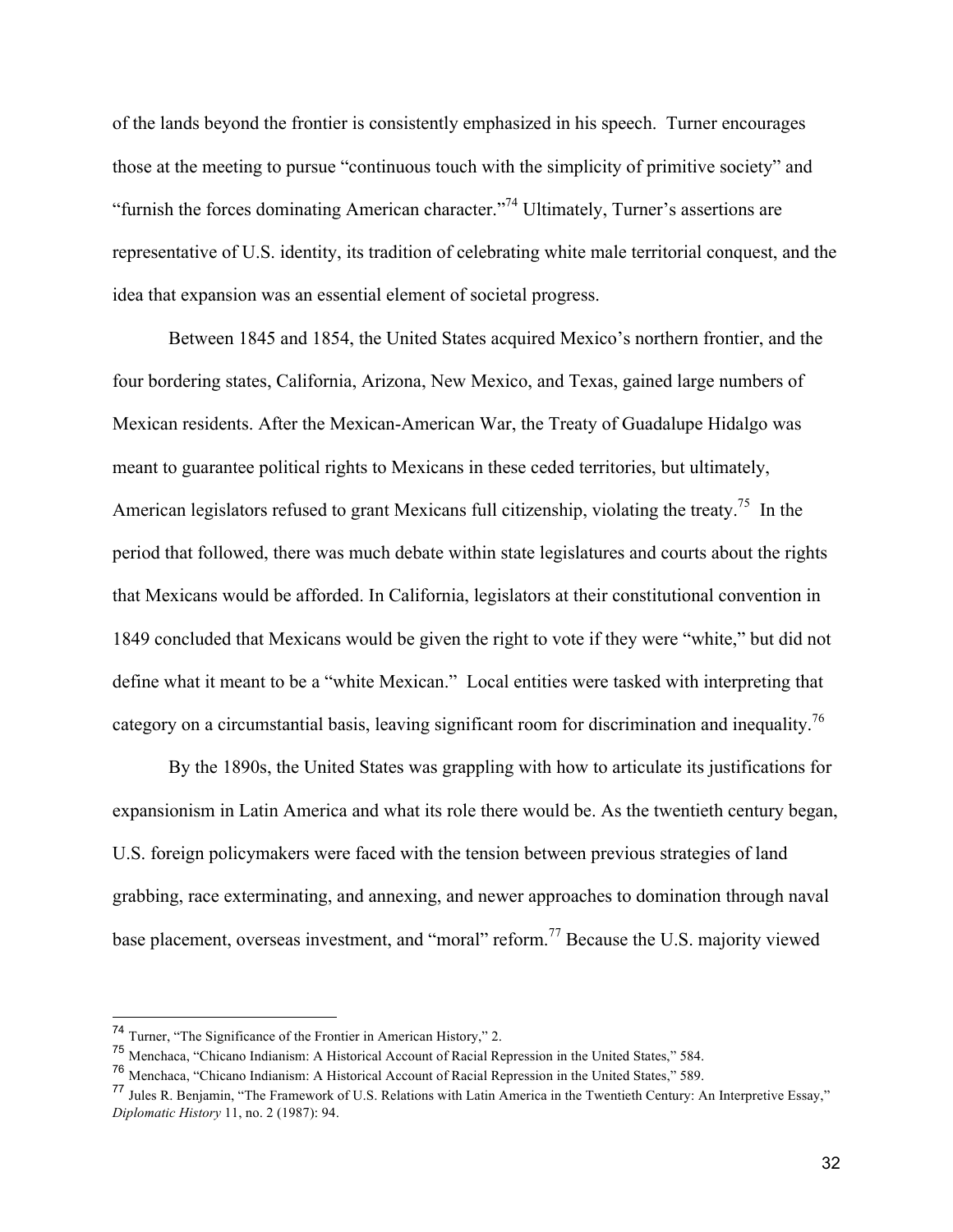of the lands beyond the frontier is consistently emphasized in his speech. Turner encourages those at the meeting to pursue "continuous touch with the simplicity of primitive society" and "furnish the forces dominating American character."[74] Ultimately, Turner's assertions are representative of U.S. identity, its tradition of celebrating white male territorial conquest, and the idea that expansion was an essential element of societal progress.

Between 1845 and 1854, the United States acquired Mexico's northern frontier, and the four bordering states, California, Arizona, New Mexico, and Texas, gained large numbers of Mexican residents. After the Mexican-American War, the Treaty of Guadalupe Hidalgo was meant to guarantee political rights to Mexicans in these ceded territories, but ultimately, American legislators refused to grant Mexicans full citizenship, violating the treaty.[75] In the period that followed, there was much debate within state legislatures and courts about the rights that Mexicans would be afforded. In California, legislators at their constitutional convention in 1849 concluded that Mexicans would be given the right to vote if they were "white," but did not define what it meant to be a "white Mexican." Local entities were tasked with interpreting that category on a circumstantial basis, leaving significant room for discrimination and inequality.[76]

By the 1890s, the United States was grappling with how to articulate its justifications for expansionism in Latin America and what its role there would be. As the twentieth century began, U.S. foreign policymakers were faced with the tension between previous strategies of land grabbing, race exterminating, and annexing, and newer approaches to domination through naval base placement, overseas investment, and "moral" reform.[77] Because the U.S. majority viewed

---

[74] Turner, "The Significance of the Frontier in American History," 2.

[75] Menchaca, "Chicano Indianism: A Historical Account of Racial Repression in the United States," 584.

[76] Menchaca, "Chicano Indianism: A Historical Account of Racial Repression in the United States," 589.

[77] Jules R. Benjamin, "The Framework of U.S. Relations with Latin America in the Twentieth Century: An Interpretive Essay," *Diplomatic History* 11, no. 2 (1987): 94.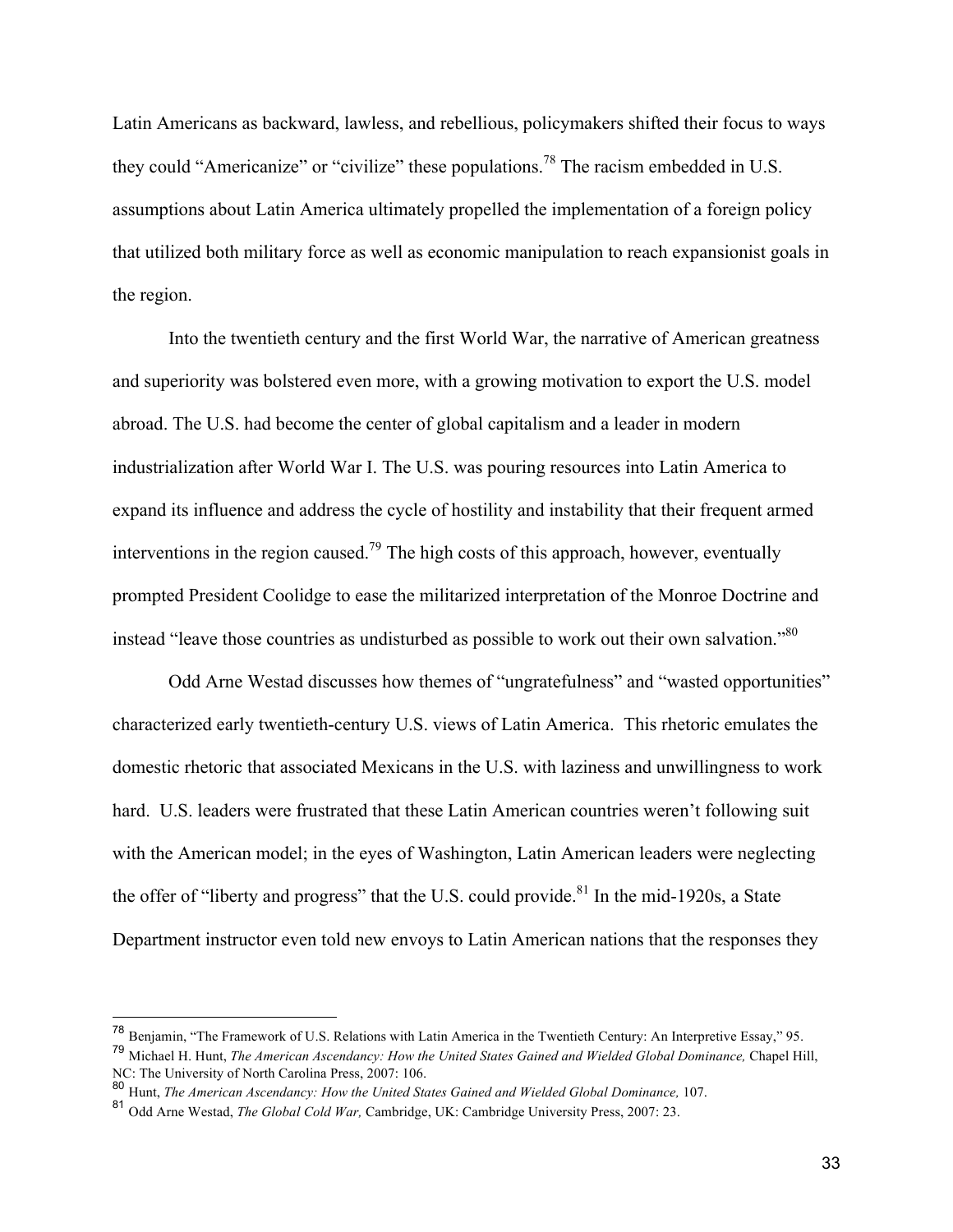Latin Americans as backward, lawless, and rebellious, policymakers shifted their focus to ways they could "Americanize" or "civilize" these populations.[78] The racism embedded in U.S. assumptions about Latin America ultimately propelled the implementation of a foreign policy that utilized both military force as well as economic manipulation to reach expansionist goals in the region.

Into the twentieth century and the first World War, the narrative of American greatness and superiority was bolstered even more, with a growing motivation to export the U.S. model abroad. The U.S. had become the center of global capitalism and a leader in modern industrialization after World War I. The U.S. was pouring resources into Latin America to expand its influence and address the cycle of hostility and instability that their frequent armed interventions in the region caused.[79] The high costs of this approach, however, eventually prompted President Coolidge to ease the militarized interpretation of the Monroe Doctrine and instead "leave those countries as undisturbed as possible to work out their own salvation."[80]

Odd Arne Westad discusses how themes of "ungratefulness" and "wasted opportunities" characterized early twentieth-century U.S. views of Latin America. This rhetoric emulates the domestic rhetoric that associated Mexicans in the U.S. with laziness and unwillingness to work hard. U.S. leaders were frustrated that these Latin American countries weren't following suit with the American model; in the eyes of Washington, Latin American leaders were neglecting the offer of "liberty and progress" that the U.S. could provide.[81] In the mid-1920s, a State Department instructor even told new envoys to Latin American nations that the responses they

---

[78] Benjamin, "The Framework of U.S. Relations with Latin America in the Twentieth Century: An Interpretive Essay," 95.

[79] Michael H. Hunt, *The American Ascendancy: How the United States Gained and Wielded Global Dominance,* Chapel Hill, NC: The University of North Carolina Press, 2007: 106.

[80] Hunt, *The American Ascendancy: How the United States Gained and Wielded Global Dominance,* 107.

[81] Odd Arne Westad, *The Global Cold War,* Cambridge, UK: Cambridge University Press, 2007: 23.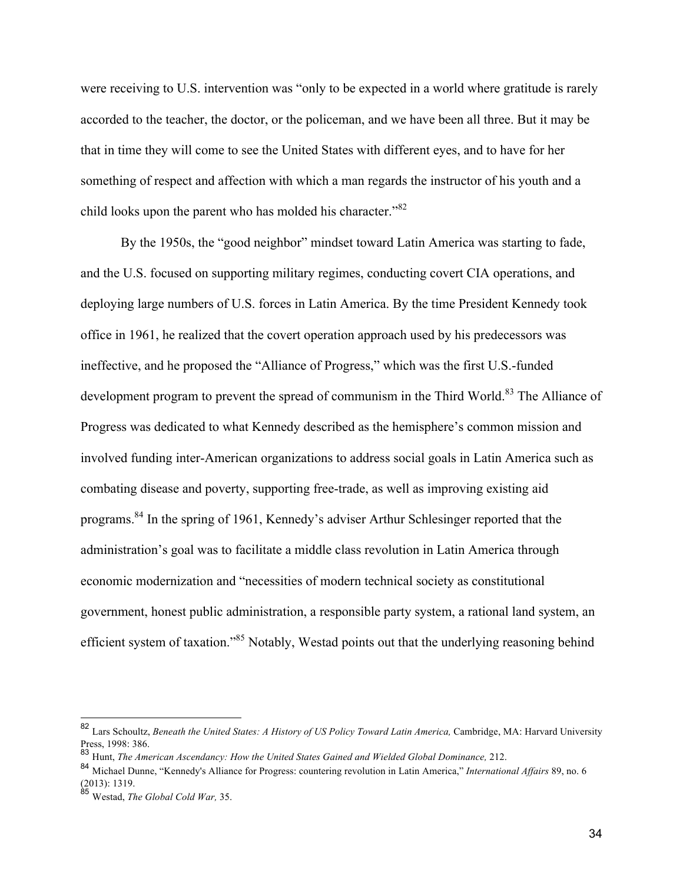were receiving to U.S. intervention was "only to be expected in a world where gratitude is rarely accorded to the teacher, the doctor, or the policeman, and we have been all three. But it may be that in time they will come to see the United States with different eyes, and to have for her something of respect and affection with which a man regards the instructor of his youth and a child looks upon the parent who has molded his character."[82]

By the 1950s, the "good neighbor" mindset toward Latin America was starting to fade, and the U.S. focused on supporting military regimes, conducting covert CIA operations, and deploying large numbers of U.S. forces in Latin America. By the time President Kennedy took office in 1961, he realized that the covert operation approach used by his predecessors was ineffective, and he proposed the "Alliance of Progress," which was the first U.S.-funded development program to prevent the spread of communism in the Third World.[83] The Alliance of Progress was dedicated to what Kennedy described as the hemisphere's common mission and involved funding inter-American organizations to address social goals in Latin America such as combating disease and poverty, supporting free-trade, as well as improving existing aid programs.[84] In the spring of 1961, Kennedy's adviser Arthur Schlesinger reported that the administration's goal was to facilitate a middle class revolution in Latin America through economic modernization and "necessities of modern technical society as constitutional government, honest public administration, a responsible party system, a rational land system, an efficient system of taxation."[85] Notably, Westad points out that the underlying reasoning behind

---

[82] Lars Schoultz, *Beneath the United States: A History of US Policy Toward Latin America,* Cambridge, MA: Harvard University Press, 1998: 386.

[83] Hunt, *The American Ascendancy: How the United States Gained and Wielded Global Dominance,* 212.

[84] Michael Dunne, "Kennedy's Alliance for Progress: countering revolution in Latin America," *International Affairs* 89, no. 6 (2013): 1319.

[85] Westad, *The Global Cold War,* 35.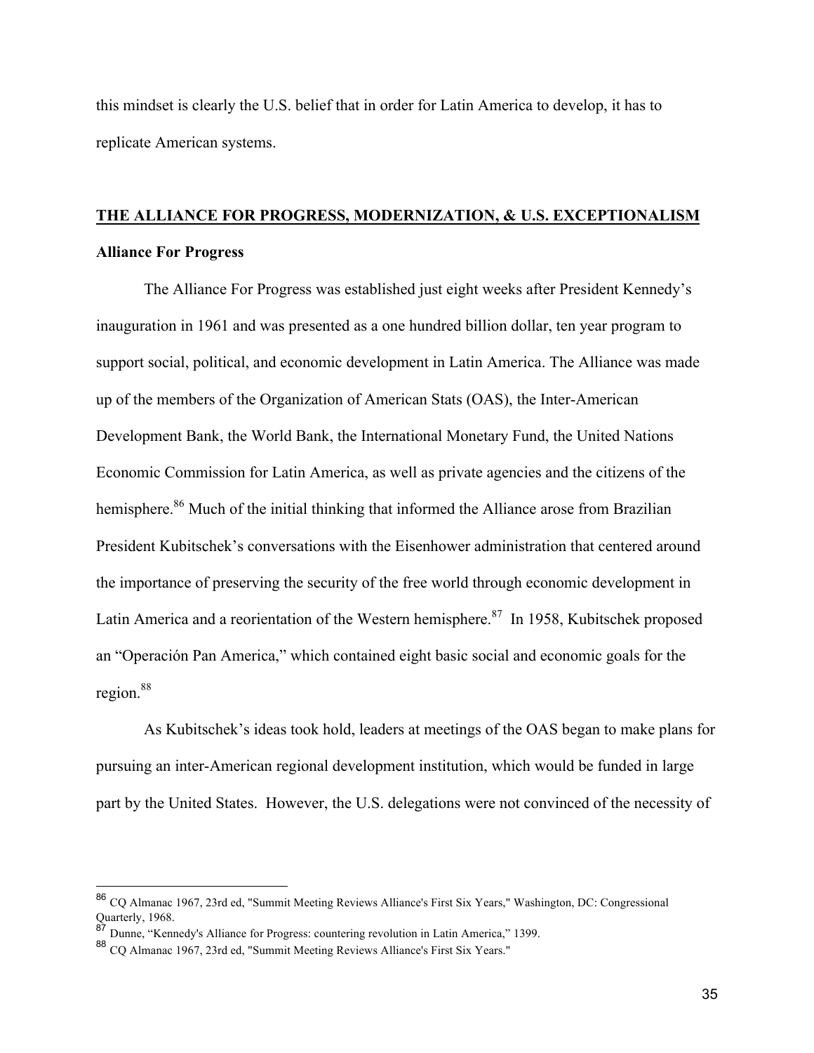this mindset is clearly the U.S. belief that in order for Latin America to develop, it has to replicate American systems.

## THE ALLIANCE FOR PROGRESS, MODERNIZATION, & U.S. EXCEPTIONALISM

### Alliance For Progress

The Alliance For Progress was established just eight weeks after President Kennedy's inauguration in 1961 and was presented as a one hundred billion dollar, ten year program to support social, political, and economic development in Latin America. The Alliance was made up of the members of the Organization of American Stats (OAS), the Inter-American Development Bank, the World Bank, the International Monetary Fund, the United Nations Economic Commission for Latin America, as well as private agencies and the citizens of the hemisphere.[86] Much of the initial thinking that informed the Alliance arose from Brazilian President Kubitschek's conversations with the Eisenhower administration that centered around the importance of preserving the security of the free world through economic development in Latin America and a reorientation of the Western hemisphere.[87] In 1958, Kubitschek proposed an "Operación Pan America," which contained eight basic social and economic goals for the region.[88]

As Kubitschek's ideas took hold, leaders at meetings of the OAS began to make plans for pursuing an inter-American regional development institution, which would be funded in large part by the United States. However, the U.S. delegations were not convinced of the necessity of

---

[86] CQ Almanac 1967, 23rd ed, "Summit Meeting Reviews Alliance's First Six Years," Washington, DC: Congressional Quarterly, 1968.

[87] Dunne, "Kennedy's Alliance for Progress: countering revolution in Latin America," 1399.

[88] CQ Almanac 1967, 23rd ed, "Summit Meeting Reviews Alliance's First Six Years."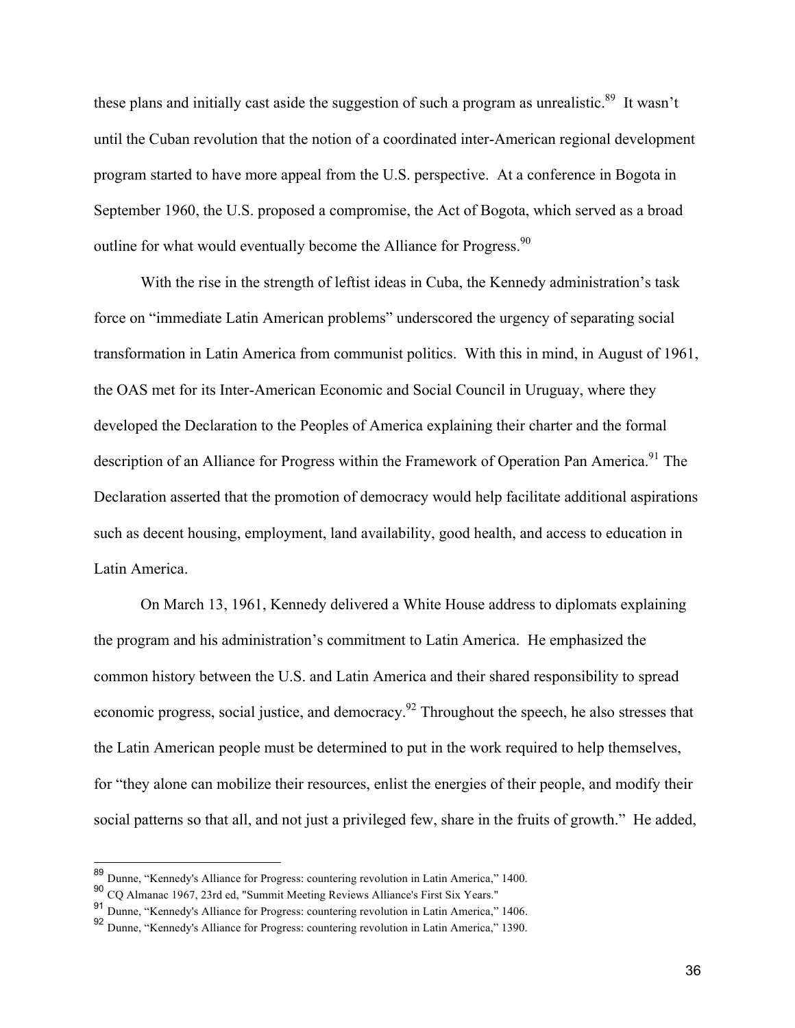these plans and initially cast aside the suggestion of such a program as unrealistic.[89] It wasn't until the Cuban revolution that the notion of a coordinated inter-American regional development program started to have more appeal from the U.S. perspective. At a conference in Bogota in September 1960, the U.S. proposed a compromise, the Act of Bogota, which served as a broad outline for what would eventually become the Alliance for Progress.[90]

With the rise in the strength of leftist ideas in Cuba, the Kennedy administration's task force on "immediate Latin American problems" underscored the urgency of separating social transformation in Latin America from communist politics. With this in mind, in August of 1961, the OAS met for its Inter-American Economic and Social Council in Uruguay, where they developed the Declaration to the Peoples of America explaining their charter and the formal description of an Alliance for Progress within the Framework of Operation Pan America.[91] The Declaration asserted that the promotion of democracy would help facilitate additional aspirations such as decent housing, employment, land availability, good health, and access to education in Latin America.

On March 13, 1961, Kennedy delivered a White House address to diplomats explaining the program and his administration's commitment to Latin America. He emphasized the common history between the U.S. and Latin America and their shared responsibility to spread economic progress, social justice, and democracy.[92] Throughout the speech, he also stresses that the Latin American people must be determined to put in the work required to help themselves, for "they alone can mobilize their resources, enlist the energies of their people, and modify their social patterns so that all, and not just a privileged few, share in the fruits of growth." He added,

---

[89] Dunne, "Kennedy's Alliance for Progress: countering revolution in Latin America," 1400.

[90] CQ Almanac 1967, 23rd ed, "Summit Meeting Reviews Alliance's First Six Years."

[91] Dunne, "Kennedy's Alliance for Progress: countering revolution in Latin America," 1406.

[92] Dunne, "Kennedy's Alliance for Progress: countering revolution in Latin America," 1390.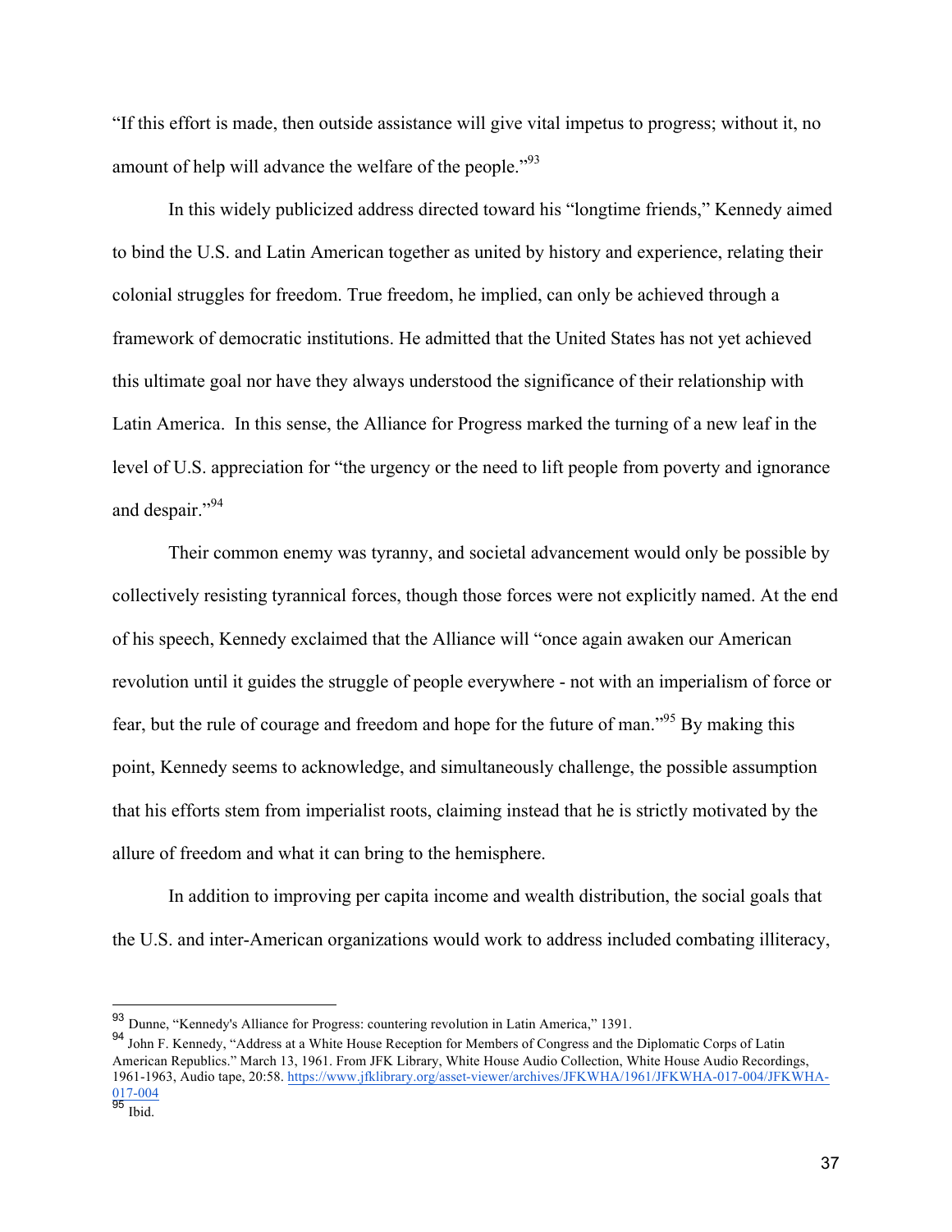"If this effort is made, then outside assistance will give vital impetus to progress; without it, no amount of help will advance the welfare of the people."[93]

In this widely publicized address directed toward his "longtime friends," Kennedy aimed to bind the U.S. and Latin American together as united by history and experience, relating their colonial struggles for freedom. True freedom, he implied, can only be achieved through a framework of democratic institutions. He admitted that the United States has not yet achieved this ultimate goal nor have they always understood the significance of their relationship with Latin America. In this sense, the Alliance for Progress marked the turning of a new leaf in the level of U.S. appreciation for "the urgency or the need to lift people from poverty and ignorance and despair."[94]

Their common enemy was tyranny, and societal advancement would only be possible by collectively resisting tyrannical forces, though those forces were not explicitly named. At the end of his speech, Kennedy exclaimed that the Alliance will "once again awaken our American revolution until it guides the struggle of people everywhere - not with an imperialism of force or fear, but the rule of courage and freedom and hope for the future of man."[95] By making this point, Kennedy seems to acknowledge, and simultaneously challenge, the possible assumption that his efforts stem from imperialist roots, claiming instead that he is strictly motivated by the allure of freedom and what it can bring to the hemisphere.

In addition to improving per capita income and wealth distribution, the social goals that the U.S. and inter-American organizations would work to address included combating illiteracy,

---

[93] Dunne, "Kennedy's Alliance for Progress: countering revolution in Latin America," 1391.

[94] John F. Kennedy, "Address at a White House Reception for Members of Congress and the Diplomatic Corps of Latin American Republics." March 13, 1961. From JFK Library, White House Audio Collection, White House Audio Recordings, 1961-1963, Audio tape, 20:58. https://www.jfklibrary.org/asset-viewer/archives/JFKWHA/1961/JFKWHA-017-004/JFKWHA-017-004

[95] Ibid.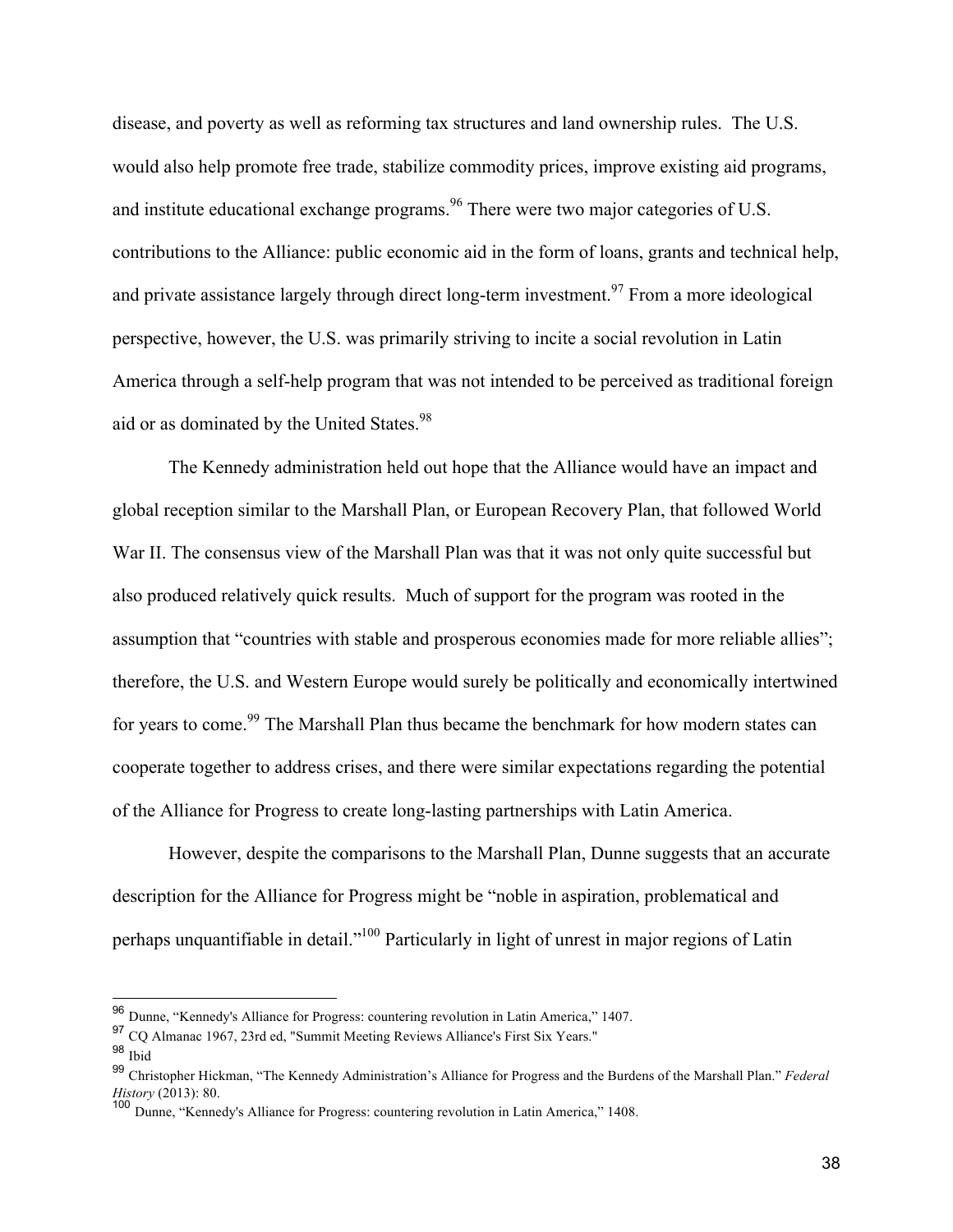disease, and poverty as well as reforming tax structures and land ownership rules. The U.S. would also help promote free trade, stabilize commodity prices, improve existing aid programs, and institute educational exchange programs.[96] There were two major categories of U.S. contributions to the Alliance: public economic aid in the form of loans, grants and technical help, and private assistance largely through direct long-term investment.[97] From a more ideological perspective, however, the U.S. was primarily striving to incite a social revolution in Latin America through a self-help program that was not intended to be perceived as traditional foreign aid or as dominated by the United States.[98]

The Kennedy administration held out hope that the Alliance would have an impact and global reception similar to the Marshall Plan, or European Recovery Plan, that followed World War II. The consensus view of the Marshall Plan was that it was not only quite successful but also produced relatively quick results. Much of support for the program was rooted in the assumption that "countries with stable and prosperous economies made for more reliable allies"; therefore, the U.S. and Western Europe would surely be politically and economically intertwined for years to come.[99] The Marshall Plan thus became the benchmark for how modern states can cooperate together to address crises, and there were similar expectations regarding the potential of the Alliance for Progress to create long-lasting partnerships with Latin America.

However, despite the comparisons to the Marshall Plan, Dunne suggests that an accurate description for the Alliance for Progress might be "noble in aspiration, problematical and perhaps unquantifiable in detail."[100] Particularly in light of unrest in major regions of Latin

---

[96] Dunne, "Kennedy's Alliance for Progress: countering revolution in Latin America," 1407.

[97] CQ Almanac 1967, 23rd ed, "Summit Meeting Reviews Alliance's First Six Years."

[98] Ibid

[99] Christopher Hickman, "The Kennedy Administration's Alliance for Progress and the Burdens of the Marshall Plan." *Federal History* (2013): 80.

[100] Dunne, "Kennedy's Alliance for Progress: countering revolution in Latin America," 1408.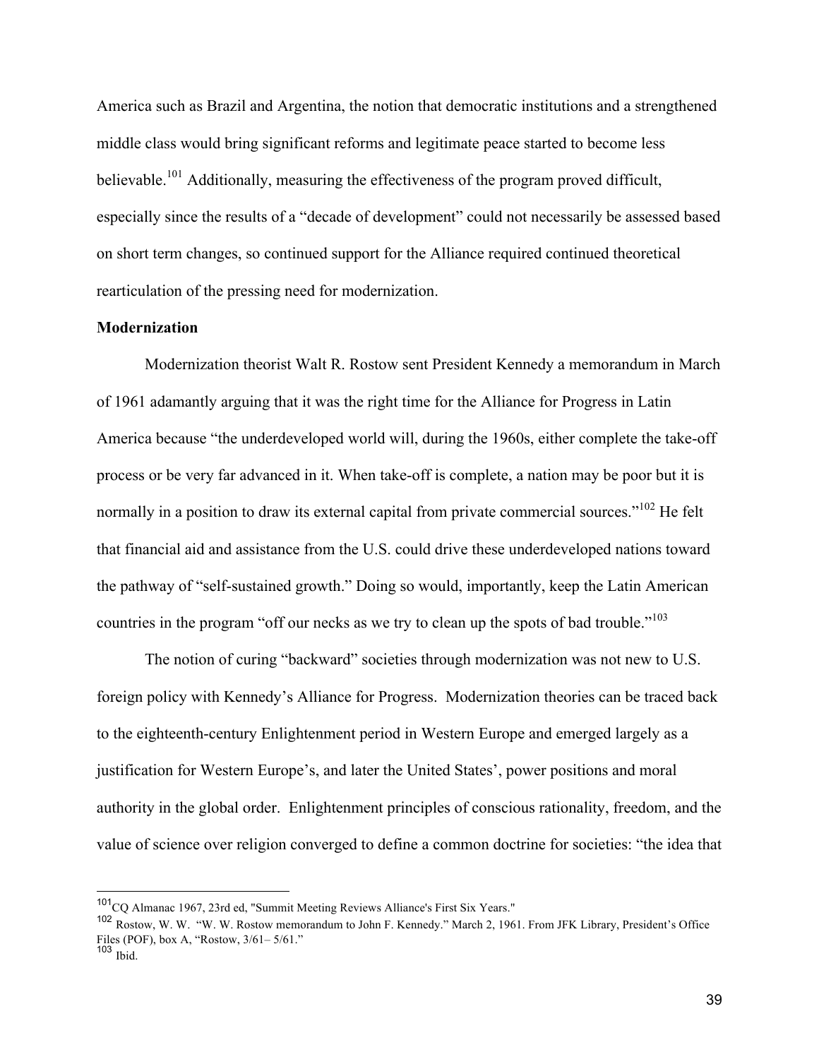America such as Brazil and Argentina, the notion that democratic institutions and a strengthened middle class would bring significant reforms and legitimate peace started to become less believable.[101] Additionally, measuring the effectiveness of the program proved difficult, especially since the results of a "decade of development" could not necessarily be assessed based on short term changes, so continued support for the Alliance required continued theoretical rearticulation of the pressing need for modernization.

**Modernization**

Modernization theorist Walt R. Rostow sent President Kennedy a memorandum in March of 1961 adamantly arguing that it was the right time for the Alliance for Progress in Latin America because "the underdeveloped world will, during the 1960s, either complete the take-off process or be very far advanced in it. When take-off is complete, a nation may be poor but it is normally in a position to draw its external capital from private commercial sources."[102] He felt that financial aid and assistance from the U.S. could drive these underdeveloped nations toward the pathway of "self-sustained growth." Doing so would, importantly, keep the Latin American countries in the program "off our necks as we try to clean up the spots of bad trouble."[103]

The notion of curing "backward" societies through modernization was not new to U.S. foreign policy with Kennedy's Alliance for Progress. Modernization theories can be traced back to the eighteenth-century Enlightenment period in Western Europe and emerged largely as a justification for Western Europe's, and later the United States', power positions and moral authority in the global order. Enlightenment principles of conscious rationality, freedom, and the value of science over religion converged to define a common doctrine for societies: "the idea that

---

[101] CQ Almanac 1967, 23rd ed, "Summit Meeting Reviews Alliance's First Six Years."

[102] Rostow, W. W. "W. W. Rostow memorandum to John F. Kennedy." March 2, 1961. From JFK Library, President's Office Files (POF), box A, "Rostow, 3/61– 5/61."

[103] Ibid.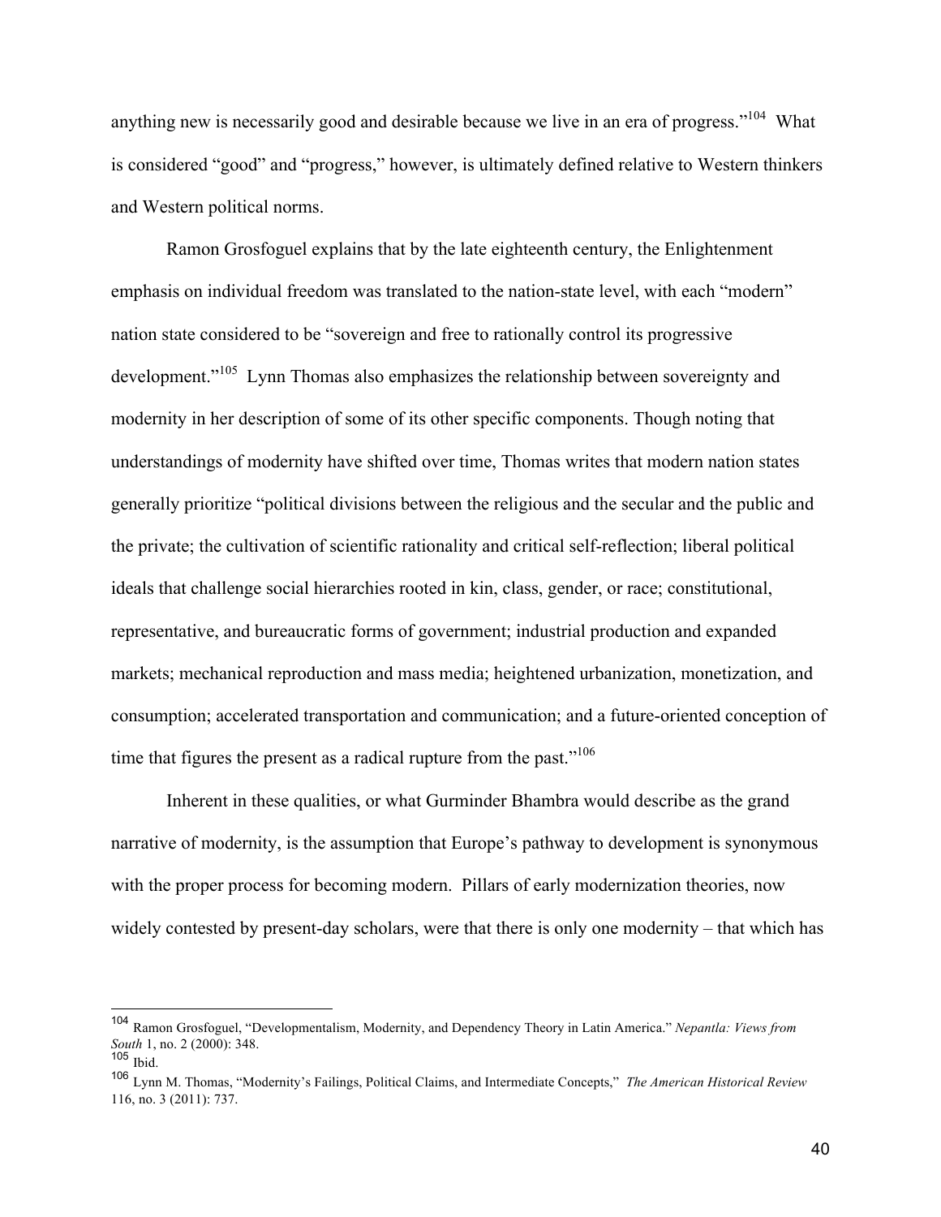anything new is necessarily good and desirable because we live in an era of progress."[104] What is considered "good" and "progress," however, is ultimately defined relative to Western thinkers and Western political norms.

Ramon Grosfoguel explains that by the late eighteenth century, the Enlightenment emphasis on individual freedom was translated to the nation-state level, with each "modern" nation state considered to be "sovereign and free to rationally control its progressive development."[105] Lynn Thomas also emphasizes the relationship between sovereignty and modernity in her description of some of its other specific components. Though noting that understandings of modernity have shifted over time, Thomas writes that modern nation states generally prioritize "political divisions between the religious and the secular and the public and the private; the cultivation of scientific rationality and critical self-reflection; liberal political ideals that challenge social hierarchies rooted in kin, class, gender, or race; constitutional, representative, and bureaucratic forms of government; industrial production and expanded markets; mechanical reproduction and mass media; heightened urbanization, monetization, and consumption; accelerated transportation and communication; and a future-oriented conception of time that figures the present as a radical rupture from the past."[106]

Inherent in these qualities, or what Gurminder Bhambra would describe as the grand narrative of modernity, is the assumption that Europe's pathway to development is synonymous with the proper process for becoming modern. Pillars of early modernization theories, now widely contested by present-day scholars, were that there is only one modernity – that which has

---

[104] Ramon Grosfoguel, "Developmentalism, Modernity, and Dependency Theory in Latin America." *Nepantla: Views from South* 1, no. 2 (2000): 348.

[105] Ibid.

[106] Lynn M. Thomas, "Modernity's Failings, Political Claims, and Intermediate Concepts," *The American Historical Review* 116, no. 3 (2011): 737.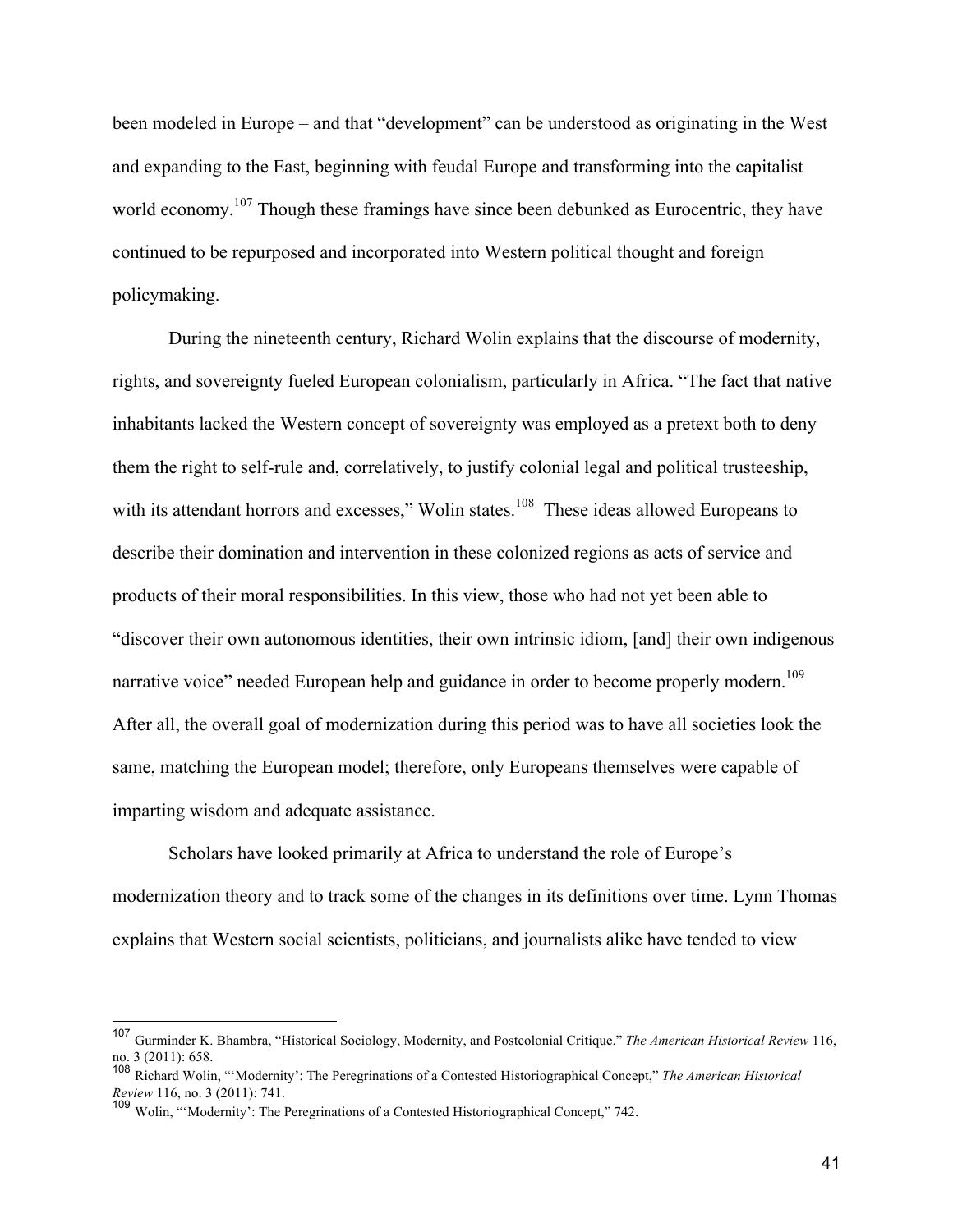been modeled in Europe – and that "development" can be understood as originating in the West and expanding to the East, beginning with feudal Europe and transforming into the capitalist world economy.[107] Though these framings have since been debunked as Eurocentric, they have continued to be repurposed and incorporated into Western political thought and foreign policymaking.

During the nineteenth century, Richard Wolin explains that the discourse of modernity, rights, and sovereignty fueled European colonialism, particularly in Africa. "The fact that native inhabitants lacked the Western concept of sovereignty was employed as a pretext both to deny them the right to self-rule and, correlatively, to justify colonial legal and political trusteeship, with its attendant horrors and excesses," Wolin states.[108] These ideas allowed Europeans to describe their domination and intervention in these colonized regions as acts of service and products of their moral responsibilities. In this view, those who had not yet been able to "discover their own autonomous identities, their own intrinsic idiom, [and] their own indigenous narrative voice" needed European help and guidance in order to become properly modern.[109] After all, the overall goal of modernization during this period was to have all societies look the same, matching the European model; therefore, only Europeans themselves were capable of imparting wisdom and adequate assistance.

Scholars have looked primarily at Africa to understand the role of Europe's modernization theory and to track some of the changes in its definitions over time. Lynn Thomas explains that Western social scientists, politicians, and journalists alike have tended to view

---

[107] Gurminder K. Bhambra, "Historical Sociology, Modernity, and Postcolonial Critique." *The American Historical Review* 116, no. 3 (2011): 658.

[108] Richard Wolin, "'Modernity': The Peregrinations of a Contested Historiographical Concept," *The American Historical Review* 116, no. 3 (2011): 741.

[109] Wolin, "'Modernity': The Peregrinations of a Contested Historiographical Concept," 742.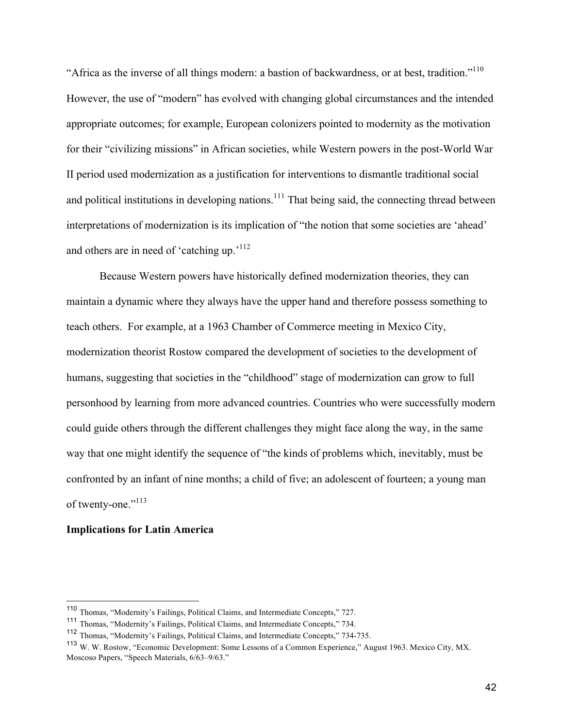"Africa as the inverse of all things modern: a bastion of backwardness, or at best, tradition."[110] However, the use of "modern" has evolved with changing global circumstances and the intended appropriate outcomes; for example, European colonizers pointed to modernity as the motivation for their "civilizing missions" in African societies, while Western powers in the post-World War II period used modernization as a justification for interventions to dismantle traditional social and political institutions in developing nations.[111] That being said, the connecting thread between interpretations of modernization is its implication of "the notion that some societies are 'ahead' and others are in need of 'catching up.'[112]

Because Western powers have historically defined modernization theories, they can maintain a dynamic where they always have the upper hand and therefore possess something to teach others. For example, at a 1963 Chamber of Commerce meeting in Mexico City, modernization theorist Rostow compared the development of societies to the development of humans, suggesting that societies in the "childhood" stage of modernization can grow to full personhood by learning from more advanced countries. Countries who were successfully modern could guide others through the different challenges they might face along the way, in the same way that one might identify the sequence of "the kinds of problems which, inevitably, must be confronted by an infant of nine months; a child of five; an adolescent of fourteen; a young man of twenty-one."[113]

**Implications for Latin America**

---

[110] Thomas, "Modernity's Failings, Political Claims, and Intermediate Concepts," 727.

[111] Thomas, "Modernity's Failings, Political Claims, and Intermediate Concepts," 734.

[112] Thomas, "Modernity's Failings, Political Claims, and Intermediate Concepts," 734-735.

[113] W. W. Rostow, "Economic Development: Some Lessons of a Common Experience," August 1963. Mexico City, MX. Moscoso Papers, "Speech Materials, 6/63–9/63."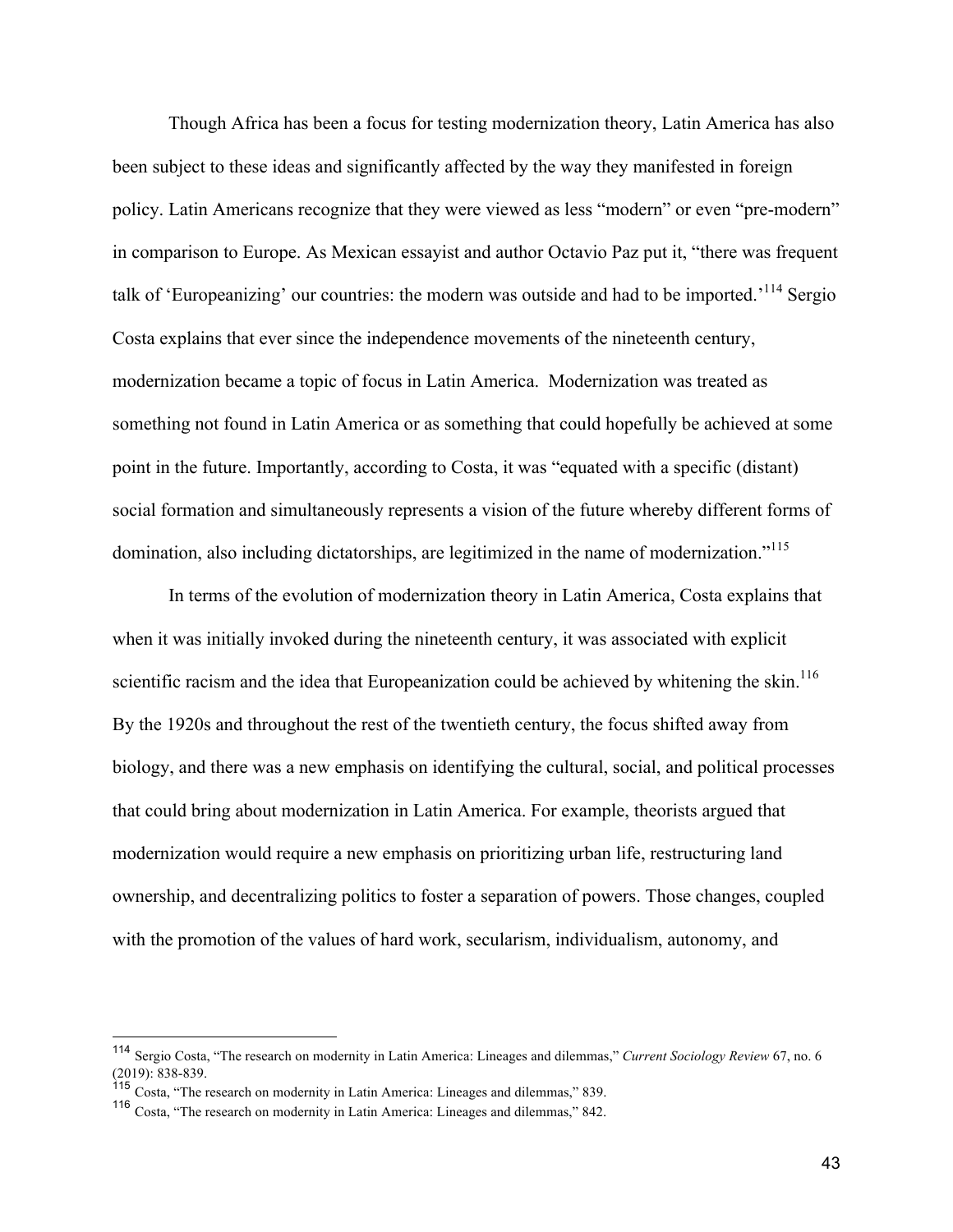Though Africa has been a focus for testing modernization theory, Latin America has also been subject to these ideas and significantly affected by the way they manifested in foreign policy. Latin Americans recognize that they were viewed as less "modern" or even "pre-modern" in comparison to Europe. As Mexican essayist and author Octavio Paz put it, "there was frequent talk of 'Europeanizing' our countries: the modern was outside and had to be imported.'[114] Sergio Costa explains that ever since the independence movements of the nineteenth century, modernization became a topic of focus in Latin America. Modernization was treated as something not found in Latin America or as something that could hopefully be achieved at some point in the future. Importantly, according to Costa, it was "equated with a specific (distant) social formation and simultaneously represents a vision of the future whereby different forms of domination, also including dictatorships, are legitimized in the name of modernization."[115]

In terms of the evolution of modernization theory in Latin America, Costa explains that when it was initially invoked during the nineteenth century, it was associated with explicit scientific racism and the idea that Europeanization could be achieved by whitening the skin.[116] By the 1920s and throughout the rest of the twentieth century, the focus shifted away from biology, and there was a new emphasis on identifying the cultural, social, and political processes that could bring about modernization in Latin America. For example, theorists argued that modernization would require a new emphasis on prioritizing urban life, restructuring land ownership, and decentralizing politics to foster a separation of powers. Those changes, coupled with the promotion of the values of hard work, secularism, individualism, autonomy, and

---

[114] Sergio Costa, "The research on modernity in Latin America: Lineages and dilemmas," *Current Sociology Review* 67, no. 6 (2019): 838-839.

[115] Costa, "The research on modernity in Latin America: Lineages and dilemmas," 839.

[116] Costa, "The research on modernity in Latin America: Lineages and dilemmas," 842.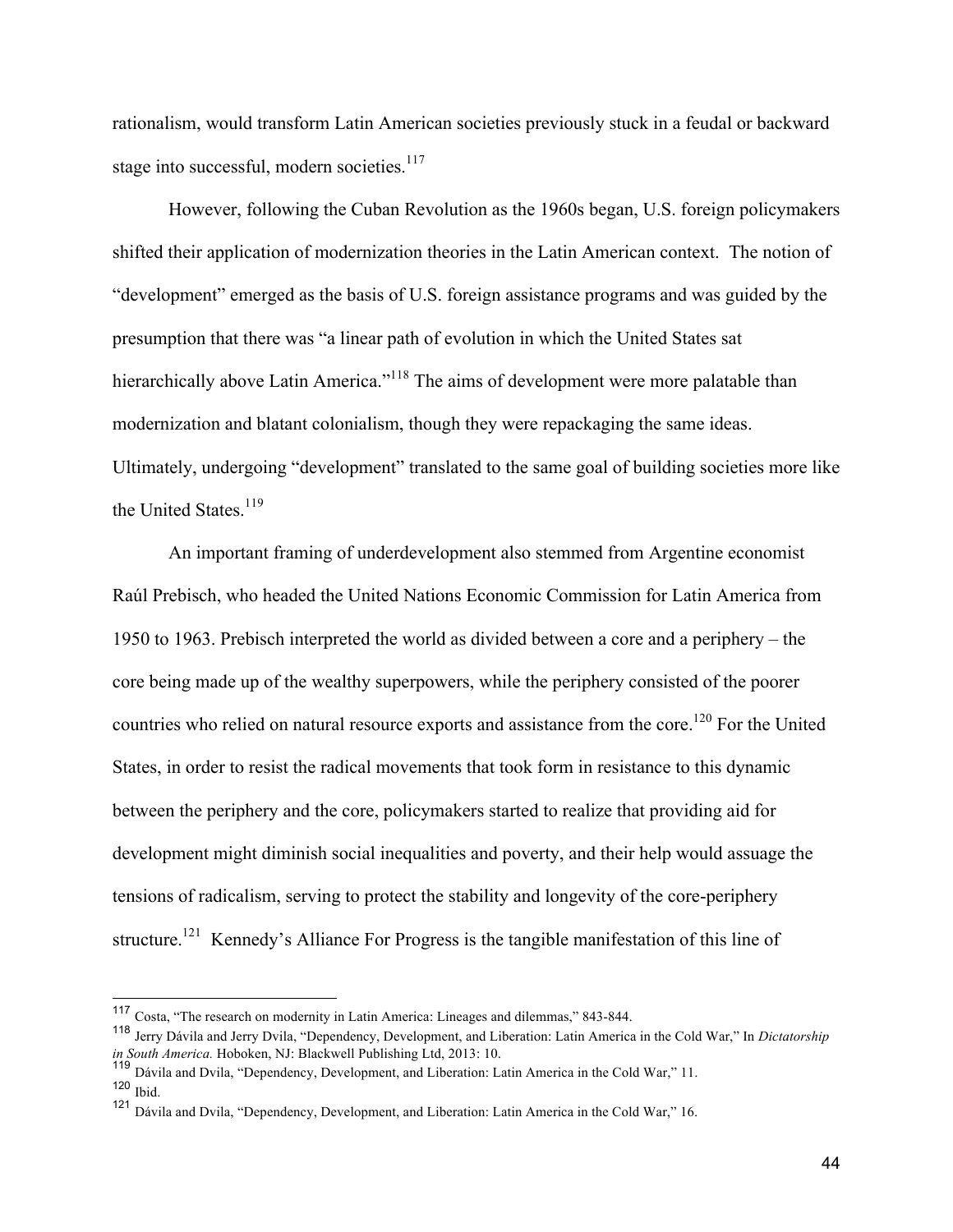rationalism, would transform Latin American societies previously stuck in a feudal or backward stage into successful, modern societies.[117]

However, following the Cuban Revolution as the 1960s began, U.S. foreign policymakers shifted their application of modernization theories in the Latin American context. The notion of "development" emerged as the basis of U.S. foreign assistance programs and was guided by the presumption that there was "a linear path of evolution in which the United States sat hierarchically above Latin America."[118] The aims of development were more palatable than modernization and blatant colonialism, though they were repackaging the same ideas. Ultimately, undergoing "development" translated to the same goal of building societies more like the United States.[119]

An important framing of underdevelopment also stemmed from Argentine economist Raúl Prebisch, who headed the United Nations Economic Commission for Latin America from 1950 to 1963. Prebisch interpreted the world as divided between a core and a periphery – the core being made up of the wealthy superpowers, while the periphery consisted of the poorer countries who relied on natural resource exports and assistance from the core.[120] For the United States, in order to resist the radical movements that took form in resistance to this dynamic between the periphery and the core, policymakers started to realize that providing aid for development might diminish social inequalities and poverty, and their help would assuage the tensions of radicalism, serving to protect the stability and longevity of the core-periphery structure.[121] Kennedy's Alliance For Progress is the tangible manifestation of this line of

---

[117] Costa, "The research on modernity in Latin America: Lineages and dilemmas," 843-844.

[118] Jerry Dávila and Jerry Dvila, "Dependency, Development, and Liberation: Latin America in the Cold War," In *Dictatorship in South America.* Hoboken, NJ: Blackwell Publishing Ltd, 2013: 10.

[119] Dávila and Dvila, "Dependency, Development, and Liberation: Latin America in the Cold War," 11.

[120] Ibid.

[121] Dávila and Dvila, "Dependency, Development, and Liberation: Latin America in the Cold War," 16.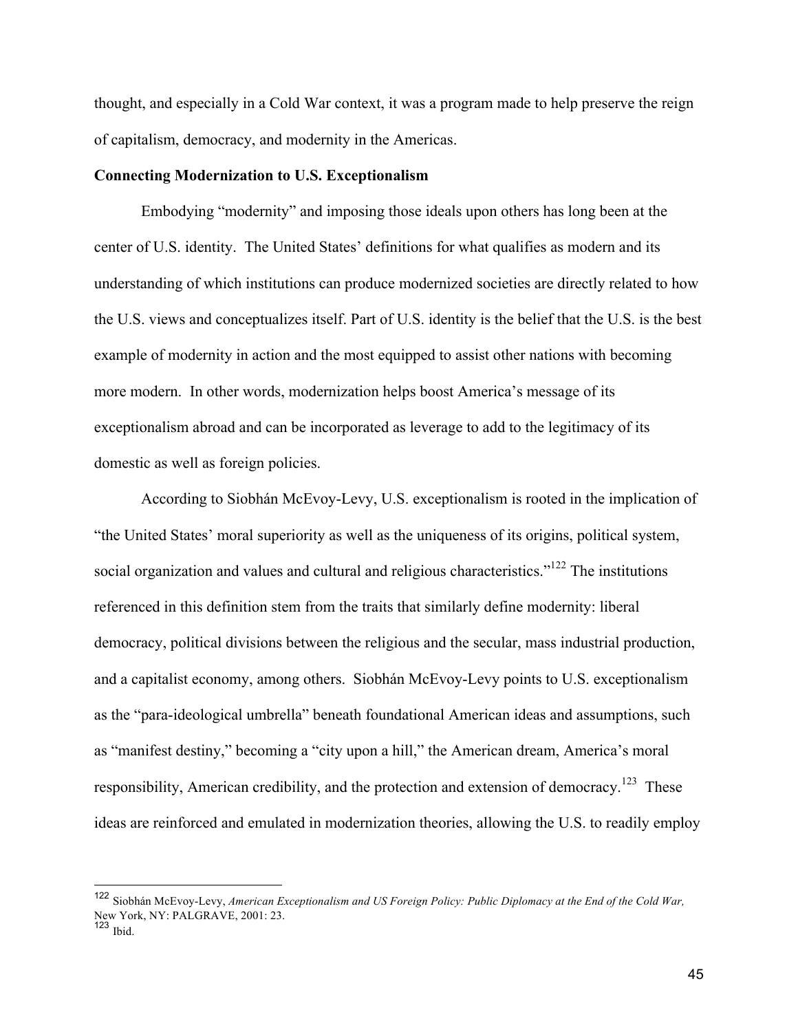thought, and especially in a Cold War context, it was a program made to help preserve the reign of capitalism, democracy, and modernity in the Americas.

**Connecting Modernization to U.S. Exceptionalism**

Embodying "modernity" and imposing those ideals upon others has long been at the center of U.S. identity. The United States' definitions for what qualifies as modern and its understanding of which institutions can produce modernized societies are directly related to how the U.S. views and conceptualizes itself. Part of U.S. identity is the belief that the U.S. is the best example of modernity in action and the most equipped to assist other nations with becoming more modern. In other words, modernization helps boost America's message of its exceptionalism abroad and can be incorporated as leverage to add to the legitimacy of its domestic as well as foreign policies.

According to Siobhán McEvoy-Levy, U.S. exceptionalism is rooted in the implication of "the United States' moral superiority as well as the uniqueness of its origins, political system, social organization and values and cultural and religious characteristics."[122] The institutions referenced in this definition stem from the traits that similarly define modernity: liberal democracy, political divisions between the religious and the secular, mass industrial production, and a capitalist economy, among others. Siobhán McEvoy-Levy points to U.S. exceptionalism as the "para-ideological umbrella" beneath foundational American ideas and assumptions, such as "manifest destiny," becoming a "city upon a hill," the American dream, America's moral responsibility, American credibility, and the protection and extension of democracy.[123] These ideas are reinforced and emulated in modernization theories, allowing the U.S. to readily employ

---

[122] Siobhán McEvoy-Levy, *American Exceptionalism and US Foreign Policy: Public Diplomacy at the End of the Cold War,* New York, NY: PALGRAVE, 2001: 23.

[123] Ibid.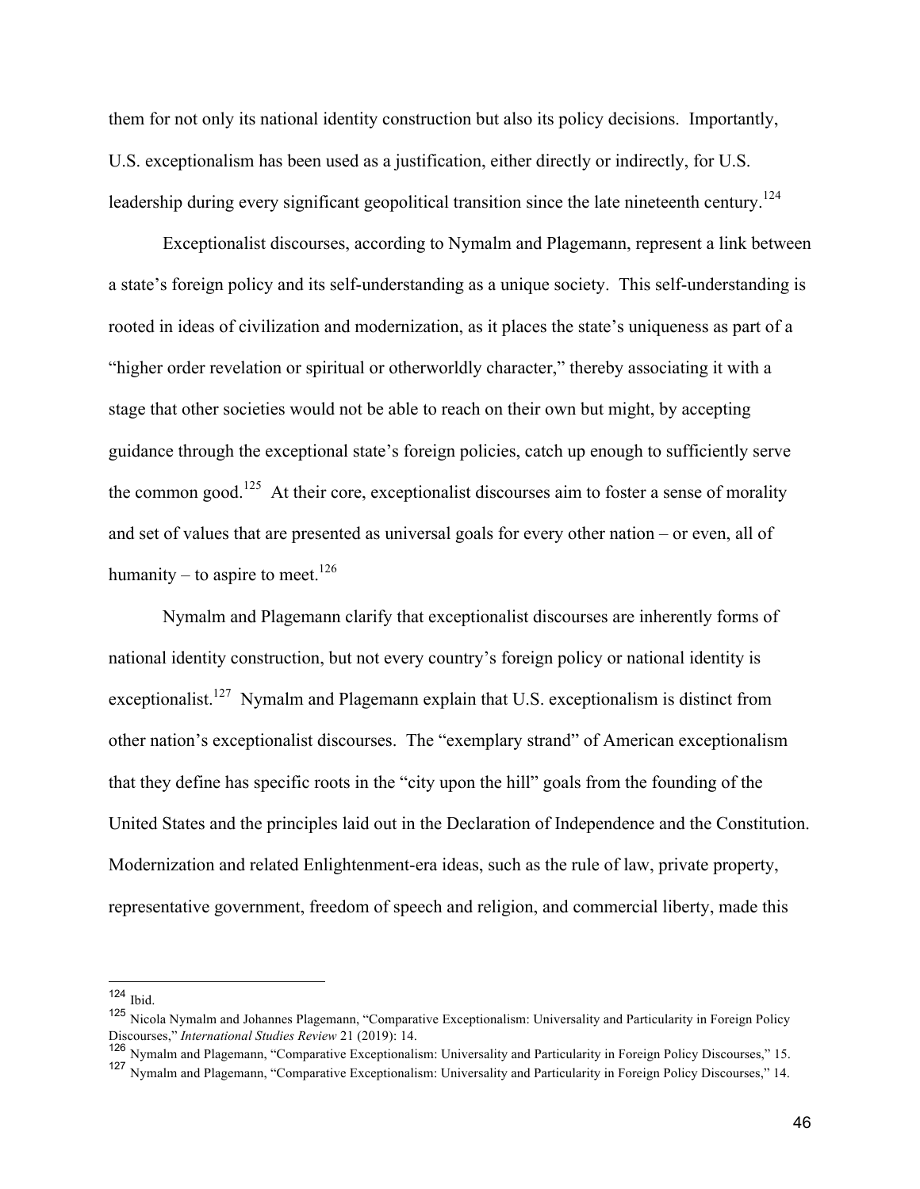them for not only its national identity construction but also its policy decisions. Importantly, U.S. exceptionalism has been used as a justification, either directly or indirectly, for U.S. leadership during every significant geopolitical transition since the late nineteenth century.[124]

Exceptionalist discourses, according to Nymalm and Plagemann, represent a link between a state's foreign policy and its self-understanding as a unique society. This self-understanding is rooted in ideas of civilization and modernization, as it places the state's uniqueness as part of a "higher order revelation or spiritual or otherworldly character," thereby associating it with a stage that other societies would not be able to reach on their own but might, by accepting guidance through the exceptional state's foreign policies, catch up enough to sufficiently serve the common good.[125] At their core, exceptionalist discourses aim to foster a sense of morality and set of values that are presented as universal goals for every other nation – or even, all of humanity – to aspire to meet.[126]

Nymalm and Plagemann clarify that exceptionalist discourses are inherently forms of national identity construction, but not every country's foreign policy or national identity is exceptionalist.[127] Nymalm and Plagemann explain that U.S. exceptionalism is distinct from other nation's exceptionalist discourses. The "exemplary strand" of American exceptionalism that they define has specific roots in the "city upon the hill" goals from the founding of the United States and the principles laid out in the Declaration of Independence and the Constitution. Modernization and related Enlightenment-era ideas, such as the rule of law, private property, representative government, freedom of speech and religion, and commercial liberty, made this

---

[124] Ibid.

[125] Nicola Nymalm and Johannes Plagemann, "Comparative Exceptionalism: Universality and Particularity in Foreign Policy Discourses," *International Studies Review* 21 (2019): 14.

[126] Nymalm and Plagemann, "Comparative Exceptionalism: Universality and Particularity in Foreign Policy Discourses," 15.

[127] Nymalm and Plagemann, "Comparative Exceptionalism: Universality and Particularity in Foreign Policy Discourses," 14.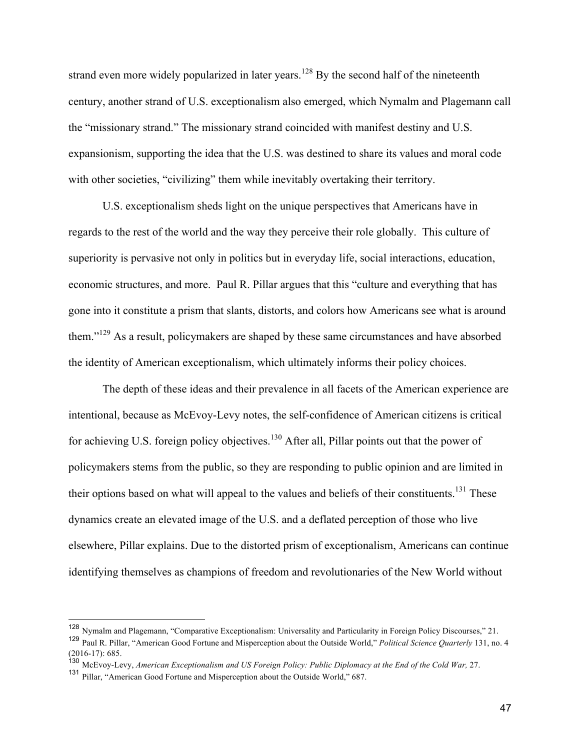strand even more widely popularized in later years.[128] By the second half of the nineteenth century, another strand of U.S. exceptionalism also emerged, which Nymalm and Plagemann call the "missionary strand." The missionary strand coincided with manifest destiny and U.S. expansionism, supporting the idea that the U.S. was destined to share its values and moral code with other societies, "civilizing" them while inevitably overtaking their territory.

U.S. exceptionalism sheds light on the unique perspectives that Americans have in regards to the rest of the world and the way they perceive their role globally. This culture of superiority is pervasive not only in politics but in everyday life, social interactions, education, economic structures, and more. Paul R. Pillar argues that this "culture and everything that has gone into it constitute a prism that slants, distorts, and colors how Americans see what is around them."[129] As a result, policymakers are shaped by these same circumstances and have absorbed the identity of American exceptionalism, which ultimately informs their policy choices.

The depth of these ideas and their prevalence in all facets of the American experience are intentional, because as McEvoy-Levy notes, the self-confidence of American citizens is critical for achieving U.S. foreign policy objectives.[130] After all, Pillar points out that the power of policymakers stems from the public, so they are responding to public opinion and are limited in their options based on what will appeal to the values and beliefs of their constituents.[131] These dynamics create an elevated image of the U.S. and a deflated perception of those who live elsewhere, Pillar explains. Due to the distorted prism of exceptionalism, Americans can continue identifying themselves as champions of freedom and revolutionaries of the New World without

---

[128] Nymalm and Plagemann, "Comparative Exceptionalism: Universality and Particularity in Foreign Policy Discourses," 21.

[129] Paul R. Pillar, "American Good Fortune and Misperception about the Outside World," *Political Science Quarterly* 131, no. 4 (2016-17): 685.

[130] McEvoy-Levy, *American Exceptionalism and US Foreign Policy: Public Diplomacy at the End of the Cold War,* 27.

[131] Pillar, "American Good Fortune and Misperception about the Outside World," 687.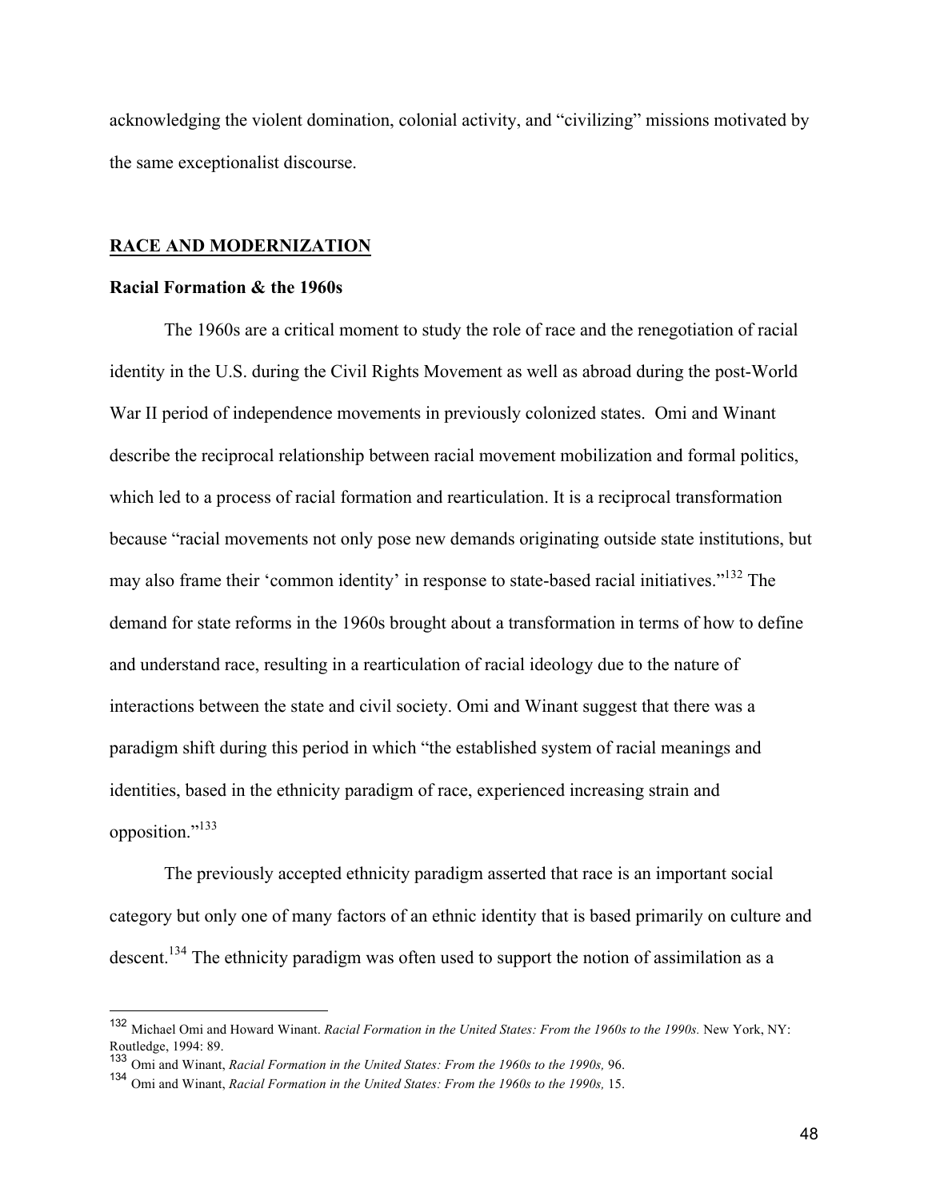acknowledging the violent domination, colonial activity, and "civilizing" missions motivated by the same exceptionalist discourse.

## RACE AND MODERNIZATION

### Racial Formation & the 1960s

The 1960s are a critical moment to study the role of race and the renegotiation of racial identity in the U.S. during the Civil Rights Movement as well as abroad during the post-World War II period of independence movements in previously colonized states. Omi and Winant describe the reciprocal relationship between racial movement mobilization and formal politics, which led to a process of racial formation and rearticulation. It is a reciprocal transformation because "racial movements not only pose new demands originating outside state institutions, but may also frame their 'common identity' in response to state-based racial initiatives."[132] The demand for state reforms in the 1960s brought about a transformation in terms of how to define and understand race, resulting in a rearticulation of racial ideology due to the nature of interactions between the state and civil society. Omi and Winant suggest that there was a paradigm shift during this period in which "the established system of racial meanings and identities, based in the ethnicity paradigm of race, experienced increasing strain and opposition."[133]

The previously accepted ethnicity paradigm asserted that race is an important social category but only one of many factors of an ethnic identity that is based primarily on culture and descent.[134] The ethnicity paradigm was often used to support the notion of assimilation as a

---

[132] Michael Omi and Howard Winant. *Racial Formation in the United States: From the 1960s to the 1990s.* New York, NY: Routledge, 1994: 89.

[133] Omi and Winant, *Racial Formation in the United States: From the 1960s to the 1990s,* 96.

[134] Omi and Winant, *Racial Formation in the United States: From the 1960s to the 1990s,* 15.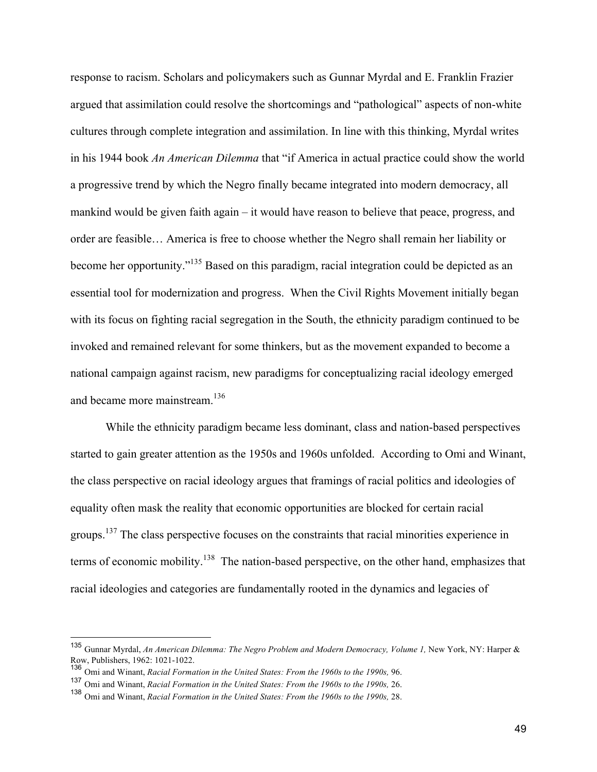response to racism. Scholars and policymakers such as Gunnar Myrdal and E. Franklin Frazier argued that assimilation could resolve the shortcomings and "pathological" aspects of non-white cultures through complete integration and assimilation. In line with this thinking, Myrdal writes in his 1944 book *An American Dilemma* that "if America in actual practice could show the world a progressive trend by which the Negro finally became integrated into modern democracy, all mankind would be given faith again – it would have reason to believe that peace, progress, and order are feasible… America is free to choose whether the Negro shall remain her liability or become her opportunity."[135] Based on this paradigm, racial integration could be depicted as an essential tool for modernization and progress. When the Civil Rights Movement initially began with its focus on fighting racial segregation in the South, the ethnicity paradigm continued to be invoked and remained relevant for some thinkers, but as the movement expanded to become a national campaign against racism, new paradigms for conceptualizing racial ideology emerged and became more mainstream.[136]

While the ethnicity paradigm became less dominant, class and nation-based perspectives started to gain greater attention as the 1950s and 1960s unfolded. According to Omi and Winant, the class perspective on racial ideology argues that framings of racial politics and ideologies of equality often mask the reality that economic opportunities are blocked for certain racial groups.[137] The class perspective focuses on the constraints that racial minorities experience in terms of economic mobility.[138] The nation-based perspective, on the other hand, emphasizes that racial ideologies and categories are fundamentally rooted in the dynamics and legacies of

---

[135] Gunnar Myrdal, *An American Dilemma: The Negro Problem and Modern Democracy, Volume 1,* New York, NY: Harper & Row, Publishers, 1962: 1021-1022.

[136] Omi and Winant, *Racial Formation in the United States: From the 1960s to the 1990s,* 96.

[137] Omi and Winant, *Racial Formation in the United States: From the 1960s to the 1990s,* 26.

[138] Omi and Winant, *Racial Formation in the United States: From the 1960s to the 1990s,* 28.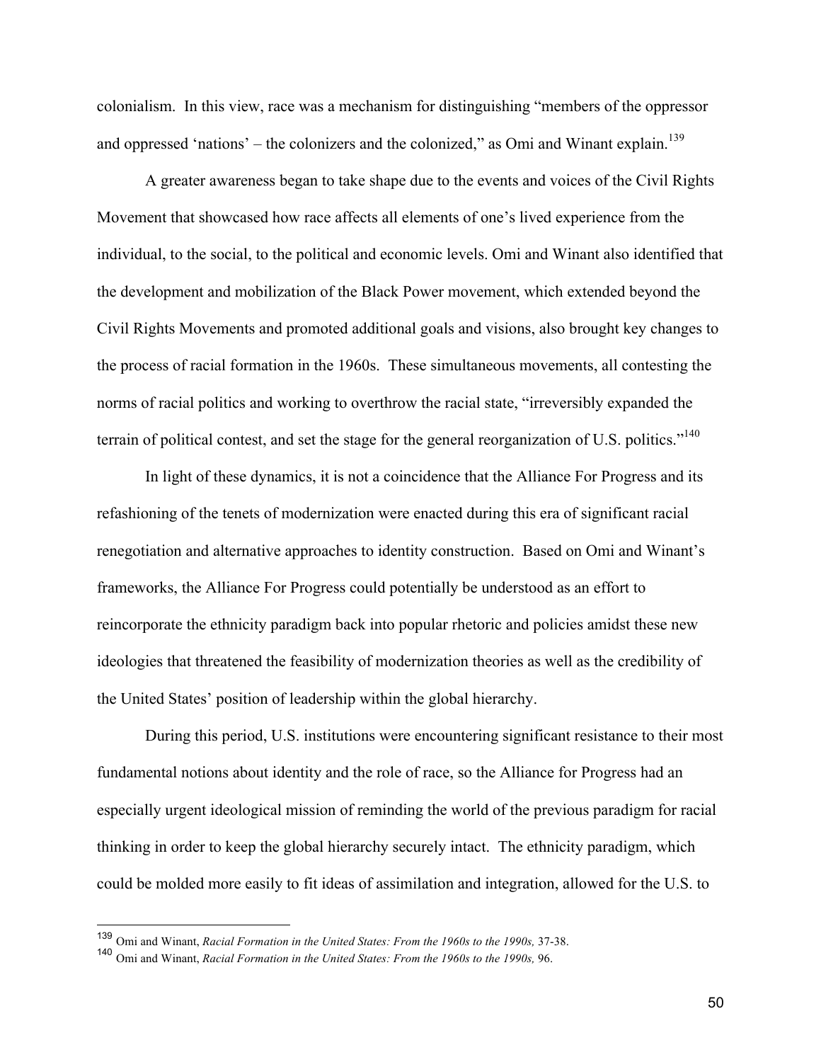colonialism. In this view, race was a mechanism for distinguishing "members of the oppressor and oppressed 'nations' – the colonizers and the colonized," as Omi and Winant explain.[139]

A greater awareness began to take shape due to the events and voices of the Civil Rights Movement that showcased how race affects all elements of one's lived experience from the individual, to the social, to the political and economic levels. Omi and Winant also identified that the development and mobilization of the Black Power movement, which extended beyond the Civil Rights Movements and promoted additional goals and visions, also brought key changes to the process of racial formation in the 1960s. These simultaneous movements, all contesting the norms of racial politics and working to overthrow the racial state, "irreversibly expanded the terrain of political contest, and set the stage for the general reorganization of U.S. politics."[140]

In light of these dynamics, it is not a coincidence that the Alliance For Progress and its refashioning of the tenets of modernization were enacted during this era of significant racial renegotiation and alternative approaches to identity construction. Based on Omi and Winant's frameworks, the Alliance For Progress could potentially be understood as an effort to reincorporate the ethnicity paradigm back into popular rhetoric and policies amidst these new ideologies that threatened the feasibility of modernization theories as well as the credibility of the United States' position of leadership within the global hierarchy.

During this period, U.S. institutions were encountering significant resistance to their most fundamental notions about identity and the role of race, so the Alliance for Progress had an especially urgent ideological mission of reminding the world of the previous paradigm for racial thinking in order to keep the global hierarchy securely intact. The ethnicity paradigm, which could be molded more easily to fit ideas of assimilation and integration, allowed for the U.S. to

---

[139] Omi and Winant, *Racial Formation in the United States: From the 1960s to the 1990s,* 37-38.

[140] Omi and Winant, *Racial Formation in the United States: From the 1960s to the 1990s,* 96.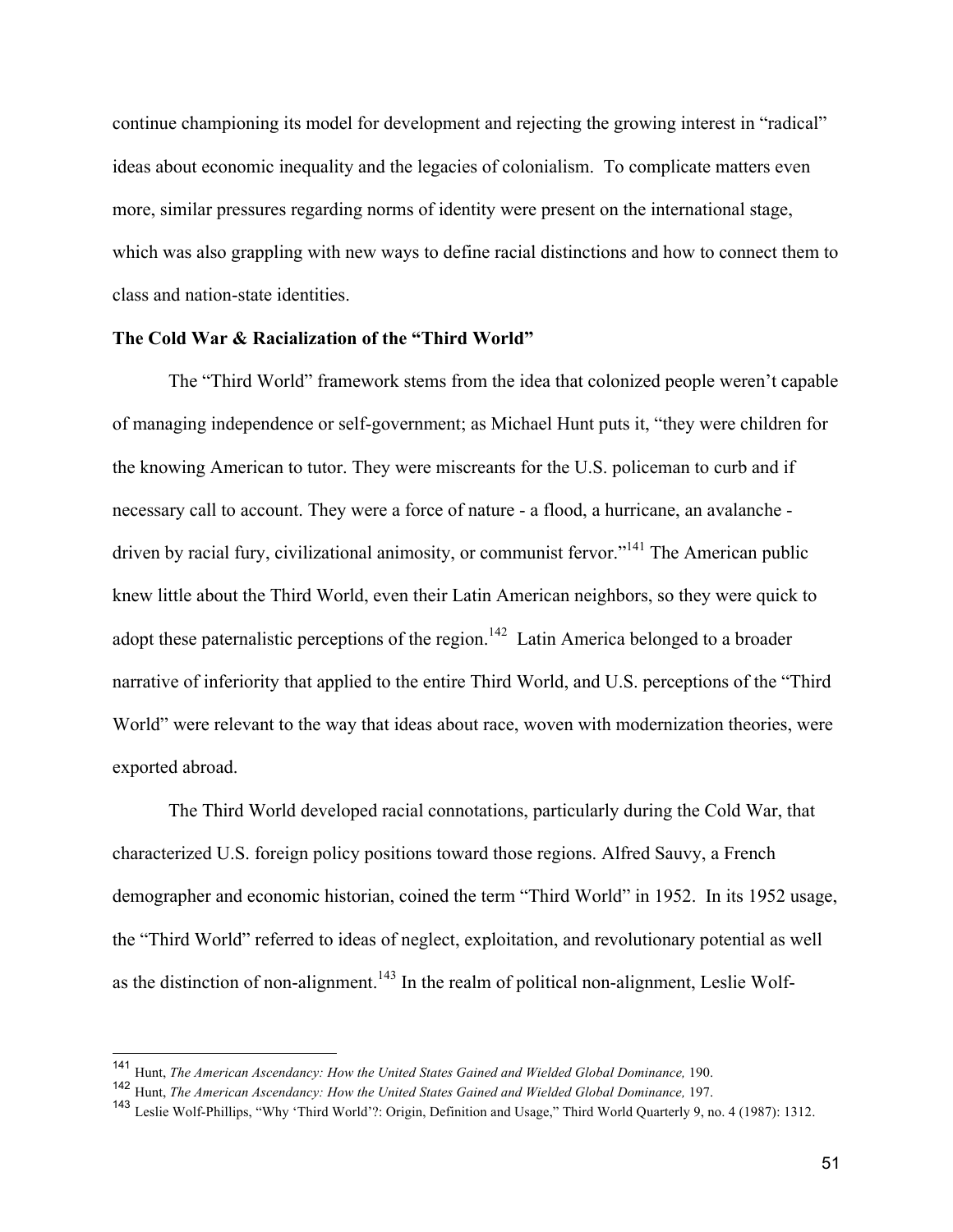continue championing its model for development and rejecting the growing interest in "radical" ideas about economic inequality and the legacies of colonialism. To complicate matters even more, similar pressures regarding norms of identity were present on the international stage, which was also grappling with new ways to define racial distinctions and how to connect them to class and nation-state identities.

**The Cold War & Racialization of the "Third World"**

The "Third World" framework stems from the idea that colonized people weren't capable of managing independence or self-government; as Michael Hunt puts it, "they were children for the knowing American to tutor. They were miscreants for the U.S. policeman to curb and if necessary call to account. They were a force of nature - a flood, a hurricane, an avalanche - driven by racial fury, civilizational animosity, or communist fervor."[141] The American public knew little about the Third World, even their Latin American neighbors, so they were quick to adopt these paternalistic perceptions of the region.[142] Latin America belonged to a broader narrative of inferiority that applied to the entire Third World, and U.S. perceptions of the "Third World" were relevant to the way that ideas about race, woven with modernization theories, were exported abroad.

The Third World developed racial connotations, particularly during the Cold War, that characterized U.S. foreign policy positions toward those regions. Alfred Sauvy, a French demographer and economic historian, coined the term "Third World" in 1952. In its 1952 usage, the "Third World" referred to ideas of neglect, exploitation, and revolutionary potential as well as the distinction of non-alignment.[143] In the realm of political non-alignment, Leslie Wolf-

---

[141] Hunt, *The American Ascendancy: How the United States Gained and Wielded Global Dominance,* 190.

[142] Hunt, *The American Ascendancy: How the United States Gained and Wielded Global Dominance,* 197.

[143] Leslie Wolf-Phillips, "Why 'Third World'?: Origin, Definition and Usage," Third World Quarterly 9, no. 4 (1987): 1312.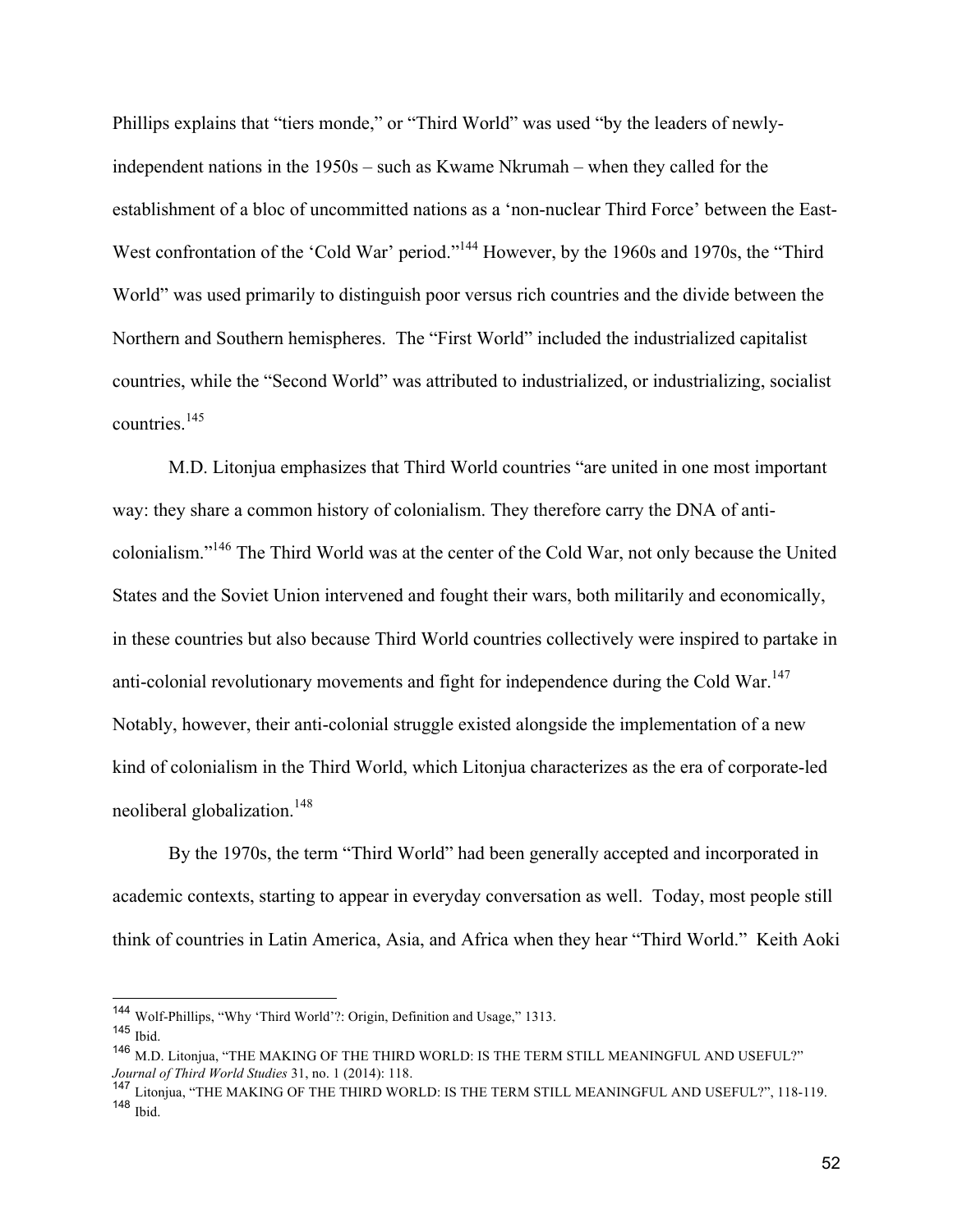Phillips explains that "tiers monde," or "Third World" was used "by the leaders of newly-independent nations in the 1950s – such as Kwame Nkrumah – when they called for the establishment of a bloc of uncommitted nations as a 'non-nuclear Third Force' between the East-West confrontation of the 'Cold War' period."[144] However, by the 1960s and 1970s, the "Third World" was used primarily to distinguish poor versus rich countries and the divide between the Northern and Southern hemispheres. The "First World" included the industrialized capitalist countries, while the "Second World" was attributed to industrialized, or industrializing, socialist countries.[145]

M.D. Litonjua emphasizes that Third World countries "are united in one most important way: they share a common history of colonialism. They therefore carry the DNA of anti-colonialism."[146] The Third World was at the center of the Cold War, not only because the United States and the Soviet Union intervened and fought their wars, both militarily and economically, in these countries but also because Third World countries collectively were inspired to partake in anti-colonial revolutionary movements and fight for independence during the Cold War.[147] Notably, however, their anti-colonial struggle existed alongside the implementation of a new kind of colonialism in the Third World, which Litonjua characterizes as the era of corporate-led neoliberal globalization.[148]

By the 1970s, the term "Third World" had been generally accepted and incorporated in academic contexts, starting to appear in everyday conversation as well. Today, most people still think of countries in Latin America, Asia, and Africa when they hear "Third World." Keith Aoki

---

[144] Wolf-Phillips, "Why 'Third World'?: Origin, Definition and Usage," 1313.

[145] Ibid.

[146] M.D. Litonjua, "THE MAKING OF THE THIRD WORLD: IS THE TERM STILL MEANINGFUL AND USEFUL?" *Journal of Third World Studies* 31, no. 1 (2014): 118.

[147] Litonjua, "THE MAKING OF THE THIRD WORLD: IS THE TERM STILL MEANINGFUL AND USEFUL?", 118-119.

[148] Ibid.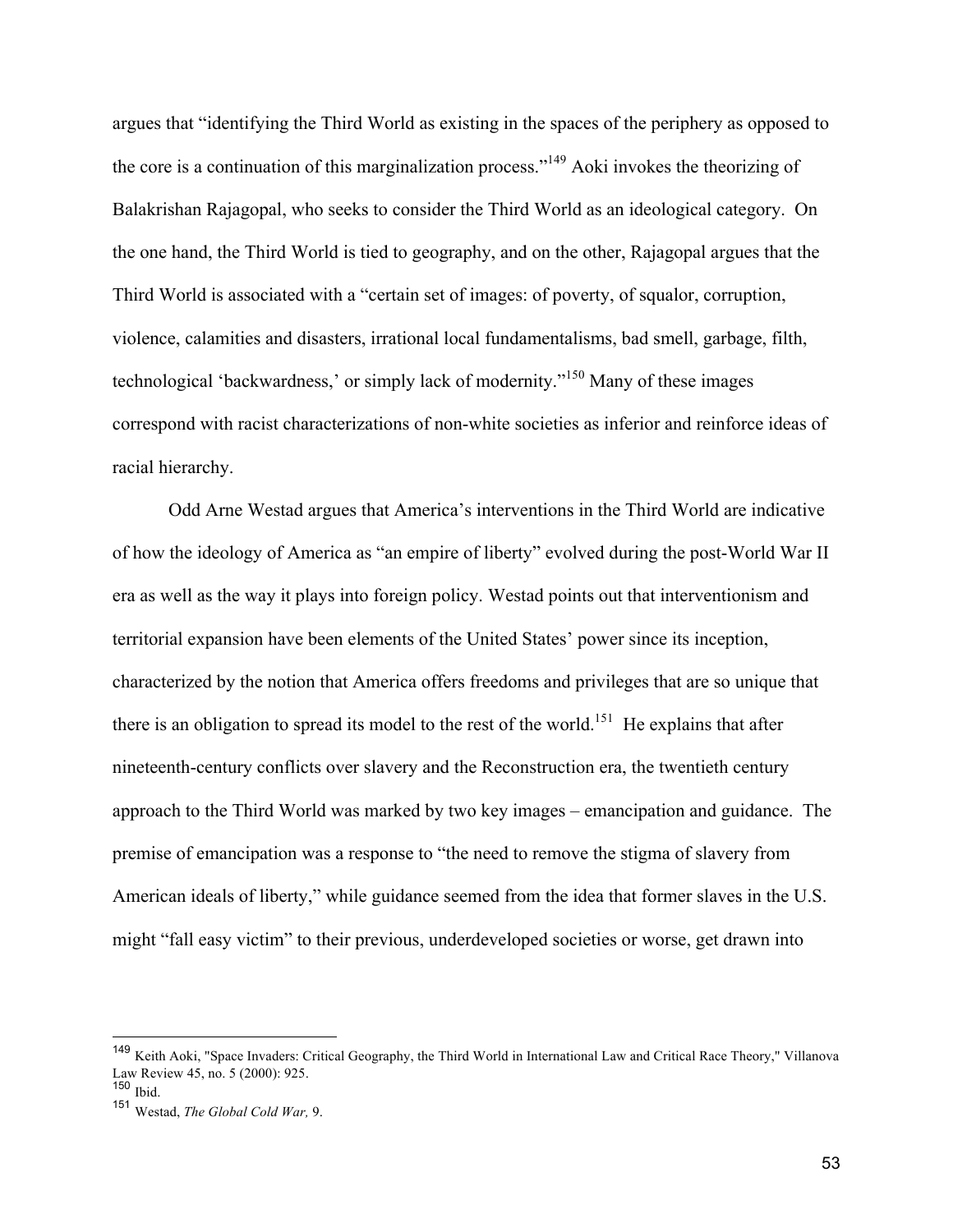argues that "identifying the Third World as existing in the spaces of the periphery as opposed to the core is a continuation of this marginalization process."[149] Aoki invokes the theorizing of Balakrishan Rajagopal, who seeks to consider the Third World as an ideological category. On the one hand, the Third World is tied to geography, and on the other, Rajagopal argues that the Third World is associated with a "certain set of images: of poverty, of squalor, corruption, violence, calamities and disasters, irrational local fundamentalisms, bad smell, garbage, filth, technological 'backwardness,' or simply lack of modernity."[150] Many of these images correspond with racist characterizations of non-white societies as inferior and reinforce ideas of racial hierarchy.

Odd Arne Westad argues that America's interventions in the Third World are indicative of how the ideology of America as "an empire of liberty" evolved during the post-World War II era as well as the way it plays into foreign policy. Westad points out that interventionism and territorial expansion have been elements of the United States' power since its inception, characterized by the notion that America offers freedoms and privileges that are so unique that there is an obligation to spread its model to the rest of the world.[151] He explains that after nineteenth-century conflicts over slavery and the Reconstruction era, the twentieth century approach to the Third World was marked by two key images – emancipation and guidance. The premise of emancipation was a response to "the need to remove the stigma of slavery from American ideals of liberty," while guidance seemed from the idea that former slaves in the U.S. might "fall easy victim" to their previous, underdeveloped societies or worse, get drawn into

---

[149] Keith Aoki, "Space Invaders: Critical Geography, the Third World in International Law and Critical Race Theory," Villanova Law Review 45, no. 5 (2000): 925.

[150] Ibid.

[151] Westad, *The Global Cold War,* 9.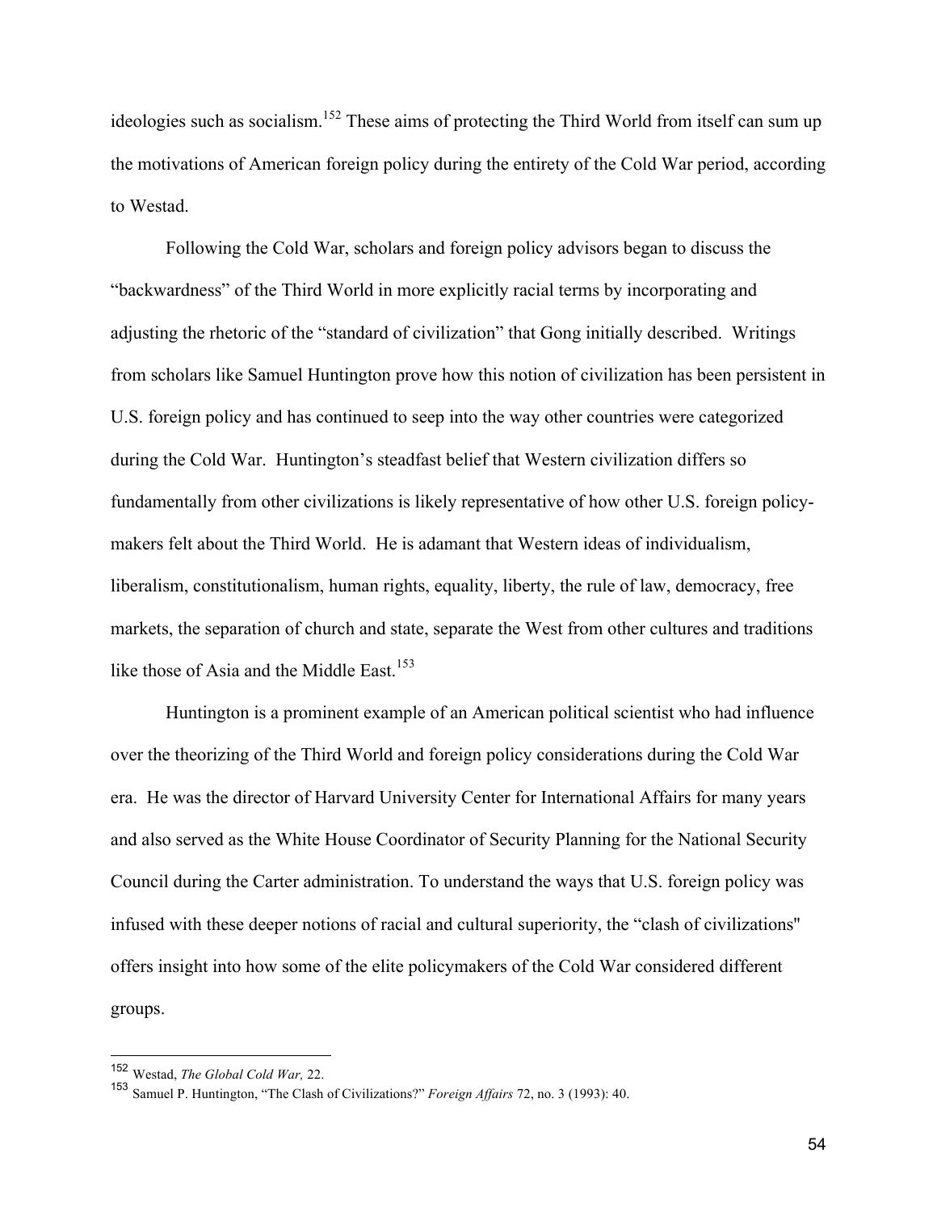ideologies such as socialism.[152] These aims of protecting the Third World from itself can sum up the motivations of American foreign policy during the entirety of the Cold War period, according to Westad.

Following the Cold War, scholars and foreign policy advisors began to discuss the "backwardness" of the Third World in more explicitly racial terms by incorporating and adjusting the rhetoric of the "standard of civilization" that Gong initially described. Writings from scholars like Samuel Huntington prove how this notion of civilization has been persistent in U.S. foreign policy and has continued to seep into the way other countries were categorized during the Cold War. Huntington's steadfast belief that Western civilization differs so fundamentally from other civilizations is likely representative of how other U.S. foreign policy-makers felt about the Third World. He is adamant that Western ideas of individualism, liberalism, constitutionalism, human rights, equality, liberty, the rule of law, democracy, free markets, the separation of church and state, separate the West from other cultures and traditions like those of Asia and the Middle East.[153]

Huntington is a prominent example of an American political scientist who had influence over the theorizing of the Third World and foreign policy considerations during the Cold War era. He was the director of Harvard University Center for International Affairs for many years and also served as the White House Coordinator of Security Planning for the National Security Council during the Carter administration. To understand the ways that U.S. foreign policy was infused with these deeper notions of racial and cultural superiority, the "clash of civilizations" offers insight into how some of the elite policymakers of the Cold War considered different groups.

---

[152] Westad, *The Global Cold War,* 22.

[153] Samuel P. Huntington, "The Clash of Civilizations?" *Foreign Affairs* 72, no. 3 (1993): 40.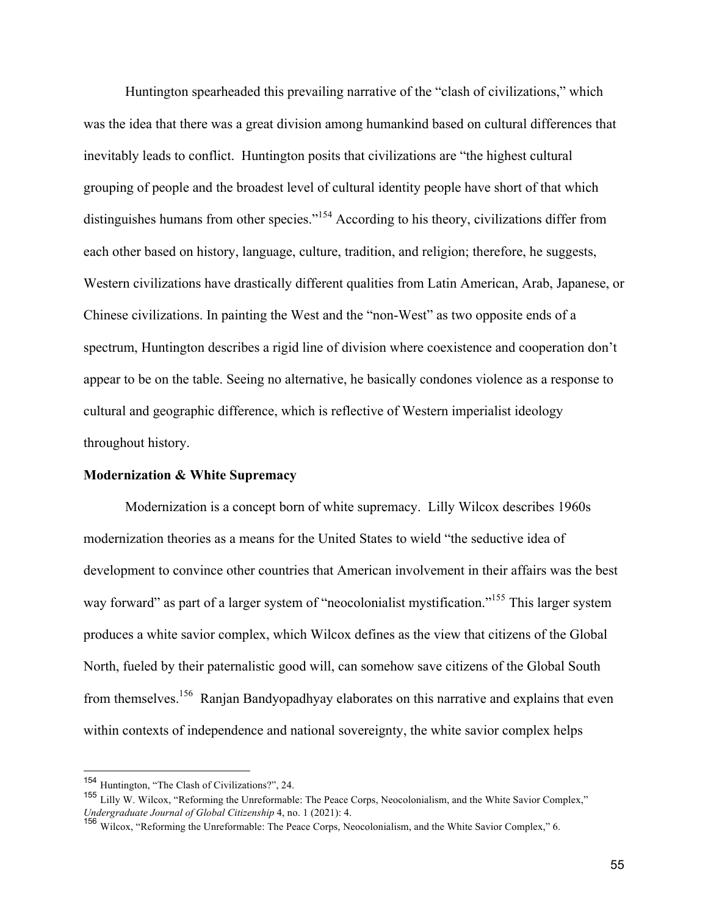Huntington spearheaded this prevailing narrative of the "clash of civilizations," which was the idea that there was a great division among humankind based on cultural differences that inevitably leads to conflict. Huntington posits that civilizations are "the highest cultural grouping of people and the broadest level of cultural identity people have short of that which distinguishes humans from other species."[154] According to his theory, civilizations differ from each other based on history, language, culture, tradition, and religion; therefore, he suggests, Western civilizations have drastically different qualities from Latin American, Arab, Japanese, or Chinese civilizations. In painting the West and the "non-West" as two opposite ends of a spectrum, Huntington describes a rigid line of division where coexistence and cooperation don't appear to be on the table. Seeing no alternative, he basically condones violence as a response to cultural and geographic difference, which is reflective of Western imperialist ideology throughout history.

**Modernization & White Supremacy**

Modernization is a concept born of white supremacy. Lilly Wilcox describes 1960s modernization theories as a means for the United States to wield "the seductive idea of development to convince other countries that American involvement in their affairs was the best way forward" as part of a larger system of "neocolonialist mystification."[155] This larger system produces a white savior complex, which Wilcox defines as the view that citizens of the Global North, fueled by their paternalistic good will, can somehow save citizens of the Global South from themselves.[156] Ranjan Bandyopadhyay elaborates on this narrative and explains that even within contexts of independence and national sovereignty, the white savior complex helps

---

[154] Huntington, "The Clash of Civilizations?", 24.

[155] Lilly W. Wilcox, "Reforming the Unreformable: The Peace Corps, Neocolonialism, and the White Savior Complex," *Undergraduate Journal of Global Citizenship* 4, no. 1 (2021): 4.

[156] Wilcox, "Reforming the Unreformable: The Peace Corps, Neocolonialism, and the White Savior Complex," 6.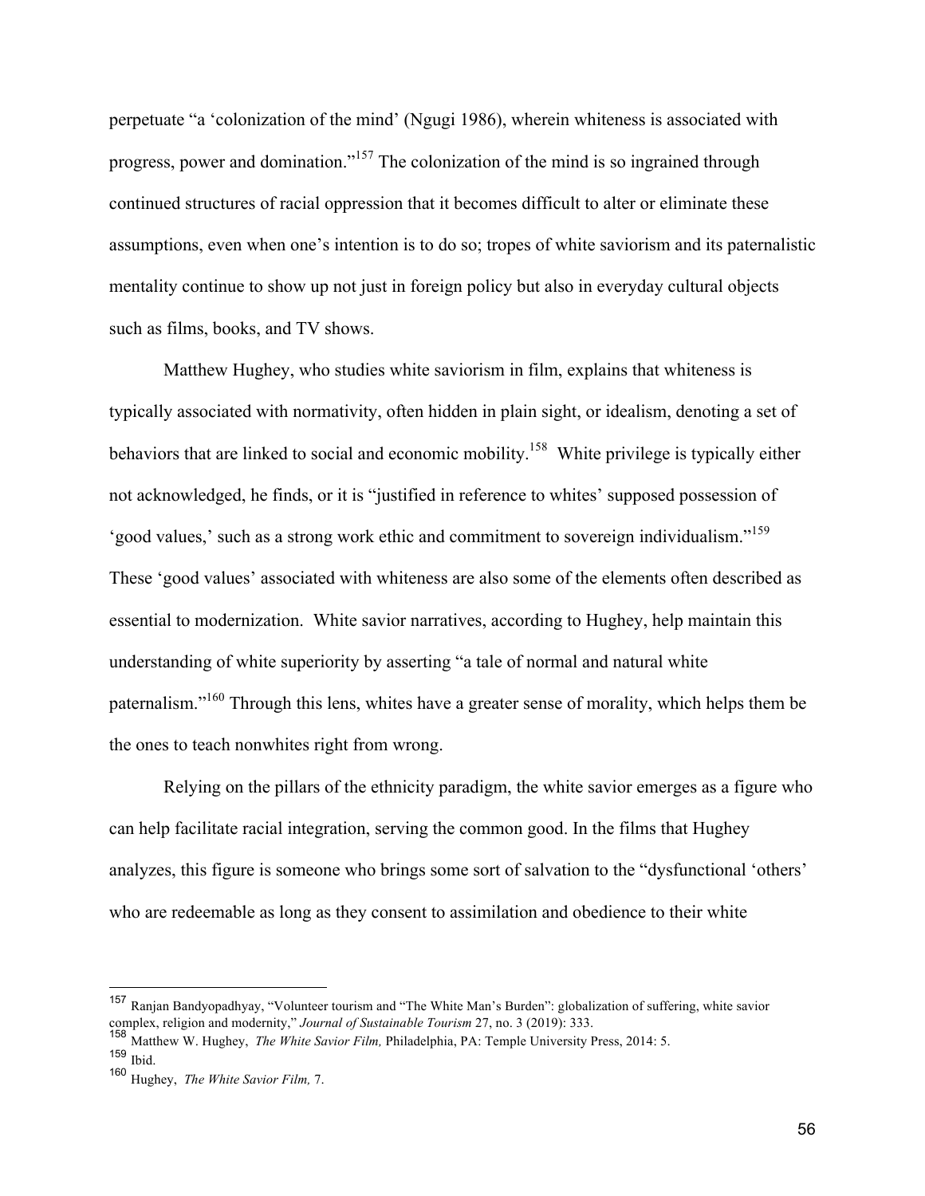perpetuate "a 'colonization of the mind' (Ngugi 1986), wherein whiteness is associated with progress, power and domination."[157] The colonization of the mind is so ingrained through continued structures of racial oppression that it becomes difficult to alter or eliminate these assumptions, even when one's intention is to do so; tropes of white saviorism and its paternalistic mentality continue to show up not just in foreign policy but also in everyday cultural objects such as films, books, and TV shows.

Matthew Hughey, who studies white saviorism in film, explains that whiteness is typically associated with normativity, often hidden in plain sight, or idealism, denoting a set of behaviors that are linked to social and economic mobility.[158] White privilege is typically either not acknowledged, he finds, or it is "justified in reference to whites' supposed possession of 'good values,' such as a strong work ethic and commitment to sovereign individualism."[159] These 'good values' associated with whiteness are also some of the elements often described as essential to modernization. White savior narratives, according to Hughey, help maintain this understanding of white superiority by asserting "a tale of normal and natural white paternalism."[160] Through this lens, whites have a greater sense of morality, which helps them be the ones to teach nonwhites right from wrong.

Relying on the pillars of the ethnicity paradigm, the white savior emerges as a figure who can help facilitate racial integration, serving the common good. In the films that Hughey analyzes, this figure is someone who brings some sort of salvation to the "dysfunctional 'others' who are redeemable as long as they consent to assimilation and obedience to their white

---

[157] Ranjan Bandyopadhyay, "Volunteer tourism and "The White Man's Burden": globalization of suffering, white savior complex, religion and modernity," *Journal of Sustainable Tourism* 27, no. 3 (2019): 333.

[158] Matthew W. Hughey, *The White Savior Film,* Philadelphia, PA: Temple University Press, 2014: 5.

[159] Ibid.

[160] Hughey, *The White Savior Film,* 7.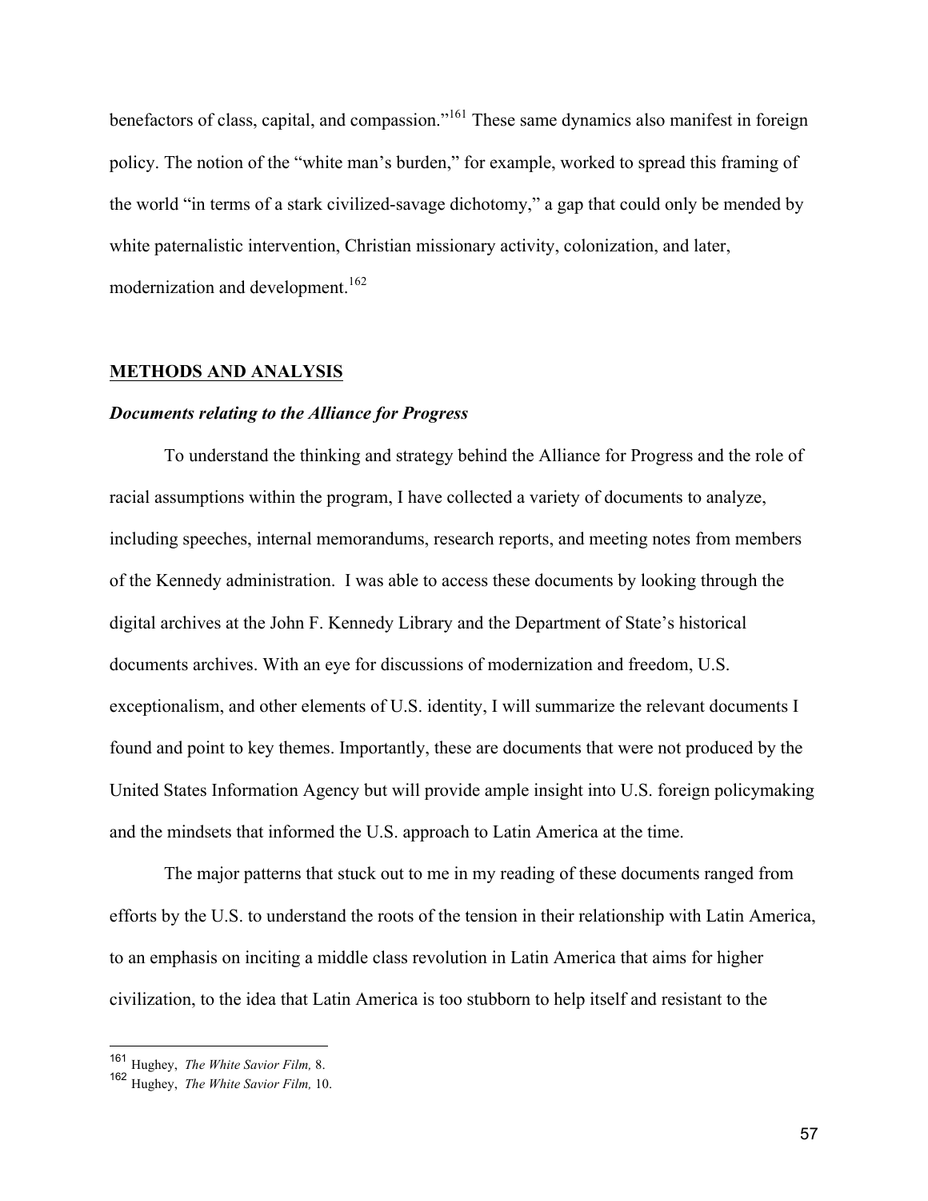benefactors of class, capital, and compassion."[161] These same dynamics also manifest in foreign policy. The notion of the "white man's burden," for example, worked to spread this framing of the world "in terms of a stark civilized-savage dichotomy," a gap that could only be mended by white paternalistic intervention, Christian missionary activity, colonization, and later, modernization and development.[162]

## METHODS AND ANALYSIS

### *Documents relating to the Alliance for Progress*

To understand the thinking and strategy behind the Alliance for Progress and the role of racial assumptions within the program, I have collected a variety of documents to analyze, including speeches, internal memorandums, research reports, and meeting notes from members of the Kennedy administration. I was able to access these documents by looking through the digital archives at the John F. Kennedy Library and the Department of State's historical documents archives. With an eye for discussions of modernization and freedom, U.S. exceptionalism, and other elements of U.S. identity, I will summarize the relevant documents I found and point to key themes. Importantly, these are documents that were not produced by the United States Information Agency but will provide ample insight into U.S. foreign policymaking and the mindsets that informed the U.S. approach to Latin America at the time.

The major patterns that stuck out to me in my reading of these documents ranged from efforts by the U.S. to understand the roots of the tension in their relationship with Latin America, to an emphasis on inciting a middle class revolution in Latin America that aims for higher civilization, to the idea that Latin America is too stubborn to help itself and resistant to the

---

[161] Hughey, *The White Savior Film,* 8.

[162] Hughey, *The White Savior Film,* 10.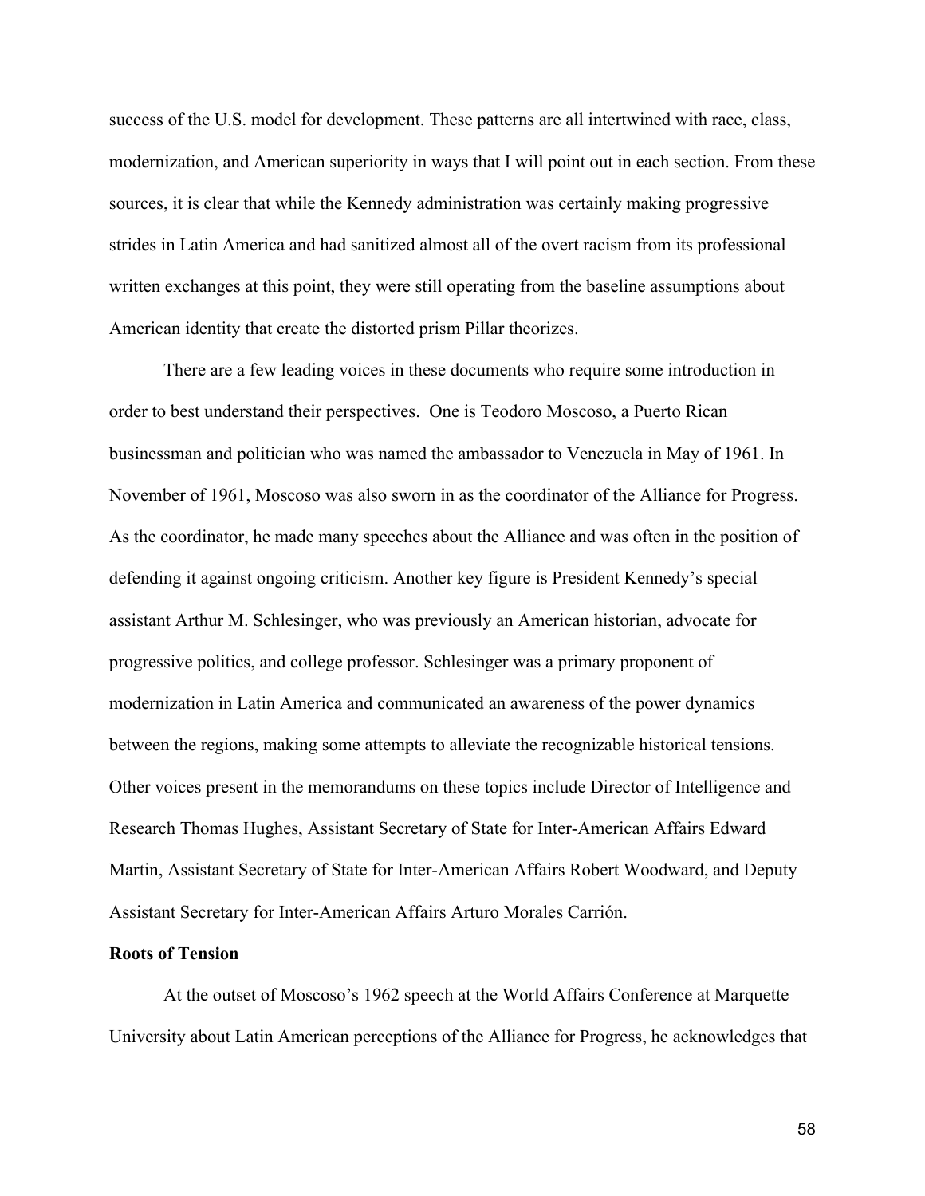success of the U.S. model for development. These patterns are all intertwined with race, class, modernization, and American superiority in ways that I will point out in each section. From these sources, it is clear that while the Kennedy administration was certainly making progressive strides in Latin America and had sanitized almost all of the overt racism from its professional written exchanges at this point, they were still operating from the baseline assumptions about American identity that create the distorted prism Pillar theorizes.

There are a few leading voices in these documents who require some introduction in order to best understand their perspectives. One is Teodoro Moscoso, a Puerto Rican businessman and politician who was named the ambassador to Venezuela in May of 1961. In November of 1961, Moscoso was also sworn in as the coordinator of the Alliance for Progress. As the coordinator, he made many speeches about the Alliance and was often in the position of defending it against ongoing criticism. Another key figure is President Kennedy's special assistant Arthur M. Schlesinger, who was previously an American historian, advocate for progressive politics, and college professor. Schlesinger was a primary proponent of modernization in Latin America and communicated an awareness of the power dynamics between the regions, making some attempts to alleviate the recognizable historical tensions. Other voices present in the memorandums on these topics include Director of Intelligence and Research Thomas Hughes, Assistant Secretary of State for Inter-American Affairs Edward Martin, Assistant Secretary of State for Inter-American Affairs Robert Woodward, and Deputy Assistant Secretary for Inter-American Affairs Arturo Morales Carrión.

**Roots of Tension**

At the outset of Moscoso's 1962 speech at the World Affairs Conference at Marquette University about Latin American perceptions of the Alliance for Progress, he acknowledges that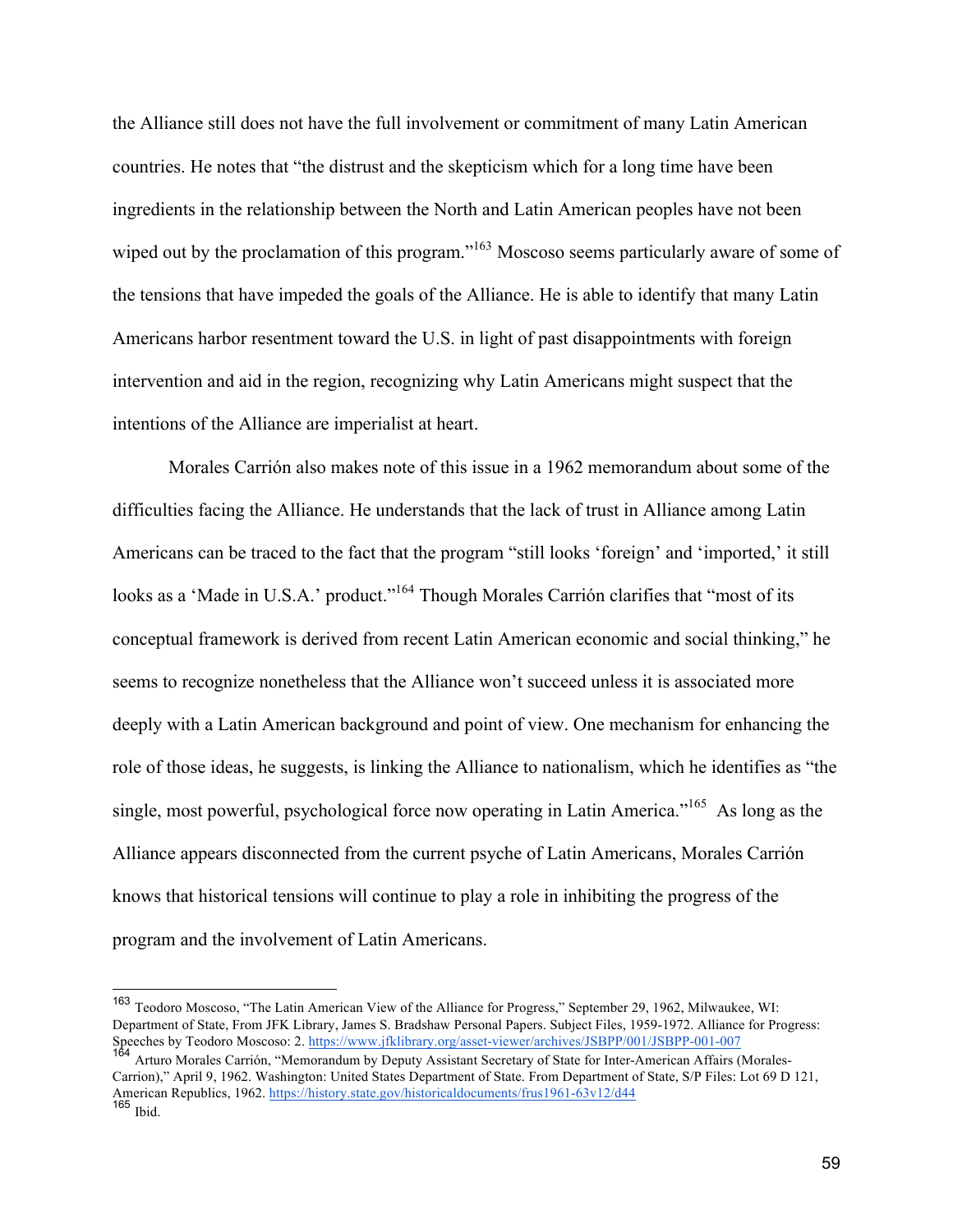the Alliance still does not have the full involvement or commitment of many Latin American countries. He notes that "the distrust and the skepticism which for a long time have been ingredients in the relationship between the North and Latin American peoples have not been wiped out by the proclamation of this program."[163] Moscoso seems particularly aware of some of the tensions that have impeded the goals of the Alliance. He is able to identify that many Latin Americans harbor resentment toward the U.S. in light of past disappointments with foreign intervention and aid in the region, recognizing why Latin Americans might suspect that the intentions of the Alliance are imperialist at heart.

Morales Carrión also makes note of this issue in a 1962 memorandum about some of the difficulties facing the Alliance. He understands that the lack of trust in Alliance among Latin Americans can be traced to the fact that the program "still looks 'foreign' and 'imported,' it still looks as a 'Made in U.S.A.' product."[164] Though Morales Carrión clarifies that "most of its conceptual framework is derived from recent Latin American economic and social thinking," he seems to recognize nonetheless that the Alliance won't succeed unless it is associated more deeply with a Latin American background and point of view. One mechanism for enhancing the role of those ideas, he suggests, is linking the Alliance to nationalism, which he identifies as "the single, most powerful, psychological force now operating in Latin America."[165] As long as the Alliance appears disconnected from the current psyche of Latin Americans, Morales Carrión knows that historical tensions will continue to play a role in inhibiting the progress of the program and the involvement of Latin Americans.

---

[163] Teodoro Moscoso, "The Latin American View of the Alliance for Progress," September 29, 1962, Milwaukee, WI: Department of State, From JFK Library, James S. Bradshaw Personal Papers. Subject Files, 1959-1972. Alliance for Progress: Speeches by Teodoro Moscoso: 2. https://www.jfklibrary.org/asset-viewer/archives/JSBPP/001/JSBPP-001-007

[164] Arturo Morales Carrión, "Memorandum by Deputy Assistant Secretary of State for Inter-American Affairs (Morales-Carrion)," April 9, 1962. Washington: United States Department of State. From Department of State, S/P Files: Lot 69 D 121, American Republics, 1962. https://history.state.gov/historicaldocuments/frus1961-63v12/d44

[165] Ibid.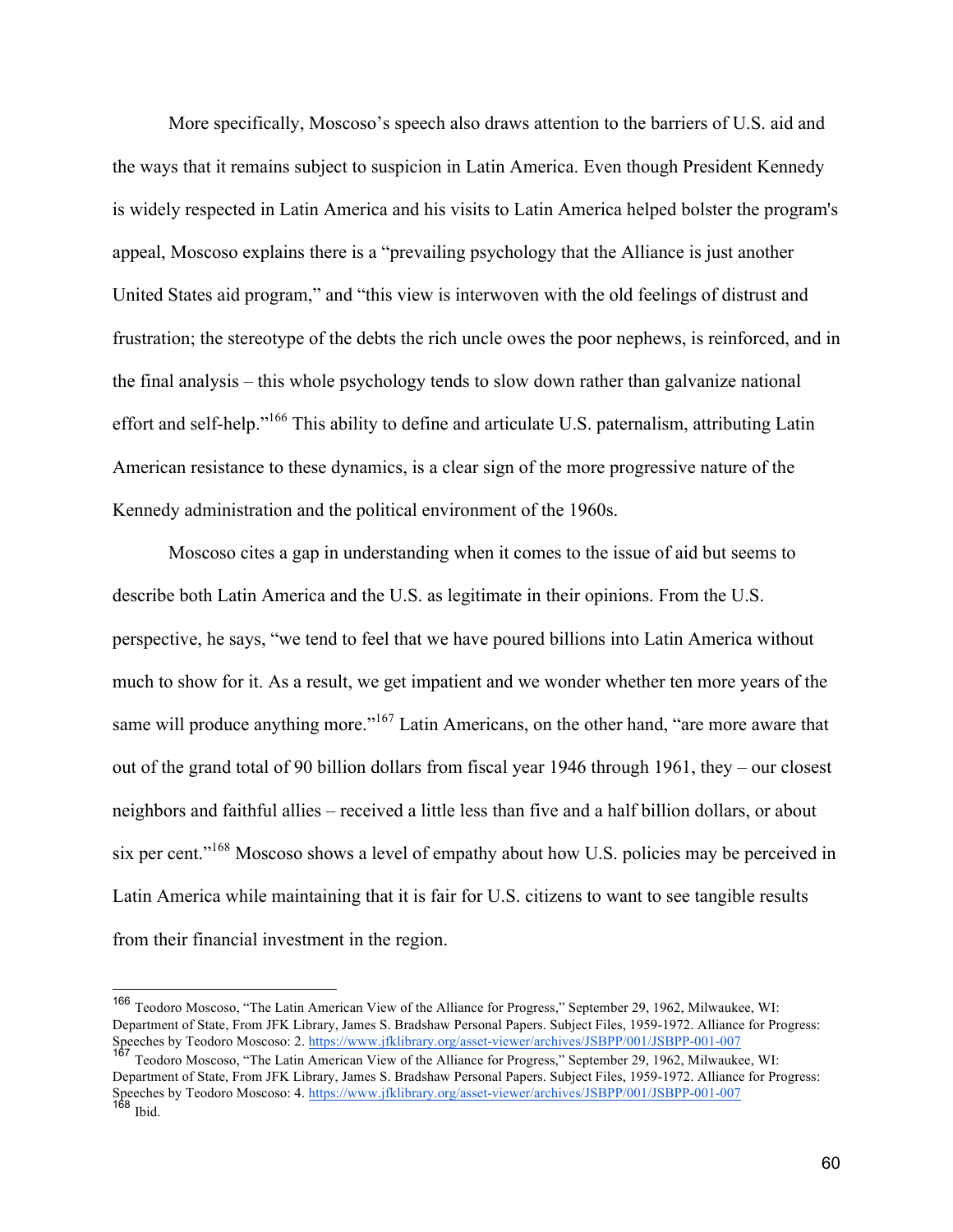More specifically, Moscoso's speech also draws attention to the barriers of U.S. aid and the ways that it remains subject to suspicion in Latin America. Even though President Kennedy is widely respected in Latin America and his visits to Latin America helped bolster the program's appeal, Moscoso explains there is a "prevailing psychology that the Alliance is just another United States aid program," and "this view is interwoven with the old feelings of distrust and frustration; the stereotype of the debts the rich uncle owes the poor nephews, is reinforced, and in the final analysis – this whole psychology tends to slow down rather than galvanize national effort and self-help."[166] This ability to define and articulate U.S. paternalism, attributing Latin American resistance to these dynamics, is a clear sign of the more progressive nature of the Kennedy administration and the political environment of the 1960s.

Moscoso cites a gap in understanding when it comes to the issue of aid but seems to describe both Latin America and the U.S. as legitimate in their opinions. From the U.S. perspective, he says, "we tend to feel that we have poured billions into Latin America without much to show for it. As a result, we get impatient and we wonder whether ten more years of the same will produce anything more."[167] Latin Americans, on the other hand, "are more aware that out of the grand total of 90 billion dollars from fiscal year 1946 through 1961, they – our closest neighbors and faithful allies – received a little less than five and a half billion dollars, or about six per cent."[168] Moscoso shows a level of empathy about how U.S. policies may be perceived in Latin America while maintaining that it is fair for U.S. citizens to want to see tangible results from their financial investment in the region.

---

[166] Teodoro Moscoso, "The Latin American View of the Alliance for Progress," September 29, 1962, Milwaukee, WI: Department of State, From JFK Library, James S. Bradshaw Personal Papers. Subject Files, 1959-1972. Alliance for Progress: Speeches by Teodoro Moscoso: 2. https://www.jfklibrary.org/asset-viewer/archives/JSBPP/001/JSBPP-001-007

[167] Teodoro Moscoso, "The Latin American View of the Alliance for Progress," September 29, 1962, Milwaukee, WI: Department of State, From JFK Library, James S. Bradshaw Personal Papers. Subject Files, 1959-1972. Alliance for Progress: Speeches by Teodoro Moscoso: 4. https://www.jfklibrary.org/asset-viewer/archives/JSBPP/001/JSBPP-001-007

[168] Ibid.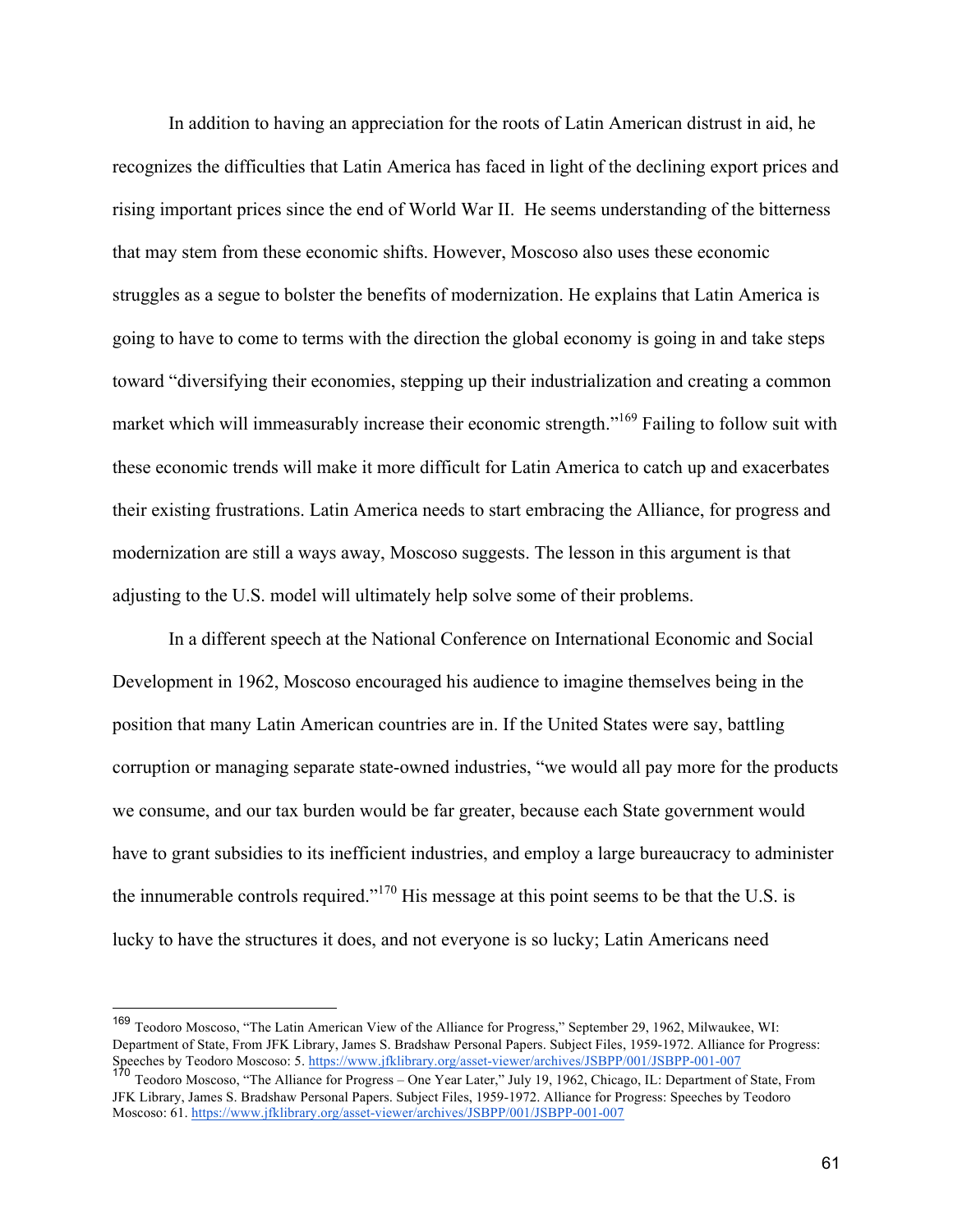In addition to having an appreciation for the roots of Latin American distrust in aid, he recognizes the difficulties that Latin America has faced in light of the declining export prices and rising important prices since the end of World War II. He seems understanding of the bitterness that may stem from these economic shifts. However, Moscoso also uses these economic struggles as a segue to bolster the benefits of modernization. He explains that Latin America is going to have to come to terms with the direction the global economy is going in and take steps toward "diversifying their economies, stepping up their industrialization and creating a common market which will immeasurably increase their economic strength."[169] Failing to follow suit with these economic trends will make it more difficult for Latin America to catch up and exacerbates their existing frustrations. Latin America needs to start embracing the Alliance, for progress and modernization are still a ways away, Moscoso suggests. The lesson in this argument is that adjusting to the U.S. model will ultimately help solve some of their problems.

In a different speech at the National Conference on International Economic and Social Development in 1962, Moscoso encouraged his audience to imagine themselves being in the position that many Latin American countries are in. If the United States were say, battling corruption or managing separate state-owned industries, "we would all pay more for the products we consume, and our tax burden would be far greater, because each State government would have to grant subsidies to its inefficient industries, and employ a large bureaucracy to administer the innumerable controls required."[170] His message at this point seems to be that the U.S. is lucky to have the structures it does, and not everyone is so lucky; Latin Americans need

---

[169] Teodoro Moscoso, "The Latin American View of the Alliance for Progress," September 29, 1962, Milwaukee, WI: Department of State, From JFK Library, James S. Bradshaw Personal Papers. Subject Files, 1959-1972. Alliance for Progress: Speeches by Teodoro Moscoso: 5. https://www.jfklibrary.org/asset-viewer/archives/JSBPP/001/JSBPP-001-007

[170] Teodoro Moscoso, "The Alliance for Progress – One Year Later," July 19, 1962, Chicago, IL: Department of State, From JFK Library, James S. Bradshaw Personal Papers. Subject Files, 1959-1972. Alliance for Progress: Speeches by Teodoro Moscoso: 61. https://www.jfklibrary.org/asset-viewer/archives/JSBPP/001/JSBPP-001-007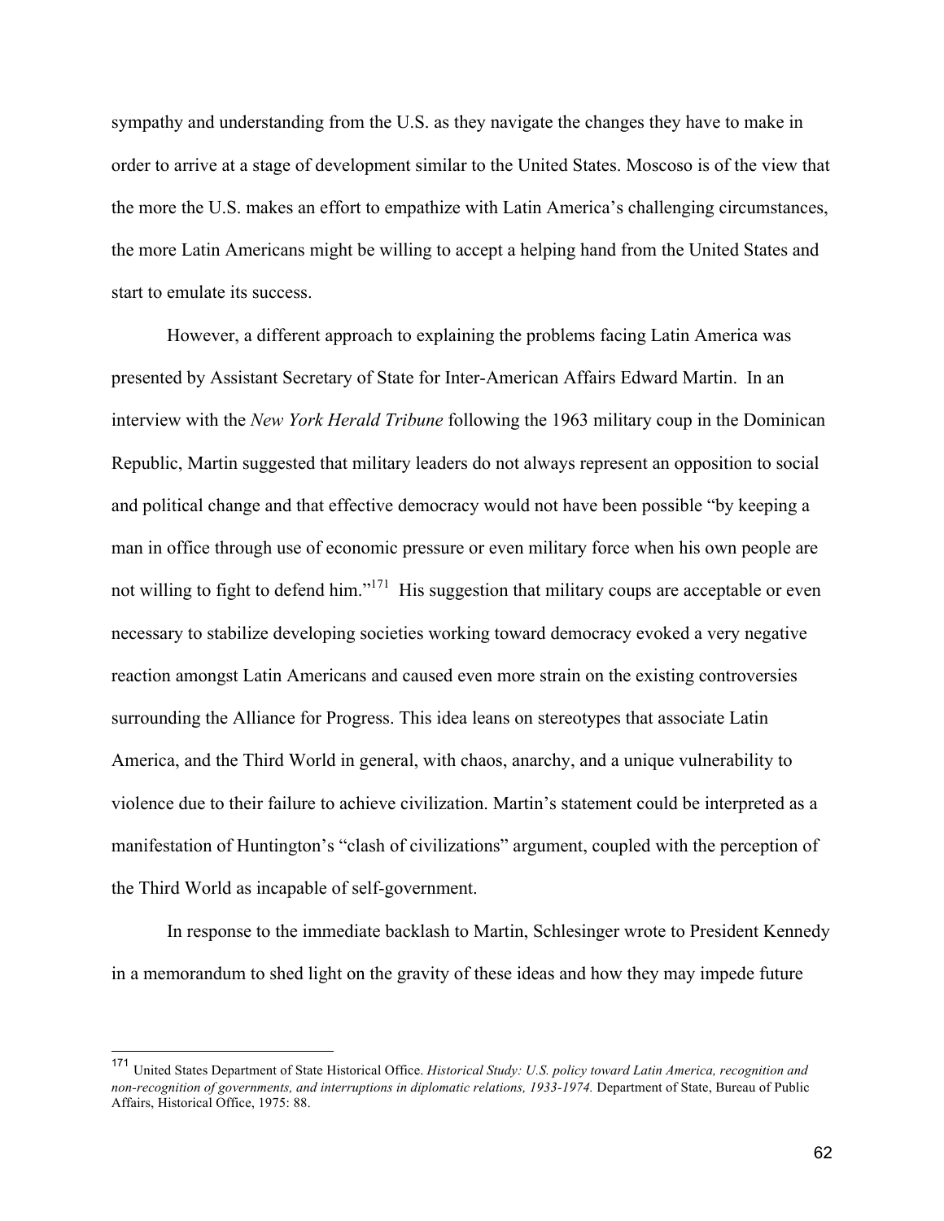sympathy and understanding from the U.S. as they navigate the changes they have to make in order to arrive at a stage of development similar to the United States. Moscoso is of the view that the more the U.S. makes an effort to empathize with Latin America's challenging circumstances, the more Latin Americans might be willing to accept a helping hand from the United States and start to emulate its success.

However, a different approach to explaining the problems facing Latin America was presented by Assistant Secretary of State for Inter-American Affairs Edward Martin. In an interview with the *New York Herald Tribune* following the 1963 military coup in the Dominican Republic, Martin suggested that military leaders do not always represent an opposition to social and political change and that effective democracy would not have been possible "by keeping a man in office through use of economic pressure or even military force when his own people are not willing to fight to defend him."[171] His suggestion that military coups are acceptable or even necessary to stabilize developing societies working toward democracy evoked a very negative reaction amongst Latin Americans and caused even more strain on the existing controversies surrounding the Alliance for Progress. This idea leans on stereotypes that associate Latin America, and the Third World in general, with chaos, anarchy, and a unique vulnerability to violence due to their failure to achieve civilization. Martin's statement could be interpreted as a manifestation of Huntington's "clash of civilizations" argument, coupled with the perception of the Third World as incapable of self-government.

In response to the immediate backlash to Martin, Schlesinger wrote to President Kennedy in a memorandum to shed light on the gravity of these ideas and how they may impede future

---

[171] United States Department of State Historical Office. *Historical Study: U.S. policy toward Latin America, recognition and non-recognition of governments, and interruptions in diplomatic relations, 1933-1974.* Department of State, Bureau of Public Affairs, Historical Office, 1975: 88.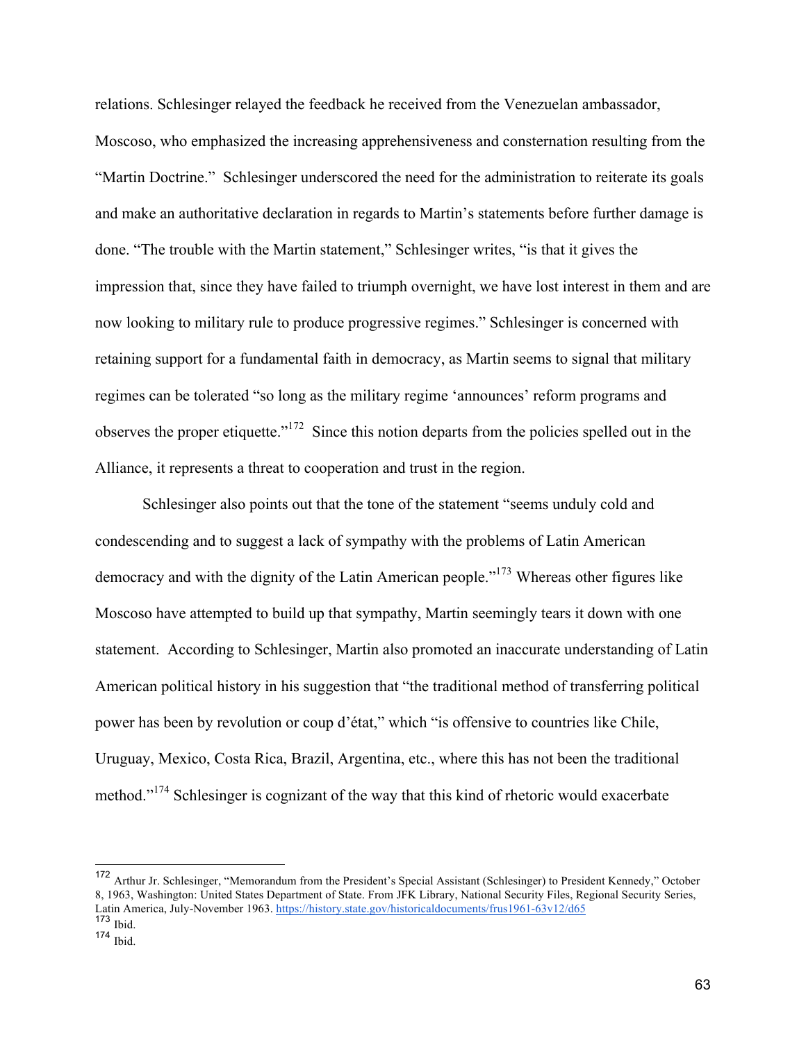relations. Schlesinger relayed the feedback he received from the Venezuelan ambassador, Moscoso, who emphasized the increasing apprehensiveness and consternation resulting from the "Martin Doctrine." Schlesinger underscored the need for the administration to reiterate its goals and make an authoritative declaration in regards to Martin's statements before further damage is done. "The trouble with the Martin statement," Schlesinger writes, "is that it gives the impression that, since they have failed to triumph overnight, we have lost interest in them and are now looking to military rule to produce progressive regimes." Schlesinger is concerned with retaining support for a fundamental faith in democracy, as Martin seems to signal that military regimes can be tolerated "so long as the military regime 'announces' reform programs and observes the proper etiquette."[172] Since this notion departs from the policies spelled out in the Alliance, it represents a threat to cooperation and trust in the region.

Schlesinger also points out that the tone of the statement "seems unduly cold and condescending and to suggest a lack of sympathy with the problems of Latin American democracy and with the dignity of the Latin American people."[173] Whereas other figures like Moscoso have attempted to build up that sympathy, Martin seemingly tears it down with one statement. According to Schlesinger, Martin also promoted an inaccurate understanding of Latin American political history in his suggestion that "the traditional method of transferring political power has been by revolution or coup d'état," which "is offensive to countries like Chile, Uruguay, Mexico, Costa Rica, Brazil, Argentina, etc., where this has not been the traditional method."[174] Schlesinger is cognizant of the way that this kind of rhetoric would exacerbate

---

[172] Arthur Jr. Schlesinger, "Memorandum from the President's Special Assistant (Schlesinger) to President Kennedy," October 8, 1963, Washington: United States Department of State. From JFK Library, National Security Files, Regional Security Series, Latin America, July-November 1963. https://history.state.gov/historicaldocuments/frus1961-63v12/d65

[173] Ibid.

[174] Ibid.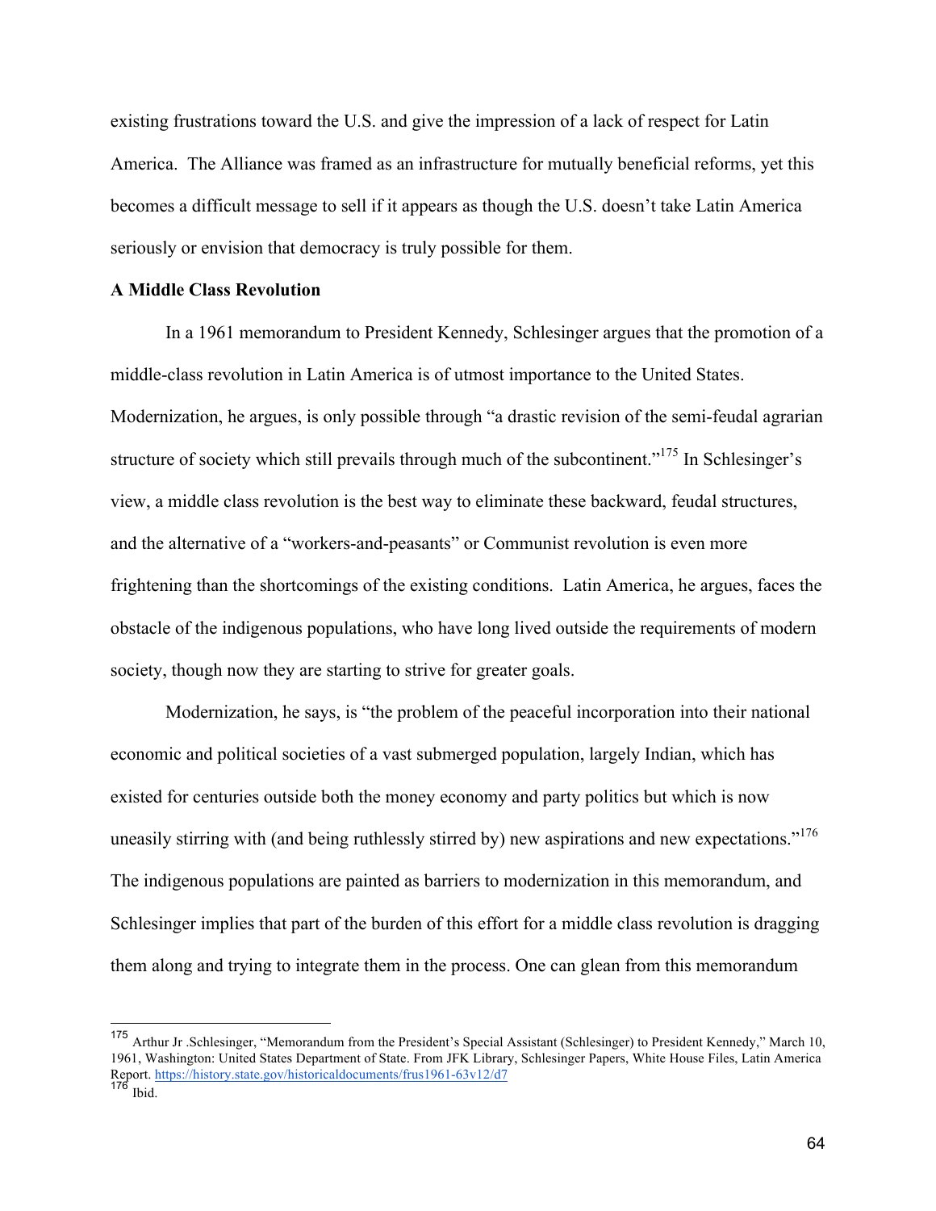existing frustrations toward the U.S. and give the impression of a lack of respect for Latin America. The Alliance was framed as an infrastructure for mutually beneficial reforms, yet this becomes a difficult message to sell if it appears as though the U.S. doesn't take Latin America seriously or envision that democracy is truly possible for them.

**A Middle Class Revolution**

In a 1961 memorandum to President Kennedy, Schlesinger argues that the promotion of a middle-class revolution in Latin America is of utmost importance to the United States. Modernization, he argues, is only possible through "a drastic revision of the semi-feudal agrarian structure of society which still prevails through much of the subcontinent."[175] In Schlesinger's view, a middle class revolution is the best way to eliminate these backward, feudal structures, and the alternative of a "workers-and-peasants" or Communist revolution is even more frightening than the shortcomings of the existing conditions. Latin America, he argues, faces the obstacle of the indigenous populations, who have long lived outside the requirements of modern society, though now they are starting to strive for greater goals.

Modernization, he says, is "the problem of the peaceful incorporation into their national economic and political societies of a vast submerged population, largely Indian, which has existed for centuries outside both the money economy and party politics but which is now uneasily stirring with (and being ruthlessly stirred by) new aspirations and new expectations."[176] The indigenous populations are painted as barriers to modernization in this memorandum, and Schlesinger implies that part of the burden of this effort for a middle class revolution is dragging them along and trying to integrate them in the process. One can glean from this memorandum

---

[175] Arthur Jr .Schlesinger, "Memorandum from the President's Special Assistant (Schlesinger) to President Kennedy," March 10, 1961, Washington: United States Department of State. From JFK Library, Schlesinger Papers, White House Files, Latin America Report. https://history.state.gov/historicaldocuments/frus1961-63v12/d7

[176] Ibid.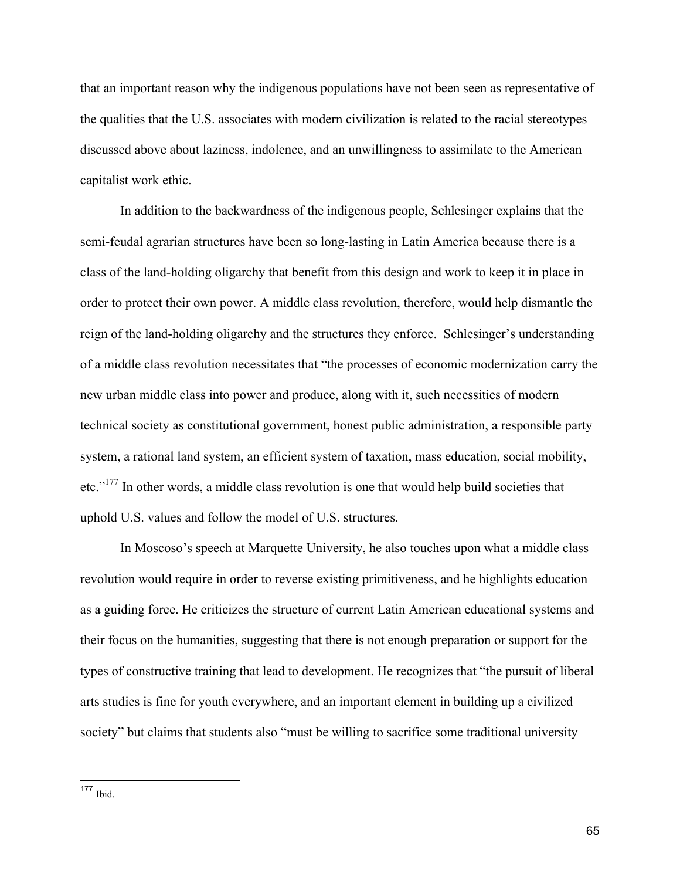that an important reason why the indigenous populations have not been seen as representative of the qualities that the U.S. associates with modern civilization is related to the racial stereotypes discussed above about laziness, indolence, and an unwillingness to assimilate to the American capitalist work ethic.

In addition to the backwardness of the indigenous people, Schlesinger explains that the semi-feudal agrarian structures have been so long-lasting in Latin America because there is a class of the land-holding oligarchy that benefit from this design and work to keep it in place in order to protect their own power. A middle class revolution, therefore, would help dismantle the reign of the land-holding oligarchy and the structures they enforce. Schlesinger's understanding of a middle class revolution necessitates that "the processes of economic modernization carry the new urban middle class into power and produce, along with it, such necessities of modern technical society as constitutional government, honest public administration, a responsible party system, a rational land system, an efficient system of taxation, mass education, social mobility, etc."[177] In other words, a middle class revolution is one that would help build societies that uphold U.S. values and follow the model of U.S. structures.

In Moscoso's speech at Marquette University, he also touches upon what a middle class revolution would require in order to reverse existing primitiveness, and he highlights education as a guiding force. He criticizes the structure of current Latin American educational systems and their focus on the humanities, suggesting that there is not enough preparation or support for the types of constructive training that lead to development. He recognizes that "the pursuit of liberal arts studies is fine for youth everywhere, and an important element in building up a civilized society" but claims that students also "must be willing to sacrifice some traditional university

---

[177] Ibid.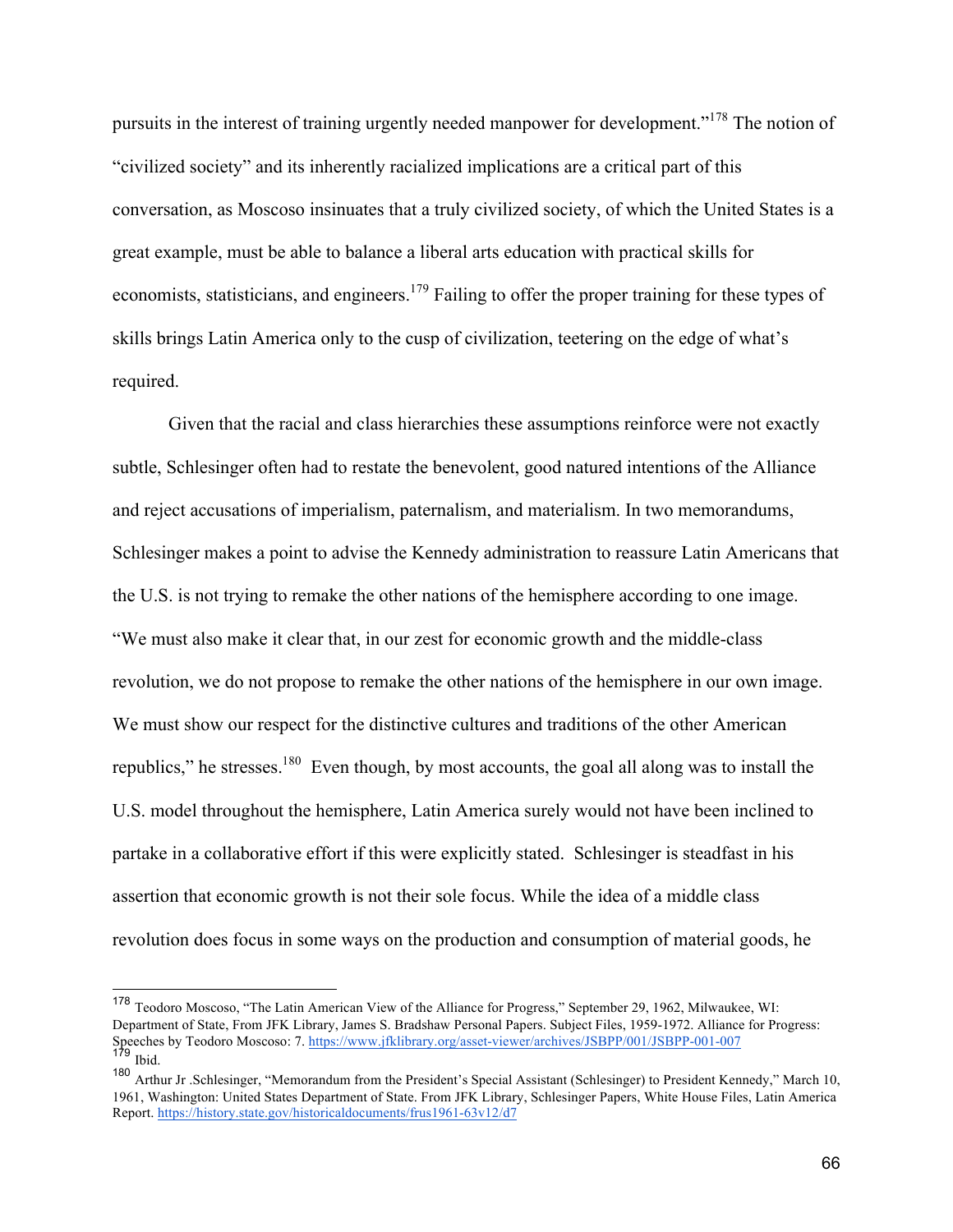pursuits in the interest of training urgently needed manpower for development."[178] The notion of "civilized society" and its inherently racialized implications are a critical part of this conversation, as Moscoso insinuates that a truly civilized society, of which the United States is a great example, must be able to balance a liberal arts education with practical skills for economists, statisticians, and engineers.[179] Failing to offer the proper training for these types of skills brings Latin America only to the cusp of civilization, teetering on the edge of what's required.

Given that the racial and class hierarchies these assumptions reinforce were not exactly subtle, Schlesinger often had to restate the benevolent, good natured intentions of the Alliance and reject accusations of imperialism, paternalism, and materialism. In two memorandums, Schlesinger makes a point to advise the Kennedy administration to reassure Latin Americans that the U.S. is not trying to remake the other nations of the hemisphere according to one image. "We must also make it clear that, in our zest for economic growth and the middle-class revolution, we do not propose to remake the other nations of the hemisphere in our own image. We must show our respect for the distinctive cultures and traditions of the other American republics," he stresses.[180] Even though, by most accounts, the goal all along was to install the U.S. model throughout the hemisphere, Latin America surely would not have been inclined to partake in a collaborative effort if this were explicitly stated. Schlesinger is steadfast in his assertion that economic growth is not their sole focus. While the idea of a middle class revolution does focus in some ways on the production and consumption of material goods, he

---

[178] Teodoro Moscoso, "The Latin American View of the Alliance for Progress," September 29, 1962, Milwaukee, WI: Department of State, From JFK Library, James S. Bradshaw Personal Papers. Subject Files, 1959-1972. Alliance for Progress: Speeches by Teodoro Moscoso: 7. https://www.jfklibrary.org/asset-viewer/archives/JSBPP/001/JSBPP-001-007

[179] Ibid.

[180] Arthur Jr .Schlesinger, "Memorandum from the President's Special Assistant (Schlesinger) to President Kennedy," March 10, 1961, Washington: United States Department of State. From JFK Library, Schlesinger Papers, White House Files, Latin America Report. https://history.state.gov/historicaldocuments/frus1961-63v12/d7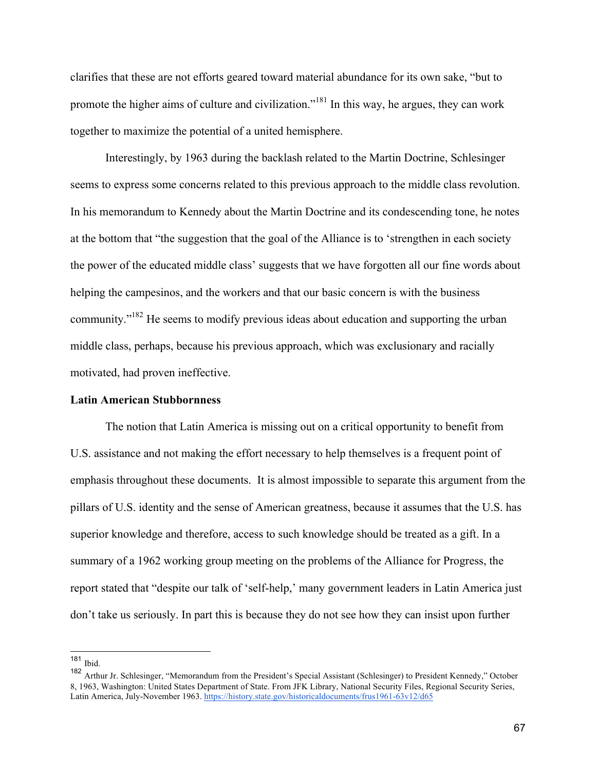clarifies that these are not efforts geared toward material abundance for its own sake, "but to promote the higher aims of culture and civilization."[181] In this way, he argues, they can work together to maximize the potential of a united hemisphere.

Interestingly, by 1963 during the backlash related to the Martin Doctrine, Schlesinger seems to express some concerns related to this previous approach to the middle class revolution. In his memorandum to Kennedy about the Martin Doctrine and its condescending tone, he notes at the bottom that "the suggestion that the goal of the Alliance is to 'strengthen in each society the power of the educated middle class' suggests that we have forgotten all our fine words about helping the campesinos, and the workers and that our basic concern is with the business community."[182] He seems to modify previous ideas about education and supporting the urban middle class, perhaps, because his previous approach, which was exclusionary and racially motivated, had proven ineffective.

**Latin American Stubbornness**

The notion that Latin America is missing out on a critical opportunity to benefit from U.S. assistance and not making the effort necessary to help themselves is a frequent point of emphasis throughout these documents. It is almost impossible to separate this argument from the pillars of U.S. identity and the sense of American greatness, because it assumes that the U.S. has superior knowledge and therefore, access to such knowledge should be treated as a gift. In a summary of a 1962 working group meeting on the problems of the Alliance for Progress, the report stated that "despite our talk of 'self-help,' many government leaders in Latin America just don't take us seriously. In part this is because they do not see how they can insist upon further

---

[181] Ibid.

[182] Arthur Jr. Schlesinger, "Memorandum from the President's Special Assistant (Schlesinger) to President Kennedy," October 8, 1963, Washington: United States Department of State. From JFK Library, National Security Files, Regional Security Series, Latin America, July-November 1963. https://history.state.gov/historicaldocuments/frus1961-63v12/d65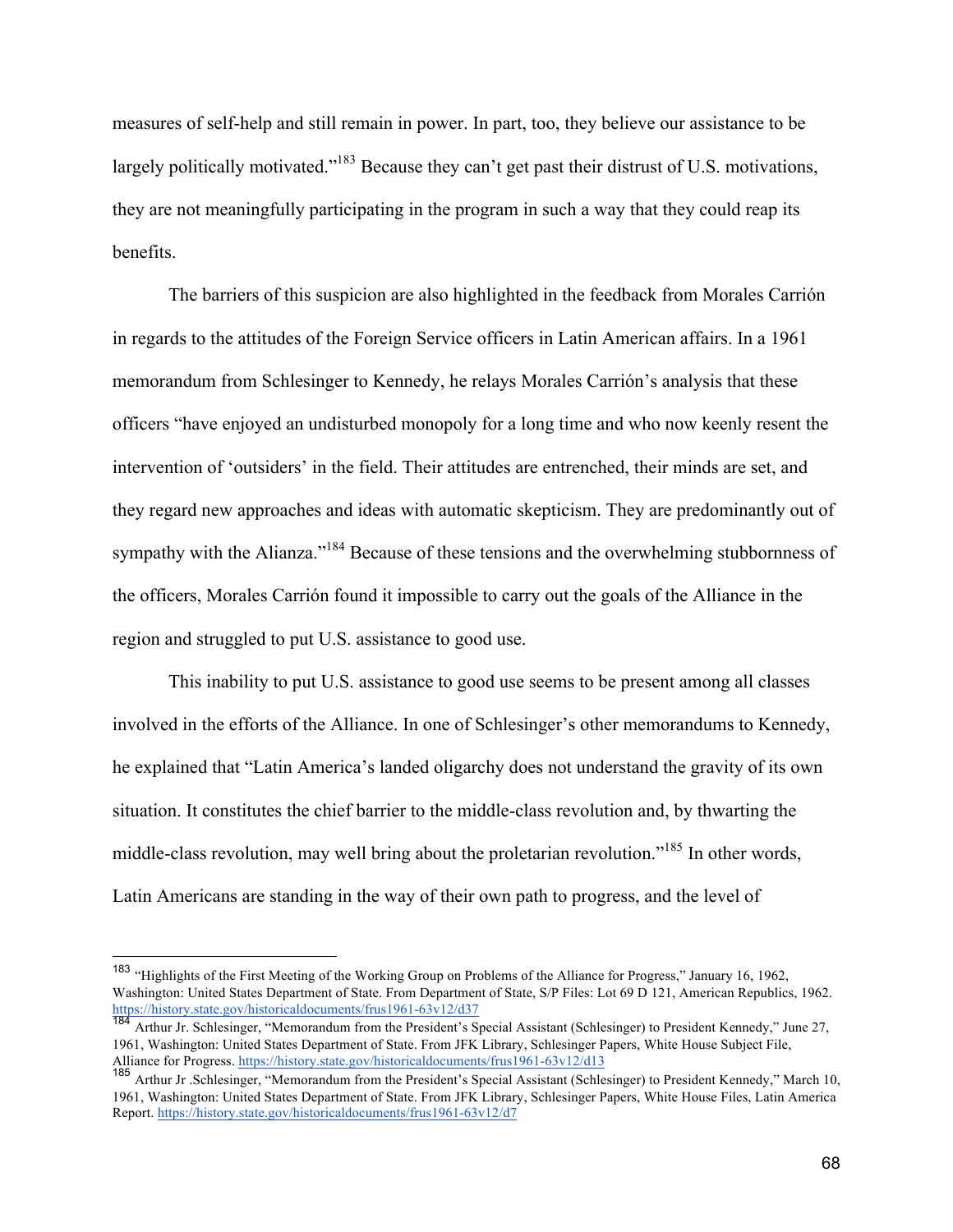measures of self-help and still remain in power. In part, too, they believe our assistance to be largely politically motivated."[183] Because they can't get past their distrust of U.S. motivations, they are not meaningfully participating in the program in such a way that they could reap its benefits.

The barriers of this suspicion are also highlighted in the feedback from Morales Carrión in regards to the attitudes of the Foreign Service officers in Latin American affairs. In a 1961 memorandum from Schlesinger to Kennedy, he relays Morales Carrión's analysis that these officers "have enjoyed an undisturbed monopoly for a long time and who now keenly resent the intervention of 'outsiders' in the field. Their attitudes are entrenched, their minds are set, and they regard new approaches and ideas with automatic skepticism. They are predominantly out of sympathy with the Alianza."[184] Because of these tensions and the overwhelming stubbornness of the officers, Morales Carrión found it impossible to carry out the goals of the Alliance in the region and struggled to put U.S. assistance to good use.

This inability to put U.S. assistance to good use seems to be present among all classes involved in the efforts of the Alliance. In one of Schlesinger's other memorandums to Kennedy, he explained that "Latin America's landed oligarchy does not understand the gravity of its own situation. It constitutes the chief barrier to the middle-class revolution and, by thwarting the middle-class revolution, may well bring about the proletarian revolution."[185] In other words, Latin Americans are standing in the way of their own path to progress, and the level of

---

[183] "Highlights of the First Meeting of the Working Group on Problems of the Alliance for Progress," January 16, 1962, Washington: United States Department of State. From Department of State, S/P Files: Lot 69 D 121, American Republics, 1962. https://history.state.gov/historicaldocuments/frus1961-63v12/d37

[184] Arthur Jr. Schlesinger, "Memorandum from the President's Special Assistant (Schlesinger) to President Kennedy," June 27, 1961, Washington: United States Department of State. From JFK Library, Schlesinger Papers, White House Subject File, Alliance for Progress. https://history.state.gov/historicaldocuments/frus1961-63v12/d13

[185] Arthur Jr .Schlesinger, "Memorandum from the President's Special Assistant (Schlesinger) to President Kennedy," March 10, 1961, Washington: United States Department of State. From JFK Library, Schlesinger Papers, White House Files, Latin America Report. https://history.state.gov/historicaldocuments/frus1961-63v12/d7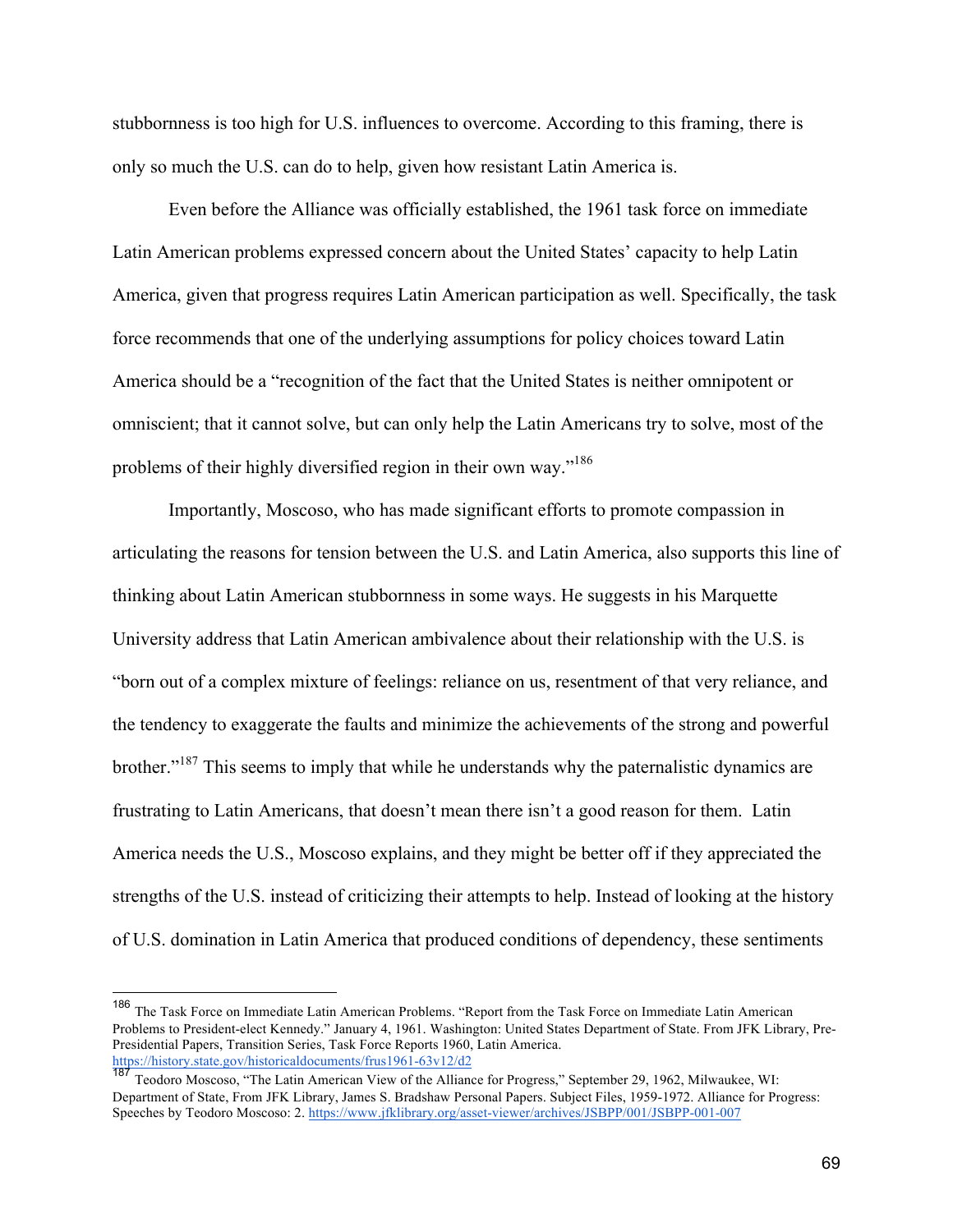stubbornness is too high for U.S. influences to overcome. According to this framing, there is only so much the U.S. can do to help, given how resistant Latin America is.

Even before the Alliance was officially established, the 1961 task force on immediate Latin American problems expressed concern about the United States' capacity to help Latin America, given that progress requires Latin American participation as well. Specifically, the task force recommends that one of the underlying assumptions for policy choices toward Latin America should be a "recognition of the fact that the United States is neither omnipotent or omniscient; that it cannot solve, but can only help the Latin Americans try to solve, most of the problems of their highly diversified region in their own way."[186]

Importantly, Moscoso, who has made significant efforts to promote compassion in articulating the reasons for tension between the U.S. and Latin America, also supports this line of thinking about Latin American stubbornness in some ways. He suggests in his Marquette University address that Latin American ambivalence about their relationship with the U.S. is "born out of a complex mixture of feelings: reliance on us, resentment of that very reliance, and the tendency to exaggerate the faults and minimize the achievements of the strong and powerful brother."[187] This seems to imply that while he understands why the paternalistic dynamics are frustrating to Latin Americans, that doesn't mean there isn't a good reason for them. Latin America needs the U.S., Moscoso explains, and they might be better off if they appreciated the strengths of the U.S. instead of criticizing their attempts to help. Instead of looking at the history of U.S. domination in Latin America that produced conditions of dependency, these sentiments

---

[186] The Task Force on Immediate Latin American Problems. "Report from the Task Force on Immediate Latin American Problems to President-elect Kennedy." January 4, 1961. Washington: United States Department of State. From JFK Library, Pre-Presidential Papers, Transition Series, Task Force Reports 1960, Latin America. https://history.state.gov/historicaldocuments/frus1961-63v12/d2

[187] Teodoro Moscoso, "The Latin American View of the Alliance for Progress," September 29, 1962, Milwaukee, WI: Department of State, From JFK Library, James S. Bradshaw Personal Papers. Subject Files, 1959-1972. Alliance for Progress: Speeches by Teodoro Moscoso: 2. https://www.jfklibrary.org/asset-viewer/archives/JSBPP/001/JSBPP-001-007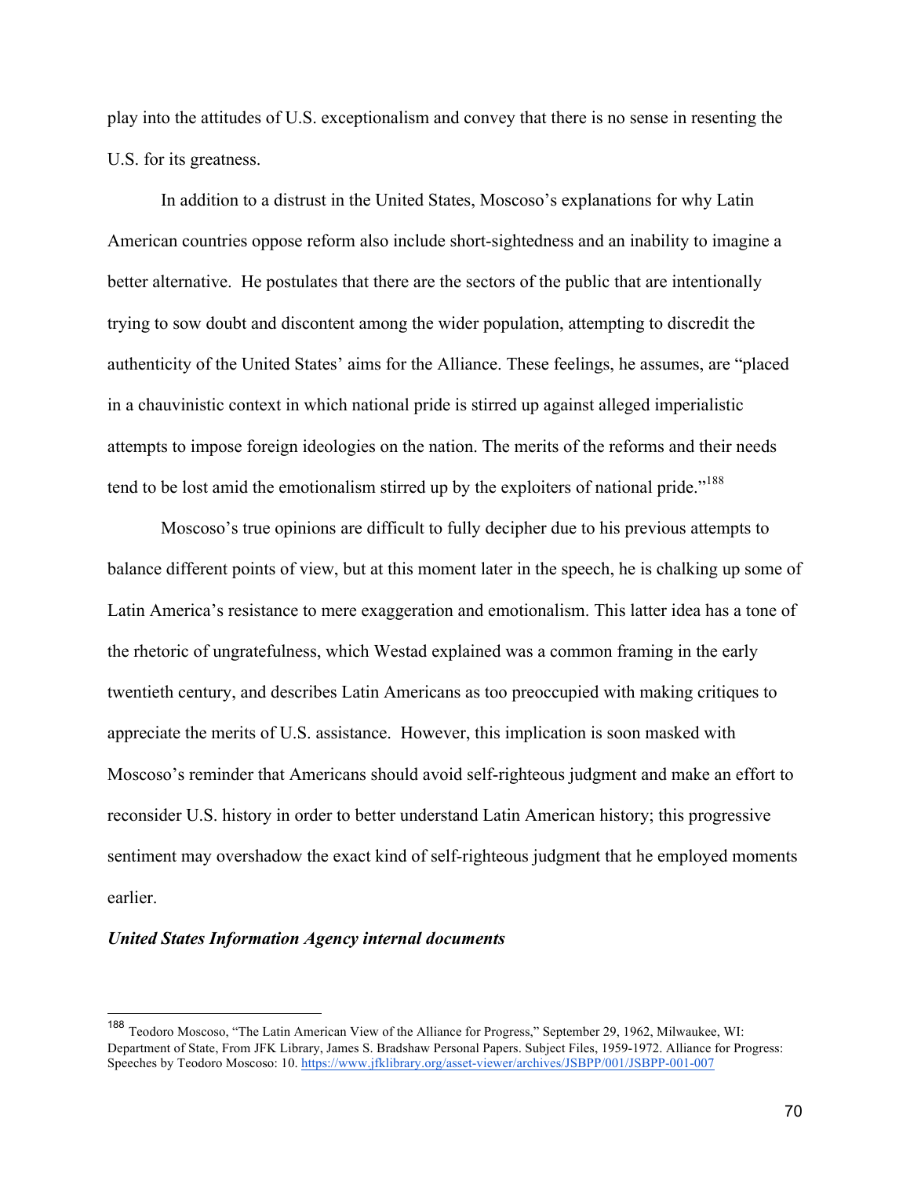play into the attitudes of U.S. exceptionalism and convey that there is no sense in resenting the U.S. for its greatness.

In addition to a distrust in the United States, Moscoso's explanations for why Latin American countries oppose reform also include short-sightedness and an inability to imagine a better alternative. He postulates that there are the sectors of the public that are intentionally trying to sow doubt and discontent among the wider population, attempting to discredit the authenticity of the United States' aims for the Alliance. These feelings, he assumes, are "placed in a chauvinistic context in which national pride is stirred up against alleged imperialistic attempts to impose foreign ideologies on the nation. The merits of the reforms and their needs tend to be lost amid the emotionalism stirred up by the exploiters of national pride."[188]

Moscoso's true opinions are difficult to fully decipher due to his previous attempts to balance different points of view, but at this moment later in the speech, he is chalking up some of Latin America's resistance to mere exaggeration and emotionalism. This latter idea has a tone of the rhetoric of ungratefulness, which Westad explained was a common framing in the early twentieth century, and describes Latin Americans as too preoccupied with making critiques to appreciate the merits of U.S. assistance. However, this implication is soon masked with Moscoso's reminder that Americans should avoid self-righteous judgment and make an effort to reconsider U.S. history in order to better understand Latin American history; this progressive sentiment may overshadow the exact kind of self-righteous judgment that he employed moments earlier.

***United States Information Agency internal documents***

---

[188] Teodoro Moscoso, "The Latin American View of the Alliance for Progress," September 29, 1962, Milwaukee, WI: Department of State, From JFK Library, James S. Bradshaw Personal Papers. Subject Files, 1959-1972. Alliance for Progress: Speeches by Teodoro Moscoso: 10. https://www.jfklibrary.org/asset-viewer/archives/JSBPP/001/JSBPP-001-007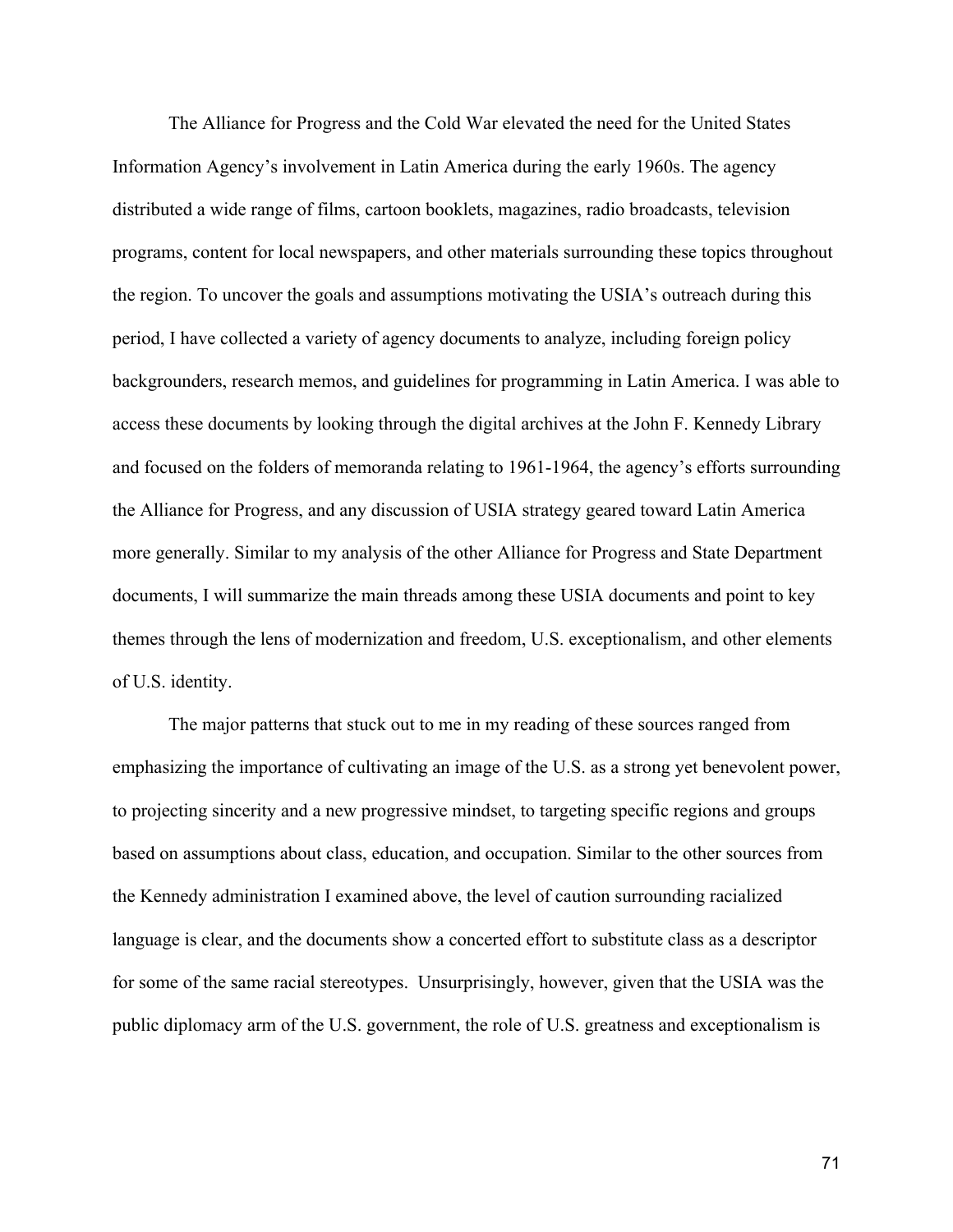The Alliance for Progress and the Cold War elevated the need for the United States Information Agency's involvement in Latin America during the early 1960s. The agency distributed a wide range of films, cartoon booklets, magazines, radio broadcasts, television programs, content for local newspapers, and other materials surrounding these topics throughout the region. To uncover the goals and assumptions motivating the USIA's outreach during this period, I have collected a variety of agency documents to analyze, including foreign policy backgrounders, research memos, and guidelines for programming in Latin America. I was able to access these documents by looking through the digital archives at the John F. Kennedy Library and focused on the folders of memoranda relating to 1961-1964, the agency's efforts surrounding the Alliance for Progress, and any discussion of USIA strategy geared toward Latin America more generally. Similar to my analysis of the other Alliance for Progress and State Department documents, I will summarize the main threads among these USIA documents and point to key themes through the lens of modernization and freedom, U.S. exceptionalism, and other elements of U.S. identity.

The major patterns that stuck out to me in my reading of these sources ranged from emphasizing the importance of cultivating an image of the U.S. as a strong yet benevolent power, to projecting sincerity and a new progressive mindset, to targeting specific regions and groups based on assumptions about class, education, and occupation. Similar to the other sources from the Kennedy administration I examined above, the level of caution surrounding racialized language is clear, and the documents show a concerted effort to substitute class as a descriptor for some of the same racial stereotypes. Unsurprisingly, however, given that the USIA was the public diplomacy arm of the U.S. government, the role of U.S. greatness and exceptionalism is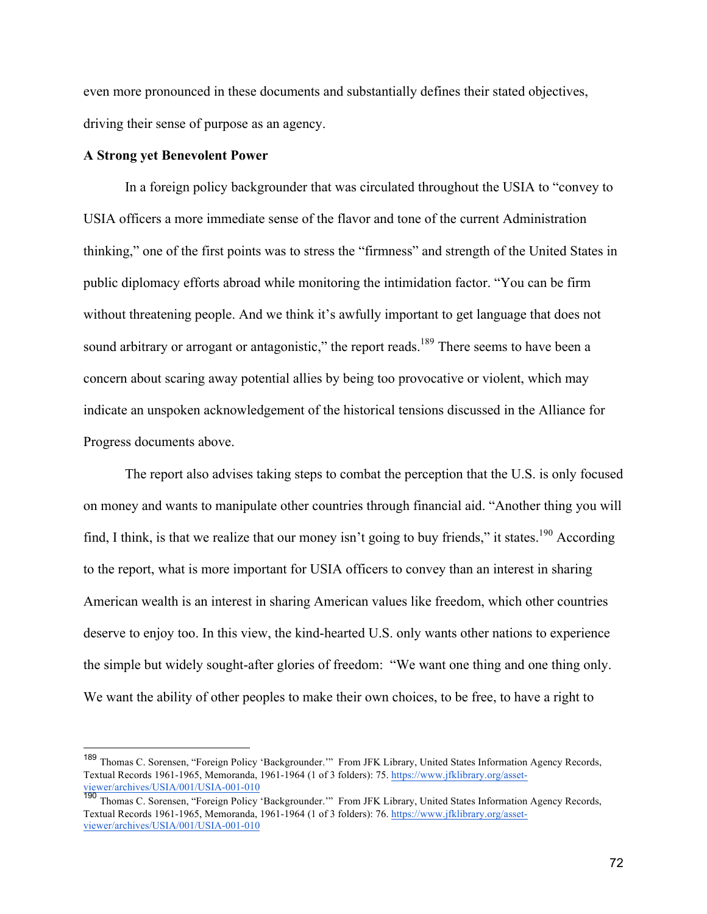even more pronounced in these documents and substantially defines their stated objectives, driving their sense of purpose as an agency.

**A Strong yet Benevolent Power**

In a foreign policy backgrounder that was circulated throughout the USIA to "convey to USIA officers a more immediate sense of the flavor and tone of the current Administration thinking," one of the first points was to stress the "firmness" and strength of the United States in public diplomacy efforts abroad while monitoring the intimidation factor. "You can be firm without threatening people. And we think it's awfully important to get language that does not sound arbitrary or arrogant or antagonistic," the report reads.[189] There seems to have been a concern about scaring away potential allies by being too provocative or violent, which may indicate an unspoken acknowledgement of the historical tensions discussed in the Alliance for Progress documents above.

The report also advises taking steps to combat the perception that the U.S. is only focused on money and wants to manipulate other countries through financial aid. "Another thing you will find, I think, is that we realize that our money isn't going to buy friends," it states.[190] According to the report, what is more important for USIA officers to convey than an interest in sharing American wealth is an interest in sharing American values like freedom, which other countries deserve to enjoy too. In this view, the kind-hearted U.S. only wants other nations to experience the simple but widely sought-after glories of freedom: "We want one thing and one thing only. We want the ability of other peoples to make their own choices, to be free, to have a right to

---

[189] Thomas C. Sorensen, "Foreign Policy 'Backgrounder.'" From JFK Library, United States Information Agency Records, Textual Records 1961-1965, Memoranda, 1961-1964 (1 of 3 folders): 75. https://www.jfklibrary.org/asset-viewer/archives/USIA/001/USIA-001-010

[190] Thomas C. Sorensen, "Foreign Policy 'Backgrounder.'" From JFK Library, United States Information Agency Records, Textual Records 1961-1965, Memoranda, 1961-1964 (1 of 3 folders): 76. https://www.jfklibrary.org/asset-viewer/archives/USIA/001/USIA-001-010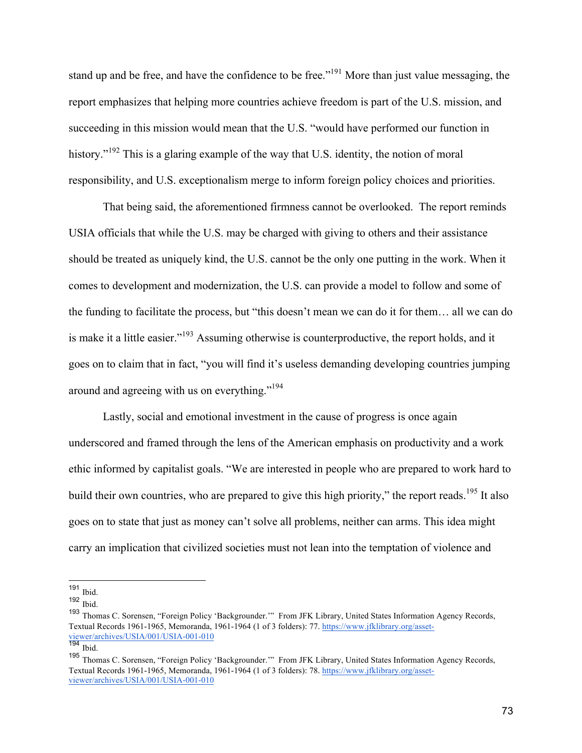stand up and be free, and have the confidence to be free."[191] More than just value messaging, the report emphasizes that helping more countries achieve freedom is part of the U.S. mission, and succeeding in this mission would mean that the U.S. "would have performed our function in history."[192] This is a glaring example of the way that U.S. identity, the notion of moral responsibility, and U.S. exceptionalism merge to inform foreign policy choices and priorities.

That being said, the aforementioned firmness cannot be overlooked. The report reminds USIA officials that while the U.S. may be charged with giving to others and their assistance should be treated as uniquely kind, the U.S. cannot be the only one putting in the work. When it comes to development and modernization, the U.S. can provide a model to follow and some of the funding to facilitate the process, but "this doesn't mean we can do it for them… all we can do is make it a little easier."[193] Assuming otherwise is counterproductive, the report holds, and it goes on to claim that in fact, "you will find it's useless demanding developing countries jumping around and agreeing with us on everything."[194]

Lastly, social and emotional investment in the cause of progress is once again underscored and framed through the lens of the American emphasis on productivity and a work ethic informed by capitalist goals. "We are interested in people who are prepared to work hard to build their own countries, who are prepared to give this high priority," the report reads.[195] It also goes on to state that just as money can't solve all problems, neither can arms. This idea might carry an implication that civilized societies must not lean into the temptation of violence and

---

[191] Ibid.

[192] Ibid.

[193] Thomas C. Sorensen, "Foreign Policy 'Backgrounder.'" From JFK Library, United States Information Agency Records, Textual Records 1961-1965, Memoranda, 1961-1964 (1 of 3 folders): 77. https://www.jfklibrary.org/asset-viewer/archives/USIA/001/USIA-001-010

[194] Ibid.

[195] Thomas C. Sorensen, "Foreign Policy 'Backgrounder.'" From JFK Library, United States Information Agency Records, Textual Records 1961-1965, Memoranda, 1961-1964 (1 of 3 folders): 78. https://www.jfklibrary.org/asset-viewer/archives/USIA/001/USIA-001-010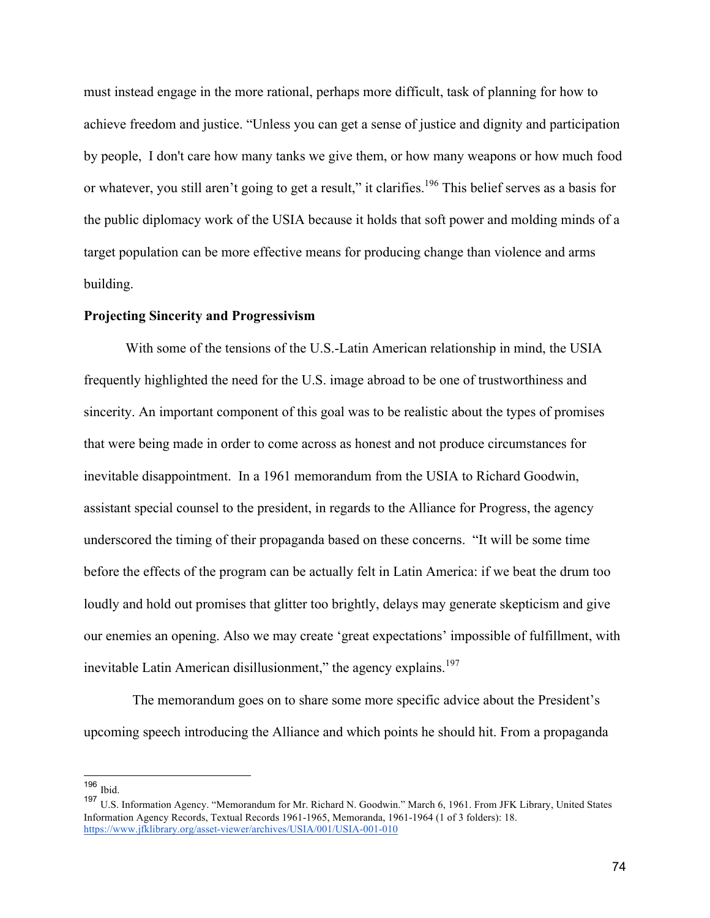must instead engage in the more rational, perhaps more difficult, task of planning for how to achieve freedom and justice. "Unless you can get a sense of justice and dignity and participation by people,  I don't care how many tanks we give them, or how many weapons or how much food or whatever, you still aren't going to get a result," it clarifies.[196] This belief serves as a basis for the public diplomacy work of the USIA because it holds that soft power and molding minds of a target population can be more effective means for producing change than violence and arms building.

**Projecting Sincerity and Progressivism**

With some of the tensions of the U.S.-Latin American relationship in mind, the USIA frequently highlighted the need for the U.S. image abroad to be one of trustworthiness and sincerity. An important component of this goal was to be realistic about the types of promises that were being made in order to come across as honest and not produce circumstances for inevitable disappointment.  In a 1961 memorandum from the USIA to Richard Goodwin, assistant special counsel to the president, in regards to the Alliance for Progress, the agency underscored the timing of their propaganda based on these concerns.  "It will be some time before the effects of the program can be actually felt in Latin America: if we beat the drum too loudly and hold out promises that glitter too brightly, delays may generate skepticism and give our enemies an opening. Also we may create 'great expectations' impossible of fulfillment, with inevitable Latin American disillusionment," the agency explains.[197]

The memorandum goes on to share some more specific advice about the President's upcoming speech introducing the Alliance and which points he should hit. From a propaganda

---

[196] Ibid.

[197] U.S. Information Agency. "Memorandum for Mr. Richard N. Goodwin." March 6, 1961. From JFK Library, United States Information Agency Records, Textual Records 1961-1965, Memoranda, 1961-1964 (1 of 3 folders): 18. https://www.jfklibrary.org/asset-viewer/archives/USIA/001/USIA-001-010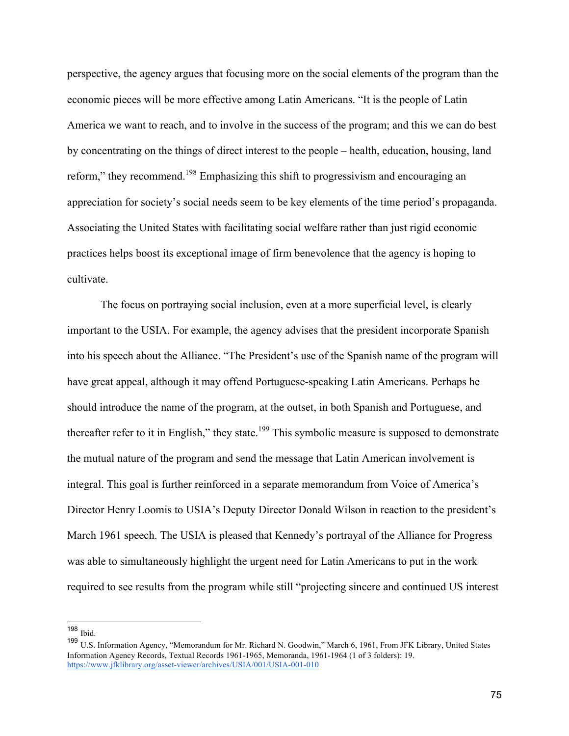perspective, the agency argues that focusing more on the social elements of the program than the economic pieces will be more effective among Latin Americans. "It is the people of Latin America we want to reach, and to involve in the success of the program; and this we can do best by concentrating on the things of direct interest to the people – health, education, housing, land reform," they recommend.[198] Emphasizing this shift to progressivism and encouraging an appreciation for society's social needs seem to be key elements of the time period's propaganda. Associating the United States with facilitating social welfare rather than just rigid economic practices helps boost its exceptional image of firm benevolence that the agency is hoping to cultivate.

The focus on portraying social inclusion, even at a more superficial level, is clearly important to the USIA. For example, the agency advises that the president incorporate Spanish into his speech about the Alliance. "The President's use of the Spanish name of the program will have great appeal, although it may offend Portuguese-speaking Latin Americans. Perhaps he should introduce the name of the program, at the outset, in both Spanish and Portuguese, and thereafter refer to it in English," they state.[199] This symbolic measure is supposed to demonstrate the mutual nature of the program and send the message that Latin American involvement is integral. This goal is further reinforced in a separate memorandum from Voice of America's Director Henry Loomis to USIA's Deputy Director Donald Wilson in reaction to the president's March 1961 speech. The USIA is pleased that Kennedy's portrayal of the Alliance for Progress was able to simultaneously highlight the urgent need for Latin Americans to put in the work required to see results from the program while still "projecting sincere and continued US interest

---

[198] Ibid.

[199] U.S. Information Agency, "Memorandum for Mr. Richard N. Goodwin," March 6, 1961, From JFK Library, United States Information Agency Records, Textual Records 1961-1965, Memoranda, 1961-1964 (1 of 3 folders): 19. https://www.jfklibrary.org/asset-viewer/archives/USIA/001/USIA-001-010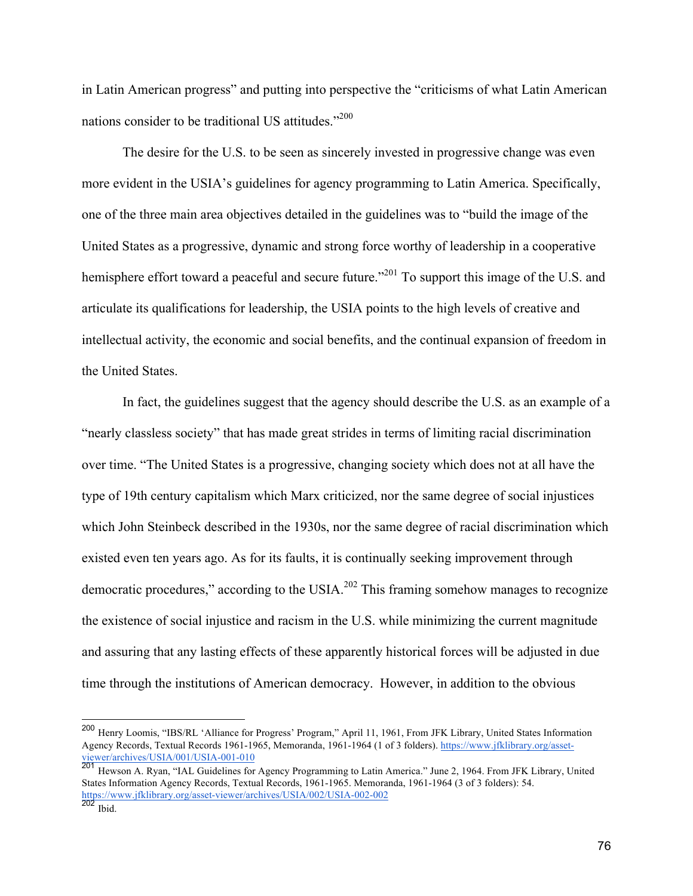in Latin American progress" and putting into perspective the "criticisms of what Latin American nations consider to be traditional US attitudes."[200]

The desire for the U.S. to be seen as sincerely invested in progressive change was even more evident in the USIA's guidelines for agency programming to Latin America. Specifically, one of the three main area objectives detailed in the guidelines was to "build the image of the United States as a progressive, dynamic and strong force worthy of leadership in a cooperative hemisphere effort toward a peaceful and secure future."[201] To support this image of the U.S. and articulate its qualifications for leadership, the USIA points to the high levels of creative and intellectual activity, the economic and social benefits, and the continual expansion of freedom in the United States.

In fact, the guidelines suggest that the agency should describe the U.S. as an example of a "nearly classless society" that has made great strides in terms of limiting racial discrimination over time. "The United States is a progressive, changing society which does not at all have the type of 19th century capitalism which Marx criticized, nor the same degree of social injustices which John Steinbeck described in the 1930s, nor the same degree of racial discrimination which existed even ten years ago. As for its faults, it is continually seeking improvement through democratic procedures," according to the USIA.[202] This framing somehow manages to recognize the existence of social injustice and racism in the U.S. while minimizing the current magnitude and assuring that any lasting effects of these apparently historical forces will be adjusted in due time through the institutions of American democracy. However, in addition to the obvious

---

[200] Henry Loomis, "IBS/RL 'Alliance for Progress' Program," April 11, 1961, From JFK Library, United States Information Agency Records, Textual Records 1961-1965, Memoranda, 1961-1964 (1 of 3 folders). https://www.jfklibrary.org/asset-viewer/archives/USIA/001/USIA-001-010

[201] Hewson A. Ryan, "IAL Guidelines for Agency Programming to Latin America." June 2, 1964. From JFK Library, United States Information Agency Records, Textual Records, 1961-1965. Memoranda, 1961-1964 (3 of 3 folders): 54. https://www.jfklibrary.org/asset-viewer/archives/USIA/002/USIA-002-002

[202] Ibid.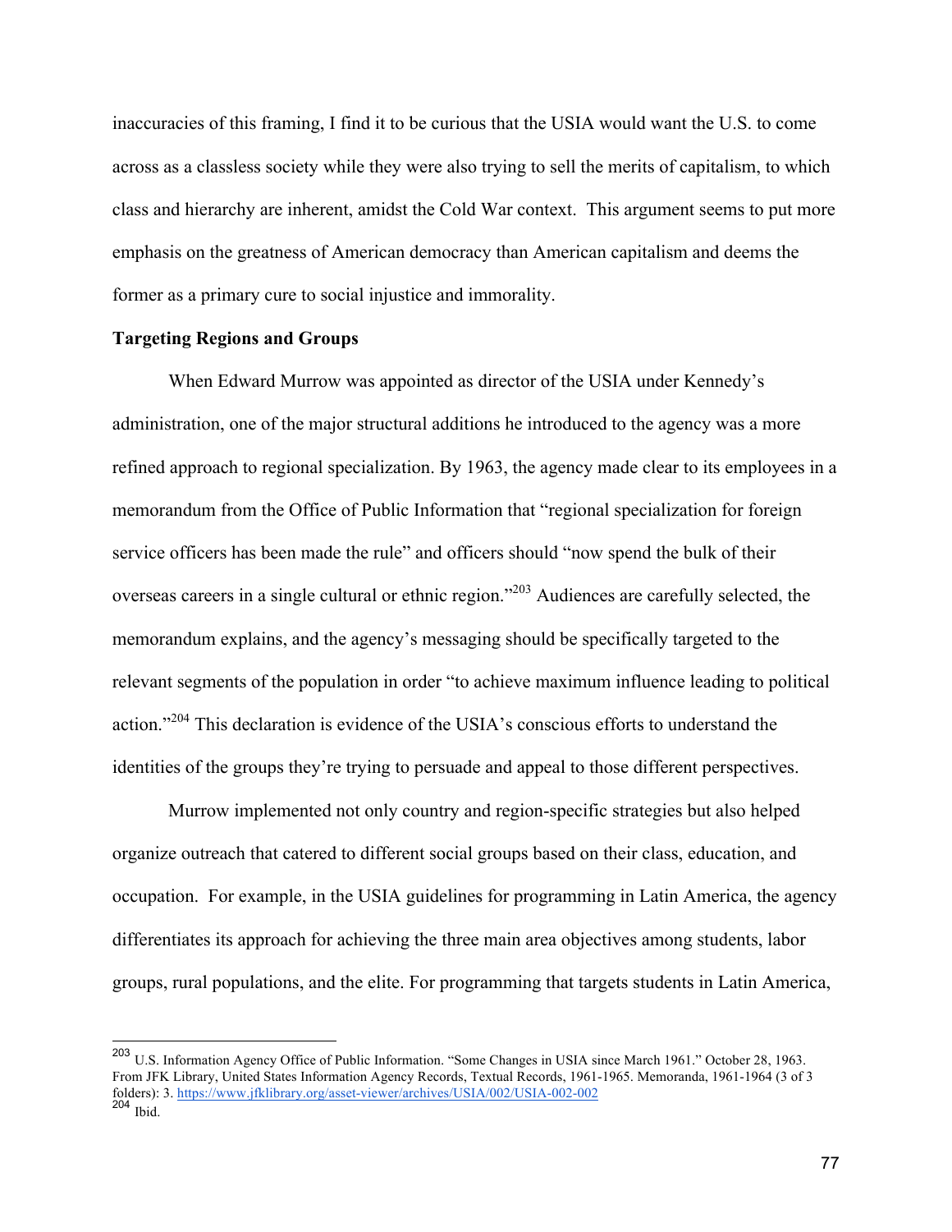inaccuracies of this framing, I find it to be curious that the USIA would want the U.S. to come across as a classless society while they were also trying to sell the merits of capitalism, to which class and hierarchy are inherent, amidst the Cold War context. This argument seems to put more emphasis on the greatness of American democracy than American capitalism and deems the former as a primary cure to social injustice and immorality.

**Targeting Regions and Groups**

When Edward Murrow was appointed as director of the USIA under Kennedy's administration, one of the major structural additions he introduced to the agency was a more refined approach to regional specialization. By 1963, the agency made clear to its employees in a memorandum from the Office of Public Information that "regional specialization for foreign service officers has been made the rule" and officers should "now spend the bulk of their overseas careers in a single cultural or ethnic region."[203] Audiences are carefully selected, the memorandum explains, and the agency's messaging should be specifically targeted to the relevant segments of the population in order "to achieve maximum influence leading to political action."[204] This declaration is evidence of the USIA's conscious efforts to understand the identities of the groups they're trying to persuade and appeal to those different perspectives.

Murrow implemented not only country and region-specific strategies but also helped organize outreach that catered to different social groups based on their class, education, and occupation. For example, in the USIA guidelines for programming in Latin America, the agency differentiates its approach for achieving the three main area objectives among students, labor groups, rural populations, and the elite. For programming that targets students in Latin America,

---

[203] U.S. Information Agency Office of Public Information. "Some Changes in USIA since March 1961." October 28, 1963. From JFK Library, United States Information Agency Records, Textual Records, 1961-1965. Memoranda, 1961-1964 (3 of 3 folders): 3. https://www.jfklibrary.org/asset-viewer/archives/USIA/002/USIA-002-002

[204] Ibid.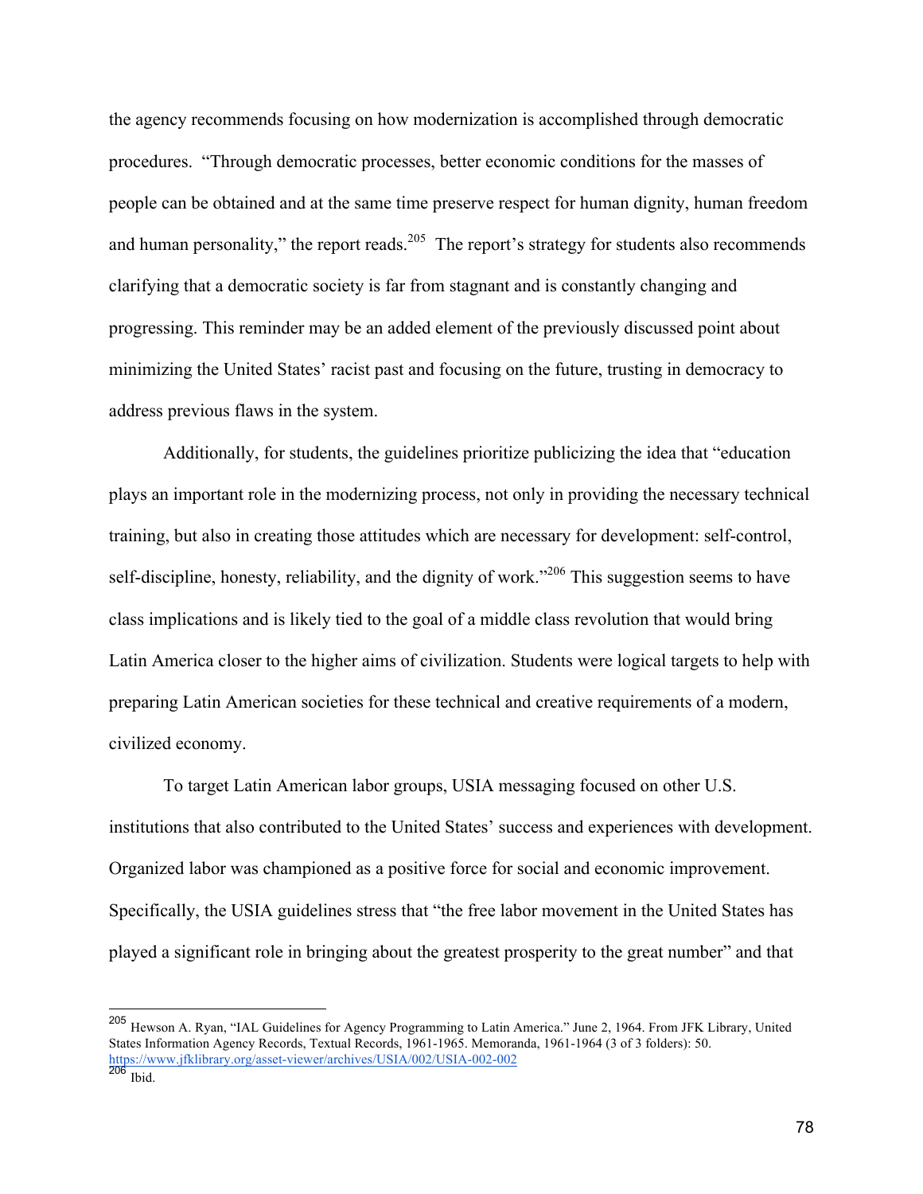the agency recommends focusing on how modernization is accomplished through democratic procedures. "Through democratic processes, better economic conditions for the masses of people can be obtained and at the same time preserve respect for human dignity, human freedom and human personality," the report reads.[205] The report's strategy for students also recommends clarifying that a democratic society is far from stagnant and is constantly changing and progressing. This reminder may be an added element of the previously discussed point about minimizing the United States' racist past and focusing on the future, trusting in democracy to address previous flaws in the system.

Additionally, for students, the guidelines prioritize publicizing the idea that "education plays an important role in the modernizing process, not only in providing the necessary technical training, but also in creating those attitudes which are necessary for development: self-control, self-discipline, honesty, reliability, and the dignity of work."[206] This suggestion seems to have class implications and is likely tied to the goal of a middle class revolution that would bring Latin America closer to the higher aims of civilization. Students were logical targets to help with preparing Latin American societies for these technical and creative requirements of a modern, civilized economy.

To target Latin American labor groups, USIA messaging focused on other U.S. institutions that also contributed to the United States' success and experiences with development. Organized labor was championed as a positive force for social and economic improvement. Specifically, the USIA guidelines stress that "the free labor movement in the United States has played a significant role in bringing about the greatest prosperity to the great number" and that

---

[205] Hewson A. Ryan, "IAL Guidelines for Agency Programming to Latin America." June 2, 1964. From JFK Library, United States Information Agency Records, Textual Records, 1961-1965. Memoranda, 1961-1964 (3 of 3 folders): 50. https://www.jfklibrary.org/asset-viewer/archives/USIA/002/USIA-002-002

[206] Ibid.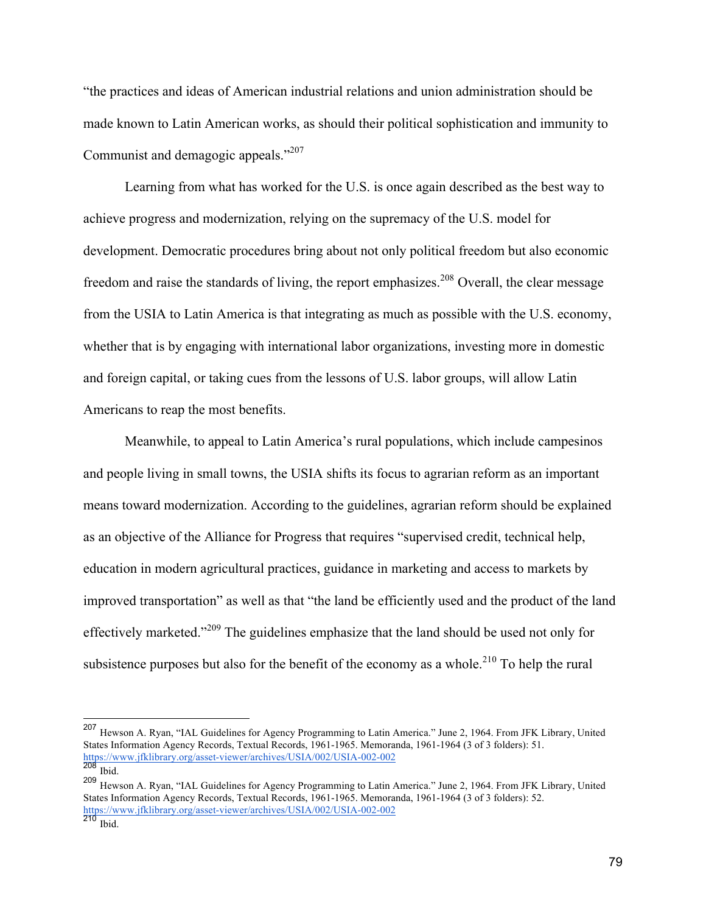"the practices and ideas of American industrial relations and union administration should be made known to Latin American works, as should their political sophistication and immunity to Communist and demagogic appeals."[207]

Learning from what has worked for the U.S. is once again described as the best way to achieve progress and modernization, relying on the supremacy of the U.S. model for development. Democratic procedures bring about not only political freedom but also economic freedom and raise the standards of living, the report emphasizes.[208] Overall, the clear message from the USIA to Latin America is that integrating as much as possible with the U.S. economy, whether that is by engaging with international labor organizations, investing more in domestic and foreign capital, or taking cues from the lessons of U.S. labor groups, will allow Latin Americans to reap the most benefits.

Meanwhile, to appeal to Latin America's rural populations, which include campesinos and people living in small towns, the USIA shifts its focus to agrarian reform as an important means toward modernization. According to the guidelines, agrarian reform should be explained as an objective of the Alliance for Progress that requires "supervised credit, technical help, education in modern agricultural practices, guidance in marketing and access to markets by improved transportation" as well as that "the land be efficiently used and the product of the land effectively marketed."[209] The guidelines emphasize that the land should be used not only for subsistence purposes but also for the benefit of the economy as a whole.[210] To help the rural

---

[207] Hewson A. Ryan, "IAL Guidelines for Agency Programming to Latin America." June 2, 1964. From JFK Library, United States Information Agency Records, Textual Records, 1961-1965. Memoranda, 1961-1964 (3 of 3 folders): 51. https://www.jfklibrary.org/asset-viewer/archives/USIA/002/USIA-002-002

[208] Ibid.

[209] Hewson A. Ryan, "IAL Guidelines for Agency Programming to Latin America." June 2, 1964. From JFK Library, United States Information Agency Records, Textual Records, 1961-1965. Memoranda, 1961-1964 (3 of 3 folders): 52. https://www.jfklibrary.org/asset-viewer/archives/USIA/002/USIA-002-002

[210] Ibid.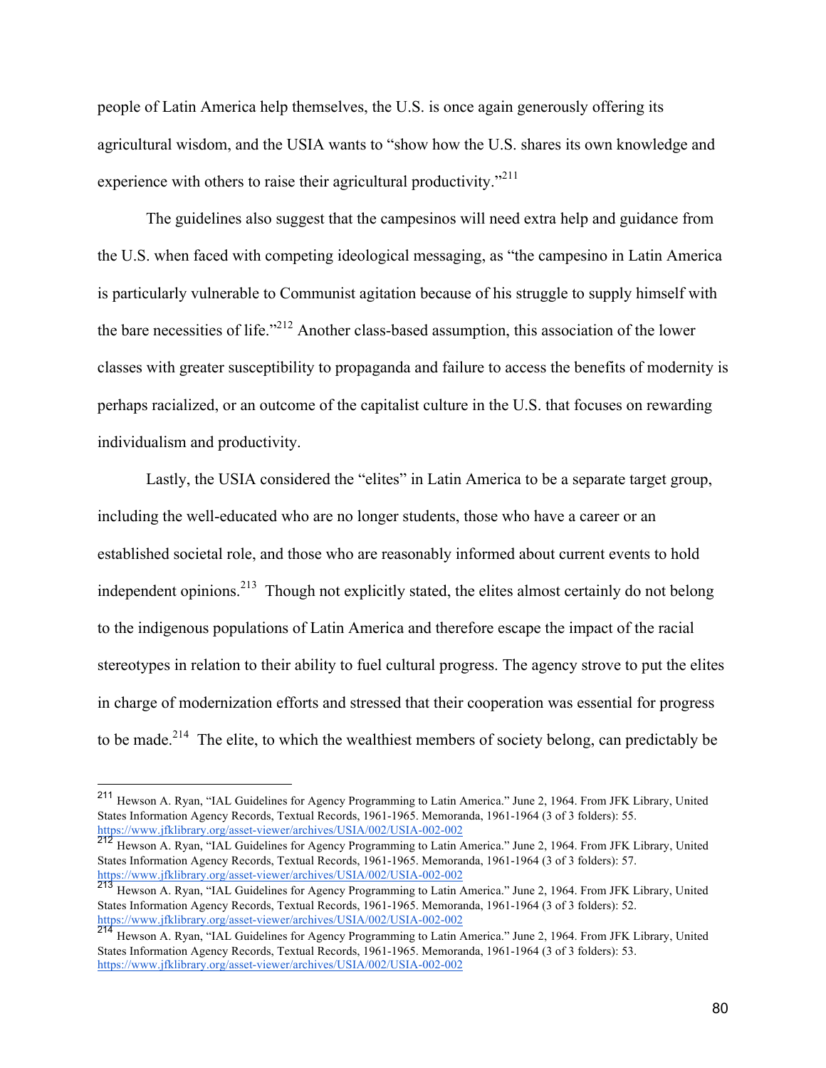people of Latin America help themselves, the U.S. is once again generously offering its agricultural wisdom, and the USIA wants to "show how the U.S. shares its own knowledge and experience with others to raise their agricultural productivity."[211]

The guidelines also suggest that the campesinos will need extra help and guidance from the U.S. when faced with competing ideological messaging, as "the campesino in Latin America is particularly vulnerable to Communist agitation because of his struggle to supply himself with the bare necessities of life."[212] Another class-based assumption, this association of the lower classes with greater susceptibility to propaganda and failure to access the benefits of modernity is perhaps racialized, or an outcome of the capitalist culture in the U.S. that focuses on rewarding individualism and productivity.

Lastly, the USIA considered the "elites" in Latin America to be a separate target group, including the well-educated who are no longer students, those who have a career or an established societal role, and those who are reasonably informed about current events to hold independent opinions.[213] Though not explicitly stated, the elites almost certainly do not belong to the indigenous populations of Latin America and therefore escape the impact of the racial stereotypes in relation to their ability to fuel cultural progress. The agency strove to put the elites in charge of modernization efforts and stressed that their cooperation was essential for progress to be made.[214] The elite, to which the wealthiest members of society belong, can predictably be

---

[211] Hewson A. Ryan, "IAL Guidelines for Agency Programming to Latin America." June 2, 1964. From JFK Library, United States Information Agency Records, Textual Records, 1961-1965. Memoranda, 1961-1964 (3 of 3 folders): 55. https://www.jfklibrary.org/asset-viewer/archives/USIA/002/USIA-002-002

[212] Hewson A. Ryan, "IAL Guidelines for Agency Programming to Latin America." June 2, 1964. From JFK Library, United States Information Agency Records, Textual Records, 1961-1965. Memoranda, 1961-1964 (3 of 3 folders): 57. https://www.jfklibrary.org/asset-viewer/archives/USIA/002/USIA-002-002

[213] Hewson A. Ryan, "IAL Guidelines for Agency Programming to Latin America." June 2, 1964. From JFK Library, United States Information Agency Records, Textual Records, 1961-1965. Memoranda, 1961-1964 (3 of 3 folders): 52. https://www.jfklibrary.org/asset-viewer/archives/USIA/002/USIA-002-002

[214] Hewson A. Ryan, "IAL Guidelines for Agency Programming to Latin America." June 2, 1964. From JFK Library, United States Information Agency Records, Textual Records, 1961-1965. Memoranda, 1961-1964 (3 of 3 folders): 53. https://www.jfklibrary.org/asset-viewer/archives/USIA/002/USIA-002-002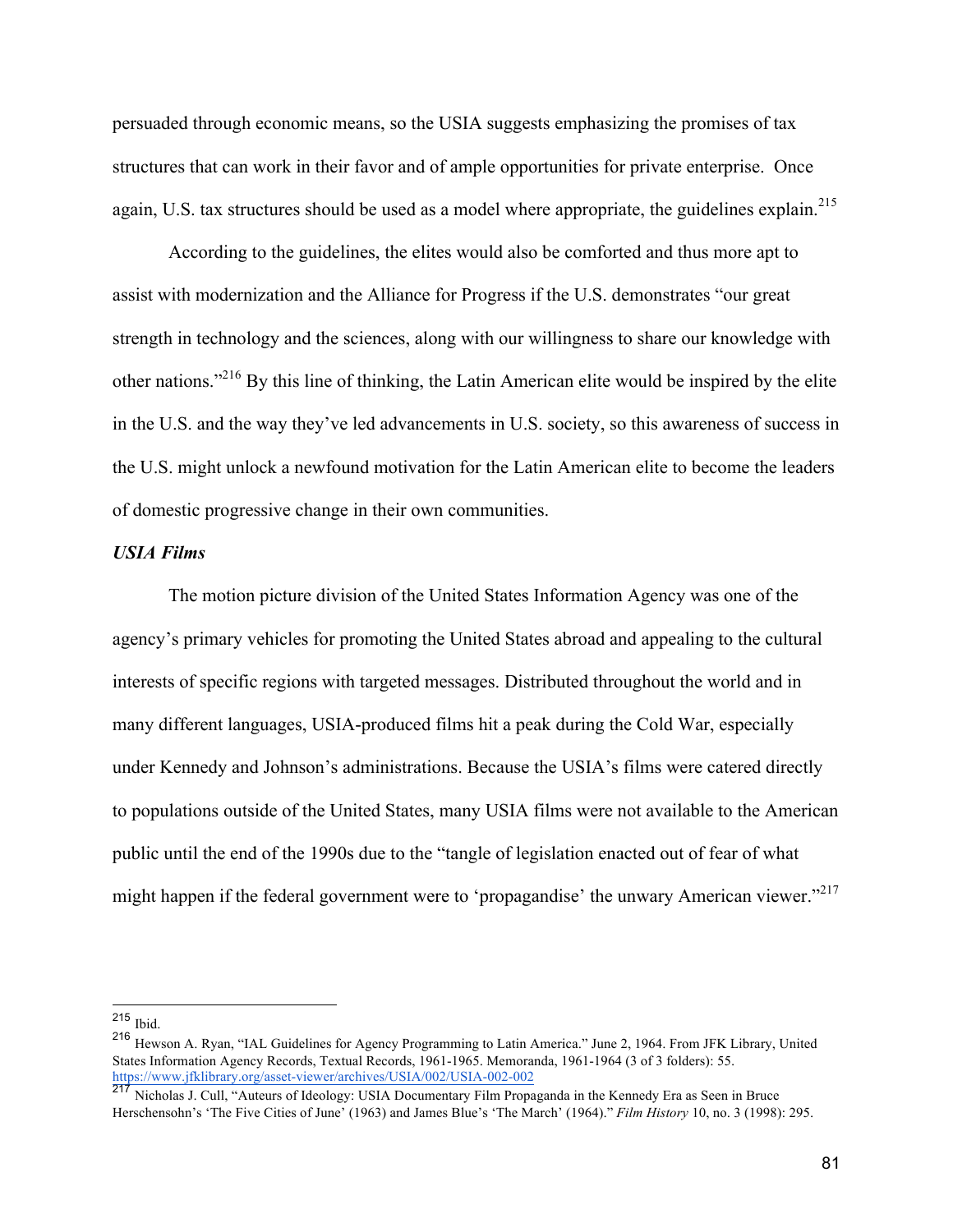persuaded through economic means, so the USIA suggests emphasizing the promises of tax structures that can work in their favor and of ample opportunities for private enterprise. Once again, U.S. tax structures should be used as a model where appropriate, the guidelines explain.[215]

According to the guidelines, the elites would also be comforted and thus more apt to assist with modernization and the Alliance for Progress if the U.S. demonstrates "our great strength in technology and the sciences, along with our willingness to share our knowledge with other nations."[216] By this line of thinking, the Latin American elite would be inspired by the elite in the U.S. and the way they've led advancements in U.S. society, so this awareness of success in the U.S. might unlock a newfound motivation for the Latin American elite to become the leaders of domestic progressive change in their own communities.

### *USIA Films*

The motion picture division of the United States Information Agency was one of the agency's primary vehicles for promoting the United States abroad and appealing to the cultural interests of specific regions with targeted messages. Distributed throughout the world and in many different languages, USIA-produced films hit a peak during the Cold War, especially under Kennedy and Johnson's administrations. Because the USIA's films were catered directly to populations outside of the United States, many USIA films were not available to the American public until the end of the 1990s due to the "tangle of legislation enacted out of fear of what might happen if the federal government were to 'propagandise' the unwary American viewer."[217]

---

[215] Ibid.

[216] Hewson A. Ryan, "IAL Guidelines for Agency Programming to Latin America." June 2, 1964. From JFK Library, United States Information Agency Records, Textual Records, 1961-1965. Memoranda, 1961-1964 (3 of 3 folders): 55. https://www.jfklibrary.org/asset-viewer/archives/USIA/002/USIA-002-002

[217] Nicholas J. Cull, "Auteurs of Ideology: USIA Documentary Film Propaganda in the Kennedy Era as Seen in Bruce Herschensohn's 'The Five Cities of June' (1963) and James Blue's 'The March' (1964)." *Film History* 10, no. 3 (1998): 295.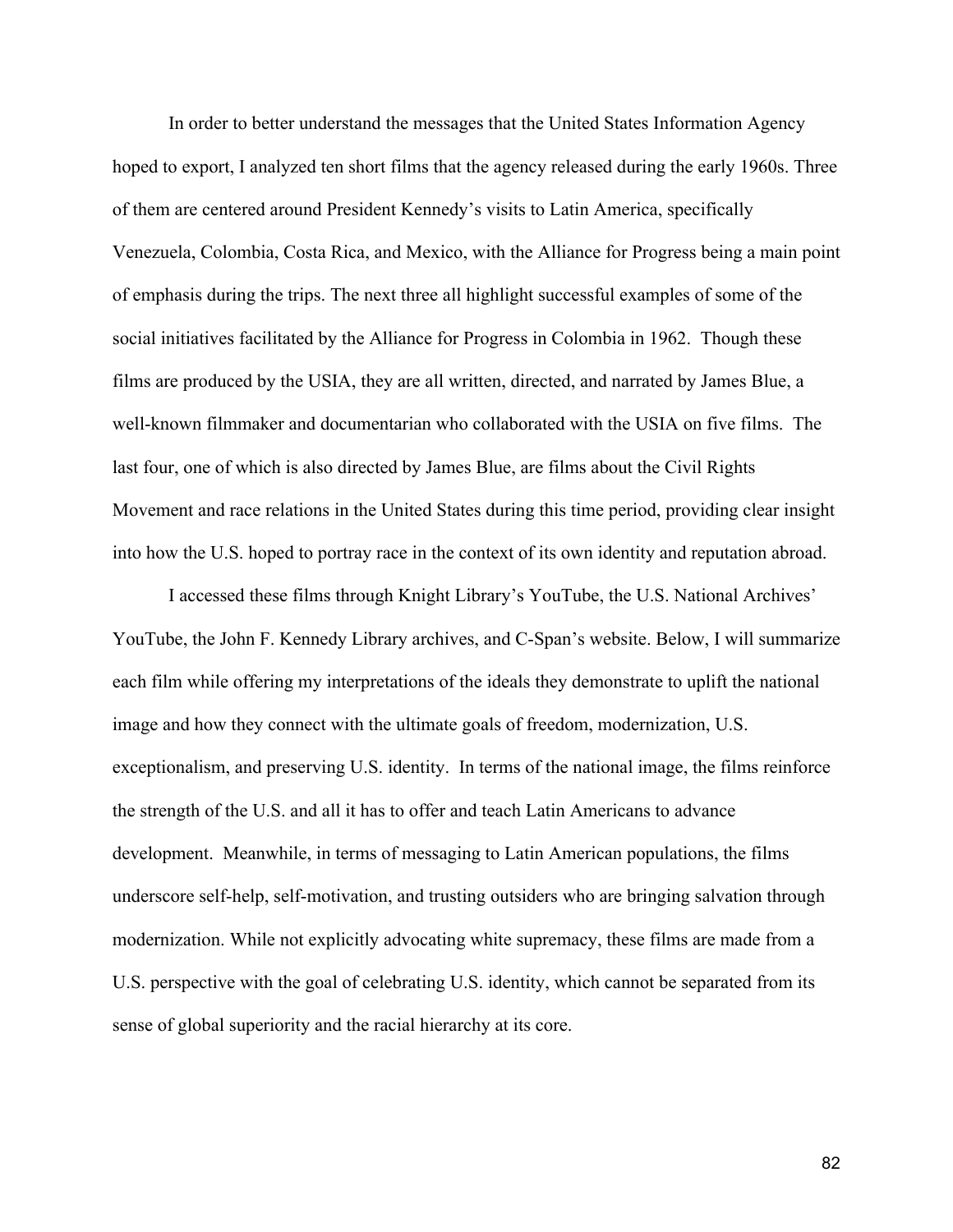In order to better understand the messages that the United States Information Agency hoped to export, I analyzed ten short films that the agency released during the early 1960s. Three of them are centered around President Kennedy's visits to Latin America, specifically Venezuela, Colombia, Costa Rica, and Mexico, with the Alliance for Progress being a main point of emphasis during the trips. The next three all highlight successful examples of some of the social initiatives facilitated by the Alliance for Progress in Colombia in 1962. Though these films are produced by the USIA, they are all written, directed, and narrated by James Blue, a well-known filmmaker and documentarian who collaborated with the USIA on five films. The last four, one of which is also directed by James Blue, are films about the Civil Rights Movement and race relations in the United States during this time period, providing clear insight into how the U.S. hoped to portray race in the context of its own identity and reputation abroad.

I accessed these films through Knight Library's YouTube, the U.S. National Archives' YouTube, the John F. Kennedy Library archives, and C-Span's website. Below, I will summarize each film while offering my interpretations of the ideals they demonstrate to uplift the national image and how they connect with the ultimate goals of freedom, modernization, U.S. exceptionalism, and preserving U.S. identity. In terms of the national image, the films reinforce the strength of the U.S. and all it has to offer and teach Latin Americans to advance development. Meanwhile, in terms of messaging to Latin American populations, the films underscore self-help, self-motivation, and trusting outsiders who are bringing salvation through modernization. While not explicitly advocating white supremacy, these films are made from a U.S. perspective with the goal of celebrating U.S. identity, which cannot be separated from its sense of global superiority and the racial hierarchy at its core.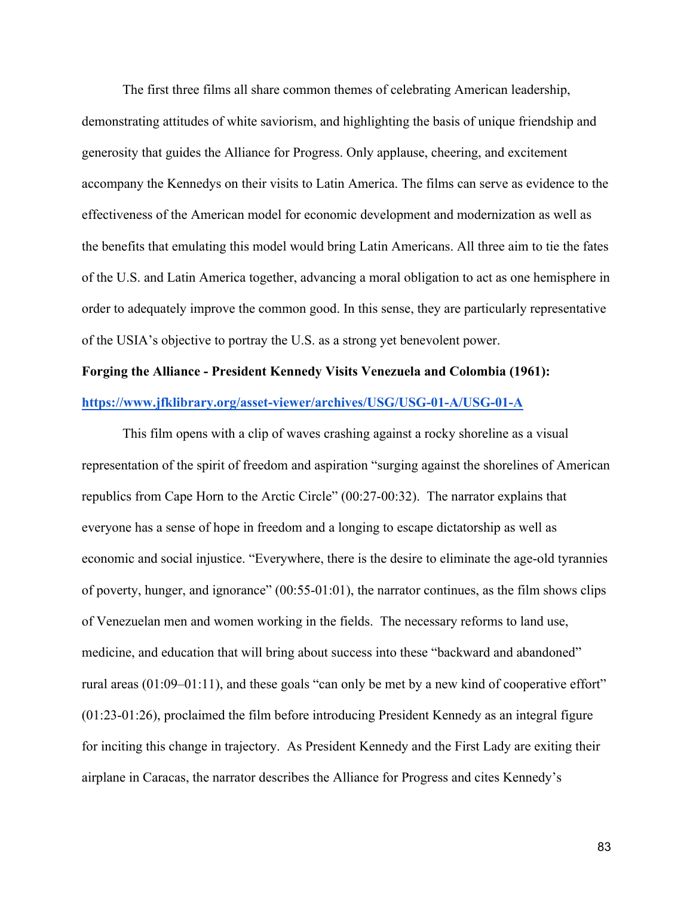The first three films all share common themes of celebrating American leadership, demonstrating attitudes of white saviorism, and highlighting the basis of unique friendship and generosity that guides the Alliance for Progress. Only applause, cheering, and excitement accompany the Kennedys on their visits to Latin America. The films can serve as evidence to the effectiveness of the American model for economic development and modernization as well as the benefits that emulating this model would bring Latin Americans. All three aim to tie the fates of the U.S. and Latin America together, advancing a moral obligation to act as one hemisphere in order to adequately improve the common good. In this sense, they are particularly representative of the USIA's objective to portray the U.S. as a strong yet benevolent power.

**Forging the Alliance - President Kennedy Visits Venezuela and Colombia (1961):**

**https://www.jfklibrary.org/asset-viewer/archives/USG/USG-01-A/USG-01-A**

This film opens with a clip of waves crashing against a rocky shoreline as a visual representation of the spirit of freedom and aspiration "surging against the shorelines of American republics from Cape Horn to the Arctic Circle" (00:27-00:32). The narrator explains that everyone has a sense of hope in freedom and a longing to escape dictatorship as well as economic and social injustice. "Everywhere, there is the desire to eliminate the age-old tyrannies of poverty, hunger, and ignorance" (00:55-01:01), the narrator continues, as the film shows clips of Venezuelan men and women working in the fields. The necessary reforms to land use, medicine, and education that will bring about success into these "backward and abandoned" rural areas (01:09–01:11), and these goals "can only be met by a new kind of cooperative effort" (01:23-01:26), proclaimed the film before introducing President Kennedy as an integral figure for inciting this change in trajectory. As President Kennedy and the First Lady are exiting their airplane in Caracas, the narrator describes the Alliance for Progress and cites Kennedy's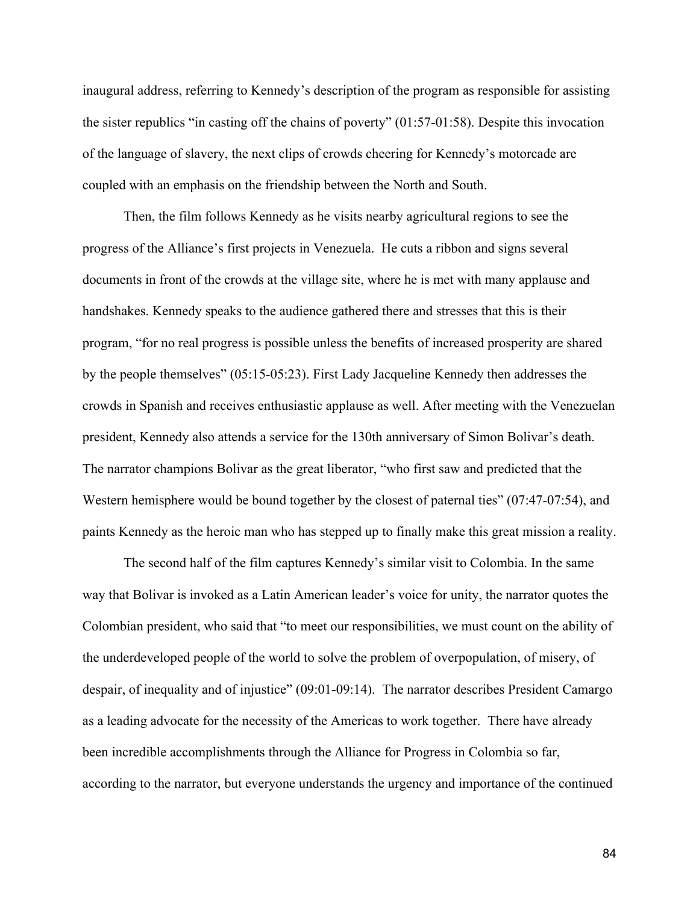inaugural address, referring to Kennedy's description of the program as responsible for assisting the sister republics "in casting off the chains of poverty" (01:57-01:58). Despite this invocation of the language of slavery, the next clips of crowds cheering for Kennedy's motorcade are coupled with an emphasis on the friendship between the North and South.

Then, the film follows Kennedy as he visits nearby agricultural regions to see the progress of the Alliance's first projects in Venezuela. He cuts a ribbon and signs several documents in front of the crowds at the village site, where he is met with many applause and handshakes. Kennedy speaks to the audience gathered there and stresses that this is their program, "for no real progress is possible unless the benefits of increased prosperity are shared by the people themselves" (05:15-05:23). First Lady Jacqueline Kennedy then addresses the crowds in Spanish and receives enthusiastic applause as well. After meeting with the Venezuelan president, Kennedy also attends a service for the 130th anniversary of Simon Bolivar's death. The narrator champions Bolivar as the great liberator, "who first saw and predicted that the Western hemisphere would be bound together by the closest of paternal ties" (07:47-07:54), and paints Kennedy as the heroic man who has stepped up to finally make this great mission a reality.

The second half of the film captures Kennedy's similar visit to Colombia. In the same way that Bolivar is invoked as a Latin American leader's voice for unity, the narrator quotes the Colombian president, who said that "to meet our responsibilities, we must count on the ability of the underdeveloped people of the world to solve the problem of overpopulation, of misery, of despair, of inequality and of injustice" (09:01-09:14). The narrator describes President Camargo as a leading advocate for the necessity of the Americas to work together. There have already been incredible accomplishments through the Alliance for Progress in Colombia so far, according to the narrator, but everyone understands the urgency and importance of the continued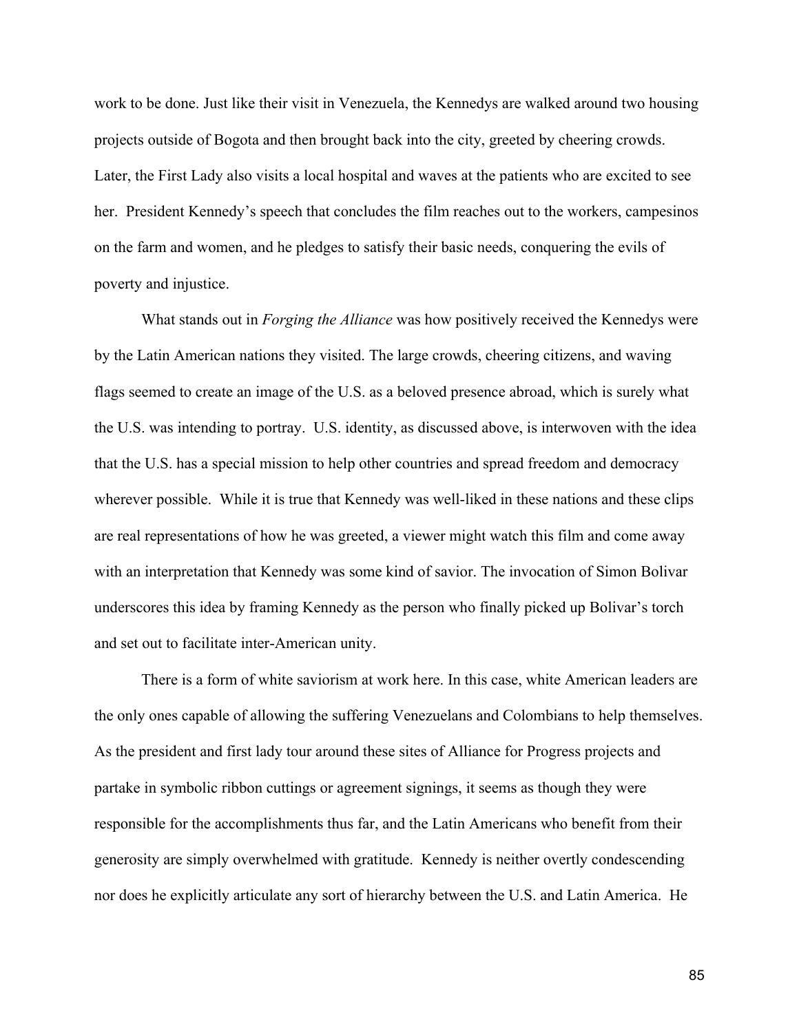work to be done. Just like their visit in Venezuela, the Kennedys are walked around two housing projects outside of Bogota and then brought back into the city, greeted by cheering crowds. Later, the First Lady also visits a local hospital and waves at the patients who are excited to see her. President Kennedy's speech that concludes the film reaches out to the workers, campesinos on the farm and women, and he pledges to satisfy their basic needs, conquering the evils of poverty and injustice.

What stands out in *Forging the Alliance* was how positively received the Kennedys were by the Latin American nations they visited. The large crowds, cheering citizens, and waving flags seemed to create an image of the U.S. as a beloved presence abroad, which is surely what the U.S. was intending to portray. U.S. identity, as discussed above, is interwoven with the idea that the U.S. has a special mission to help other countries and spread freedom and democracy wherever possible. While it is true that Kennedy was well-liked in these nations and these clips are real representations of how he was greeted, a viewer might watch this film and come away with an interpretation that Kennedy was some kind of savior. The invocation of Simon Bolivar underscores this idea by framing Kennedy as the person who finally picked up Bolivar's torch and set out to facilitate inter-American unity.

There is a form of white saviorism at work here. In this case, white American leaders are the only ones capable of allowing the suffering Venezuelans and Colombians to help themselves. As the president and first lady tour around these sites of Alliance for Progress projects and partake in symbolic ribbon cuttings or agreement signings, it seems as though they were responsible for the accomplishments thus far, and the Latin Americans who benefit from their generosity are simply overwhelmed with gratitude. Kennedy is neither overtly condescending nor does he explicitly articulate any sort of hierarchy between the U.S. and Latin America. He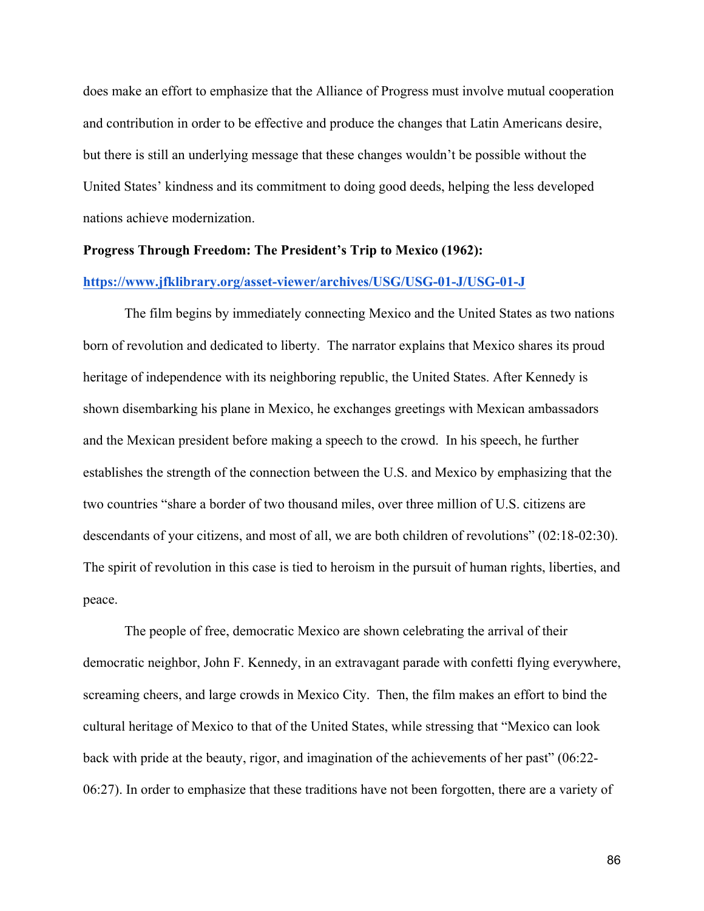does make an effort to emphasize that the Alliance of Progress must involve mutual cooperation and contribution in order to be effective and produce the changes that Latin Americans desire, but there is still an underlying message that these changes wouldn't be possible without the United States' kindness and its commitment to doing good deeds, helping the less developed nations achieve modernization.

**Progress Through Freedom: The President's Trip to Mexico (1962):**

**[https://www.jfklibrary.org/asset-viewer/archives/USG/USG-01-J/USG-01-J](https://www.jfklibrary.org/asset-viewer/archives/USG/USG-01-J/USG-01-J)**

The film begins by immediately connecting Mexico and the United States as two nations born of revolution and dedicated to liberty. The narrator explains that Mexico shares its proud heritage of independence with its neighboring republic, the United States. After Kennedy is shown disembarking his plane in Mexico, he exchanges greetings with Mexican ambassadors and the Mexican president before making a speech to the crowd. In his speech, he further establishes the strength of the connection between the U.S. and Mexico by emphasizing that the two countries "share a border of two thousand miles, over three million of U.S. citizens are descendants of your citizens, and most of all, we are both children of revolutions" (02:18-02:30). The spirit of revolution in this case is tied to heroism in the pursuit of human rights, liberties, and peace.

The people of free, democratic Mexico are shown celebrating the arrival of their democratic neighbor, John F. Kennedy, in an extravagant parade with confetti flying everywhere, screaming cheers, and large crowds in Mexico City. Then, the film makes an effort to bind the cultural heritage of Mexico to that of the United States, while stressing that "Mexico can look back with pride at the beauty, rigor, and imagination of the achievements of her past" (06:22-06:27). In order to emphasize that these traditions have not been forgotten, there are a variety of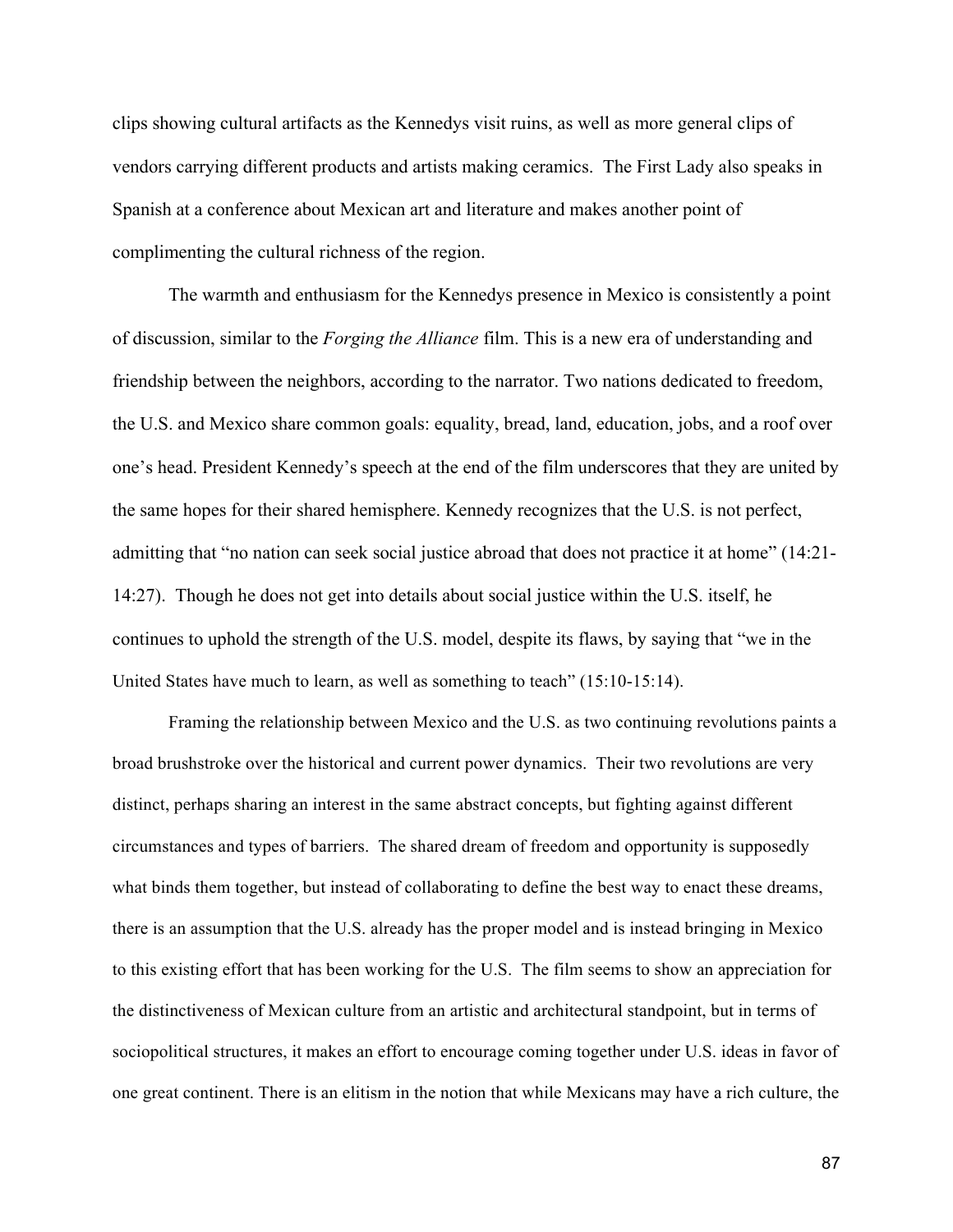clips showing cultural artifacts as the Kennedys visit ruins, as well as more general clips of vendors carrying different products and artists making ceramics. The First Lady also speaks in Spanish at a conference about Mexican art and literature and makes another point of complimenting the cultural richness of the region.

The warmth and enthusiasm for the Kennedys presence in Mexico is consistently a point of discussion, similar to the *Forging the Alliance* film. This is a new era of understanding and friendship between the neighbors, according to the narrator. Two nations dedicated to freedom, the U.S. and Mexico share common goals: equality, bread, land, education, jobs, and a roof over one's head. President Kennedy's speech at the end of the film underscores that they are united by the same hopes for their shared hemisphere. Kennedy recognizes that the U.S. is not perfect, admitting that "no nation can seek social justice abroad that does not practice it at home" (14:21-14:27). Though he does not get into details about social justice within the U.S. itself, he continues to uphold the strength of the U.S. model, despite its flaws, by saying that "we in the United States have much to learn, as well as something to teach" (15:10-15:14).

Framing the relationship between Mexico and the U.S. as two continuing revolutions paints a broad brushstroke over the historical and current power dynamics. Their two revolutions are very distinct, perhaps sharing an interest in the same abstract concepts, but fighting against different circumstances and types of barriers. The shared dream of freedom and opportunity is supposedly what binds them together, but instead of collaborating to define the best way to enact these dreams, there is an assumption that the U.S. already has the proper model and is instead bringing in Mexico to this existing effort that has been working for the U.S. The film seems to show an appreciation for the distinctiveness of Mexican culture from an artistic and architectural standpoint, but in terms of sociopolitical structures, it makes an effort to encourage coming together under U.S. ideas in favor of one great continent. There is an elitism in the notion that while Mexicans may have a rich culture, the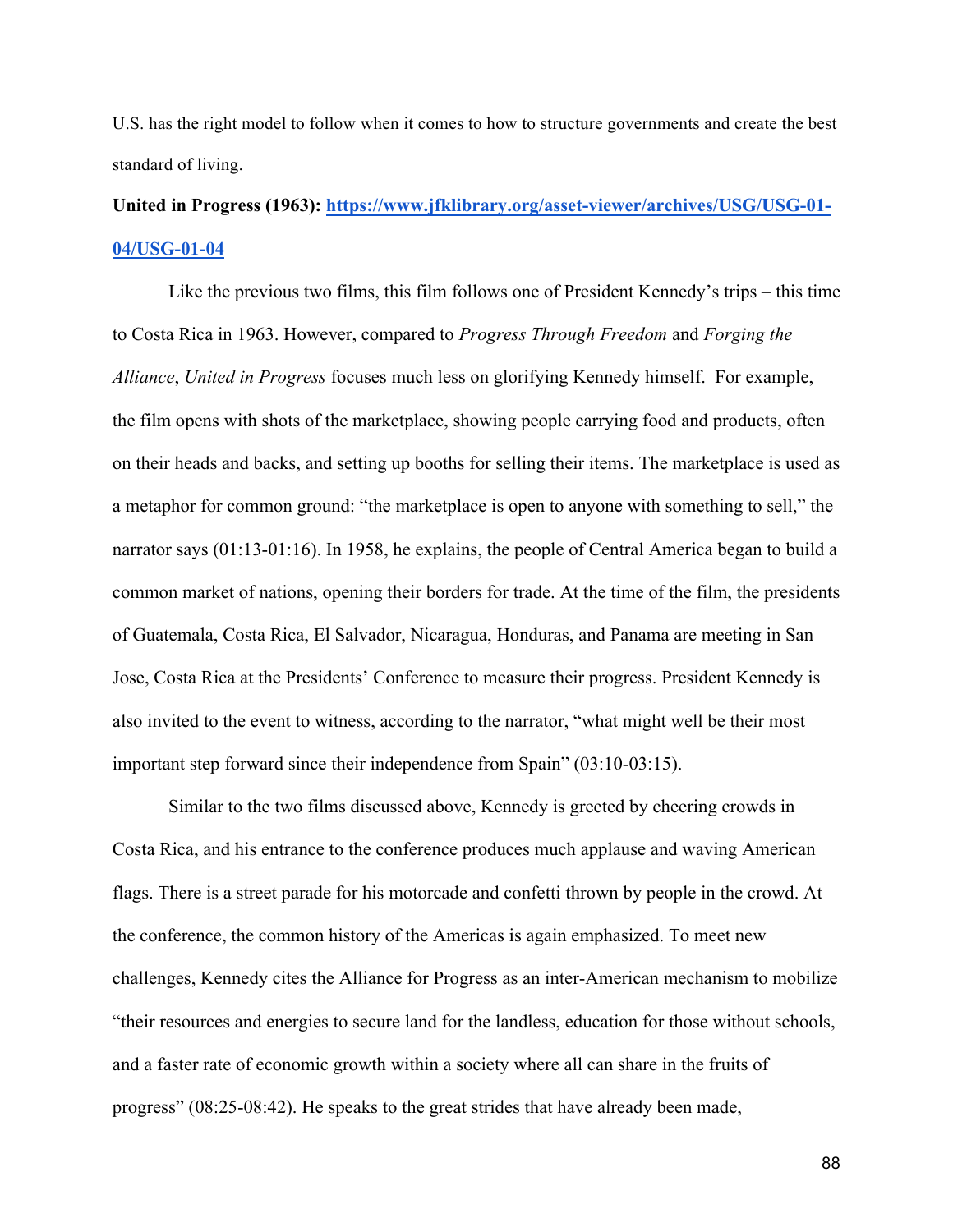U.S. has the right model to follow when it comes to how to structure governments and create the best standard of living.

**United in Progress (1963): [https://www.jfklibrary.org/asset-viewer/archives/USG/USG-01-04/USG-01-04](https://www.jfklibrary.org/asset-viewer/archives/USG/USG-01-04/USG-01-04)**

Like the previous two films, this film follows one of President Kennedy's trips – this time to Costa Rica in 1963. However, compared to *Progress Through Freedom* and *Forging the Alliance*, *United in Progress* focuses much less on glorifying Kennedy himself. For example, the film opens with shots of the marketplace, showing people carrying food and products, often on their heads and backs, and setting up booths for selling their items. The marketplace is used as a metaphor for common ground: "the marketplace is open to anyone with something to sell," the narrator says (01:13-01:16). In 1958, he explains, the people of Central America began to build a common market of nations, opening their borders for trade. At the time of the film, the presidents of Guatemala, Costa Rica, El Salvador, Nicaragua, Honduras, and Panama are meeting in San Jose, Costa Rica at the Presidents' Conference to measure their progress. President Kennedy is also invited to the event to witness, according to the narrator, "what might well be their most important step forward since their independence from Spain" (03:10-03:15).

Similar to the two films discussed above, Kennedy is greeted by cheering crowds in Costa Rica, and his entrance to the conference produces much applause and waving American flags. There is a street parade for his motorcade and confetti thrown by people in the crowd. At the conference, the common history of the Americas is again emphasized. To meet new challenges, Kennedy cites the Alliance for Progress as an inter-American mechanism to mobilize "their resources and energies to secure land for the landless, education for those without schools, and a faster rate of economic growth within a society where all can share in the fruits of progress" (08:25-08:42). He speaks to the great strides that have already been made,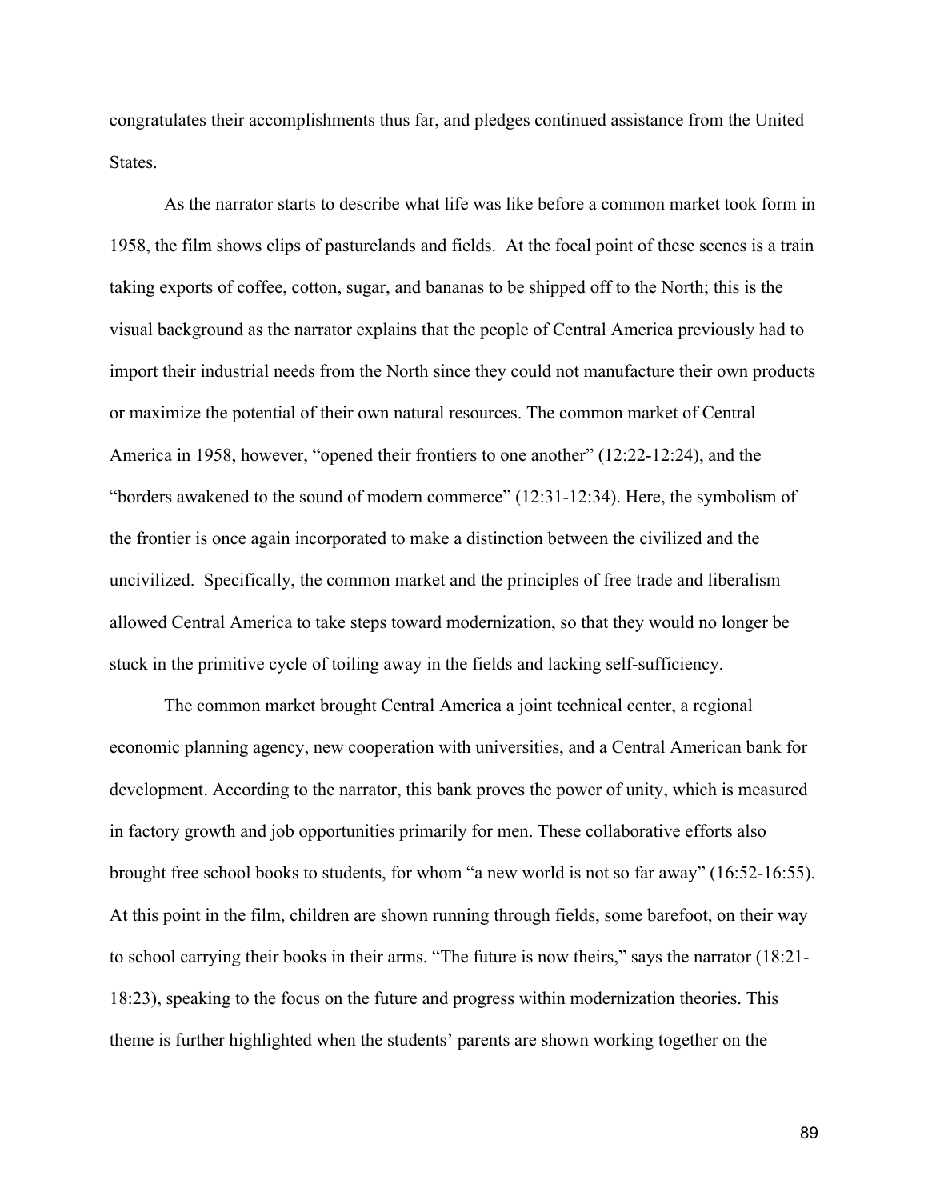congratulates their accomplishments thus far, and pledges continued assistance from the United States.

As the narrator starts to describe what life was like before a common market took form in 1958, the film shows clips of pasturelands and fields. At the focal point of these scenes is a train taking exports of coffee, cotton, sugar, and bananas to be shipped off to the North; this is the visual background as the narrator explains that the people of Central America previously had to import their industrial needs from the North since they could not manufacture their own products or maximize the potential of their own natural resources. The common market of Central America in 1958, however, "opened their frontiers to one another" (12:22-12:24), and the "borders awakened to the sound of modern commerce" (12:31-12:34). Here, the symbolism of the frontier is once again incorporated to make a distinction between the civilized and the uncivilized. Specifically, the common market and the principles of free trade and liberalism allowed Central America to take steps toward modernization, so that they would no longer be stuck in the primitive cycle of toiling away in the fields and lacking self-sufficiency.

The common market brought Central America a joint technical center, a regional economic planning agency, new cooperation with universities, and a Central American bank for development. According to the narrator, this bank proves the power of unity, which is measured in factory growth and job opportunities primarily for men. These collaborative efforts also brought free school books to students, for whom "a new world is not so far away" (16:52-16:55). At this point in the film, children are shown running through fields, some barefoot, on their way to school carrying their books in their arms. "The future is now theirs," says the narrator (18:21-18:23), speaking to the focus on the future and progress within modernization theories. This theme is further highlighted when the students' parents are shown working together on the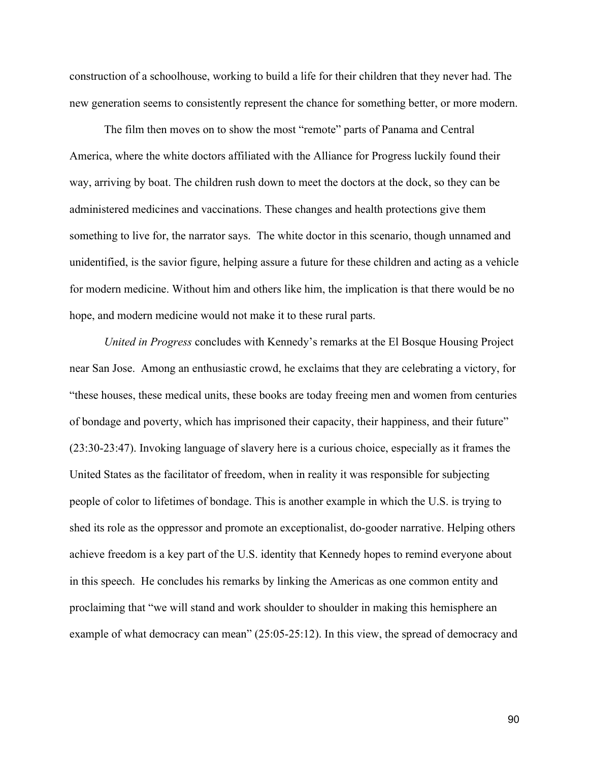construction of a schoolhouse, working to build a life for their children that they never had. The new generation seems to consistently represent the chance for something better, or more modern.

The film then moves on to show the most "remote" parts of Panama and Central America, where the white doctors affiliated with the Alliance for Progress luckily found their way, arriving by boat. The children rush down to meet the doctors at the dock, so they can be administered medicines and vaccinations. These changes and health protections give them something to live for, the narrator says. The white doctor in this scenario, though unnamed and unidentified, is the savior figure, helping assure a future for these children and acting as a vehicle for modern medicine. Without him and others like him, the implication is that there would be no hope, and modern medicine would not make it to these rural parts.

*United in Progress* concludes with Kennedy's remarks at the El Bosque Housing Project near San Jose. Among an enthusiastic crowd, he exclaims that they are celebrating a victory, for "these houses, these medical units, these books are today freeing men and women from centuries of bondage and poverty, which has imprisoned their capacity, their happiness, and their future" (23:30-23:47). Invoking language of slavery here is a curious choice, especially as it frames the United States as the facilitator of freedom, when in reality it was responsible for subjecting people of color to lifetimes of bondage. This is another example in which the U.S. is trying to shed its role as the oppressor and promote an exceptionalist, do-gooder narrative. Helping others achieve freedom is a key part of the U.S. identity that Kennedy hopes to remind everyone about in this speech. He concludes his remarks by linking the Americas as one common entity and proclaiming that "we will stand and work shoulder to shoulder in making this hemisphere an example of what democracy can mean" (25:05-25:12). In this view, the spread of democracy and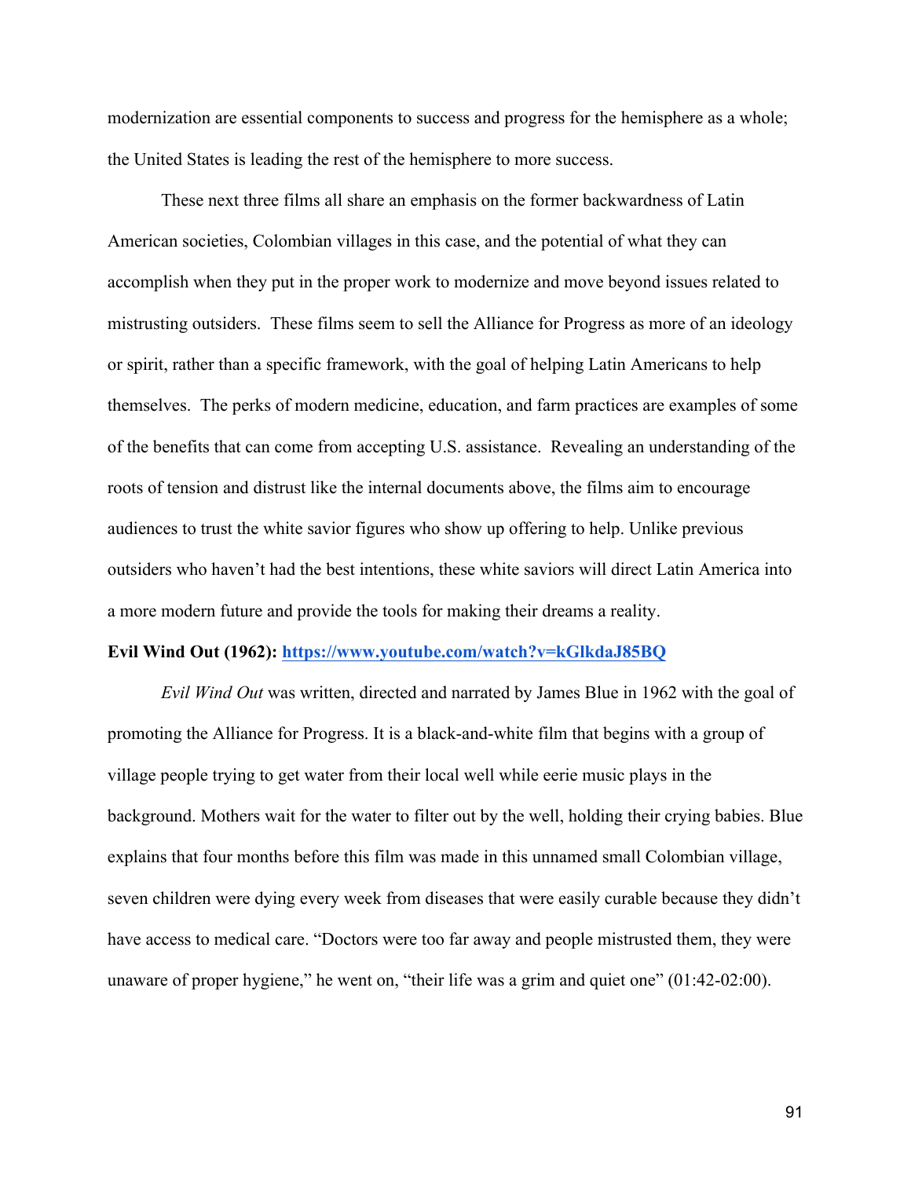modernization are essential components to success and progress for the hemisphere as a whole; the United States is leading the rest of the hemisphere to more success.

These next three films all share an emphasis on the former backwardness of Latin American societies, Colombian villages in this case, and the potential of what they can accomplish when they put in the proper work to modernize and move beyond issues related to mistrusting outsiders. These films seem to sell the Alliance for Progress as more of an ideology or spirit, rather than a specific framework, with the goal of helping Latin Americans to help themselves. The perks of modern medicine, education, and farm practices are examples of some of the benefits that can come from accepting U.S. assistance. Revealing an understanding of the roots of tension and distrust like the internal documents above, the films aim to encourage audiences to trust the white savior figures who show up offering to help. Unlike previous outsiders who haven't had the best intentions, these white saviors will direct Latin America into a more modern future and provide the tools for making their dreams a reality.

**Evil Wind Out (1962): [https://www.youtube.com/watch?v=kGlkdaJ85BQ](https://www.youtube.com/watch?v=kGlkdaJ85BQ)**

*Evil Wind Out* was written, directed and narrated by James Blue in 1962 with the goal of promoting the Alliance for Progress. It is a black-and-white film that begins with a group of village people trying to get water from their local well while eerie music plays in the background. Mothers wait for the water to filter out by the well, holding their crying babies. Blue explains that four months before this film was made in this unnamed small Colombian village, seven children were dying every week from diseases that were easily curable because they didn't have access to medical care. "Doctors were too far away and people mistrusted them, they were unaware of proper hygiene," he went on, "their life was a grim and quiet one" (01:42-02:00).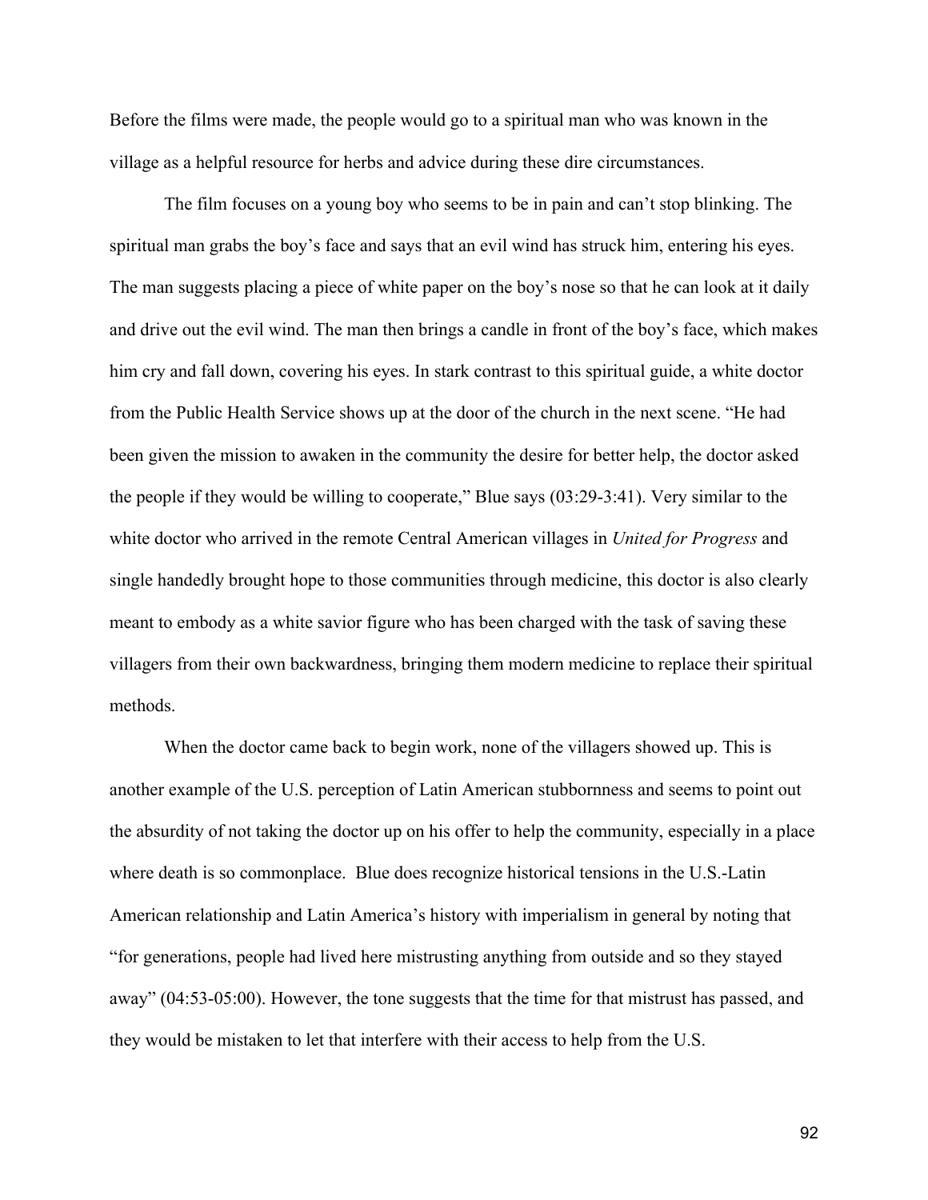Before the films were made, the people would go to a spiritual man who was known in the village as a helpful resource for herbs and advice during these dire circumstances.

The film focuses on a young boy who seems to be in pain and can't stop blinking. The spiritual man grabs the boy's face and says that an evil wind has struck him, entering his eyes. The man suggests placing a piece of white paper on the boy's nose so that he can look at it daily and drive out the evil wind. The man then brings a candle in front of the boy's face, which makes him cry and fall down, covering his eyes. In stark contrast to this spiritual guide, a white doctor from the Public Health Service shows up at the door of the church in the next scene. "He had been given the mission to awaken in the community the desire for better help, the doctor asked the people if they would be willing to cooperate," Blue says (03:29-3:41). Very similar to the white doctor who arrived in the remote Central American villages in *United for Progress* and single handedly brought hope to those communities through medicine, this doctor is also clearly meant to embody as a white savior figure who has been charged with the task of saving these villagers from their own backwardness, bringing them modern medicine to replace their spiritual methods.

When the doctor came back to begin work, none of the villagers showed up. This is another example of the U.S. perception of Latin American stubbornness and seems to point out the absurdity of not taking the doctor up on his offer to help the community, especially in a place where death is so commonplace. Blue does recognize historical tensions in the U.S.-Latin American relationship and Latin America's history with imperialism in general by noting that "for generations, people had lived here mistrusting anything from outside and so they stayed away" (04:53-05:00). However, the tone suggests that the time for that mistrust has passed, and they would be mistaken to let that interfere with their access to help from the U.S.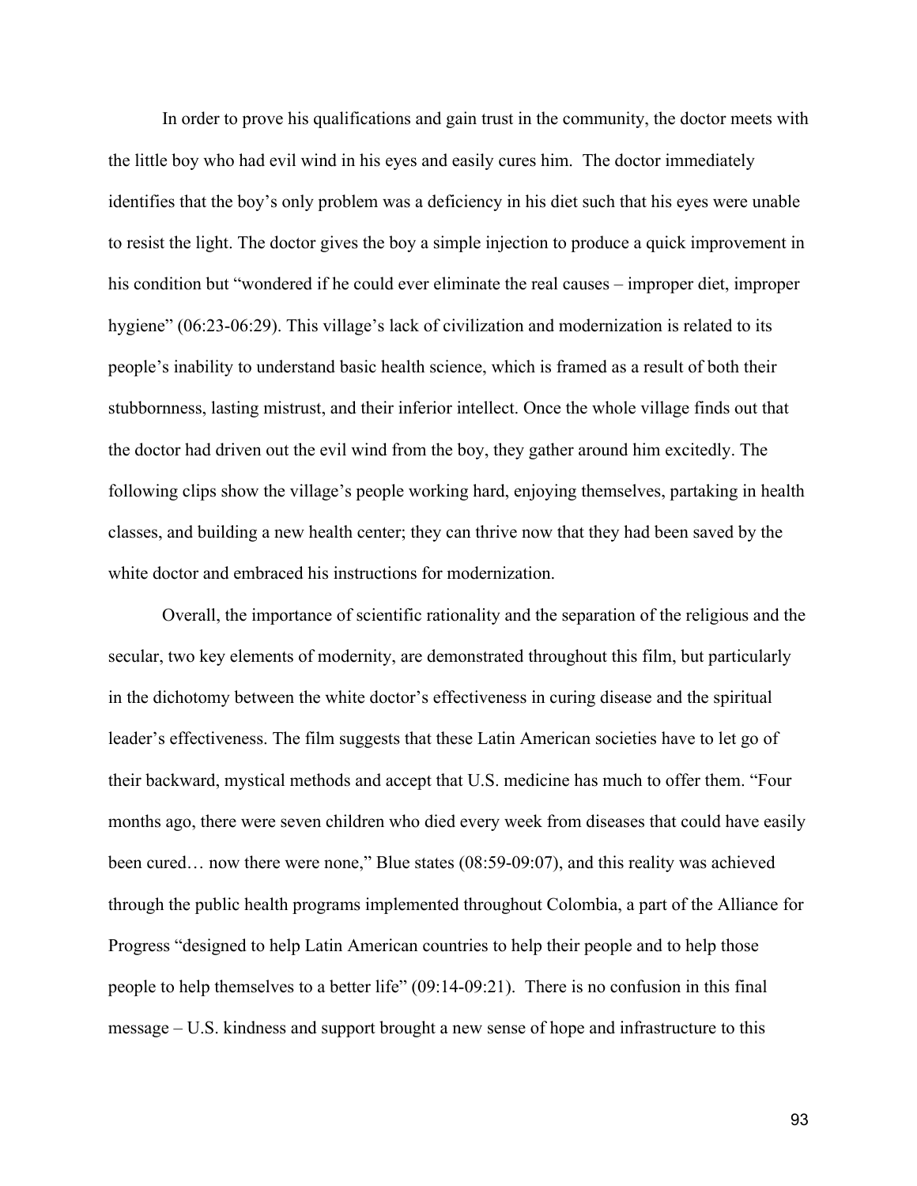In order to prove his qualifications and gain trust in the community, the doctor meets with the little boy who had evil wind in his eyes and easily cures him. The doctor immediately identifies that the boy's only problem was a deficiency in his diet such that his eyes were unable to resist the light. The doctor gives the boy a simple injection to produce a quick improvement in his condition but "wondered if he could ever eliminate the real causes – improper diet, improper hygiene" (06:23-06:29). This village's lack of civilization and modernization is related to its people's inability to understand basic health science, which is framed as a result of both their stubbornness, lasting mistrust, and their inferior intellect. Once the whole village finds out that the doctor had driven out the evil wind from the boy, they gather around him excitedly. The following clips show the village's people working hard, enjoying themselves, partaking in health classes, and building a new health center; they can thrive now that they had been saved by the white doctor and embraced his instructions for modernization.

Overall, the importance of scientific rationality and the separation of the religious and the secular, two key elements of modernity, are demonstrated throughout this film, but particularly in the dichotomy between the white doctor's effectiveness in curing disease and the spiritual leader's effectiveness. The film suggests that these Latin American societies have to let go of their backward, mystical methods and accept that U.S. medicine has much to offer them. "Four months ago, there were seven children who died every week from diseases that could have easily been cured… now there were none," Blue states (08:59-09:07), and this reality was achieved through the public health programs implemented throughout Colombia, a part of the Alliance for Progress "designed to help Latin American countries to help their people and to help those people to help themselves to a better life" (09:14-09:21). There is no confusion in this final message – U.S. kindness and support brought a new sense of hope and infrastructure to this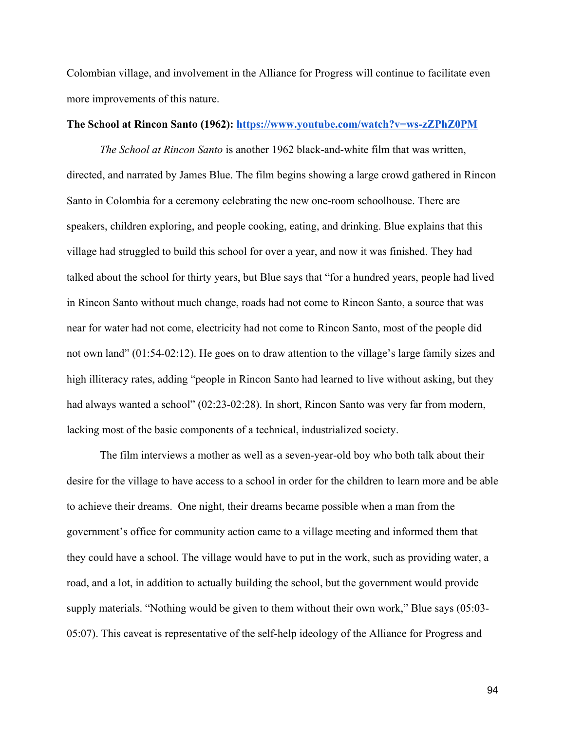Colombian village, and involvement in the Alliance for Progress will continue to facilitate even more improvements of this nature.

**The School at Rincon Santo (1962): https://www.youtube.com/watch?v=ws-zZPhZ0PM**

*The School at Rincon Santo* is another 1962 black-and-white film that was written, directed, and narrated by James Blue. The film begins showing a large crowd gathered in Rincon Santo in Colombia for a ceremony celebrating the new one-room schoolhouse. There are speakers, children exploring, and people cooking, eating, and drinking. Blue explains that this village had struggled to build this school for over a year, and now it was finished. They had talked about the school for thirty years, but Blue says that "for a hundred years, people had lived in Rincon Santo without much change, roads had not come to Rincon Santo, a source that was near for water had not come, electricity had not come to Rincon Santo, most of the people did not own land" (01:54-02:12). He goes on to draw attention to the village's large family sizes and high illiteracy rates, adding "people in Rincon Santo had learned to live without asking, but they had always wanted a school" (02:23-02:28). In short, Rincon Santo was very far from modern, lacking most of the basic components of a technical, industrialized society.

The film interviews a mother as well as a seven-year-old boy who both talk about their desire for the village to have access to a school in order for the children to learn more and be able to achieve their dreams. One night, their dreams became possible when a man from the government's office for community action came to a village meeting and informed them that they could have a school. The village would have to put in the work, such as providing water, a road, and a lot, in addition to actually building the school, but the government would provide supply materials. "Nothing would be given to them without their own work," Blue says (05:03-05:07). This caveat is representative of the self-help ideology of the Alliance for Progress and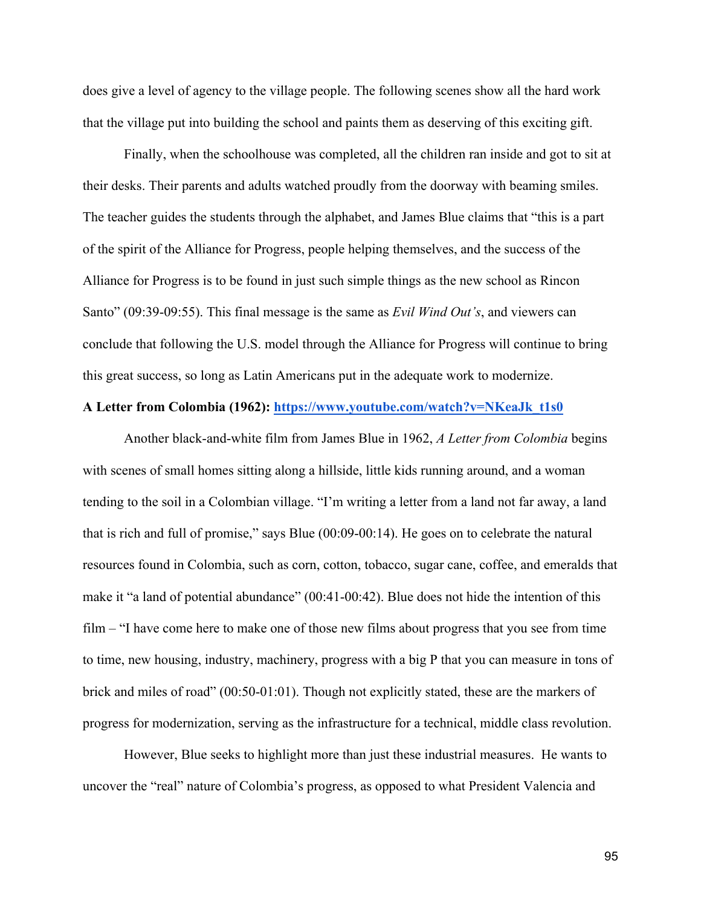does give a level of agency to the village people. The following scenes show all the hard work that the village put into building the school and paints them as deserving of this exciting gift.

Finally, when the schoolhouse was completed, all the children ran inside and got to sit at their desks. Their parents and adults watched proudly from the doorway with beaming smiles. The teacher guides the students through the alphabet, and James Blue claims that "this is a part of the spirit of the Alliance for Progress, people helping themselves, and the success of the Alliance for Progress is to be found in just such simple things as the new school as Rincon Santo" (09:39-09:55). This final message is the same as *Evil Wind Out's*, and viewers can conclude that following the U.S. model through the Alliance for Progress will continue to bring this great success, so long as Latin Americans put in the adequate work to modernize.

**A Letter from Colombia (1962): [https://www.youtube.com/watch?v=NKeaJk_t1s0](https://www.youtube.com/watch?v=NKeaJk_t1s0)**

Another black-and-white film from James Blue in 1962, *A Letter from Colombia* begins with scenes of small homes sitting along a hillside, little kids running around, and a woman tending to the soil in a Colombian village. "I'm writing a letter from a land not far away, a land that is rich and full of promise," says Blue (00:09-00:14). He goes on to celebrate the natural resources found in Colombia, such as corn, cotton, tobacco, sugar cane, coffee, and emeralds that make it "a land of potential abundance" (00:41-00:42). Blue does not hide the intention of this film – "I have come here to make one of those new films about progress that you see from time to time, new housing, industry, machinery, progress with a big P that you can measure in tons of brick and miles of road" (00:50-01:01). Though not explicitly stated, these are the markers of progress for modernization, serving as the infrastructure for a technical, middle class revolution.

However, Blue seeks to highlight more than just these industrial measures. He wants to uncover the "real" nature of Colombia's progress, as opposed to what President Valencia and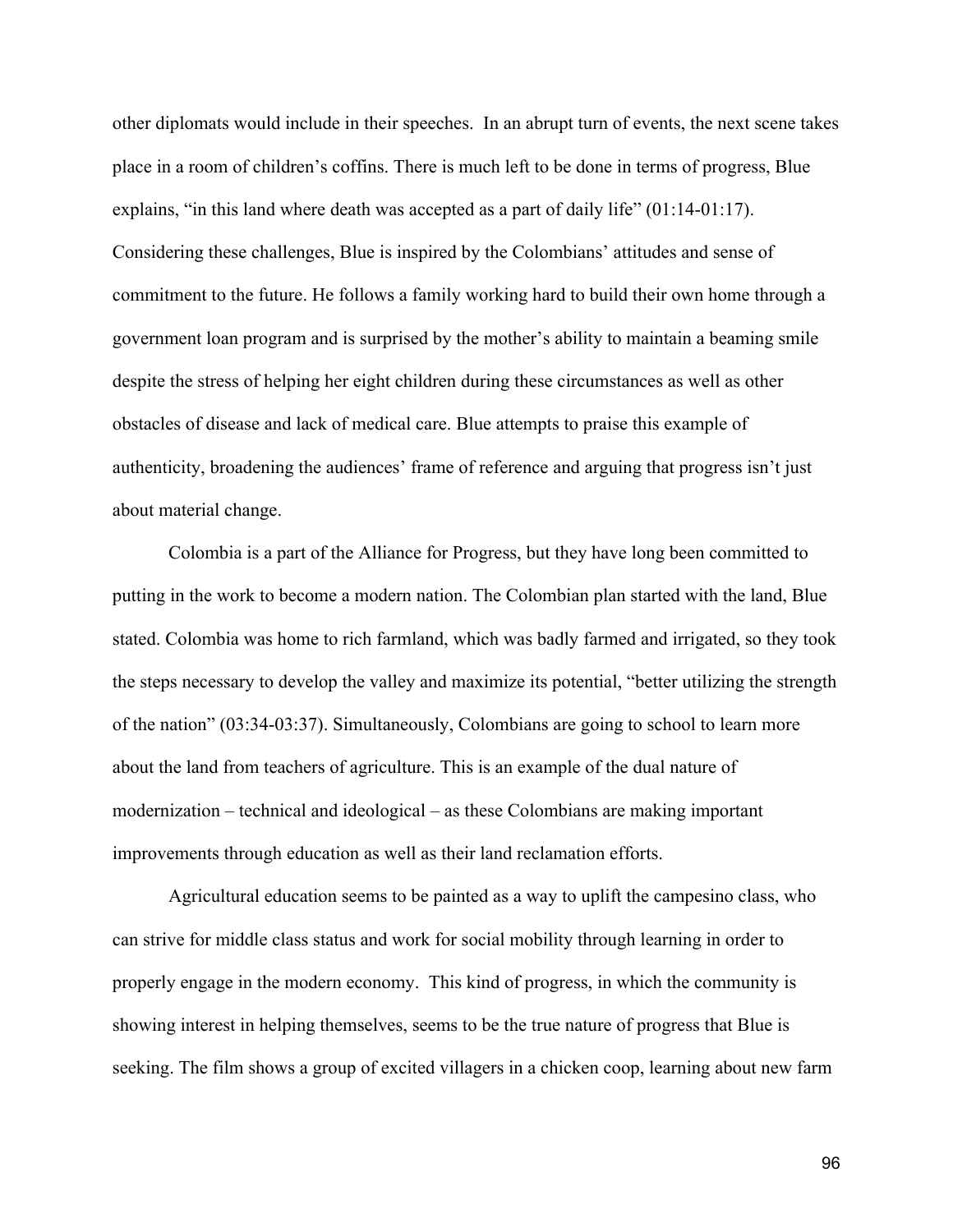other diplomats would include in their speeches. In an abrupt turn of events, the next scene takes place in a room of children's coffins. There is much left to be done in terms of progress, Blue explains, "in this land where death was accepted as a part of daily life" (01:14-01:17). Considering these challenges, Blue is inspired by the Colombians' attitudes and sense of commitment to the future. He follows a family working hard to build their own home through a government loan program and is surprised by the mother's ability to maintain a beaming smile despite the stress of helping her eight children during these circumstances as well as other obstacles of disease and lack of medical care. Blue attempts to praise this example of authenticity, broadening the audiences' frame of reference and arguing that progress isn't just about material change.

Colombia is a part of the Alliance for Progress, but they have long been committed to putting in the work to become a modern nation. The Colombian plan started with the land, Blue stated. Colombia was home to rich farmland, which was badly farmed and irrigated, so they took the steps necessary to develop the valley and maximize its potential, "better utilizing the strength of the nation" (03:34-03:37). Simultaneously, Colombians are going to school to learn more about the land from teachers of agriculture. This is an example of the dual nature of modernization – technical and ideological – as these Colombians are making important improvements through education as well as their land reclamation efforts.

Agricultural education seems to be painted as a way to uplift the campesino class, who can strive for middle class status and work for social mobility through learning in order to properly engage in the modern economy. This kind of progress, in which the community is showing interest in helping themselves, seems to be the true nature of progress that Blue is seeking. The film shows a group of excited villagers in a chicken coop, learning about new farm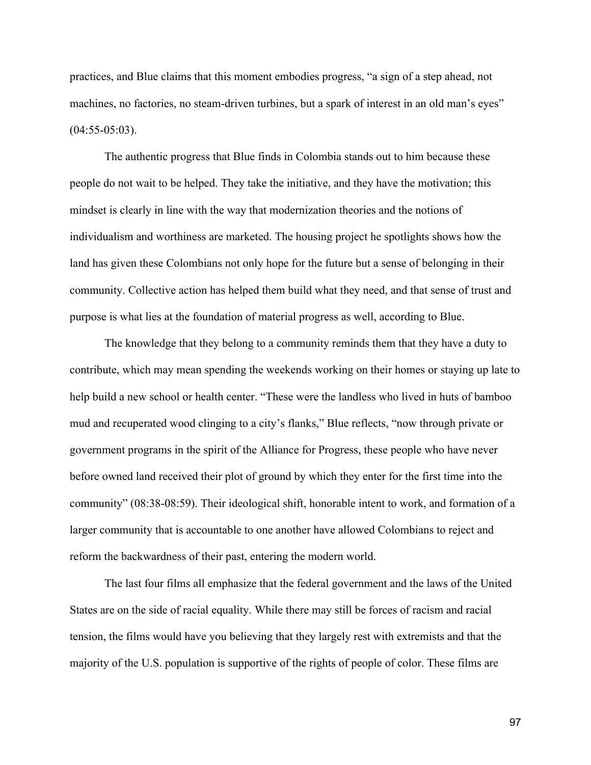practices, and Blue claims that this moment embodies progress, "a sign of a step ahead, not machines, no factories, no steam-driven turbines, but a spark of interest in an old man's eyes" (04:55-05:03).

The authentic progress that Blue finds in Colombia stands out to him because these people do not wait to be helped. They take the initiative, and they have the motivation; this mindset is clearly in line with the way that modernization theories and the notions of individualism and worthiness are marketed. The housing project he spotlights shows how the land has given these Colombians not only hope for the future but a sense of belonging in their community. Collective action has helped them build what they need, and that sense of trust and purpose is what lies at the foundation of material progress as well, according to Blue.

The knowledge that they belong to a community reminds them that they have a duty to contribute, which may mean spending the weekends working on their homes or staying up late to help build a new school or health center. "These were the landless who lived in huts of bamboo mud and recuperated wood clinging to a city's flanks," Blue reflects, "now through private or government programs in the spirit of the Alliance for Progress, these people who have never before owned land received their plot of ground by which they enter for the first time into the community" (08:38-08:59). Their ideological shift, honorable intent to work, and formation of a larger community that is accountable to one another have allowed Colombians to reject and reform the backwardness of their past, entering the modern world.

The last four films all emphasize that the federal government and the laws of the United States are on the side of racial equality. While there may still be forces of racism and racial tension, the films would have you believing that they largely rest with extremists and that the majority of the U.S. population is supportive of the rights of people of color. These films are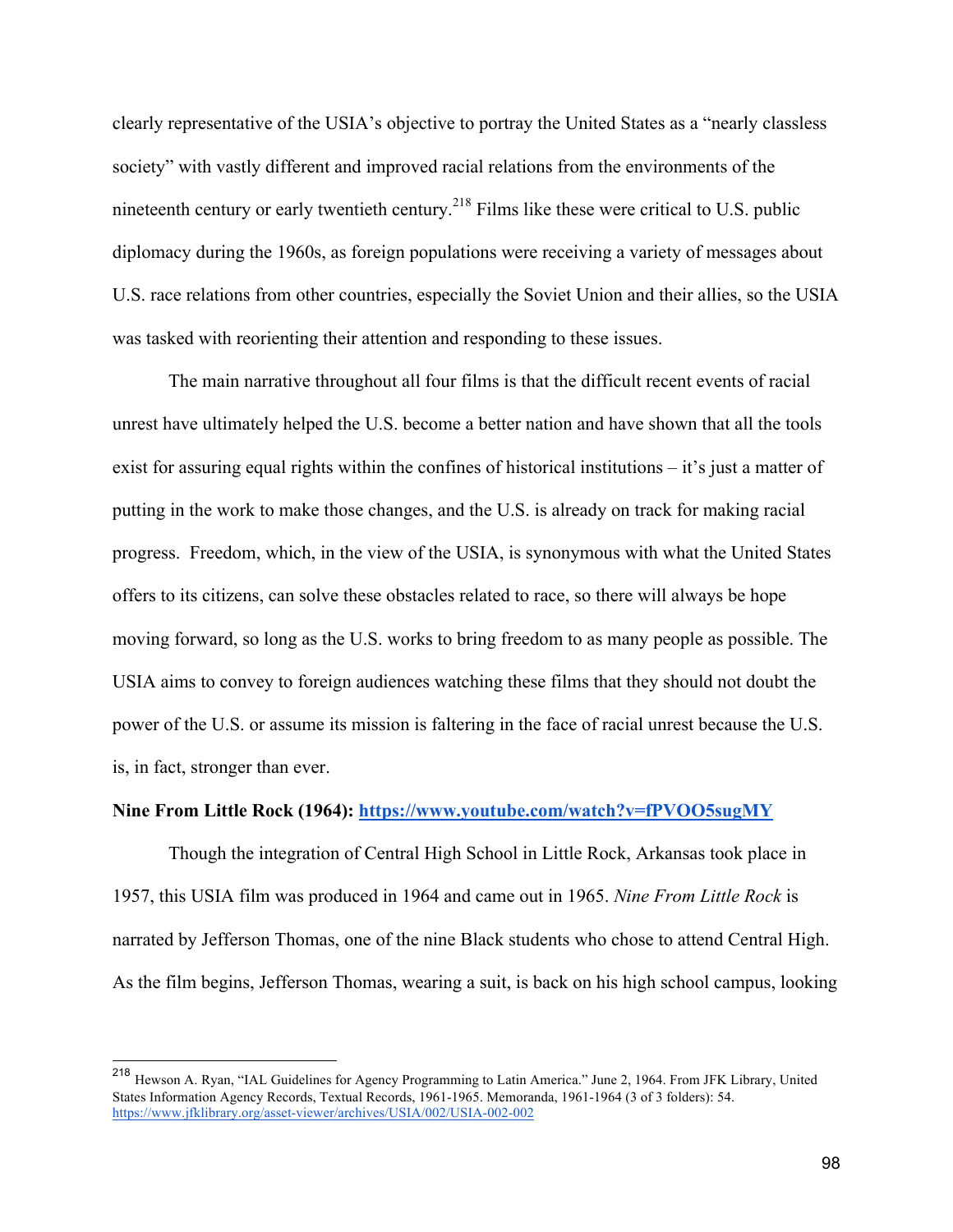clearly representative of the USIA's objective to portray the United States as a "nearly classless society" with vastly different and improved racial relations from the environments of the nineteenth century or early twentieth century.[218] Films like these were critical to U.S. public diplomacy during the 1960s, as foreign populations were receiving a variety of messages about U.S. race relations from other countries, especially the Soviet Union and their allies, so the USIA was tasked with reorienting their attention and responding to these issues.

The main narrative throughout all four films is that the difficult recent events of racial unrest have ultimately helped the U.S. become a better nation and have shown that all the tools exist for assuring equal rights within the confines of historical institutions – it's just a matter of putting in the work to make those changes, and the U.S. is already on track for making racial progress. Freedom, which, in the view of the USIA, is synonymous with what the United States offers to its citizens, can solve these obstacles related to race, so there will always be hope moving forward, so long as the U.S. works to bring freedom to as many people as possible. The USIA aims to convey to foreign audiences watching these films that they should not doubt the power of the U.S. or assume its mission is faltering in the face of racial unrest because the U.S. is, in fact, stronger than ever.

**Nine From Little Rock (1964): [https://www.youtube.com/watch?v=fPVOO5sugMY](https://www.youtube.com/watch?v=fPVOO5sugMY)**

Though the integration of Central High School in Little Rock, Arkansas took place in 1957, this USIA film was produced in 1964 and came out in 1965. *Nine From Little Rock* is narrated by Jefferson Thomas, one of the nine Black students who chose to attend Central High. As the film begins, Jefferson Thomas, wearing a suit, is back on his high school campus, looking

---

[218] Hewson A. Ryan, "IAL Guidelines for Agency Programming to Latin America." June 2, 1964. From JFK Library, United States Information Agency Records, Textual Records, 1961-1965. Memoranda, 1961-1964 (3 of 3 folders): 54. https://www.jfklibrary.org/asset-viewer/archives/USIA/002/USIA-002-002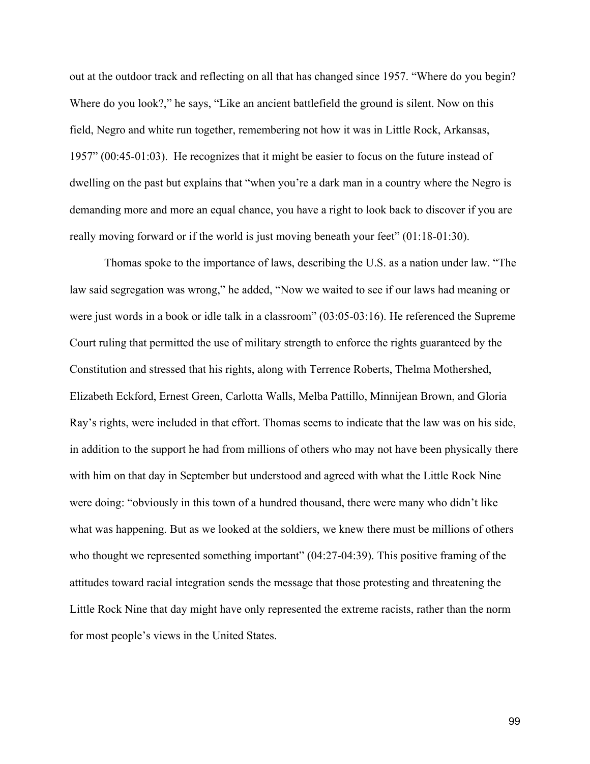out at the outdoor track and reflecting on all that has changed since 1957. "Where do you begin? Where do you look?," he says, "Like an ancient battlefield the ground is silent. Now on this field, Negro and white run together, remembering not how it was in Little Rock, Arkansas, 1957" (00:45-01:03). He recognizes that it might be easier to focus on the future instead of dwelling on the past but explains that "when you're a dark man in a country where the Negro is demanding more and more an equal chance, you have a right to look back to discover if you are really moving forward or if the world is just moving beneath your feet" (01:18-01:30).

Thomas spoke to the importance of laws, describing the U.S. as a nation under law. "The law said segregation was wrong," he added, "Now we waited to see if our laws had meaning or were just words in a book or idle talk in a classroom" (03:05-03:16). He referenced the Supreme Court ruling that permitted the use of military strength to enforce the rights guaranteed by the Constitution and stressed that his rights, along with Terrence Roberts, Thelma Mothershed, Elizabeth Eckford, Ernest Green, Carlotta Walls, Melba Pattillo, Minnijean Brown, and Gloria Ray's rights, were included in that effort. Thomas seems to indicate that the law was on his side, in addition to the support he had from millions of others who may not have been physically there with him on that day in September but understood and agreed with what the Little Rock Nine were doing: "obviously in this town of a hundred thousand, there were many who didn't like what was happening. But as we looked at the soldiers, we knew there must be millions of others who thought we represented something important" (04:27-04:39). This positive framing of the attitudes toward racial integration sends the message that those protesting and threatening the Little Rock Nine that day might have only represented the extreme racists, rather than the norm for most people's views in the United States.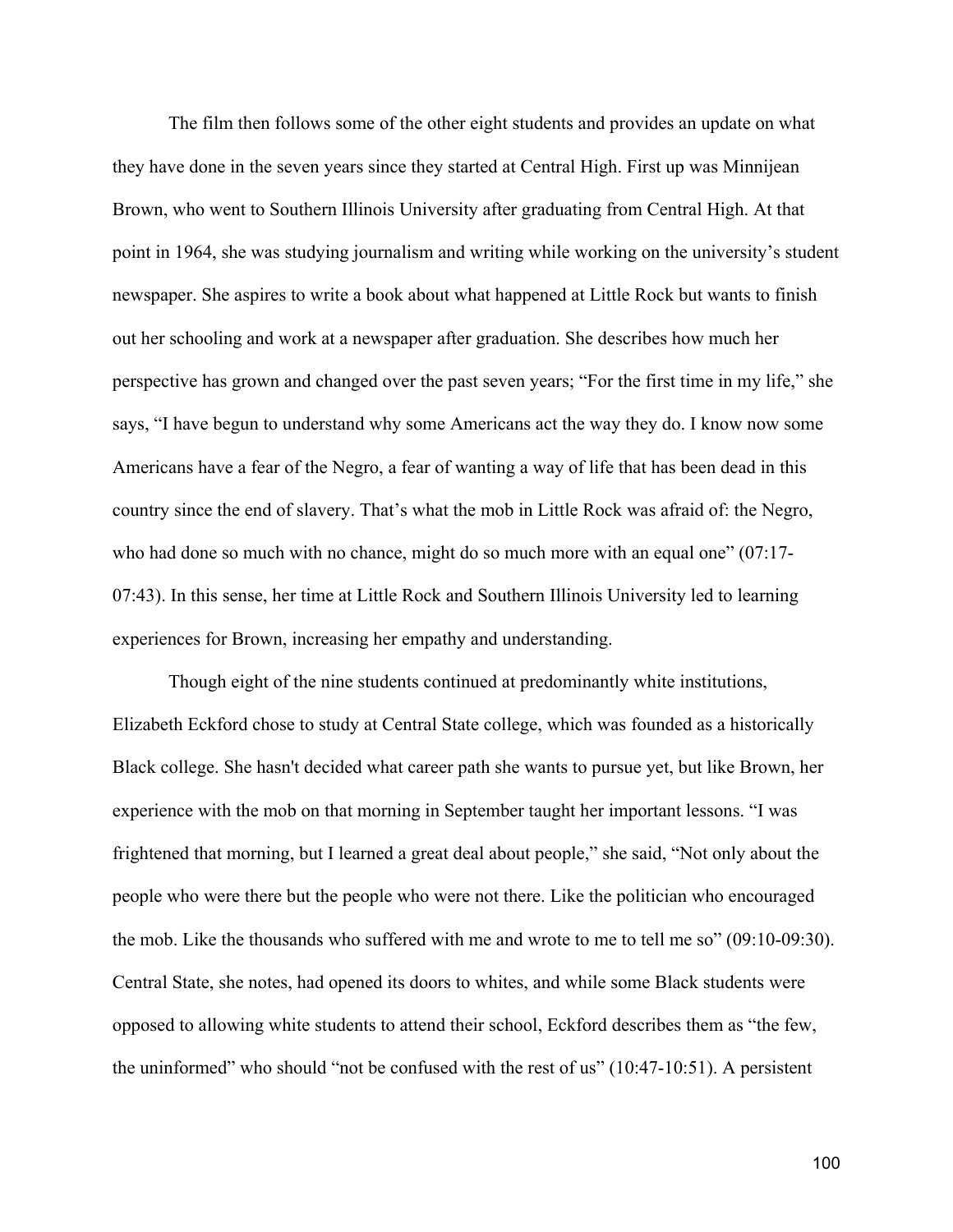The film then follows some of the other eight students and provides an update on what they have done in the seven years since they started at Central High. First up was Minnijean Brown, who went to Southern Illinois University after graduating from Central High. At that point in 1964, she was studying journalism and writing while working on the university's student newspaper. She aspires to write a book about what happened at Little Rock but wants to finish out her schooling and work at a newspaper after graduation. She describes how much her perspective has grown and changed over the past seven years; "For the first time in my life," she says, "I have begun to understand why some Americans act the way they do. I know now some Americans have a fear of the Negro, a fear of wanting a way of life that has been dead in this country since the end of slavery. That's what the mob in Little Rock was afraid of: the Negro, who had done so much with no chance, might do so much more with an equal one" (07:17-07:43). In this sense, her time at Little Rock and Southern Illinois University led to learning experiences for Brown, increasing her empathy and understanding.

Though eight of the nine students continued at predominantly white institutions, Elizabeth Eckford chose to study at Central State college, which was founded as a historically Black college. She hasn't decided what career path she wants to pursue yet, but like Brown, her experience with the mob on that morning in September taught her important lessons. "I was frightened that morning, but I learned a great deal about people," she said, "Not only about the people who were there but the people who were not there. Like the politician who encouraged the mob. Like the thousands who suffered with me and wrote to me to tell me so" (09:10-09:30). Central State, she notes, had opened its doors to whites, and while some Black students were opposed to allowing white students to attend their school, Eckford describes them as "the few, the uninformed" who should "not be confused with the rest of us" (10:47-10:51). A persistent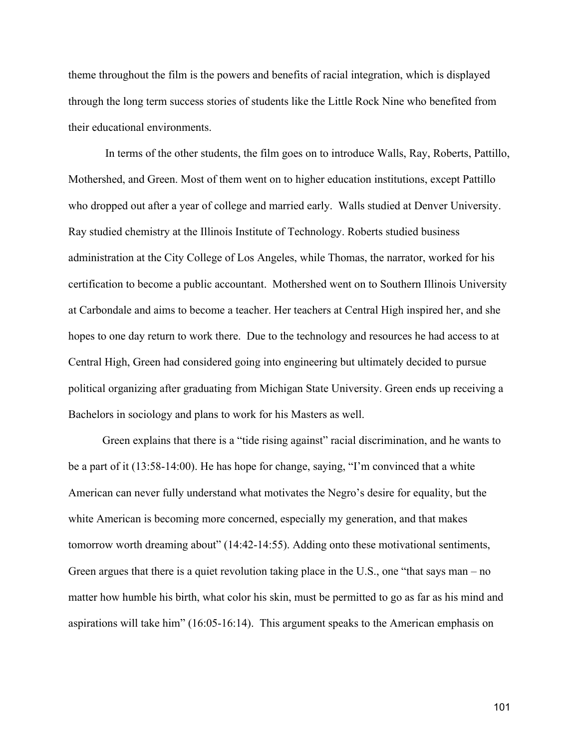theme throughout the film is the powers and benefits of racial integration, which is displayed through the long term success stories of students like the Little Rock Nine who benefited from their educational environments.

In terms of the other students, the film goes on to introduce Walls, Ray, Roberts, Pattillo, Mothershed, and Green. Most of them went on to higher education institutions, except Pattillo who dropped out after a year of college and married early. Walls studied at Denver University. Ray studied chemistry at the Illinois Institute of Technology. Roberts studied business administration at the City College of Los Angeles, while Thomas, the narrator, worked for his certification to become a public accountant. Mothershed went on to Southern Illinois University at Carbondale and aims to become a teacher. Her teachers at Central High inspired her, and she hopes to one day return to work there. Due to the technology and resources he had access to at Central High, Green had considered going into engineering but ultimately decided to pursue political organizing after graduating from Michigan State University. Green ends up receiving a Bachelors in sociology and plans to work for his Masters as well.

Green explains that there is a "tide rising against" racial discrimination, and he wants to be a part of it (13:58-14:00). He has hope for change, saying, "I'm convinced that a white American can never fully understand what motivates the Negro's desire for equality, but the white American is becoming more concerned, especially my generation, and that makes tomorrow worth dreaming about" (14:42-14:55). Adding onto these motivational sentiments, Green argues that there is a quiet revolution taking place in the U.S., one "that says man – no matter how humble his birth, what color his skin, must be permitted to go as far as his mind and aspirations will take him" (16:05-16:14). This argument speaks to the American emphasis on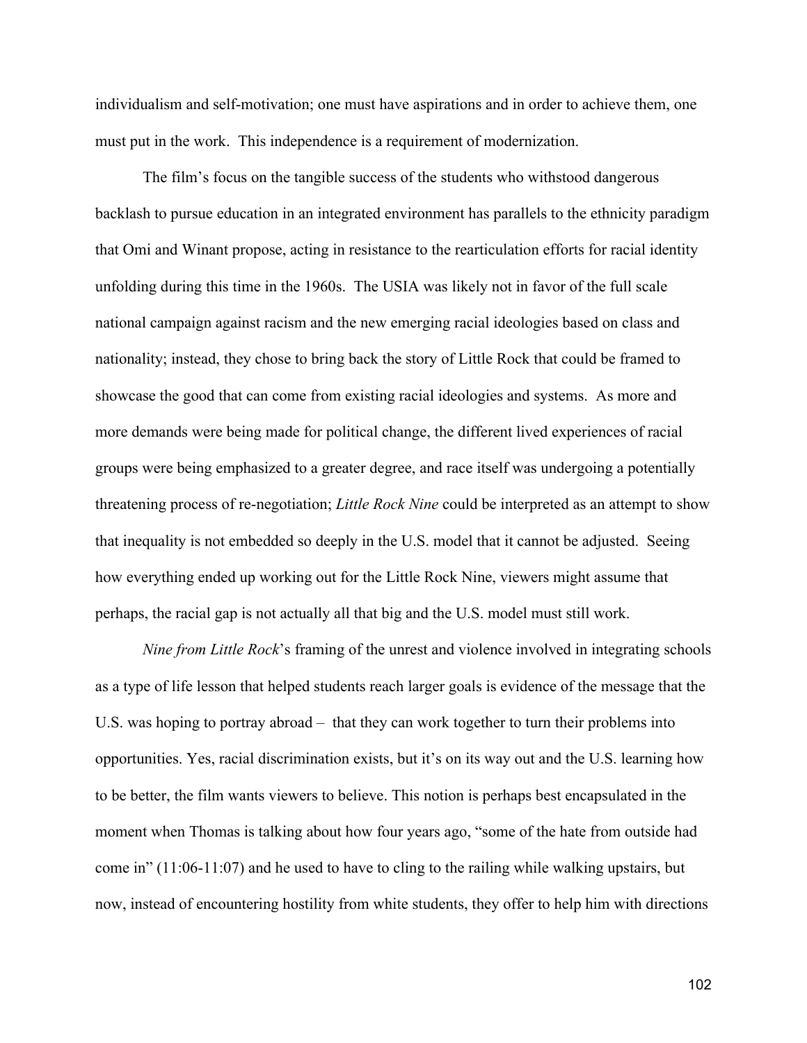individualism and self-motivation; one must have aspirations and in order to achieve them, one must put in the work. This independence is a requirement of modernization.

The film's focus on the tangible success of the students who withstood dangerous backlash to pursue education in an integrated environment has parallels to the ethnicity paradigm that Omi and Winant propose, acting in resistance to the rearticulation efforts for racial identity unfolding during this time in the 1960s. The USIA was likely not in favor of the full scale national campaign against racism and the new emerging racial ideologies based on class and nationality; instead, they chose to bring back the story of Little Rock that could be framed to showcase the good that can come from existing racial ideologies and systems. As more and more demands were being made for political change, the different lived experiences of racial groups were being emphasized to a greater degree, and race itself was undergoing a potentially threatening process of re-negotiation; *Little Rock Nine* could be interpreted as an attempt to show that inequality is not embedded so deeply in the U.S. model that it cannot be adjusted. Seeing how everything ended up working out for the Little Rock Nine, viewers might assume that perhaps, the racial gap is not actually all that big and the U.S. model must still work.

*Nine from Little Rock*'s framing of the unrest and violence involved in integrating schools as a type of life lesson that helped students reach larger goals is evidence of the message that the U.S. was hoping to portray abroad – that they can work together to turn their problems into opportunities. Yes, racial discrimination exists, but it's on its way out and the U.S. learning how to be better, the film wants viewers to believe. This notion is perhaps best encapsulated in the moment when Thomas is talking about how four years ago, "some of the hate from outside had come in" (11:06-11:07) and he used to have to cling to the railing while walking upstairs, but now, instead of encountering hostility from white students, they offer to help him with directions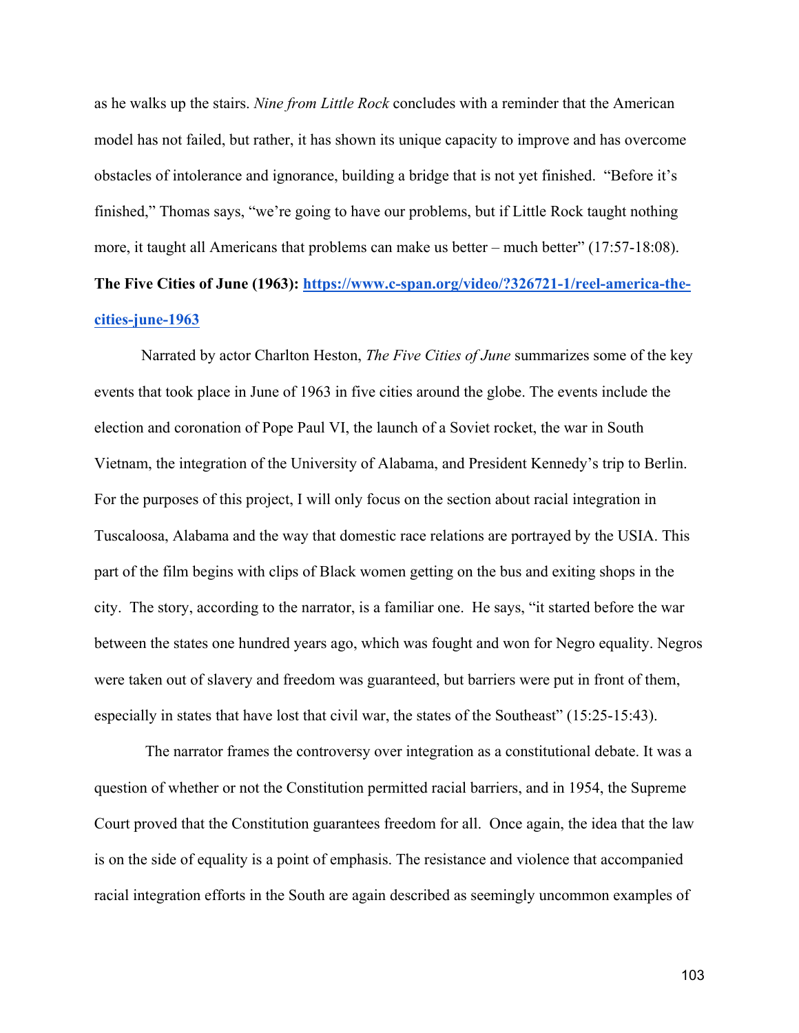as he walks up the stairs. *Nine from Little Rock* concludes with a reminder that the American model has not failed, but rather, it has shown its unique capacity to improve and has overcome obstacles of intolerance and ignorance, building a bridge that is not yet finished. "Before it's finished," Thomas says, "we're going to have our problems, but if Little Rock taught nothing more, it taught all Americans that problems can make us better – much better" (17:57-18:08).

**The Five Cities of June (1963): [https://www.c-span.org/video/?326721-1/reel-america-the-cities-june-1963](https://www.c-span.org/video/?326721-1/reel-america-the-cities-june-1963)**

Narrated by actor Charlton Heston, *The Five Cities of June* summarizes some of the key events that took place in June of 1963 in five cities around the globe. The events include the election and coronation of Pope Paul VI, the launch of a Soviet rocket, the war in South Vietnam, the integration of the University of Alabama, and President Kennedy's trip to Berlin. For the purposes of this project, I will only focus on the section about racial integration in Tuscaloosa, Alabama and the way that domestic race relations are portrayed by the USIA. This part of the film begins with clips of Black women getting on the bus and exiting shops in the city. The story, according to the narrator, is a familiar one. He says, "it started before the war between the states one hundred years ago, which was fought and won for Negro equality. Negros were taken out of slavery and freedom was guaranteed, but barriers were put in front of them, especially in states that have lost that civil war, the states of the Southeast" (15:25-15:43).

The narrator frames the controversy over integration as a constitutional debate. It was a question of whether or not the Constitution permitted racial barriers, and in 1954, the Supreme Court proved that the Constitution guarantees freedom for all. Once again, the idea that the law is on the side of equality is a point of emphasis. The resistance and violence that accompanied racial integration efforts in the South are again described as seemingly uncommon examples of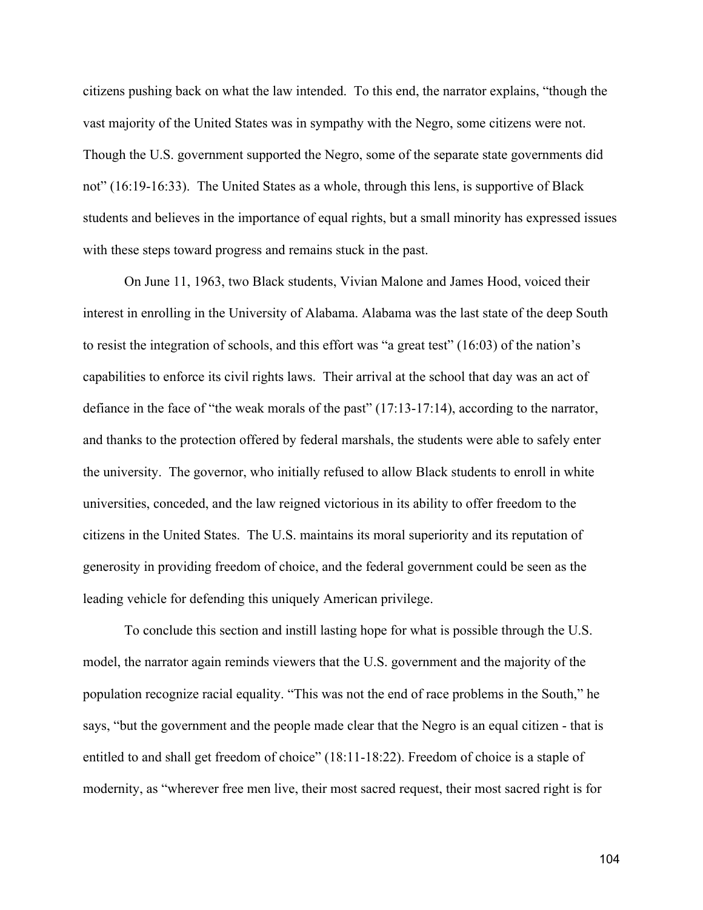citizens pushing back on what the law intended. To this end, the narrator explains, "though the vast majority of the United States was in sympathy with the Negro, some citizens were not. Though the U.S. government supported the Negro, some of the separate state governments did not" (16:19-16:33). The United States as a whole, through this lens, is supportive of Black students and believes in the importance of equal rights, but a small minority has expressed issues with these steps toward progress and remains stuck in the past.

On June 11, 1963, two Black students, Vivian Malone and James Hood, voiced their interest in enrolling in the University of Alabama. Alabama was the last state of the deep South to resist the integration of schools, and this effort was "a great test" (16:03) of the nation's capabilities to enforce its civil rights laws. Their arrival at the school that day was an act of defiance in the face of "the weak morals of the past" (17:13-17:14), according to the narrator, and thanks to the protection offered by federal marshals, the students were able to safely enter the university. The governor, who initially refused to allow Black students to enroll in white universities, conceded, and the law reigned victorious in its ability to offer freedom to the citizens in the United States. The U.S. maintains its moral superiority and its reputation of generosity in providing freedom of choice, and the federal government could be seen as the leading vehicle for defending this uniquely American privilege.

To conclude this section and instill lasting hope for what is possible through the U.S. model, the narrator again reminds viewers that the U.S. government and the majority of the population recognize racial equality. "This was not the end of race problems in the South," he says, "but the government and the people made clear that the Negro is an equal citizen - that is entitled to and shall get freedom of choice" (18:11-18:22). Freedom of choice is a staple of modernity, as "wherever free men live, their most sacred request, their most sacred right is for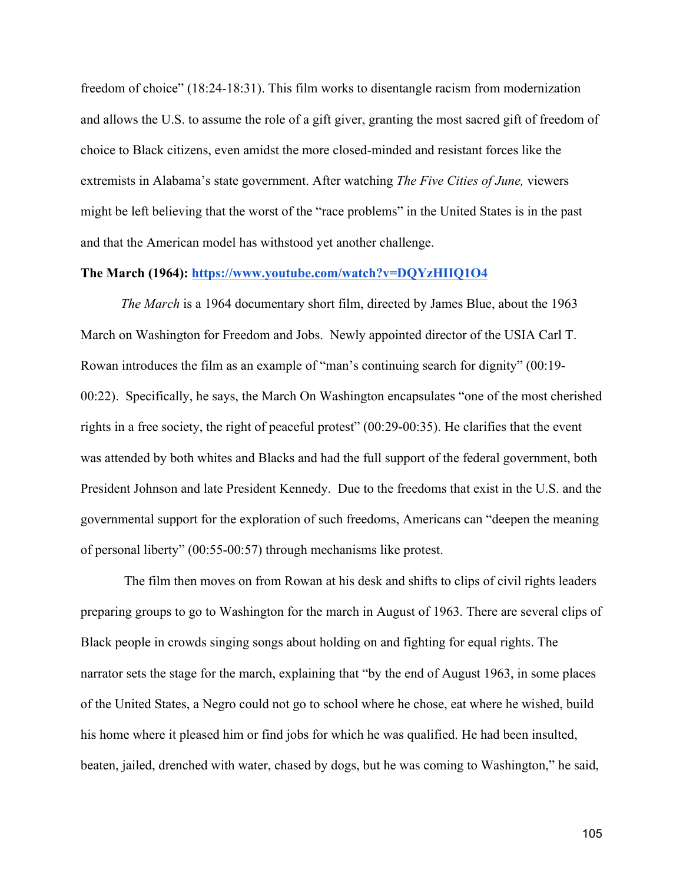freedom of choice" (18:24-18:31). This film works to disentangle racism from modernization and allows the U.S. to assume the role of a gift giver, granting the most sacred gift of freedom of choice to Black citizens, even amidst the more closed-minded and resistant forces like the extremists in Alabama's state government. After watching *The Five Cities of June,* viewers might be left believing that the worst of the "race problems" in the United States is in the past and that the American model has withstood yet another challenge.

**The March (1964): https://www.youtube.com/watch?v=DQYzHIIQ1O4**

*The March* is a 1964 documentary short film, directed by James Blue, about the 1963 March on Washington for Freedom and Jobs.  Newly appointed director of the USIA Carl T. Rowan introduces the film as an example of "man's continuing search for dignity" (00:19-00:22).  Specifically, he says, the March On Washington encapsulates "one of the most cherished rights in a free society, the right of peaceful protest" (00:29-00:35). He clarifies that the event was attended by both whites and Blacks and had the full support of the federal government, both President Johnson and late President Kennedy.  Due to the freedoms that exist in the U.S. and the governmental support for the exploration of such freedoms, Americans can "deepen the meaning of personal liberty" (00:55-00:57) through mechanisms like protest.

The film then moves on from Rowan at his desk and shifts to clips of civil rights leaders preparing groups to go to Washington for the march in August of 1963. There are several clips of Black people in crowds singing songs about holding on and fighting for equal rights. The narrator sets the stage for the march, explaining that "by the end of August 1963, in some places of the United States, a Negro could not go to school where he chose, eat where he wished, build his home where it pleased him or find jobs for which he was qualified. He had been insulted, beaten, jailed, drenched with water, chased by dogs, but he was coming to Washington," he said,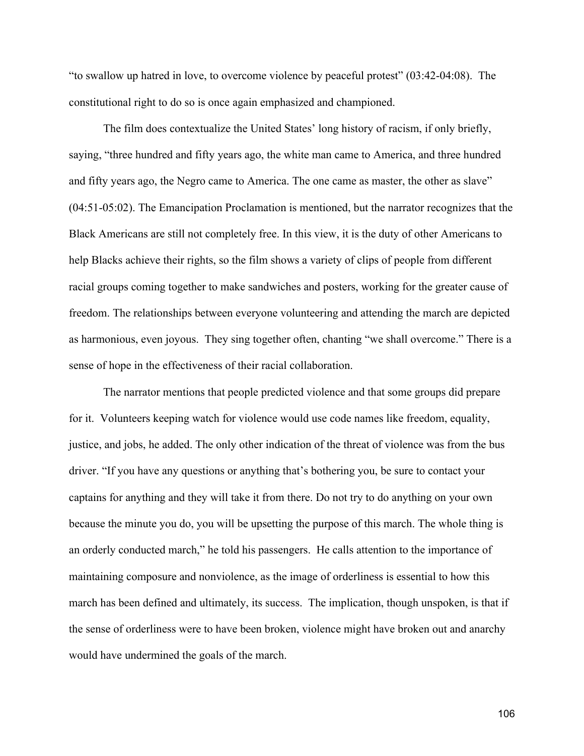"to swallow up hatred in love, to overcome violence by peaceful protest" (03:42-04:08). The constitutional right to do so is once again emphasized and championed.

The film does contextualize the United States' long history of racism, if only briefly, saying, "three hundred and fifty years ago, the white man came to America, and three hundred and fifty years ago, the Negro came to America. The one came as master, the other as slave" (04:51-05:02). The Emancipation Proclamation is mentioned, but the narrator recognizes that the Black Americans are still not completely free. In this view, it is the duty of other Americans to help Blacks achieve their rights, so the film shows a variety of clips of people from different racial groups coming together to make sandwiches and posters, working for the greater cause of freedom. The relationships between everyone volunteering and attending the march are depicted as harmonious, even joyous. They sing together often, chanting "we shall overcome." There is a sense of hope in the effectiveness of their racial collaboration.

The narrator mentions that people predicted violence and that some groups did prepare for it. Volunteers keeping watch for violence would use code names like freedom, equality, justice, and jobs, he added. The only other indication of the threat of violence was from the bus driver. "If you have any questions or anything that's bothering you, be sure to contact your captains for anything and they will take it from there. Do not try to do anything on your own because the minute you do, you will be upsetting the purpose of this march. The whole thing is an orderly conducted march," he told his passengers. He calls attention to the importance of maintaining composure and nonviolence, as the image of orderliness is essential to how this march has been defined and ultimately, its success. The implication, though unspoken, is that if the sense of orderliness were to have been broken, violence might have broken out and anarchy would have undermined the goals of the march.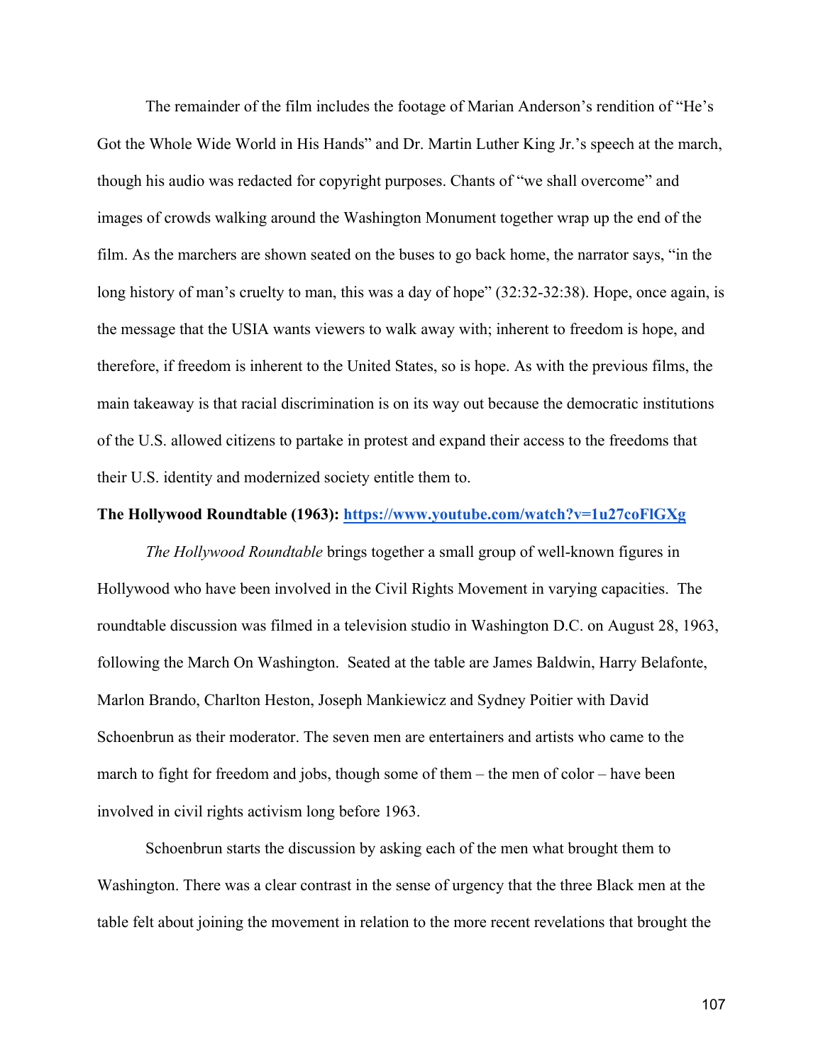The remainder of the film includes the footage of Marian Anderson's rendition of "He's Got the Whole Wide World in His Hands" and Dr. Martin Luther King Jr.'s speech at the march, though his audio was redacted for copyright purposes. Chants of "we shall overcome" and images of crowds walking around the Washington Monument together wrap up the end of the film. As the marchers are shown seated on the buses to go back home, the narrator says, "in the long history of man's cruelty to man, this was a day of hope" (32:32-32:38). Hope, once again, is the message that the USIA wants viewers to walk away with; inherent to freedom is hope, and therefore, if freedom is inherent to the United States, so is hope. As with the previous films, the main takeaway is that racial discrimination is on its way out because the democratic institutions of the U.S. allowed citizens to partake in protest and expand their access to the freedoms that their U.S. identity and modernized society entitle them to.

**The Hollywood Roundtable (1963): [https://www.youtube.com/watch?v=1u27coFlGXg](https://www.youtube.com/watch?v=1u27coFlGXg)**

*The Hollywood Roundtable* brings together a small group of well-known figures in Hollywood who have been involved in the Civil Rights Movement in varying capacities. The roundtable discussion was filmed in a television studio in Washington D.C. on August 28, 1963, following the March On Washington. Seated at the table are James Baldwin, Harry Belafonte, Marlon Brando, Charlton Heston, Joseph Mankiewicz and Sydney Poitier with David Schoenbrun as their moderator. The seven men are entertainers and artists who came to the march to fight for freedom and jobs, though some of them – the men of color – have been involved in civil rights activism long before 1963.

Schoenbrun starts the discussion by asking each of the men what brought them to Washington. There was a clear contrast in the sense of urgency that the three Black men at the table felt about joining the movement in relation to the more recent revelations that brought the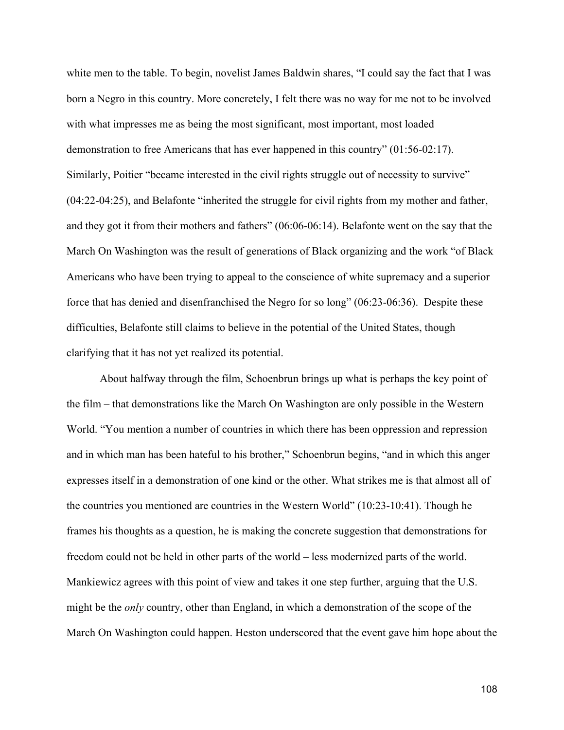white men to the table. To begin, novelist James Baldwin shares, "I could say the fact that I was born a Negro in this country. More concretely, I felt there was no way for me not to be involved with what impresses me as being the most significant, most important, most loaded demonstration to free Americans that has ever happened in this country" (01:56-02:17). Similarly, Poitier "became interested in the civil rights struggle out of necessity to survive" (04:22-04:25), and Belafonte "inherited the struggle for civil rights from my mother and father, and they got it from their mothers and fathers" (06:06-06:14). Belafonte went on the say that the March On Washington was the result of generations of Black organizing and the work "of Black Americans who have been trying to appeal to the conscience of white supremacy and a superior force that has denied and disenfranchised the Negro for so long" (06:23-06:36). Despite these difficulties, Belafonte still claims to believe in the potential of the United States, though clarifying that it has not yet realized its potential.

About halfway through the film, Schoenbrun brings up what is perhaps the key point of the film – that demonstrations like the March On Washington are only possible in the Western World. "You mention a number of countries in which there has been oppression and repression and in which man has been hateful to his brother," Schoenbrun begins, "and in which this anger expresses itself in a demonstration of one kind or the other. What strikes me is that almost all of the countries you mentioned are countries in the Western World" (10:23-10:41). Though he frames his thoughts as a question, he is making the concrete suggestion that demonstrations for freedom could not be held in other parts of the world – less modernized parts of the world. Mankiewicz agrees with this point of view and takes it one step further, arguing that the U.S. might be the *only* country, other than England, in which a demonstration of the scope of the March On Washington could happen. Heston underscored that the event gave him hope about the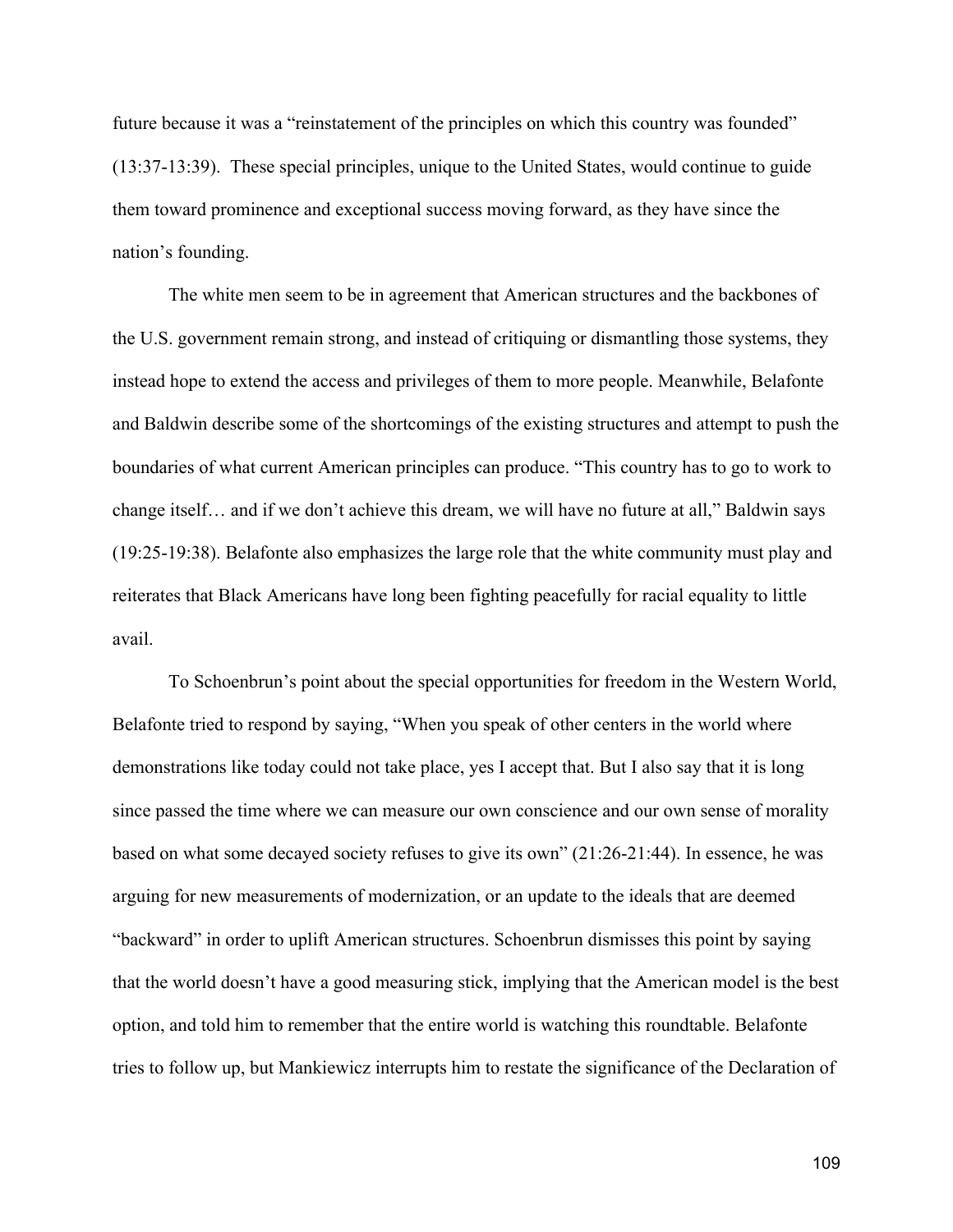future because it was a "reinstatement of the principles on which this country was founded" (13:37-13:39). These special principles, unique to the United States, would continue to guide them toward prominence and exceptional success moving forward, as they have since the nation's founding.

The white men seem to be in agreement that American structures and the backbones of the U.S. government remain strong, and instead of critiquing or dismantling those systems, they instead hope to extend the access and privileges of them to more people. Meanwhile, Belafonte and Baldwin describe some of the shortcomings of the existing structures and attempt to push the boundaries of what current American principles can produce. "This country has to go to work to change itself… and if we don't achieve this dream, we will have no future at all," Baldwin says (19:25-19:38). Belafonte also emphasizes the large role that the white community must play and reiterates that Black Americans have long been fighting peacefully for racial equality to little avail.

To Schoenbrun's point about the special opportunities for freedom in the Western World, Belafonte tried to respond by saying, "When you speak of other centers in the world where demonstrations like today could not take place, yes I accept that. But I also say that it is long since passed the time where we can measure our own conscience and our own sense of morality based on what some decayed society refuses to give its own" (21:26-21:44). In essence, he was arguing for new measurements of modernization, or an update to the ideals that are deemed "backward" in order to uplift American structures. Schoenbrun dismisses this point by saying that the world doesn't have a good measuring stick, implying that the American model is the best option, and told him to remember that the entire world is watching this roundtable. Belafonte tries to follow up, but Mankiewicz interrupts him to restate the significance of the Declaration of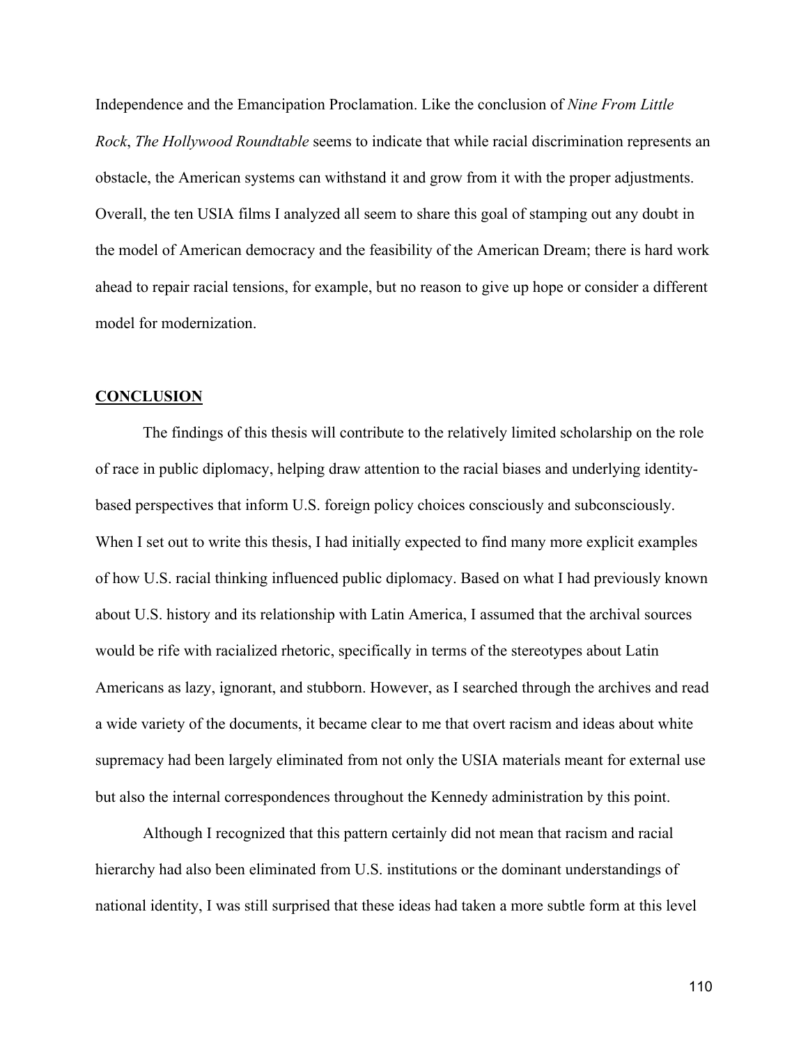Independence and the Emancipation Proclamation. Like the conclusion of *Nine From Little Rock*, *The Hollywood Roundtable* seems to indicate that while racial discrimination represents an obstacle, the American systems can withstand it and grow from it with the proper adjustments. Overall, the ten USIA films I analyzed all seem to share this goal of stamping out any doubt in the model of American democracy and the feasibility of the American Dream; there is hard work ahead to repair racial tensions, for example, but no reason to give up hope or consider a different model for modernization.

## CONCLUSION

The findings of this thesis will contribute to the relatively limited scholarship on the role of race in public diplomacy, helping draw attention to the racial biases and underlying identity-based perspectives that inform U.S. foreign policy choices consciously and subconsciously. When I set out to write this thesis, I had initially expected to find many more explicit examples of how U.S. racial thinking influenced public diplomacy. Based on what I had previously known about U.S. history and its relationship with Latin America, I assumed that the archival sources would be rife with racialized rhetoric, specifically in terms of the stereotypes about Latin Americans as lazy, ignorant, and stubborn. However, as I searched through the archives and read a wide variety of the documents, it became clear to me that overt racism and ideas about white supremacy had been largely eliminated from not only the USIA materials meant for external use but also the internal correspondences throughout the Kennedy administration by this point.

Although I recognized that this pattern certainly did not mean that racism and racial hierarchy had also been eliminated from U.S. institutions or the dominant understandings of national identity, I was still surprised that these ideas had taken a more subtle form at this level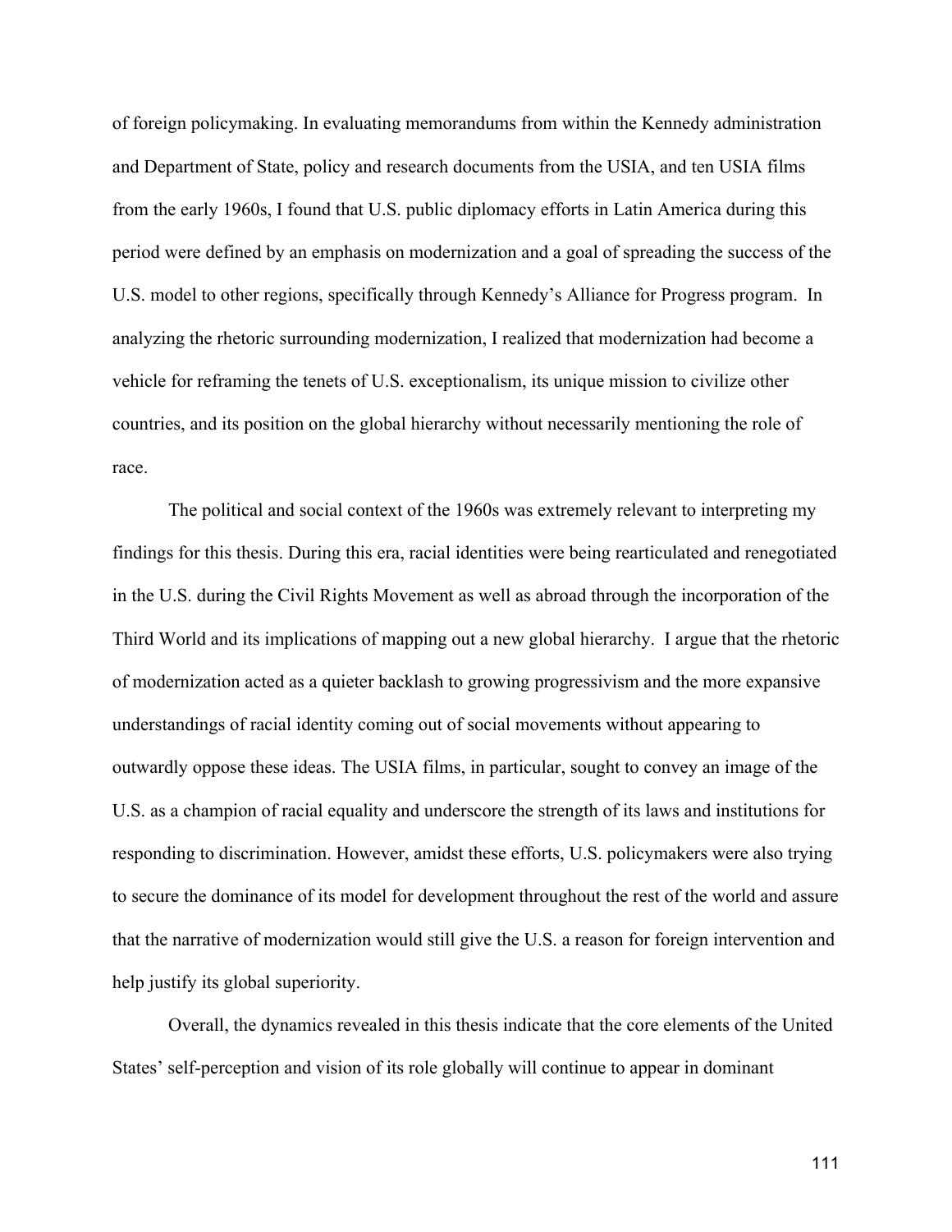of foreign policymaking. In evaluating memorandums from within the Kennedy administration and Department of State, policy and research documents from the USIA, and ten USIA films from the early 1960s, I found that U.S. public diplomacy efforts in Latin America during this period were defined by an emphasis on modernization and a goal of spreading the success of the U.S. model to other regions, specifically through Kennedy's Alliance for Progress program. In analyzing the rhetoric surrounding modernization, I realized that modernization had become a vehicle for reframing the tenets of U.S. exceptionalism, its unique mission to civilize other countries, and its position on the global hierarchy without necessarily mentioning the role of race.

The political and social context of the 1960s was extremely relevant to interpreting my findings for this thesis. During this era, racial identities were being rearticulated and renegotiated in the U.S. during the Civil Rights Movement as well as abroad through the incorporation of the Third World and its implications of mapping out a new global hierarchy. I argue that the rhetoric of modernization acted as a quieter backlash to growing progressivism and the more expansive understandings of racial identity coming out of social movements without appearing to outwardly oppose these ideas. The USIA films, in particular, sought to convey an image of the U.S. as a champion of racial equality and underscore the strength of its laws and institutions for responding to discrimination. However, amidst these efforts, U.S. policymakers were also trying to secure the dominance of its model for development throughout the rest of the world and assure that the narrative of modernization would still give the U.S. a reason for foreign intervention and help justify its global superiority.

Overall, the dynamics revealed in this thesis indicate that the core elements of the United States' self-perception and vision of its role globally will continue to appear in dominant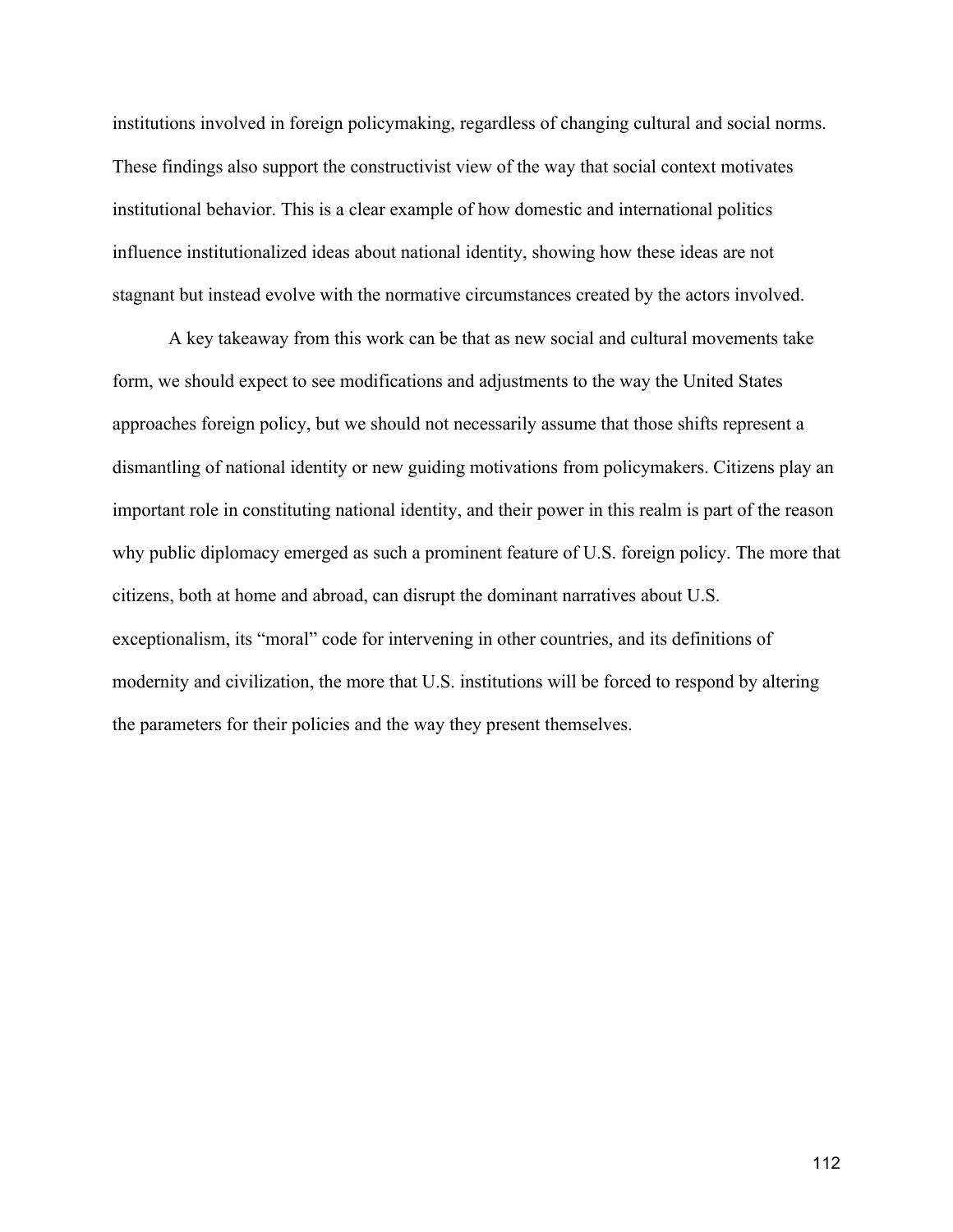institutions involved in foreign policymaking, regardless of changing cultural and social norms. These findings also support the constructivist view of the way that social context motivates institutional behavior. This is a clear example of how domestic and international politics influence institutionalized ideas about national identity, showing how these ideas are not stagnant but instead evolve with the normative circumstances created by the actors involved.

A key takeaway from this work can be that as new social and cultural movements take form, we should expect to see modifications and adjustments to the way the United States approaches foreign policy, but we should not necessarily assume that those shifts represent a dismantling of national identity or new guiding motivations from policymakers. Citizens play an important role in constituting national identity, and their power in this realm is part of the reason why public diplomacy emerged as such a prominent feature of U.S. foreign policy. The more that citizens, both at home and abroad, can disrupt the dominant narratives about U.S. exceptionalism, its "moral" code for intervening in other countries, and its definitions of modernity and civilization, the more that U.S. institutions will be forced to respond by altering the parameters for their policies and the way they present themselves.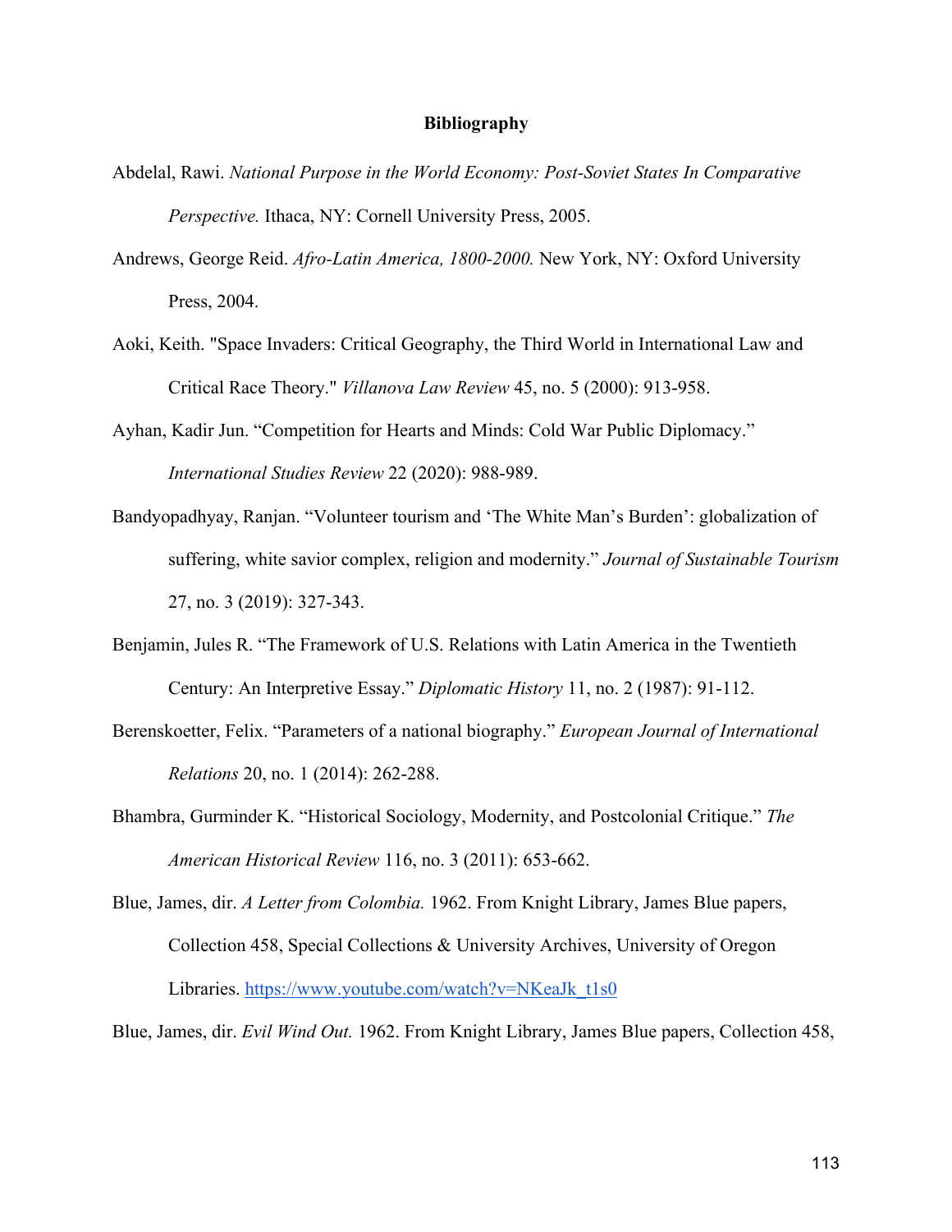## Bibliography

Abdelal, Rawi. *National Purpose in the World Economy: Post-Soviet States In Comparative Perspective.* Ithaca, NY: Cornell University Press, 2005.

Andrews, George Reid. *Afro-Latin America, 1800-2000.* New York, NY: Oxford University Press, 2004.

Aoki, Keith. "Space Invaders: Critical Geography, the Third World in International Law and Critical Race Theory." *Villanova Law Review* 45, no. 5 (2000): 913-958.

Ayhan, Kadir Jun. "Competition for Hearts and Minds: Cold War Public Diplomacy." *International Studies Review* 22 (2020): 988-989.

Bandyopadhyay, Ranjan. "Volunteer tourism and 'The White Man's Burden': globalization of suffering, white savior complex, religion and modernity." *Journal of Sustainable Tourism* 27, no. 3 (2019): 327-343.

Benjamin, Jules R. "The Framework of U.S. Relations with Latin America in the Twentieth Century: An Interpretive Essay." *Diplomatic History* 11, no. 2 (1987): 91-112.

Berenskoetter, Felix. "Parameters of a national biography." *European Journal of International Relations* 20, no. 1 (2014): 262-288.

Bhambra, Gurminder K. "Historical Sociology, Modernity, and Postcolonial Critique." *The American Historical Review* 116, no. 3 (2011): 653-662.

Blue, James, dir. *A Letter from Colombia.* 1962. From Knight Library, James Blue papers, Collection 458, Special Collections & University Archives, University of Oregon Libraries. https://www.youtube.com/watch?v=NKeaJk_t1s0

Blue, James, dir. *Evil Wind Out.* 1962. From Knight Library, James Blue papers, Collection 458,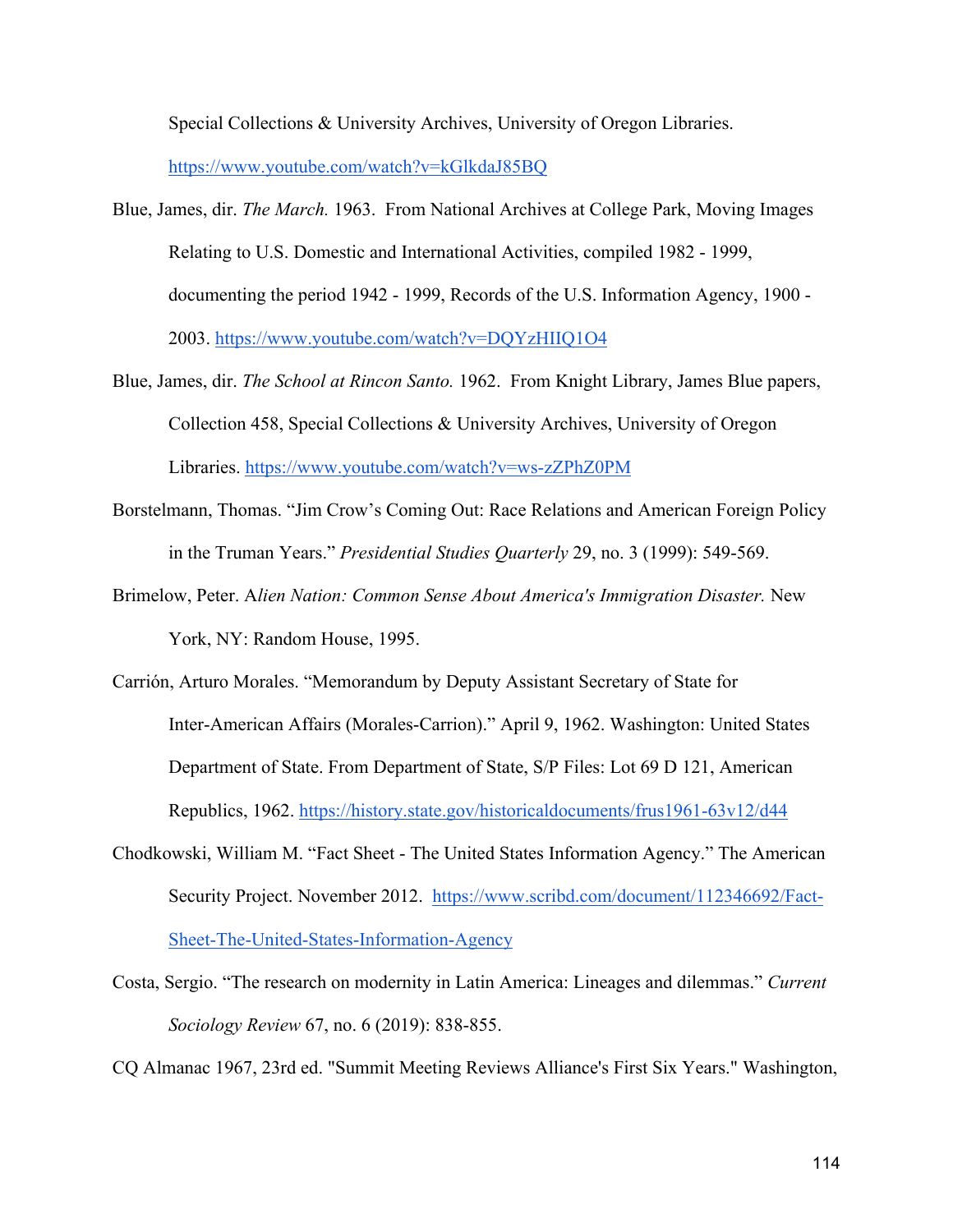Special Collections & University Archives, University of Oregon Libraries. https://www.youtube.com/watch?v=kGlkdaJ85BQ

Blue, James, dir. *The March.* 1963. From National Archives at College Park, Moving Images Relating to U.S. Domestic and International Activities, compiled 1982 - 1999, documenting the period 1942 - 1999, Records of the U.S. Information Agency, 1900 - 2003. https://www.youtube.com/watch?v=DQYzHIIQ1O4

Blue, James, dir. *The School at Rincon Santo.* 1962. From Knight Library, James Blue papers, Collection 458, Special Collections & University Archives, University of Oregon Libraries. https://www.youtube.com/watch?v=ws-zZPhZ0PM

Borstelmann, Thomas. "Jim Crow's Coming Out: Race Relations and American Foreign Policy in the Truman Years." *Presidential Studies Quarterly* 29, no. 3 (1999): 549-569.

Brimelow, Peter. A*lien Nation: Common Sense About America's Immigration Disaster.* New York, NY: Random House, 1995.

Carrión, Arturo Morales. "Memorandum by Deputy Assistant Secretary of State for Inter-American Affairs (Morales-Carrion)." April 9, 1962. Washington: United States Department of State. From Department of State, S/P Files: Lot 69 D 121, American Republics, 1962. https://history.state.gov/historicaldocuments/frus1961-63v12/d44

Chodkowski, William M. "Fact Sheet - The United States Information Agency." The American Security Project. November 2012. https://www.scribd.com/document/112346692/Fact-Sheet-The-United-States-Information-Agency

Costa, Sergio. "The research on modernity in Latin America: Lineages and dilemmas." *Current Sociology Review* 67, no. 6 (2019): 838-855.

CQ Almanac 1967, 23rd ed. "Summit Meeting Reviews Alliance's First Six Years." Washington,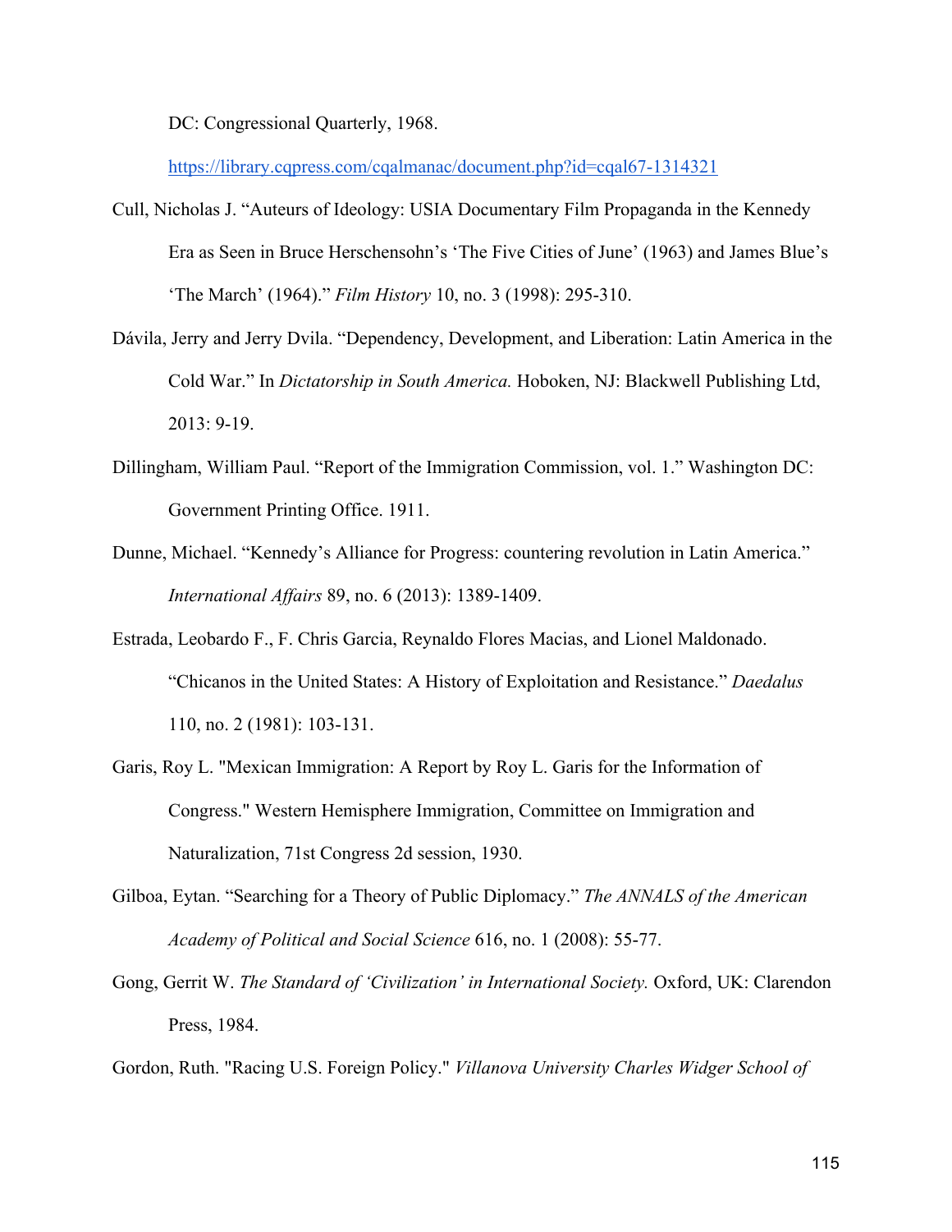DC: Congressional Quarterly, 1968. https://library.cqpress.com/cqalmanac/document.php?id=cqal67-1314321

Cull, Nicholas J. "Auteurs of Ideology: USIA Documentary Film Propaganda in the Kennedy Era as Seen in Bruce Herschensohn's 'The Five Cities of June' (1963) and James Blue's 'The March' (1964)." *Film History* 10, no. 3 (1998): 295-310.

Dávila, Jerry and Jerry Dvila. "Dependency, Development, and Liberation: Latin America in the Cold War." In *Dictatorship in South America.* Hoboken, NJ: Blackwell Publishing Ltd, 2013: 9-19.

Dillingham, William Paul. "Report of the Immigration Commission, vol. 1." Washington DC: Government Printing Office. 1911.

Dunne, Michael. "Kennedy's Alliance for Progress: countering revolution in Latin America." *International Affairs* 89, no. 6 (2013): 1389-1409.

Estrada, Leobardo F., F. Chris Garcia, Reynaldo Flores Macias, and Lionel Maldonado. "Chicanos in the United States: A History of Exploitation and Resistance." *Daedalus* 110, no. 2 (1981): 103-131.

Garis, Roy L. "Mexican Immigration: A Report by Roy L. Garis for the Information of Congress." Western Hemisphere Immigration, Committee on Immigration and Naturalization, 71st Congress 2d session, 1930.

Gilboa, Eytan. "Searching for a Theory of Public Diplomacy." *The ANNALS of the American Academy of Political and Social Science* 616, no. 1 (2008): 55-77.

Gong, Gerrit W. *The Standard of 'Civilization' in International Society.* Oxford, UK: Clarendon Press, 1984.

Gordon, Ruth. "Racing U.S. Foreign Policy." *Villanova University Charles Widger School of*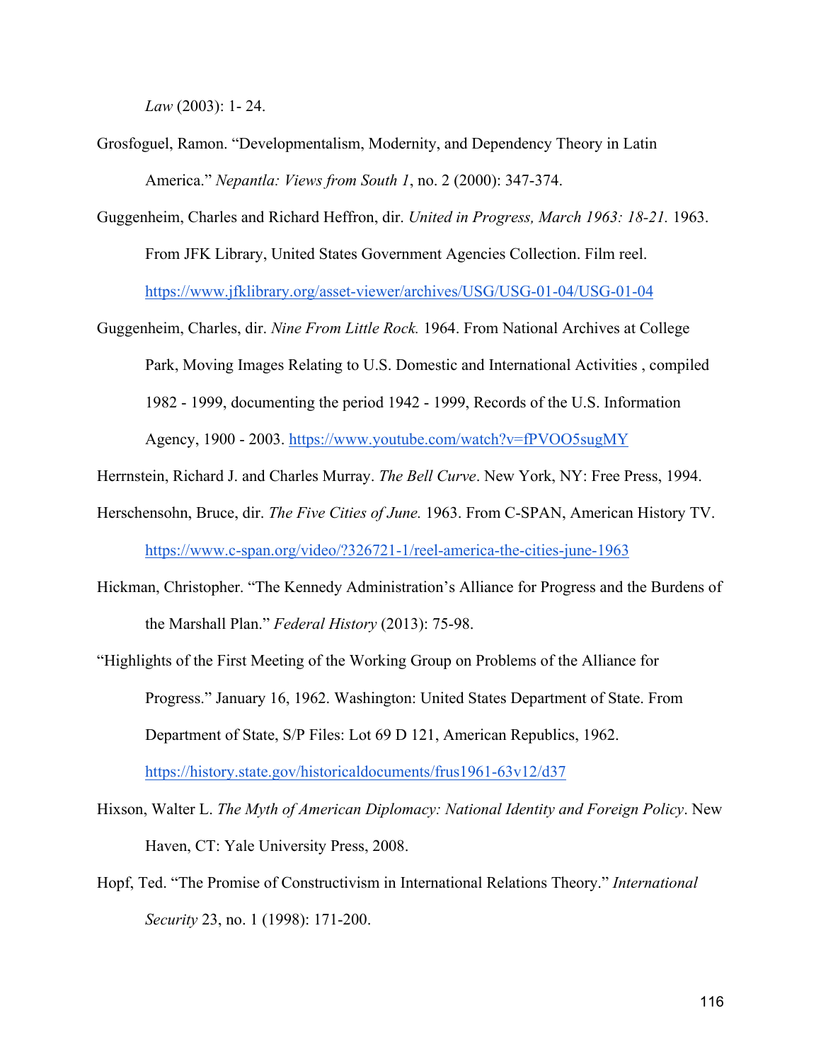*Law* (2003): 1- 24.

Grosfoguel, Ramon. "Developmentalism, Modernity, and Dependency Theory in Latin America." *Nepantla: Views from South 1*, no. 2 (2000): 347-374.

Guggenheim, Charles and Richard Heffron, dir. *United in Progress, March 1963: 18-21.* 1963. From JFK Library, United States Government Agencies Collection. Film reel. https://www.jfklibrary.org/asset-viewer/archives/USG/USG-01-04/USG-01-04

Guggenheim, Charles, dir. *Nine From Little Rock.* 1964. From National Archives at College Park, Moving Images Relating to U.S. Domestic and International Activities , compiled 1982 - 1999, documenting the period 1942 - 1999, Records of the U.S. Information Agency, 1900 - 2003. https://www.youtube.com/watch?v=fPVOO5sugMY

Herrnstein, Richard J. and Charles Murray. *The Bell Curve*. New York, NY: Free Press, 1994.

Herschensohn, Bruce, dir. *The Five Cities of June.* 1963. From C-SPAN, American History TV. https://www.c-span.org/video/?326721-1/reel-america-the-cities-june-1963

Hickman, Christopher. "The Kennedy Administration's Alliance for Progress and the Burdens of the Marshall Plan." *Federal History* (2013): 75-98.

"Highlights of the First Meeting of the Working Group on Problems of the Alliance for Progress." January 16, 1962. Washington: United States Department of State. From Department of State, S/P Files: Lot 69 D 121, American Republics, 1962. https://history.state.gov/historicaldocuments/frus1961-63v12/d37

Hixson, Walter L. *The Myth of American Diplomacy: National Identity and Foreign Policy*. New Haven, CT: Yale University Press, 2008.

Hopf, Ted. "The Promise of Constructivism in International Relations Theory." *International Security* 23, no. 1 (1998): 171-200.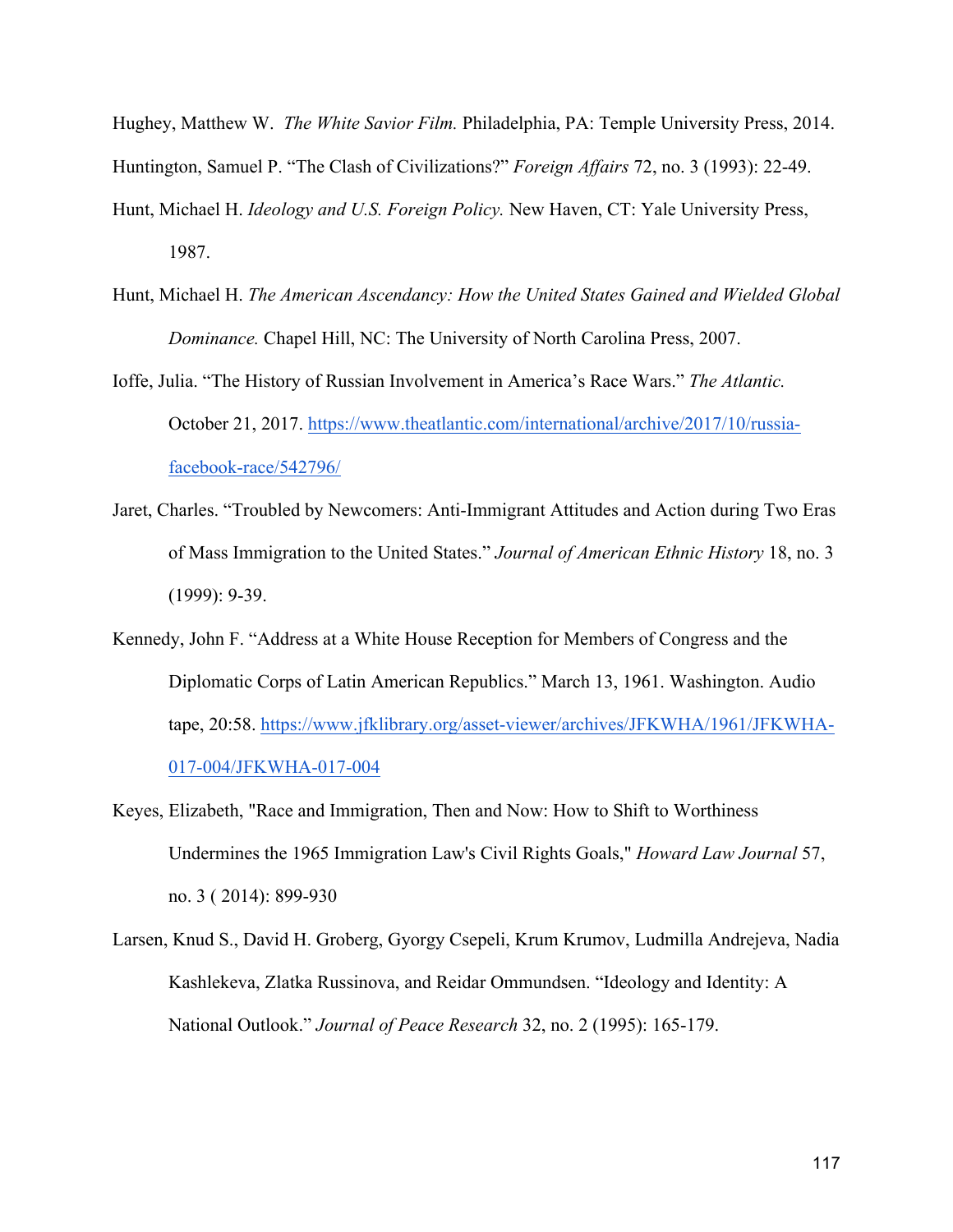Hughey, Matthew W. *The White Savior Film.* Philadelphia, PA: Temple University Press, 2014.

Huntington, Samuel P. "The Clash of Civilizations?" *Foreign Affairs* 72, no. 3 (1993): 22-49.

Hunt, Michael H. *Ideology and U.S. Foreign Policy.* New Haven, CT: Yale University Press, 1987.

Hunt, Michael H. *The American Ascendancy: How the United States Gained and Wielded Global Dominance.* Chapel Hill, NC: The University of North Carolina Press, 2007.

Ioffe, Julia. "The History of Russian Involvement in America's Race Wars." *The Atlantic.* October 21, 2017. https://www.theatlantic.com/international/archive/2017/10/russia-facebook-race/542796/

Jaret, Charles. "Troubled by Newcomers: Anti-Immigrant Attitudes and Action during Two Eras of Mass Immigration to the United States." *Journal of American Ethnic History* 18, no. 3 (1999): 9-39.

Kennedy, John F. "Address at a White House Reception for Members of Congress and the Diplomatic Corps of Latin American Republics." March 13, 1961. Washington. Audio tape, 20:58. https://www.jfklibrary.org/asset-viewer/archives/JFKWHA/1961/JFKWHA-017-004/JFKWHA-017-004

Keyes, Elizabeth, "Race and Immigration, Then and Now: How to Shift to Worthiness Undermines the 1965 Immigration Law's Civil Rights Goals," *Howard Law Journal* 57, no. 3 ( 2014): 899-930

Larsen, Knud S., David H. Groberg, Gyorgy Csepeli, Krum Krumov, Ludmilla Andrejeva, Nadia Kashlekeva, Zlatka Russinova, and Reidar Ommundsen. "Ideology and Identity: A National Outlook." *Journal of Peace Research* 32, no. 2 (1995): 165-179.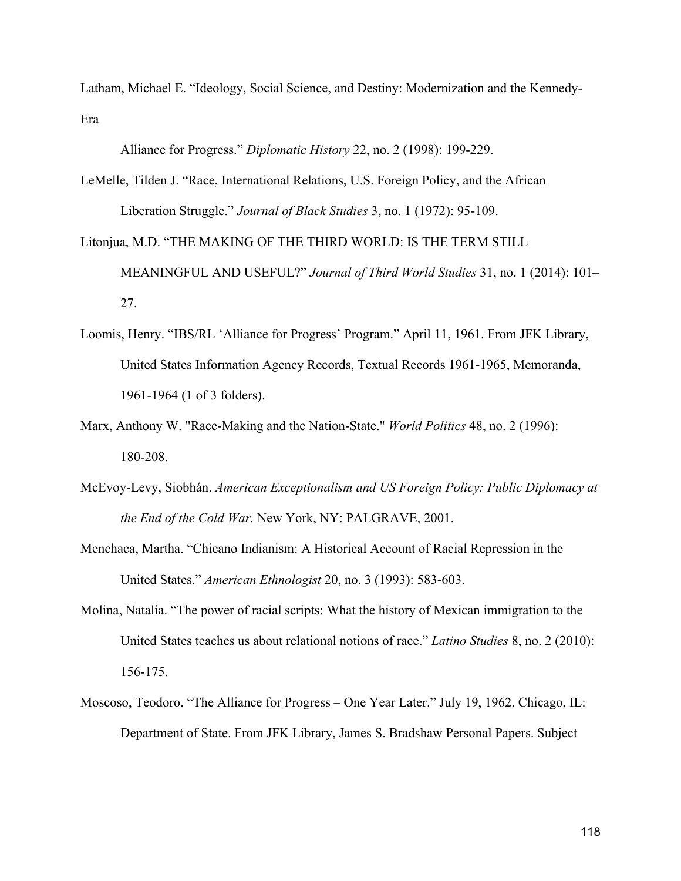Latham, Michael E. "Ideology, Social Science, and Destiny: Modernization and the Kennedy-Era

Alliance for Progress." *Diplomatic History* 22, no. 2 (1998): 199-229.

LeMelle, Tilden J. "Race, International Relations, U.S. Foreign Policy, and the African Liberation Struggle." *Journal of Black Studies* 3, no. 1 (1972): 95-109.

Litonjua, M.D. "THE MAKING OF THE THIRD WORLD: IS THE TERM STILL MEANINGFUL AND USEFUL?" *Journal of Third World Studies* 31, no. 1 (2014): 101–27.

Loomis, Henry. "IBS/RL 'Alliance for Progress' Program." April 11, 1961. From JFK Library, United States Information Agency Records, Textual Records 1961-1965, Memoranda, 1961-1964 (1 of 3 folders).

Marx, Anthony W. "Race-Making and the Nation-State." *World Politics* 48, no. 2 (1996): 180-208.

McEvoy-Levy, Siobhán. *American Exceptionalism and US Foreign Policy: Public Diplomacy at the End of the Cold War.* New York, NY: PALGRAVE, 2001.

Menchaca, Martha. "Chicano Indianism: A Historical Account of Racial Repression in the United States." *American Ethnologist* 20, no. 3 (1993): 583-603.

Molina, Natalia. "The power of racial scripts: What the history of Mexican immigration to the United States teaches us about relational notions of race." *Latino Studies* 8, no. 2 (2010): 156-175.

Moscoso, Teodoro. "The Alliance for Progress – One Year Later." July 19, 1962. Chicago, IL: Department of State. From JFK Library, James S. Bradshaw Personal Papers. Subject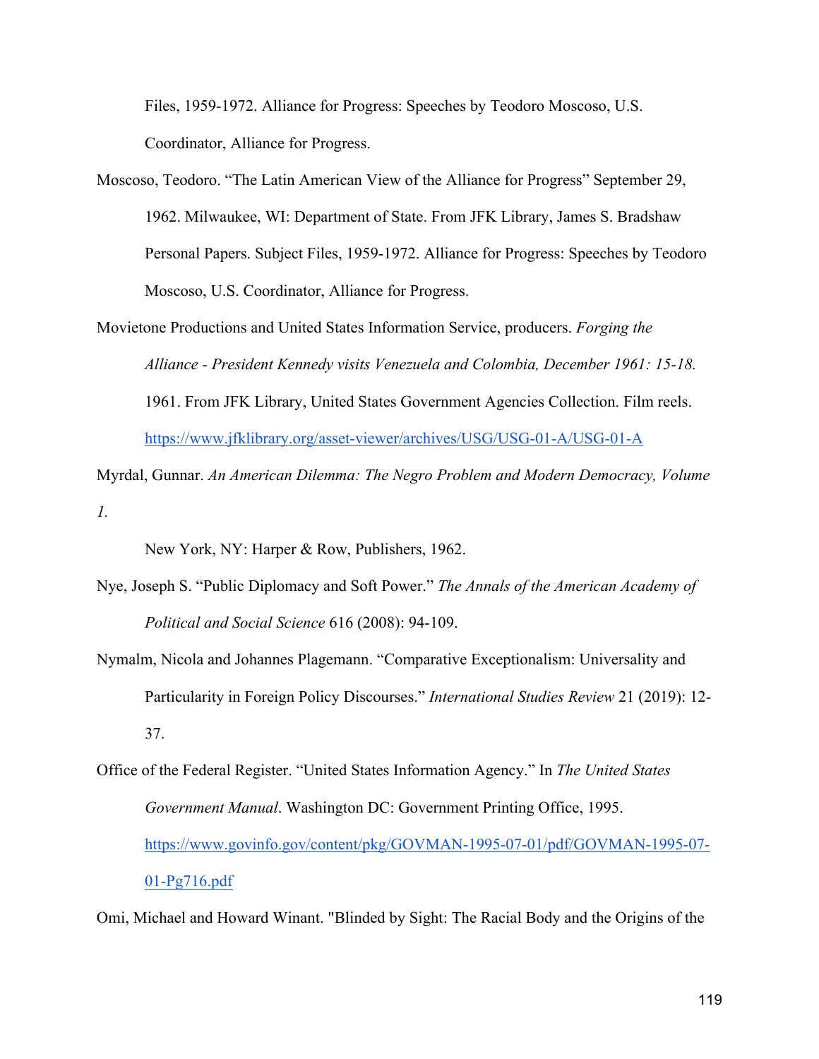Files, 1959-1972. Alliance for Progress: Speeches by Teodoro Moscoso, U.S. Coordinator, Alliance for Progress.

Moscoso, Teodoro. "The Latin American View of the Alliance for Progress" September 29, 1962. Milwaukee, WI: Department of State. From JFK Library, James S. Bradshaw Personal Papers. Subject Files, 1959-1972. Alliance for Progress: Speeches by Teodoro Moscoso, U.S. Coordinator, Alliance for Progress.

Movietone Productions and United States Information Service, producers. *Forging the Alliance - President Kennedy visits Venezuela and Colombia, December 1961: 15-18.* 1961. From JFK Library, United States Government Agencies Collection. Film reels. https://www.jfklibrary.org/asset-viewer/archives/USG/USG-01-A/USG-01-A

Myrdal, Gunnar. *An American Dilemma: The Negro Problem and Modern Democracy, Volume 1.*

New York, NY: Harper & Row, Publishers, 1962.

Nye, Joseph S. "Public Diplomacy and Soft Power." *The Annals of the American Academy of Political and Social Science* 616 (2008): 94-109.

Nymalm, Nicola and Johannes Plagemann. "Comparative Exceptionalism: Universality and Particularity in Foreign Policy Discourses." *International Studies Review* 21 (2019): 12-37.

Office of the Federal Register. "United States Information Agency." In *The United States Government Manual*. Washington DC: Government Printing Office, 1995. https://www.govinfo.gov/content/pkg/GOVMAN-1995-07-01/pdf/GOVMAN-1995-07-01-Pg716.pdf

Omi, Michael and Howard Winant. "Blinded by Sight: The Racial Body and the Origins of the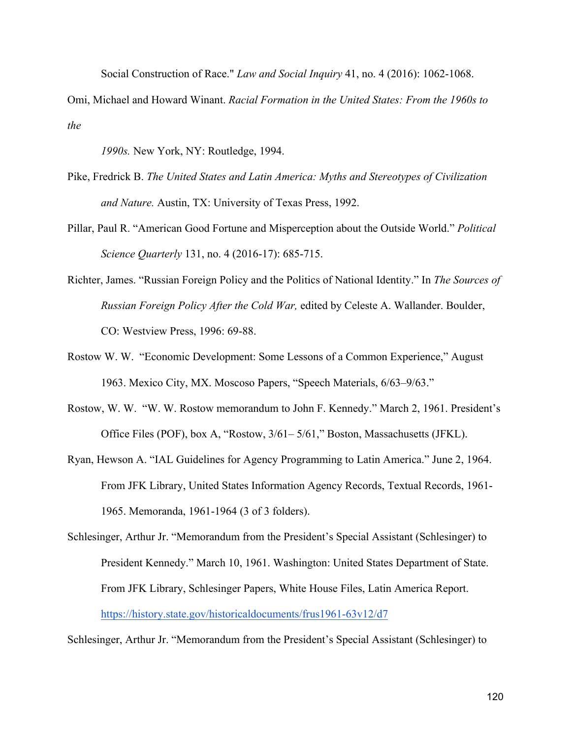Social Construction of Race." *Law and Social Inquiry* 41, no. 4 (2016): 1062-1068.

Omi, Michael and Howard Winant. *Racial Formation in the United States: From the 1960s to the 1990s.* New York, NY: Routledge, 1994.

Pike, Fredrick B. *The United States and Latin America: Myths and Stereotypes of Civilization and Nature.* Austin, TX: University of Texas Press, 1992.

Pillar, Paul R. "American Good Fortune and Misperception about the Outside World." *Political Science Quarterly* 131, no. 4 (2016-17): 685-715.

Richter, James. "Russian Foreign Policy and the Politics of National Identity." In *The Sources of Russian Foreign Policy After the Cold War,* edited by Celeste A. Wallander. Boulder, CO: Westview Press, 1996: 69-88.

Rostow W. W. "Economic Development: Some Lessons of a Common Experience," August 1963. Mexico City, MX. Moscoso Papers, "Speech Materials, 6/63–9/63."

Rostow, W. W. "W. W. Rostow memorandum to John F. Kennedy." March 2, 1961. President's Office Files (POF), box A, "Rostow, 3/61– 5/61," Boston, Massachusetts (JFKL).

Ryan, Hewson A. "IAL Guidelines for Agency Programming to Latin America." June 2, 1964. From JFK Library, United States Information Agency Records, Textual Records, 1961-1965. Memoranda, 1961-1964 (3 of 3 folders).

Schlesinger, Arthur Jr. "Memorandum from the President's Special Assistant (Schlesinger) to President Kennedy." March 10, 1961. Washington: United States Department of State. From JFK Library, Schlesinger Papers, White House Files, Latin America Report. https://history.state.gov/historicaldocuments/frus1961-63v12/d7

Schlesinger, Arthur Jr. "Memorandum from the President's Special Assistant (Schlesinger) to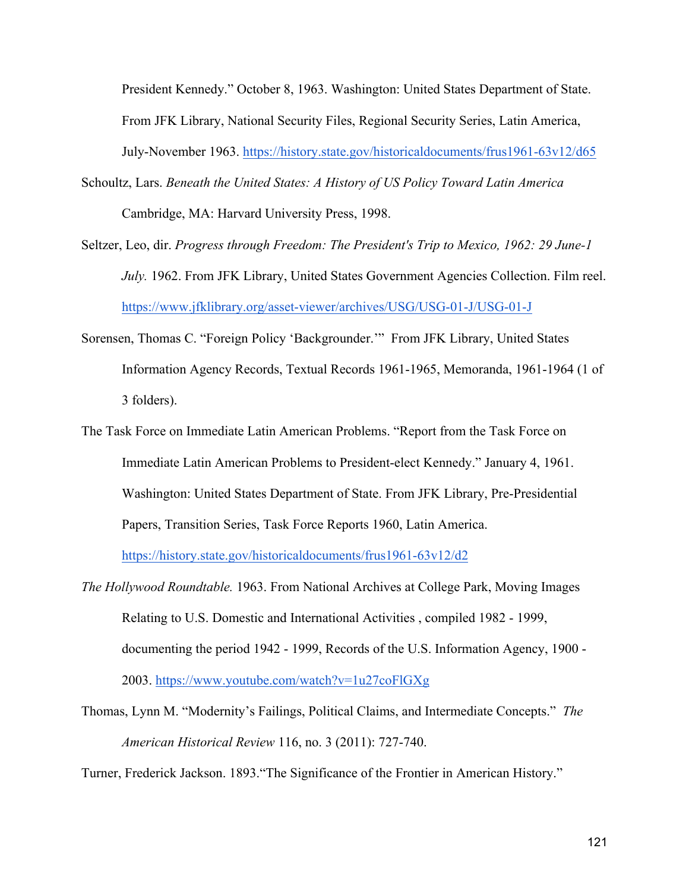President Kennedy." October 8, 1963. Washington: United States Department of State. From JFK Library, National Security Files, Regional Security Series, Latin America, July-November 1963. https://history.state.gov/historicaldocuments/frus1961-63v12/d65

Schoultz, Lars. *Beneath the United States: A History of US Policy Toward Latin America* Cambridge, MA: Harvard University Press, 1998.

Seltzer, Leo, dir. *Progress through Freedom: The President's Trip to Mexico, 1962: 29 June-1 July.* 1962. From JFK Library, United States Government Agencies Collection. Film reel. https://www.jfklibrary.org/asset-viewer/archives/USG/USG-01-J/USG-01-J

Sorensen, Thomas C. "Foreign Policy 'Backgrounder.'" From JFK Library, United States Information Agency Records, Textual Records 1961-1965, Memoranda, 1961-1964 (1 of 3 folders).

The Task Force on Immediate Latin American Problems. "Report from the Task Force on Immediate Latin American Problems to President-elect Kennedy." January 4, 1961. Washington: United States Department of State. From JFK Library, Pre-Presidential Papers, Transition Series, Task Force Reports 1960, Latin America. https://history.state.gov/historicaldocuments/frus1961-63v12/d2

*The Hollywood Roundtable.* 1963. From National Archives at College Park, Moving Images Relating to U.S. Domestic and International Activities , compiled 1982 - 1999, documenting the period 1942 - 1999, Records of the U.S. Information Agency, 1900 - 2003. https://www.youtube.com/watch?v=1u27coFlGXg

Thomas, Lynn M. "Modernity's Failings, Political Claims, and Intermediate Concepts." *The American Historical Review* 116, no. 3 (2011): 727-740.

Turner, Frederick Jackson. 1893."The Significance of the Frontier in American History."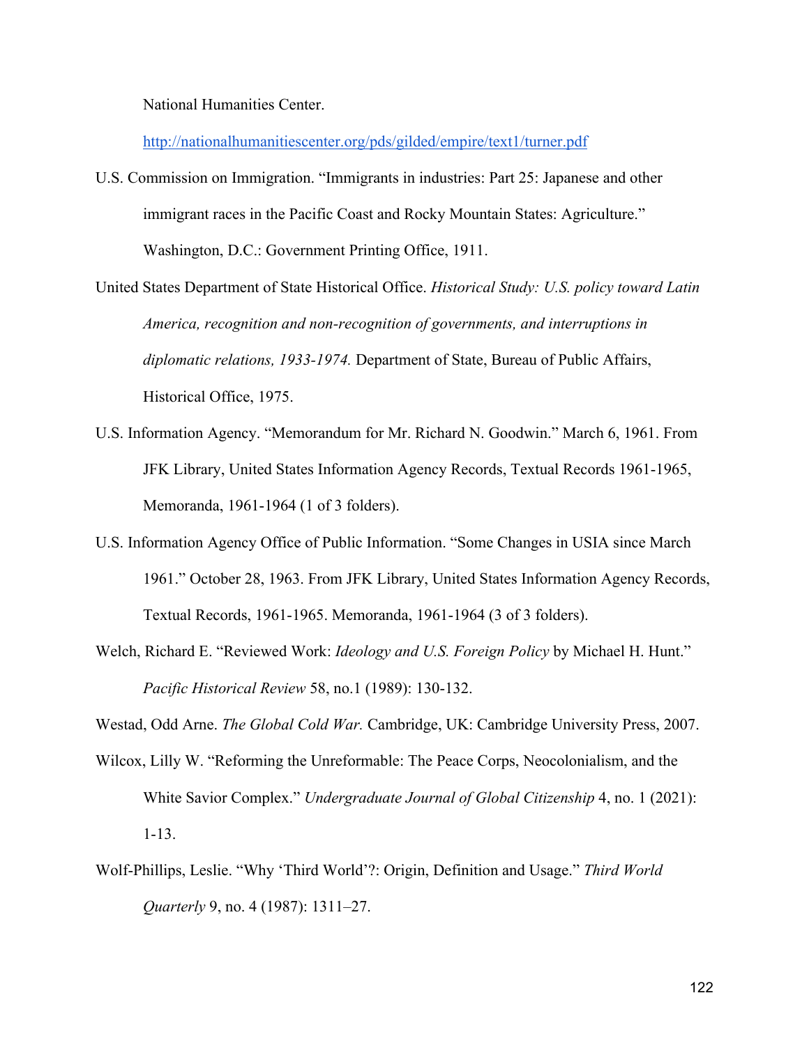National Humanities Center.

http://nationalhumanitiescenter.org/pds/gilded/empire/text1/turner.pdf

U.S. Commission on Immigration. "Immigrants in industries: Part 25: Japanese and other immigrant races in the Pacific Coast and Rocky Mountain States: Agriculture." Washington, D.C.: Government Printing Office, 1911.

United States Department of State Historical Office. *Historical Study: U.S. policy toward Latin America, recognition and non-recognition of governments, and interruptions in diplomatic relations, 1933-1974.* Department of State, Bureau of Public Affairs, Historical Office, 1975.

U.S. Information Agency. "Memorandum for Mr. Richard N. Goodwin." March 6, 1961. From JFK Library, United States Information Agency Records, Textual Records 1961-1965, Memoranda, 1961-1964 (1 of 3 folders).

U.S. Information Agency Office of Public Information. "Some Changes in USIA since March 1961." October 28, 1963. From JFK Library, United States Information Agency Records, Textual Records, 1961-1965. Memoranda, 1961-1964 (3 of 3 folders).

Welch, Richard E. "Reviewed Work: *Ideology and U.S. Foreign Policy* by Michael H. Hunt." *Pacific Historical Review* 58, no.1 (1989): 130-132.

Westad, Odd Arne. *The Global Cold War.* Cambridge, UK: Cambridge University Press, 2007.

Wilcox, Lilly W. "Reforming the Unreformable: The Peace Corps, Neocolonialism, and the White Savior Complex." *Undergraduate Journal of Global Citizenship* 4, no. 1 (2021): 1-13.

Wolf-Phillips, Leslie. "Why 'Third World'?: Origin, Definition and Usage." *Third World Quarterly* 9, no. 4 (1987): 1311–27.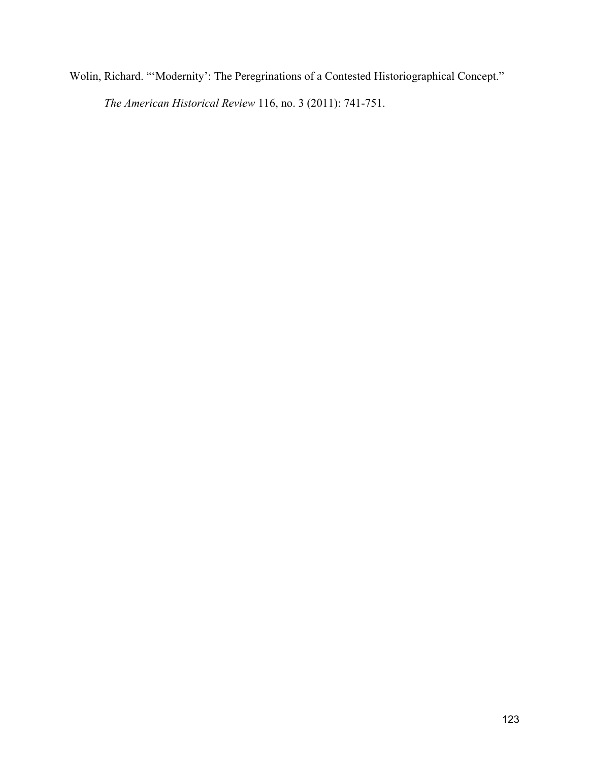Wolin, Richard. "'Modernity': The Peregrinations of a Contested Historiographical Concept." *The American Historical Review* 116, no. 3 (2011): 741-751.